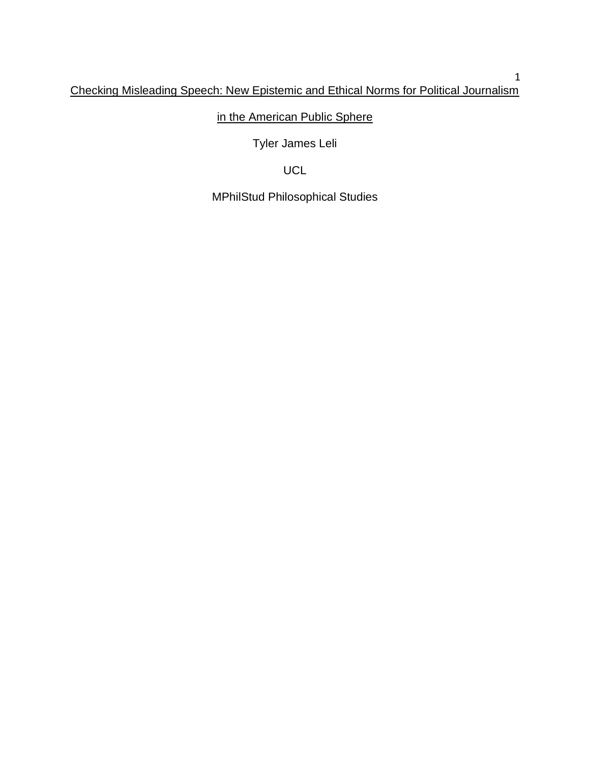# Checking Misleading Speech: New Epistemic and Ethical Norms for Political Journalism in the American Public Sphere

Tyler James Leli

UCL

MPhilStud Philosophical Studies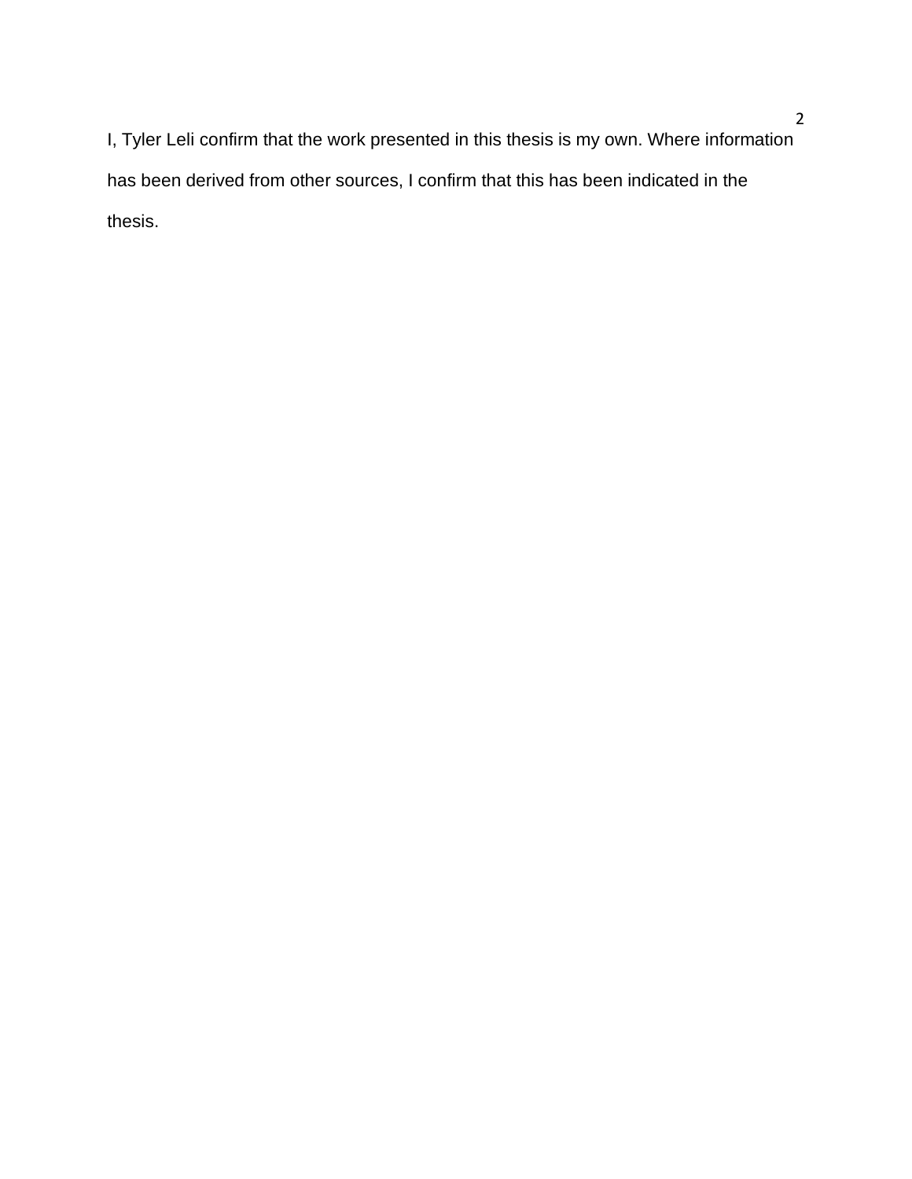I, Tyler Leli confirm that the work presented in this thesis is my own. Where information has been derived from other sources, I confirm that this has been indicated in the thesis.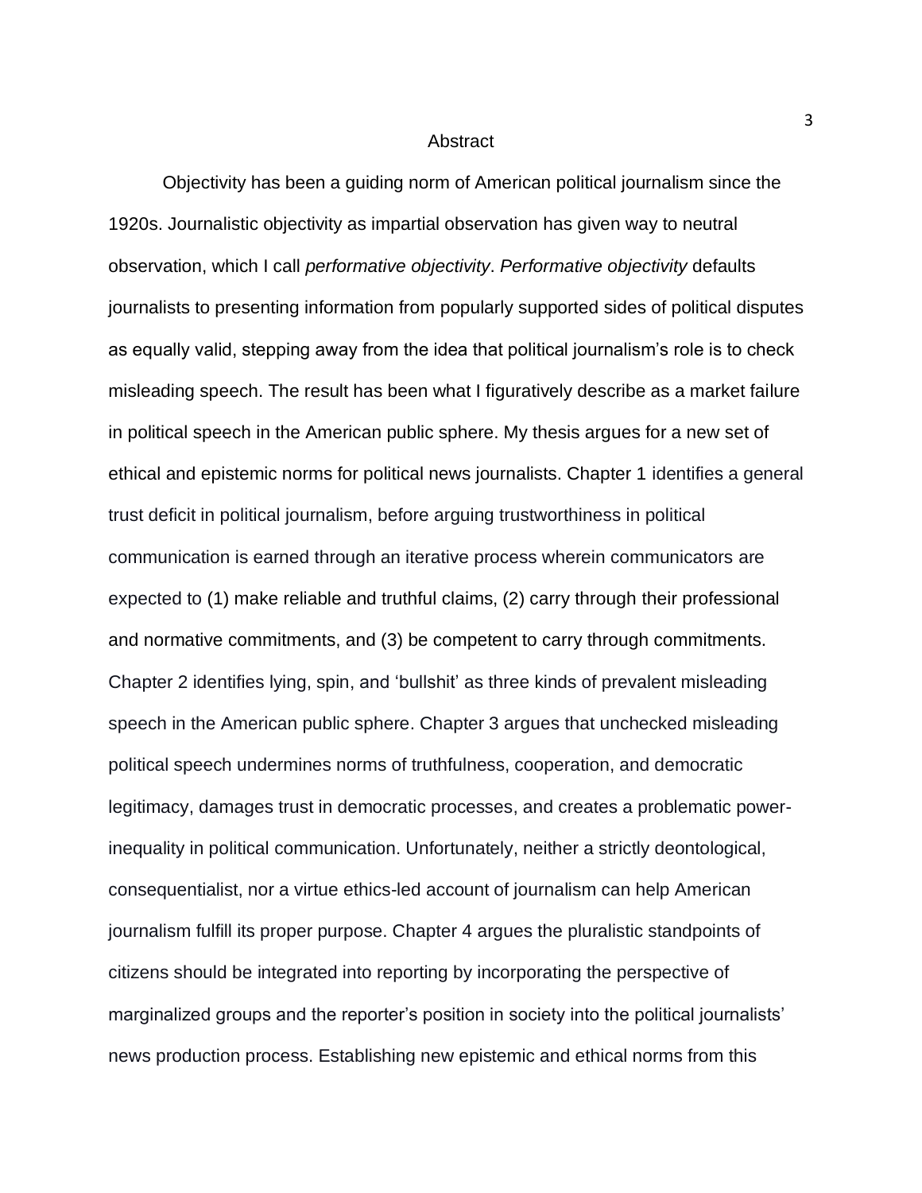# Abstract

Objectivity has been a guiding norm of American political journalism since the 1920s. Journalistic objectivity as impartial observation has given way to neutral observation, which I call *performative objectivity*. *Performative objectivity* defaults journalists to presenting information from popularly supported sides of political disputes as equally valid, stepping away from the idea that political journalism's role is to check misleading speech. The result has been what I figuratively describe as a market failure in political speech in the American public sphere. My thesis argues for a new set of ethical and epistemic norms for political news journalists. Chapter 1 identifies a general trust deficit in political journalism, before arguing trustworthiness in political communication is earned through an iterative process wherein communicators are expected to (1) make reliable and truthful claims, (2) carry through their professional and normative commitments, and (3) be competent to carry through commitments. Chapter 2 identifies lying, spin, and 'bullshit' as three kinds of prevalent misleading speech in the American public sphere. Chapter 3 argues that unchecked misleading political speech undermines norms of truthfulness, cooperation, and democratic legitimacy, damages trust in democratic processes, and creates a problematic power-inequality in political communication. Unfortunately, neither a strictly deontological, consequentialist, nor a virtue ethics-led account of journalism can help American journalism fulfill its proper purpose. Chapter 4 argues the pluralistic standpoints of citizens should be integrated into reporting by incorporating the perspective of marginalized groups and the reporter's position in society into the political journalists' news production process. Establishing new epistemic and ethical norms from this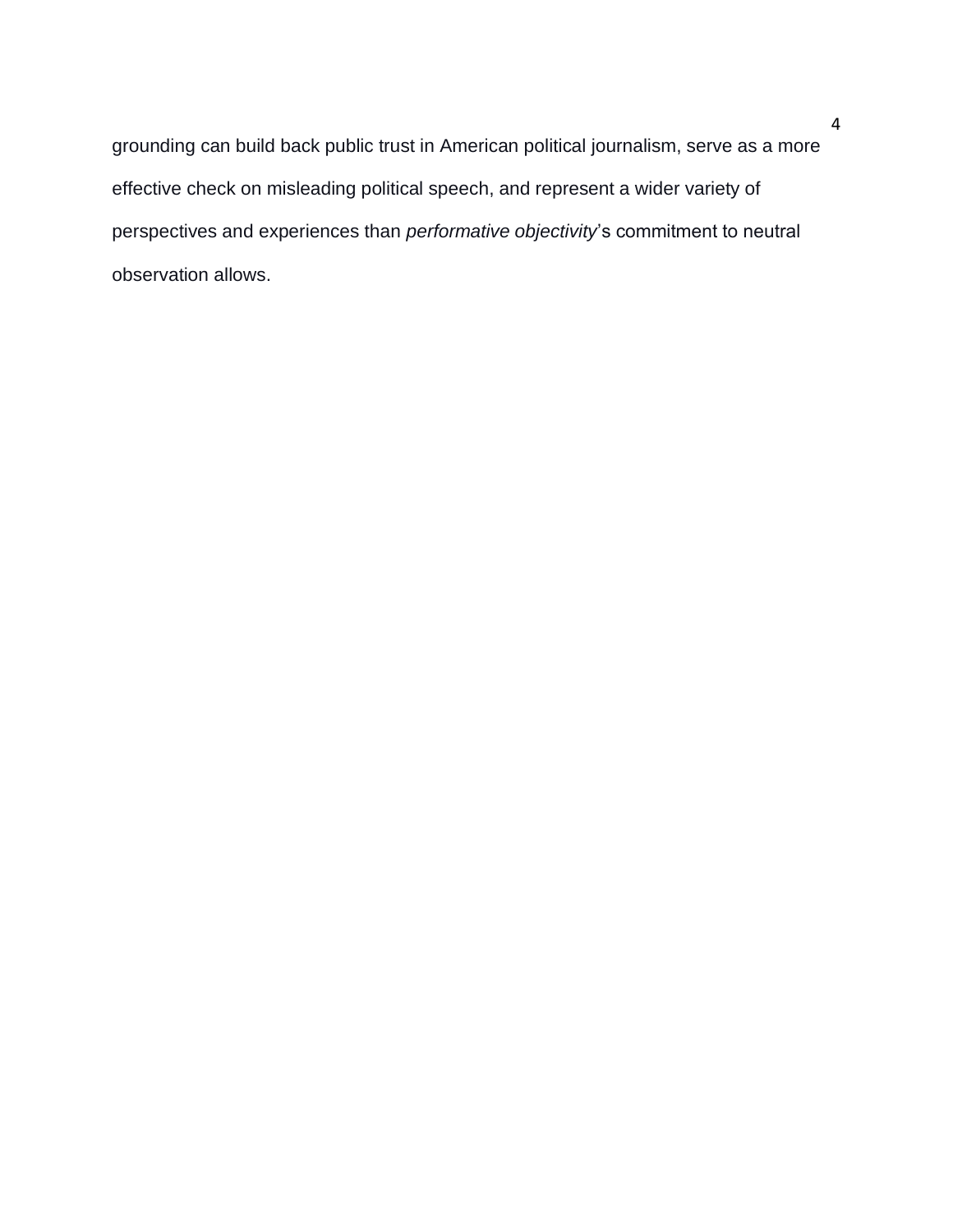grounding can build back public trust in American political journalism, serve as a more effective check on misleading political speech, and represent a wider variety of perspectives and experiences than *performative objectivity*'s commitment to neutral observation allows.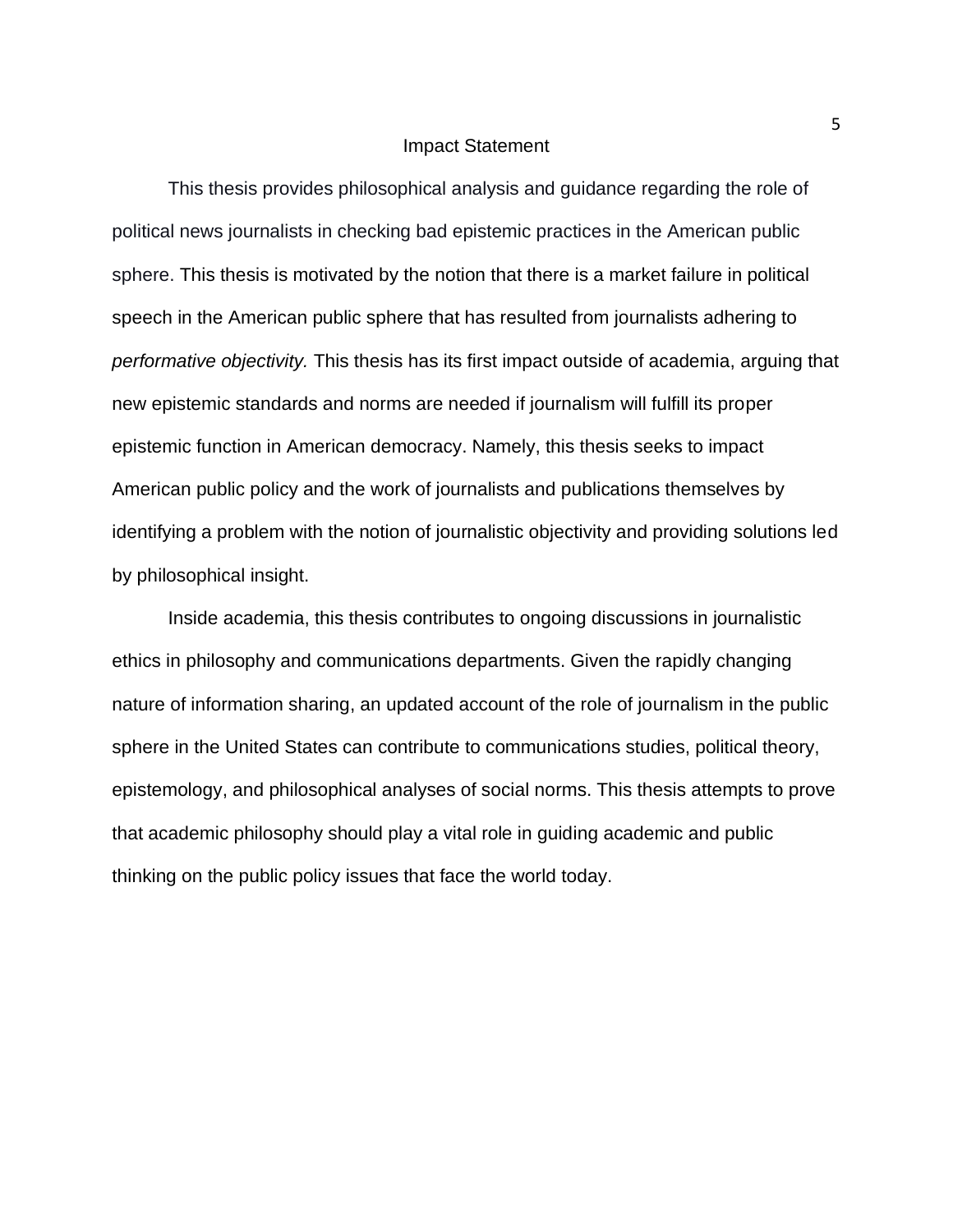# Impact Statement

This thesis provides philosophical analysis and guidance regarding the role of political news journalists in checking bad epistemic practices in the American public sphere. This thesis is motivated by the notion that there is a market failure in political speech in the American public sphere that has resulted from journalists adhering to *performative objectivity.* This thesis has its first impact outside of academia, arguing that new epistemic standards and norms are needed if journalism will fulfill its proper epistemic function in American democracy. Namely, this thesis seeks to impact American public policy and the work of journalists and publications themselves by identifying a problem with the notion of journalistic objectivity and providing solutions led by philosophical insight.

Inside academia, this thesis contributes to ongoing discussions in journalistic ethics in philosophy and communications departments. Given the rapidly changing nature of information sharing, an updated account of the role of journalism in the public sphere in the United States can contribute to communications studies, political theory, epistemology, and philosophical analyses of social norms. This thesis attempts to prove that academic philosophy should play a vital role in guiding academic and public thinking on the public policy issues that face the world today.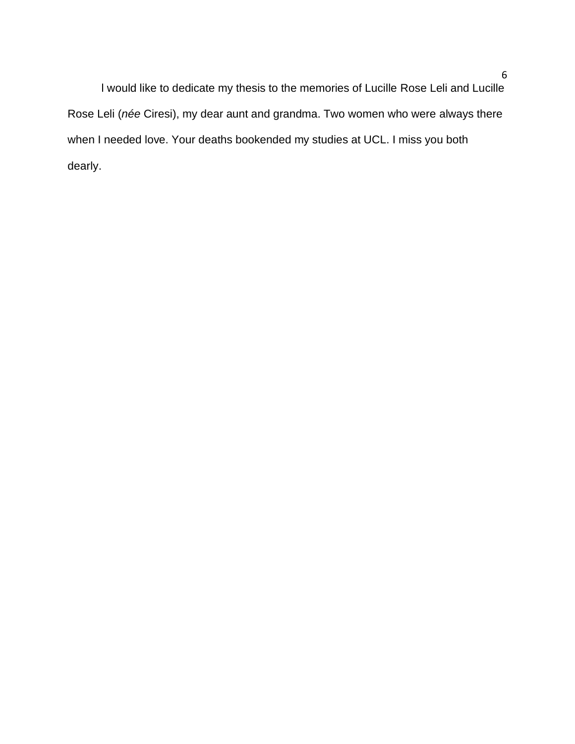I would like to dedicate my thesis to the memories of Lucille Rose Leli and Lucille Rose Leli (*née* Ciresi), my dear aunt and grandma. Two women who were always there when I needed love. Your deaths bookended my studies at UCL. I miss you both dearly.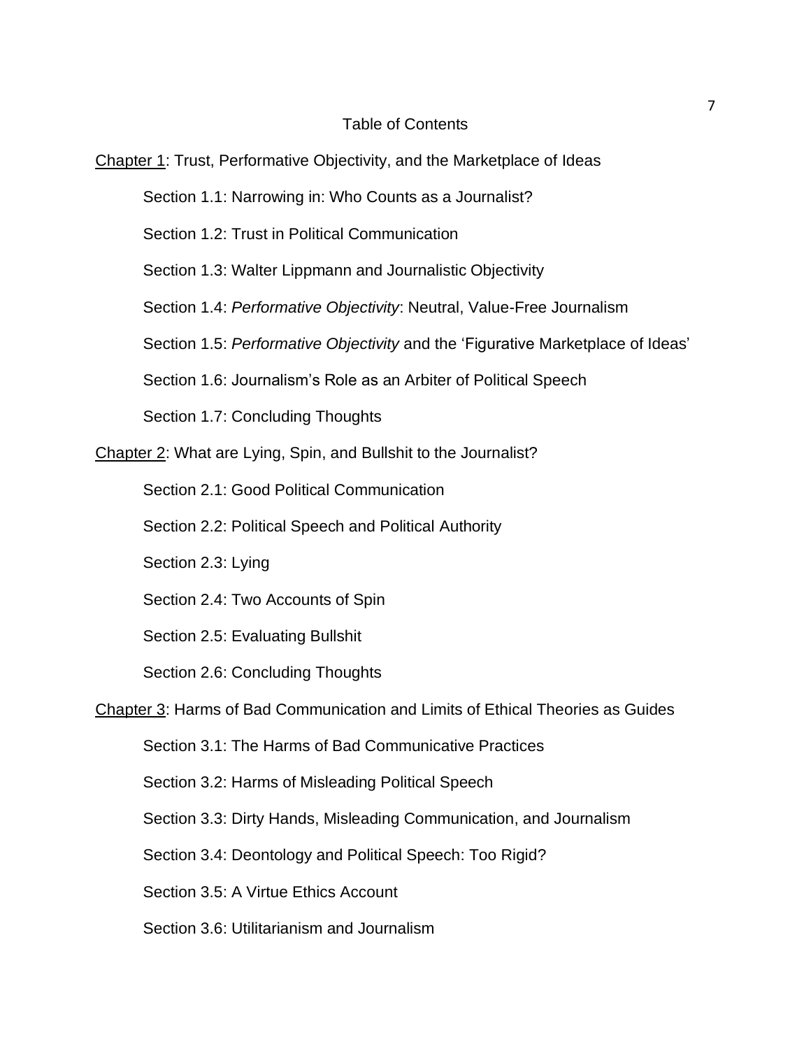# Table of Contents

Chapter 1: Trust, Performative Objectivity, and the Marketplace of Ideas

- Section 1.1: Narrowing in: Who Counts as a Journalist?
- Section 1.2: Trust in Political Communication
- Section 1.3: Walter Lippmann and Journalistic Objectivity
- Section 1.4: *Performative Objectivity*: Neutral, Value-Free Journalism
- Section 1.5: *Performative Objectivity* and the 'Figurative Marketplace of Ideas'
- Section 1.6: Journalism's Role as an Arbiter of Political Speech
- Section 1.7: Concluding Thoughts

Chapter 2: What are Lying, Spin, and Bullshit to the Journalist?

- Section 2.1: Good Political Communication
- Section 2.2: Political Speech and Political Authority
- Section 2.3: Lying
- Section 2.4: Two Accounts of Spin
- Section 2.5: Evaluating Bullshit
- Section 2.6: Concluding Thoughts

Chapter 3: Harms of Bad Communication and Limits of Ethical Theories as Guides

- Section 3.1: The Harms of Bad Communicative Practices
- Section 3.2: Harms of Misleading Political Speech
- Section 3.3: Dirty Hands, Misleading Communication, and Journalism
- Section 3.4: Deontology and Political Speech: Too Rigid?
- Section 3.5: A Virtue Ethics Account
- Section 3.6: Utilitarianism and Journalism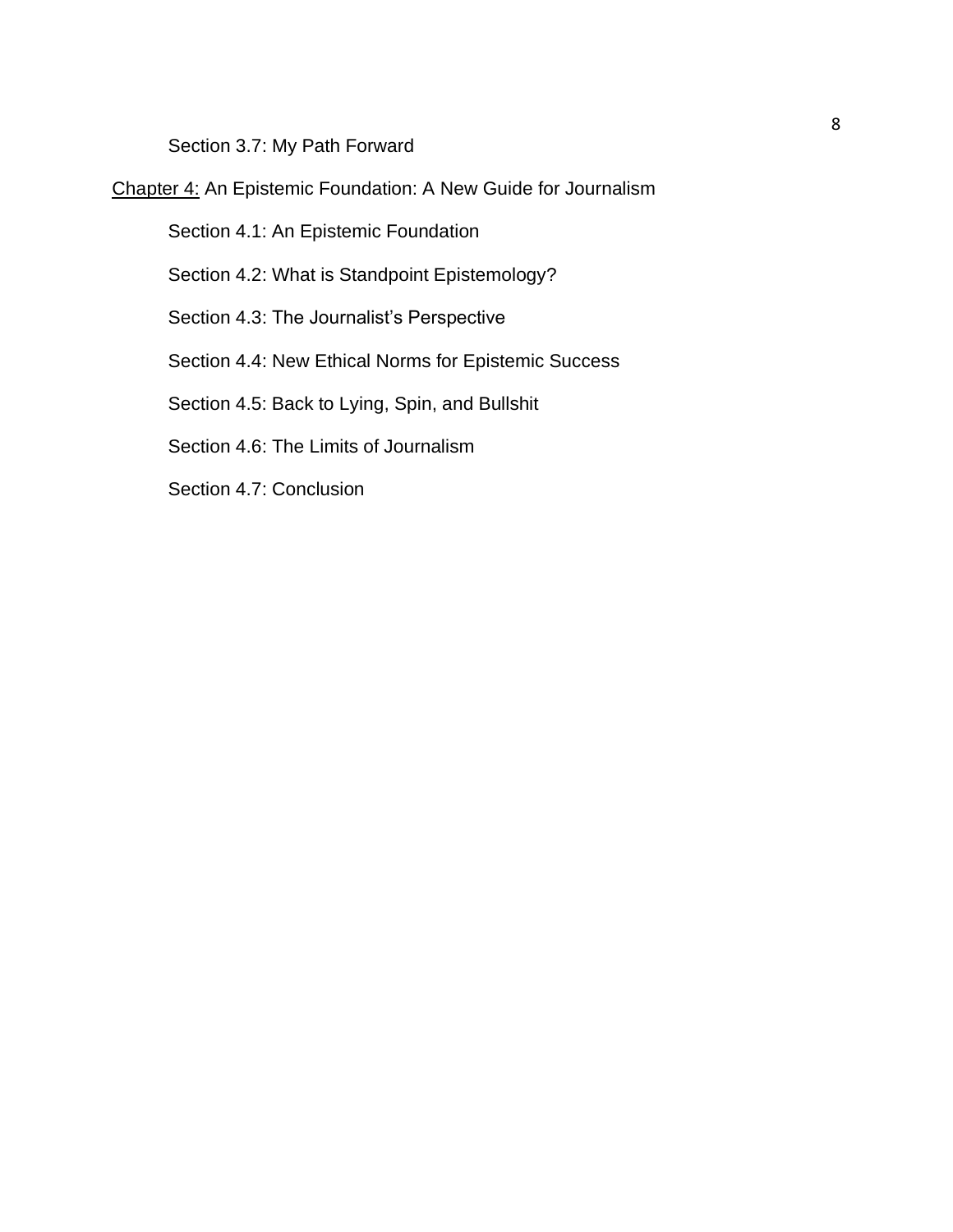Section 3.7: My Path Forward

Chapter 4: An Epistemic Foundation: A New Guide for Journalism

Section 4.1: An Epistemic Foundation

Section 4.2: What is Standpoint Epistemology?

Section 4.3: The Journalist's Perspective

Section 4.4: New Ethical Norms for Epistemic Success

Section 4.5: Back to Lying, Spin, and Bullshit

Section 4.6: The Limits of Journalism

Section 4.7: Conclusion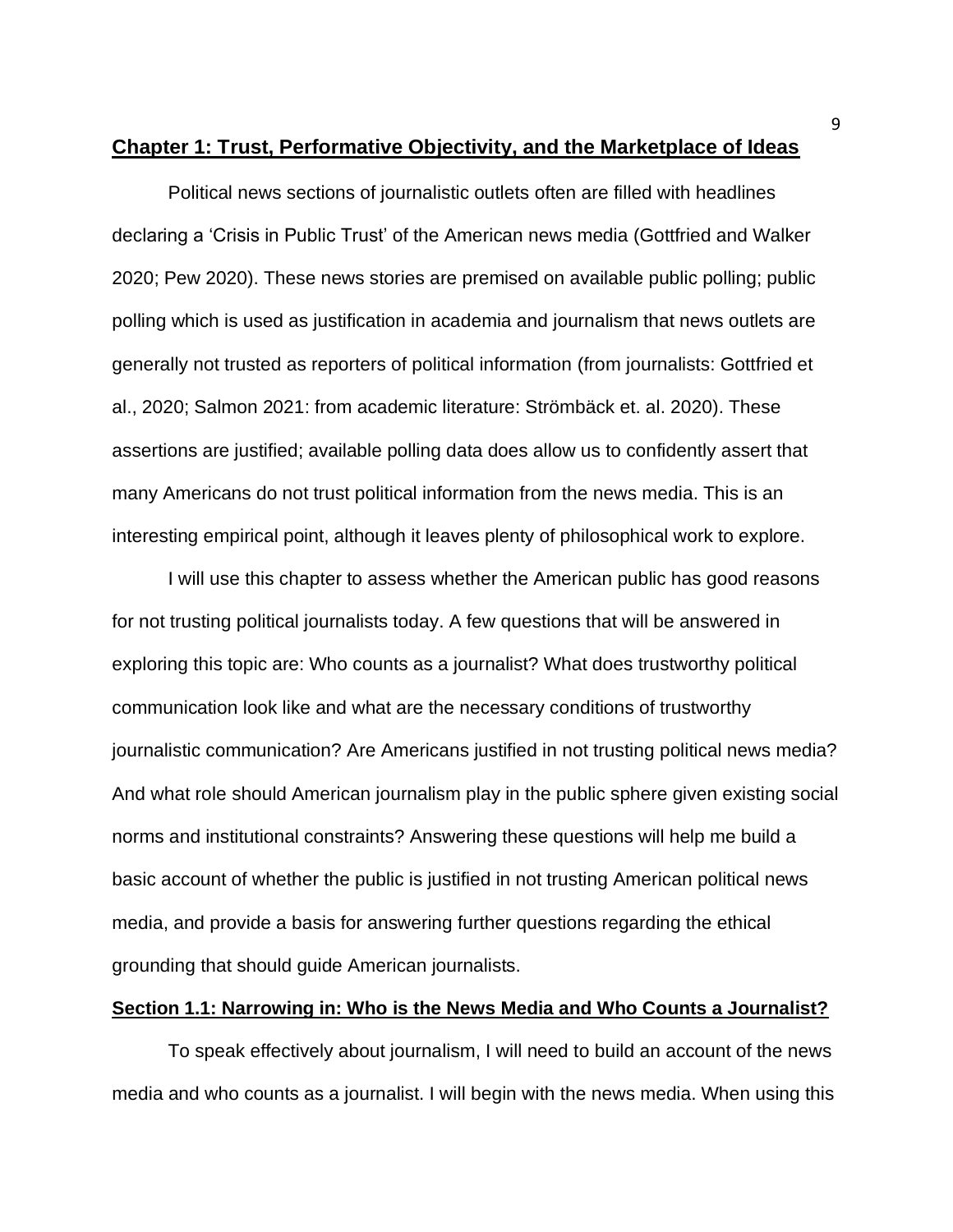## Chapter 1: Trust, Performative Objectivity, and the Marketplace of Ideas

Political news sections of journalistic outlets often are filled with headlines declaring a 'Crisis in Public Trust' of the American news media (Gottfried and Walker 2020; Pew 2020). These news stories are premised on available public polling; public polling which is used as justification in academia and journalism that news outlets are generally not trusted as reporters of political information (from journalists: Gottfried et al., 2020; Salmon 2021: from academic literature: Strömbäck et. al. 2020). These assertions are justified; available polling data does allow us to confidently assert that many Americans do not trust political information from the news media. This is an interesting empirical point, although it leaves plenty of philosophical work to explore.

I will use this chapter to assess whether the American public has good reasons for not trusting political journalists today. A few questions that will be answered in exploring this topic are: Who counts as a journalist? What does trustworthy political communication look like and what are the necessary conditions of trustworthy journalistic communication? Are Americans justified in not trusting political news media? And what role should American journalism play in the public sphere given existing social norms and institutional constraints? Answering these questions will help me build a basic account of whether the public is justified in not trusting American political news media, and provide a basis for answering further questions regarding the ethical grounding that should guide American journalists.

### Section 1.1: Narrowing in: Who is the News Media and Who Counts a Journalist?

To speak effectively about journalism, I will need to build an account of the news media and who counts as a journalist. I will begin with the news media. When using this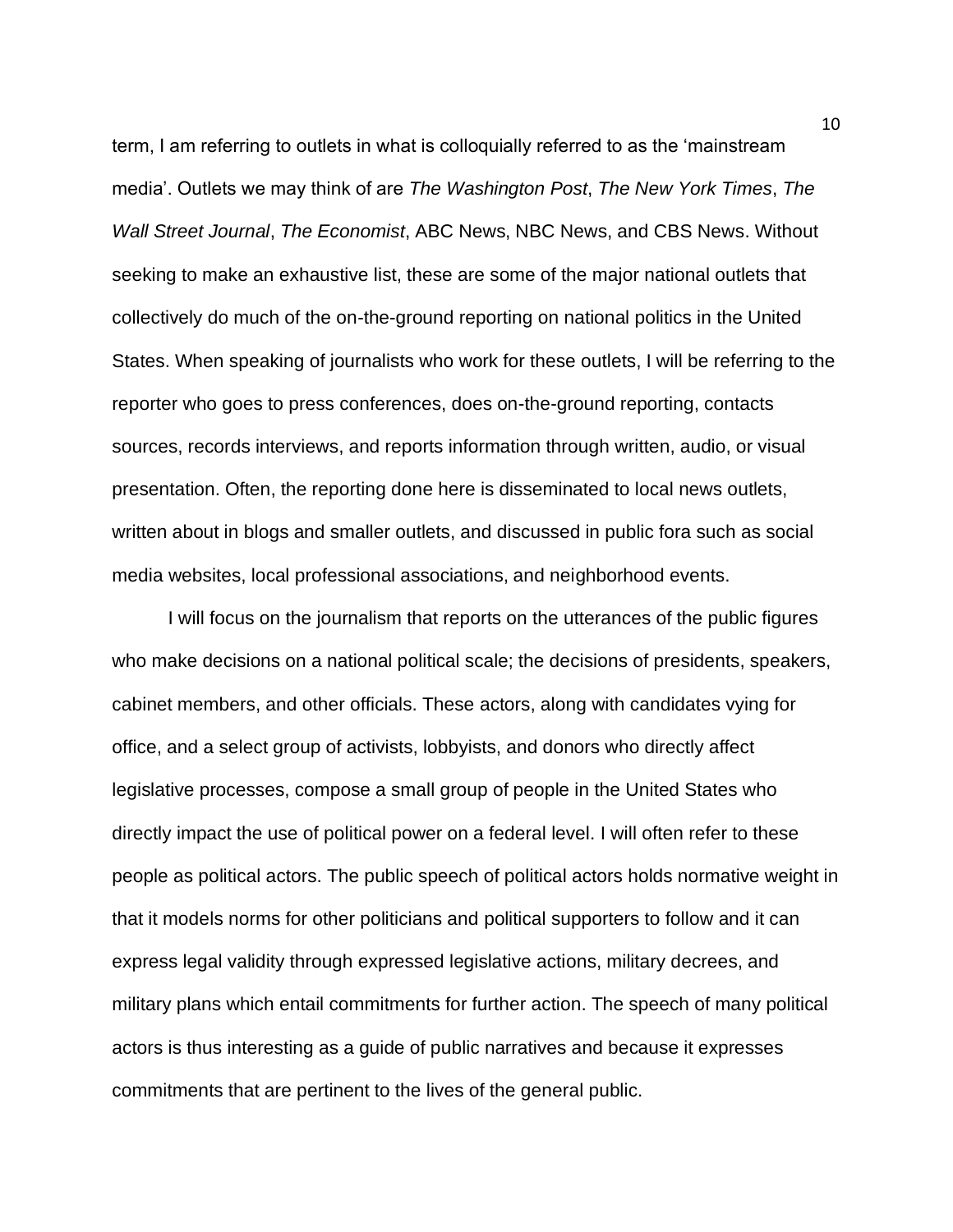term, I am referring to outlets in what is colloquially referred to as the 'mainstream media'. Outlets we may think of are *The Washington Post*, *The New York Times*, *The Wall Street Journal*, *The Economist*, ABC News, NBC News, and CBS News. Without seeking to make an exhaustive list, these are some of the major national outlets that collectively do much of the on-the-ground reporting on national politics in the United States. When speaking of journalists who work for these outlets, I will be referring to the reporter who goes to press conferences, does on-the-ground reporting, contacts sources, records interviews, and reports information through written, audio, or visual presentation. Often, the reporting done here is disseminated to local news outlets, written about in blogs and smaller outlets, and discussed in public fora such as social media websites, local professional associations, and neighborhood events.

I will focus on the journalism that reports on the utterances of the public figures who make decisions on a national political scale; the decisions of presidents, speakers, cabinet members, and other officials. These actors, along with candidates vying for office, and a select group of activists, lobbyists, and donors who directly affect legislative processes, compose a small group of people in the United States who directly impact the use of political power on a federal level. I will often refer to these people as political actors. The public speech of political actors holds normative weight in that it models norms for other politicians and political supporters to follow and it can express legal validity through expressed legislative actions, military decrees, and military plans which entail commitments for further action. The speech of many political actors is thus interesting as a guide of public narratives and because it expresses commitments that are pertinent to the lives of the general public.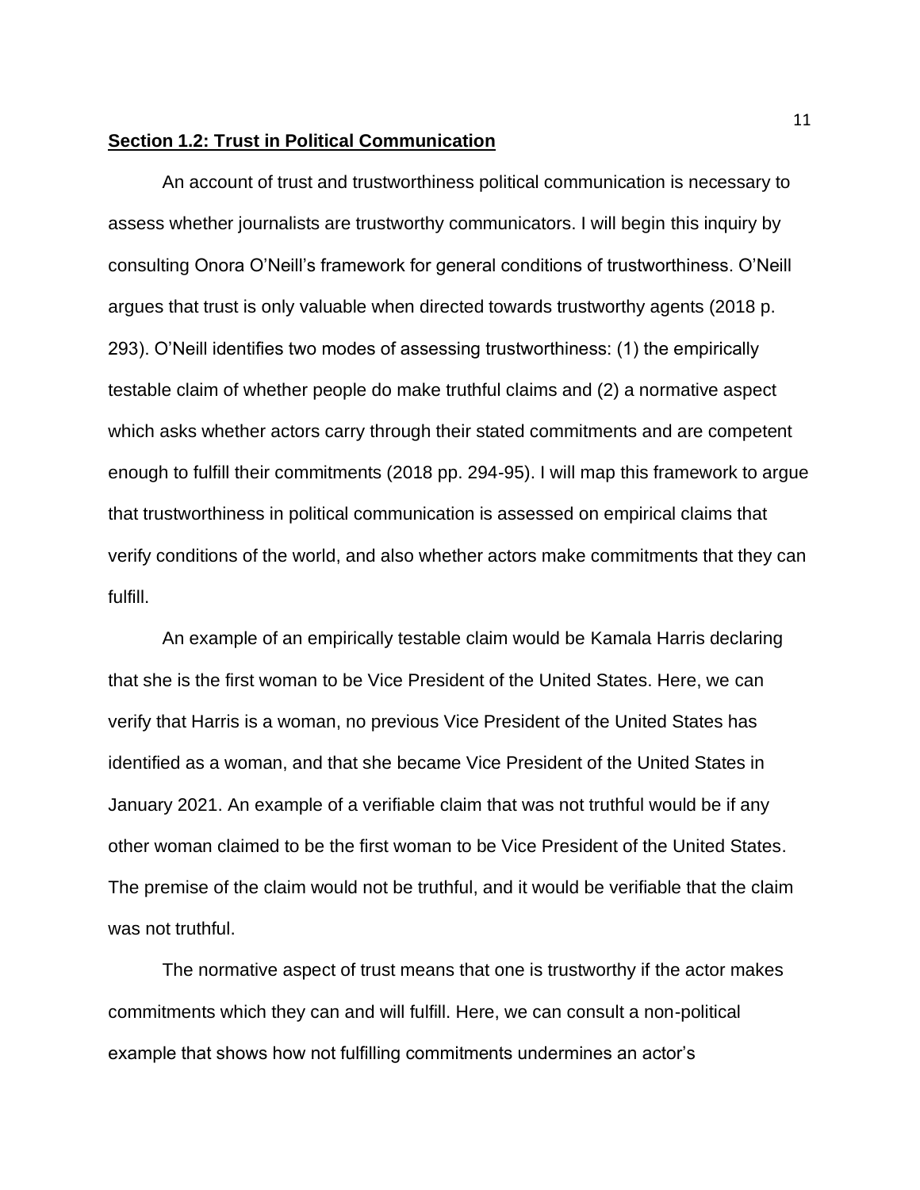## **Section 1.2: Trust in Political Communication**

An account of trust and trustworthiness political communication is necessary to assess whether journalists are trustworthy communicators. I will begin this inquiry by consulting Onora O'Neill's framework for general conditions of trustworthiness. O'Neill argues that trust is only valuable when directed towards trustworthy agents (2018 p. 293). O'Neill identifies two modes of assessing trustworthiness: (1) the empirically testable claim of whether people do make truthful claims and (2) a normative aspect which asks whether actors carry through their stated commitments and are competent enough to fulfill their commitments (2018 pp. 294-95). I will map this framework to argue that trustworthiness in political communication is assessed on empirical claims that verify conditions of the world, and also whether actors make commitments that they can fulfill.

An example of an empirically testable claim would be Kamala Harris declaring that she is the first woman to be Vice President of the United States. Here, we can verify that Harris is a woman, no previous Vice President of the United States has identified as a woman, and that she became Vice President of the United States in January 2021. An example of a verifiable claim that was not truthful would be if any other woman claimed to be the first woman to be Vice President of the United States. The premise of the claim would not be truthful, and it would be verifiable that the claim was not truthful.

The normative aspect of trust means that one is trustworthy if the actor makes commitments which they can and will fulfill. Here, we can consult a non-political example that shows how not fulfilling commitments undermines an actor's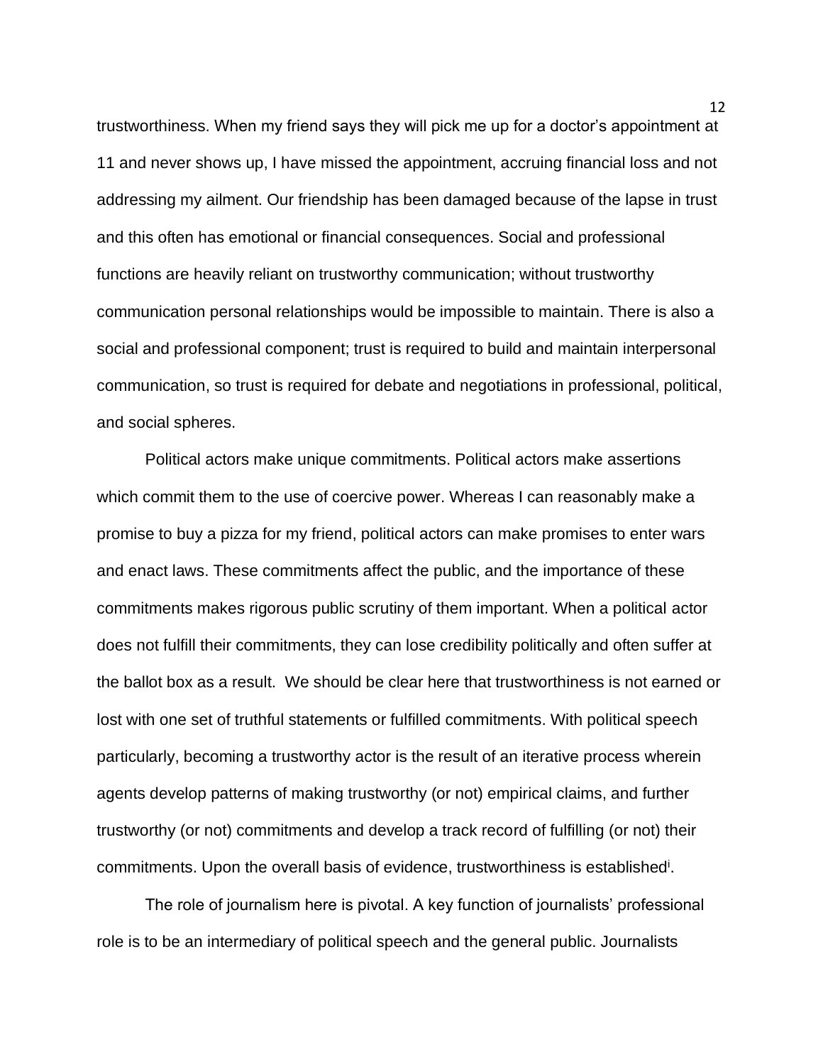trustworthiness. When my friend says they will pick me up for a doctor's appointment at 11 and never shows up, I have missed the appointment, accruing financial loss and not addressing my ailment. Our friendship has been damaged because of the lapse in trust and this often has emotional or financial consequences. Social and professional functions are heavily reliant on trustworthy communication; without trustworthy communication personal relationships would be impossible to maintain. There is also a social and professional component; trust is required to build and maintain interpersonal communication, so trust is required for debate and negotiations in professional, political, and social spheres.

Political actors make unique commitments. Political actors make assertions which commit them to the use of coercive power. Whereas I can reasonably make a promise to buy a pizza for my friend, political actors can make promises to enter wars and enact laws. These commitments affect the public, and the importance of these commitments makes rigorous public scrutiny of them important. When a political actor does not fulfill their commitments, they can lose credibility politically and often suffer at the ballot box as a result. We should be clear here that trustworthiness is not earned or lost with one set of truthful statements or fulfilled commitments. With political speech particularly, becoming a trustworthy actor is the result of an iterative process wherein agents develop patterns of making trustworthy (or not) empirical claims, and further trustworthy (or not) commitments and develop a track record of fulfilling (or not) their commitments. Upon the overall basis of evidence, trustworthiness is established[i].

The role of journalism here is pivotal. A key function of journalists' professional role is to be an intermediary of political speech and the general public. Journalists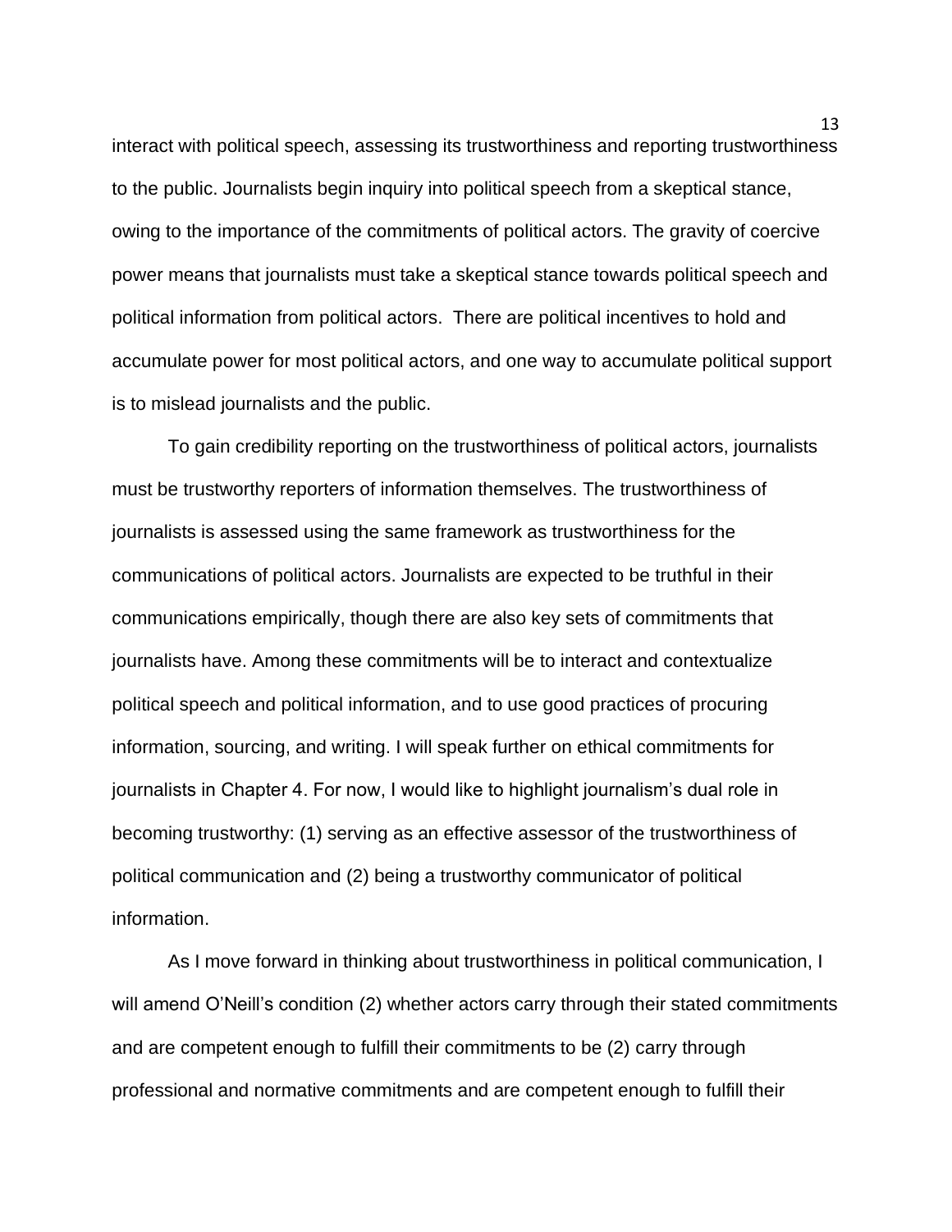interact with political speech, assessing its trustworthiness and reporting trustworthiness to the public. Journalists begin inquiry into political speech from a skeptical stance, owing to the importance of the commitments of political actors. The gravity of coercive power means that journalists must take a skeptical stance towards political speech and political information from political actors.  There are political incentives to hold and accumulate power for most political actors, and one way to accumulate political support is to mislead journalists and the public.

To gain credibility reporting on the trustworthiness of political actors, journalists must be trustworthy reporters of information themselves. The trustworthiness of journalists is assessed using the same framework as trustworthiness for the communications of political actors. Journalists are expected to be truthful in their communications empirically, though there are also key sets of commitments that journalists have. Among these commitments will be to interact and contextualize political speech and political information, and to use good practices of procuring information, sourcing, and writing. I will speak further on ethical commitments for journalists in Chapter 4. For now, I would like to highlight journalism's dual role in becoming trustworthy: (1) serving as an effective assessor of the trustworthiness of political communication and (2) being a trustworthy communicator of political information.

As I move forward in thinking about trustworthiness in political communication, I will amend O'Neill's condition (2) whether actors carry through their stated commitments and are competent enough to fulfill their commitments to be (2) carry through professional and normative commitments and are competent enough to fulfill their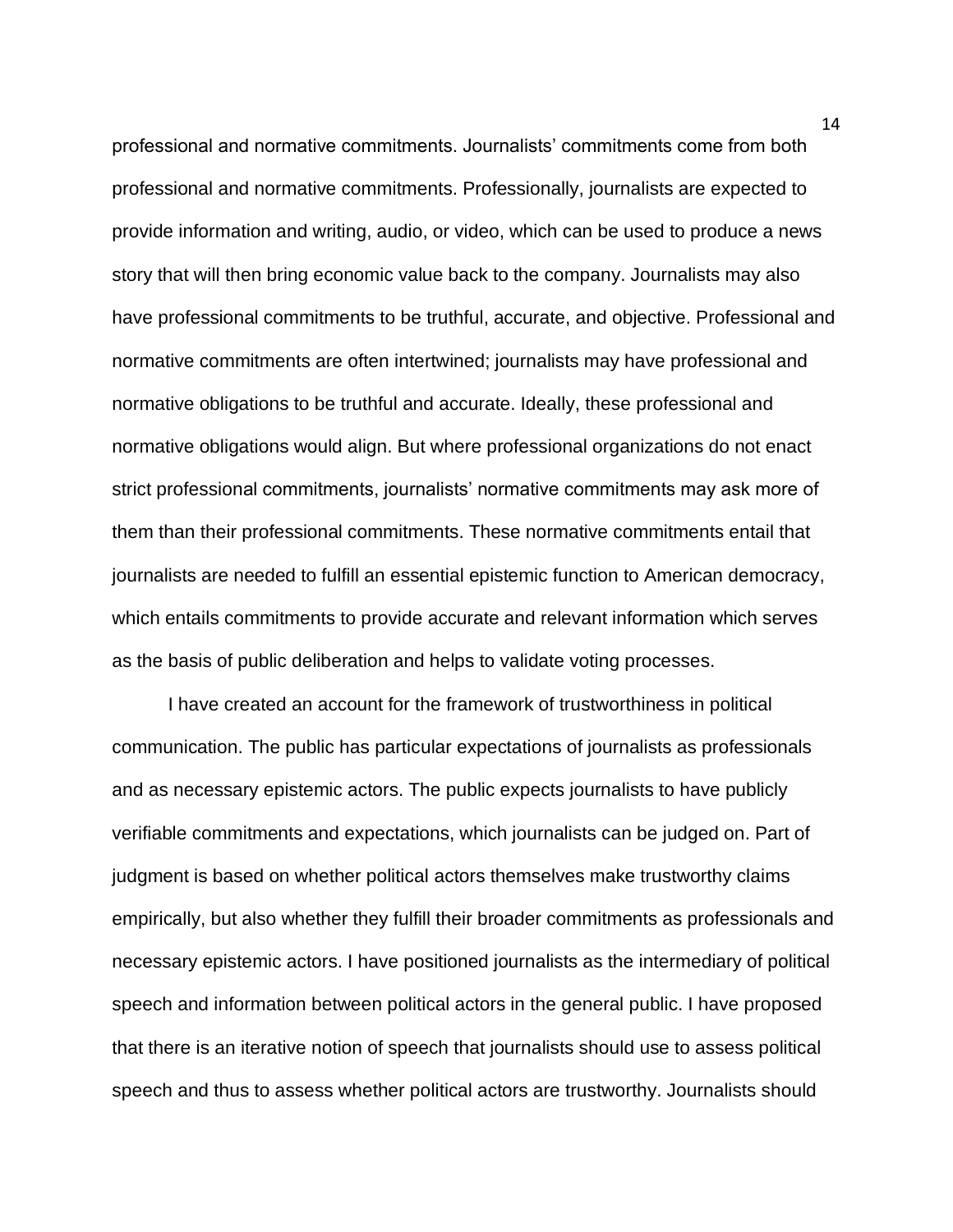professional and normative commitments. Journalists' commitments come from both professional and normative commitments. Professionally, journalists are expected to provide information and writing, audio, or video, which can be used to produce a news story that will then bring economic value back to the company. Journalists may also have professional commitments to be truthful, accurate, and objective. Professional and normative commitments are often intertwined; journalists may have professional and normative obligations to be truthful and accurate. Ideally, these professional and normative obligations would align. But where professional organizations do not enact strict professional commitments, journalists' normative commitments may ask more of them than their professional commitments. These normative commitments entail that journalists are needed to fulfill an essential epistemic function to American democracy, which entails commitments to provide accurate and relevant information which serves as the basis of public deliberation and helps to validate voting processes.

I have created an account for the framework of trustworthiness in political communication. The public has particular expectations of journalists as professionals and as necessary epistemic actors. The public expects journalists to have publicly verifiable commitments and expectations, which journalists can be judged on. Part of judgment is based on whether political actors themselves make trustworthy claims empirically, but also whether they fulfill their broader commitments as professionals and necessary epistemic actors. I have positioned journalists as the intermediary of political speech and information between political actors in the general public. I have proposed that there is an iterative notion of speech that journalists should use to assess political speech and thus to assess whether political actors are trustworthy. Journalists should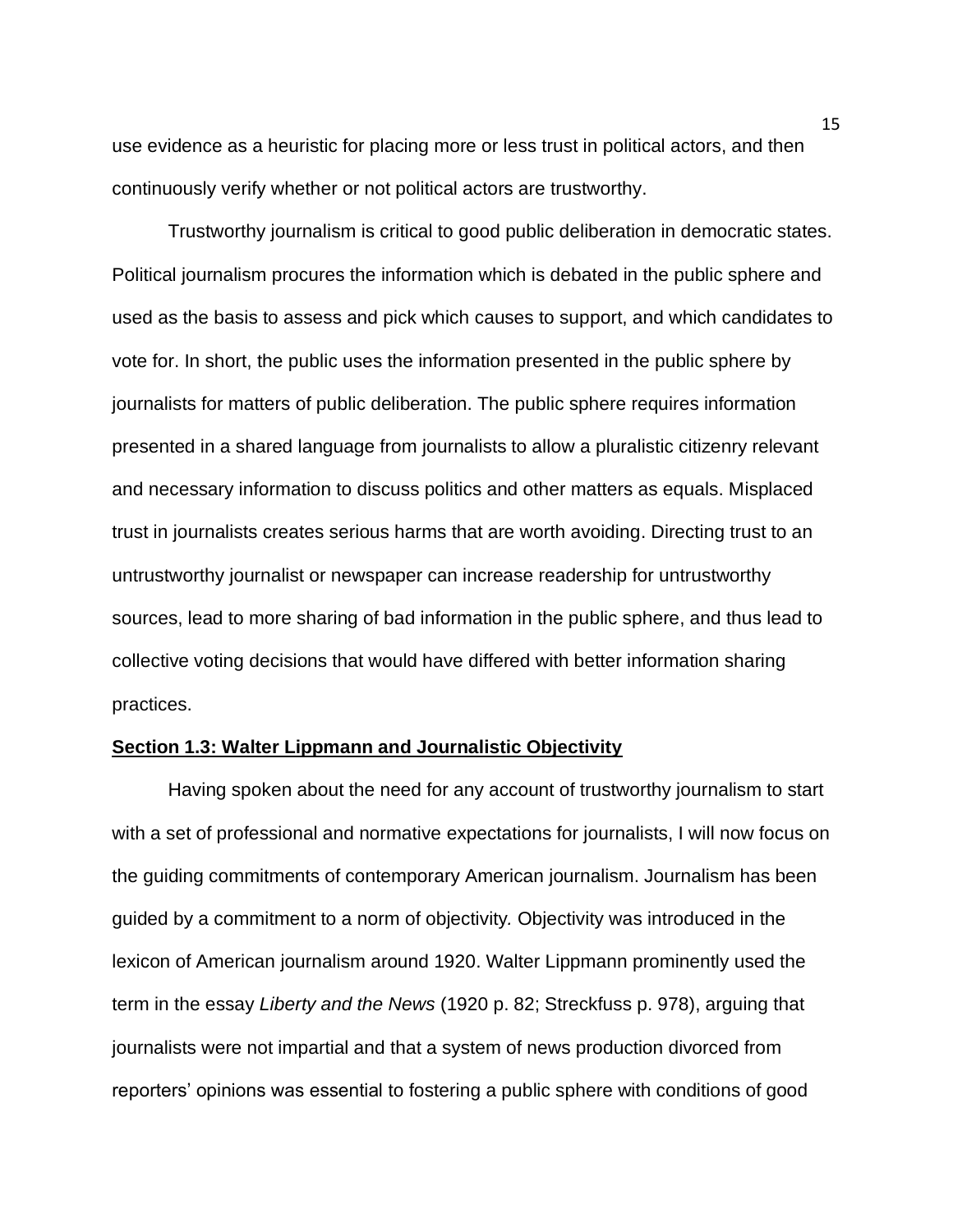use evidence as a heuristic for placing more or less trust in political actors, and then continuously verify whether or not political actors are trustworthy.

Trustworthy journalism is critical to good public deliberation in democratic states. Political journalism procures the information which is debated in the public sphere and used as the basis to assess and pick which causes to support, and which candidates to vote for. In short, the public uses the information presented in the public sphere by journalists for matters of public deliberation. The public sphere requires information presented in a shared language from journalists to allow a pluralistic citizenry relevant and necessary information to discuss politics and other matters as equals. Misplaced trust in journalists creates serious harms that are worth avoiding. Directing trust to an untrustworthy journalist or newspaper can increase readership for untrustworthy sources, lead to more sharing of bad information in the public sphere, and thus lead to collective voting decisions that would have differed with better information sharing practices.

### Section 1.3: Walter Lippmann and Journalistic Objectivity

Having spoken about the need for any account of trustworthy journalism to start with a set of professional and normative expectations for journalists, I will now focus on the guiding commitments of contemporary American journalism. Journalism has been guided by a commitment to a norm of objectivity. Objectivity was introduced in the lexicon of American journalism around 1920. Walter Lippmann prominently used the term in the essay *Liberty and the News* (1920 p. 82; Streckfuss p. 978), arguing that journalists were not impartial and that a system of news production divorced from reporters' opinions was essential to fostering a public sphere with conditions of good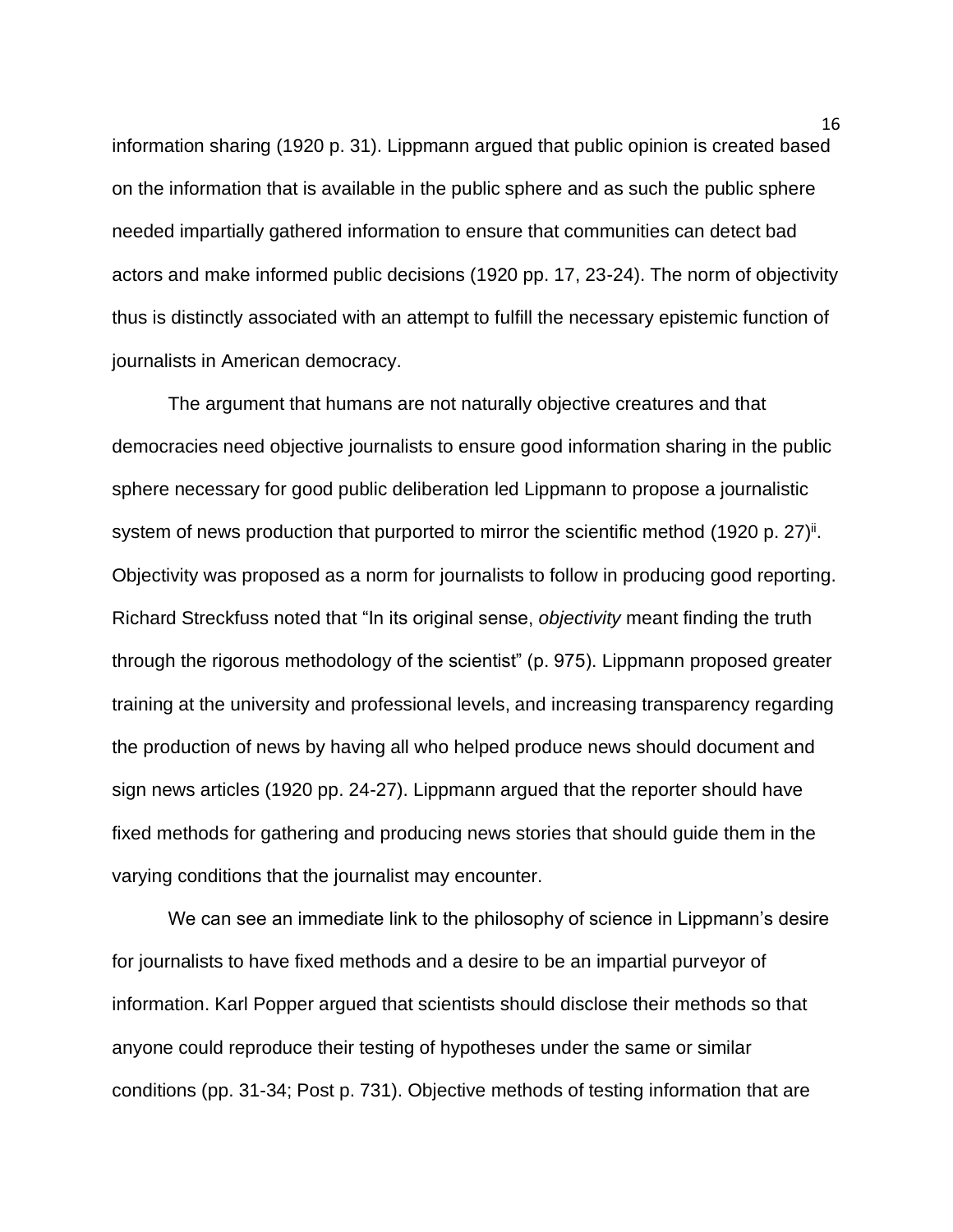information sharing (1920 p. 31). Lippmann argued that public opinion is created based on the information that is available in the public sphere and as such the public sphere needed impartially gathered information to ensure that communities can detect bad actors and make informed public decisions (1920 pp. 17, 23-24). The norm of objectivity thus is distinctly associated with an attempt to fulfill the necessary epistemic function of journalists in American democracy.

The argument that humans are not naturally objective creatures and that democracies need objective journalists to ensure good information sharing in the public sphere necessary for good public deliberation led Lippmann to propose a journalistic system of news production that purported to mirror the scientific method (1920 p. 27)[ii]. Objectivity was proposed as a norm for journalists to follow in producing good reporting. Richard Streckfuss noted that "In its original sense, *objectivity* meant finding the truth through the rigorous methodology of the scientist" (p. 975). Lippmann proposed greater training at the university and professional levels, and increasing transparency regarding the production of news by having all who helped produce news should document and sign news articles (1920 pp. 24-27). Lippmann argued that the reporter should have fixed methods for gathering and producing news stories that should guide them in the varying conditions that the journalist may encounter.

We can see an immediate link to the philosophy of science in Lippmann's desire for journalists to have fixed methods and a desire to be an impartial purveyor of information. Karl Popper argued that scientists should disclose their methods so that anyone could reproduce their testing of hypotheses under the same or similar conditions (pp. 31-34; Post p. 731). Objective methods of testing information that are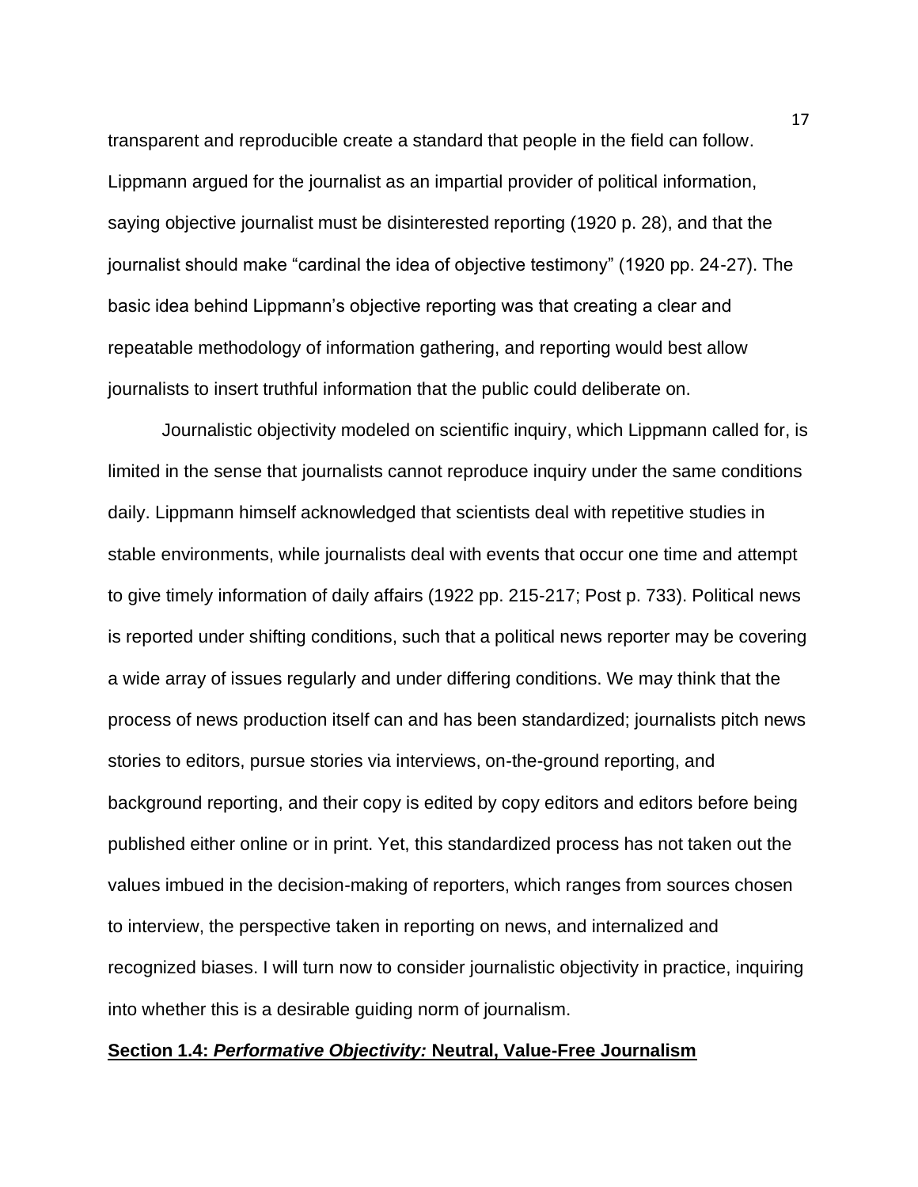transparent and reproducible create a standard that people in the field can follow. Lippmann argued for the journalist as an impartial provider of political information, saying objective journalist must be disinterested reporting (1920 p. 28), and that the journalist should make "cardinal the idea of objective testimony" (1920 pp. 24-27). The basic idea behind Lippmann's objective reporting was that creating a clear and repeatable methodology of information gathering, and reporting would best allow journalists to insert truthful information that the public could deliberate on.

Journalistic objectivity modeled on scientific inquiry, which Lippmann called for, is limited in the sense that journalists cannot reproduce inquiry under the same conditions daily. Lippmann himself acknowledged that scientists deal with repetitive studies in stable environments, while journalists deal with events that occur one time and attempt to give timely information of daily affairs (1922 pp. 215-217; Post p. 733). Political news is reported under shifting conditions, such that a political news reporter may be covering a wide array of issues regularly and under differing conditions. We may think that the process of news production itself can and has been standardized; journalists pitch news stories to editors, pursue stories via interviews, on-the-ground reporting, and background reporting, and their copy is edited by copy editors and editors before being published either online or in print. Yet, this standardized process has not taken out the values imbued in the decision-making of reporters, which ranges from sources chosen to interview, the perspective taken in reporting on news, and internalized and recognized biases. I will turn now to consider journalistic objectivity in practice, inquiring into whether this is a desirable guiding norm of journalism.

### Section 1.4: *Performative Objectivity:* Neutral, Value-Free Journalism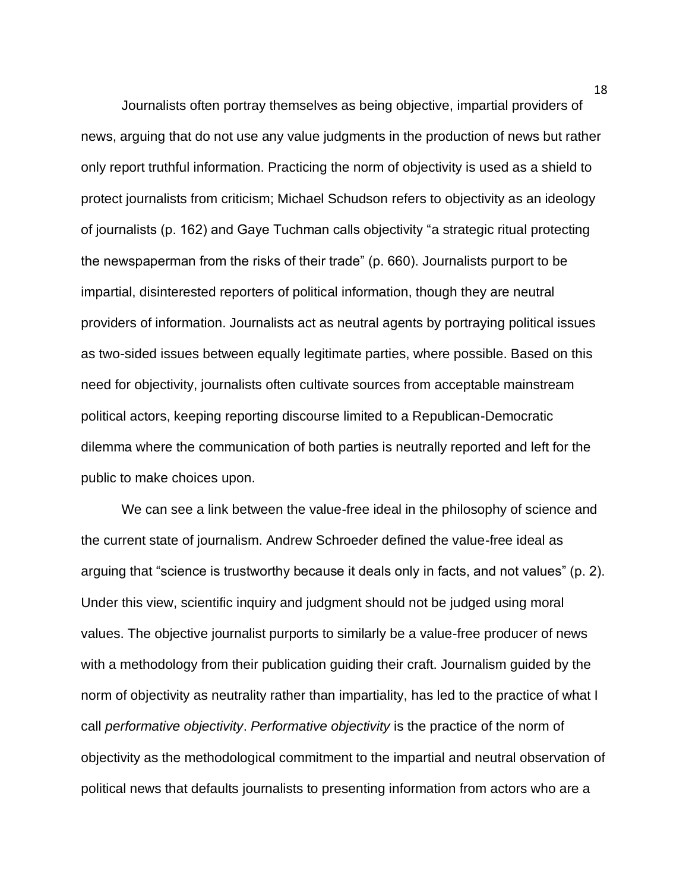Journalists often portray themselves as being objective, impartial providers of news, arguing that do not use any value judgments in the production of news but rather only report truthful information. Practicing the norm of objectivity is used as a shield to protect journalists from criticism; Michael Schudson refers to objectivity as an ideology of journalists (p. 162) and Gaye Tuchman calls objectivity "a strategic ritual protecting the newspaperman from the risks of their trade" (p. 660). Journalists purport to be impartial, disinterested reporters of political information, though they are neutral providers of information. Journalists act as neutral agents by portraying political issues as two-sided issues between equally legitimate parties, where possible. Based on this need for objectivity, journalists often cultivate sources from acceptable mainstream political actors, keeping reporting discourse limited to a Republican-Democratic dilemma where the communication of both parties is neutrally reported and left for the public to make choices upon.

We can see a link between the value-free ideal in the philosophy of science and the current state of journalism. Andrew Schroeder defined the value-free ideal as arguing that "science is trustworthy because it deals only in facts, and not values" (p. 2). Under this view, scientific inquiry and judgment should not be judged using moral values. The objective journalist purports to similarly be a value-free producer of news with a methodology from their publication guiding their craft. Journalism guided by the norm of objectivity as neutrality rather than impartiality, has led to the practice of what I call *performative objectivity*. *Performative objectivity* is the practice of the norm of objectivity as the methodological commitment to the impartial and neutral observation of political news that defaults journalists to presenting information from actors who are a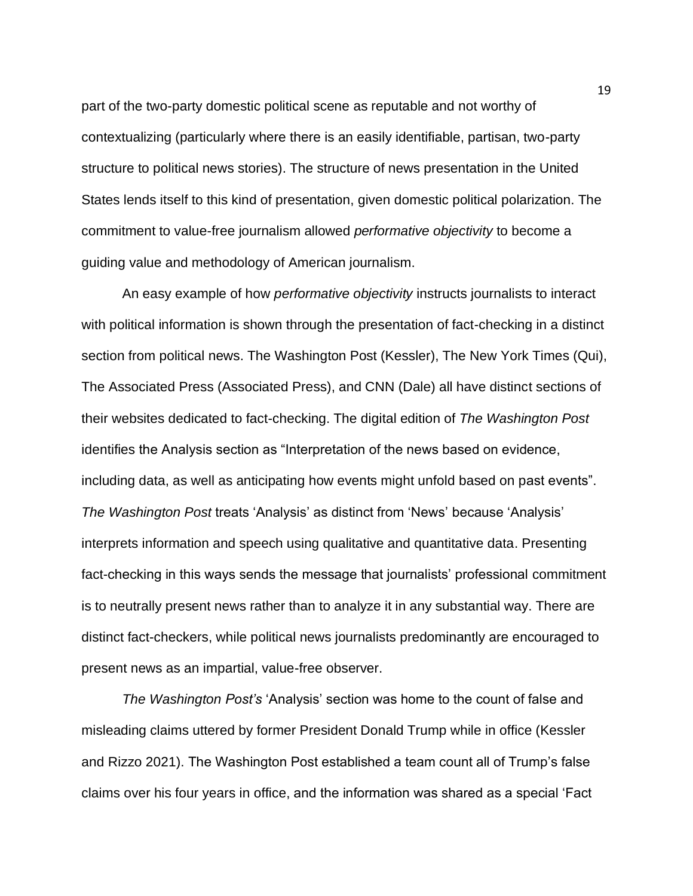part of the two-party domestic political scene as reputable and not worthy of contextualizing (particularly where there is an easily identifiable, partisan, two-party structure to political news stories). The structure of news presentation in the United States lends itself to this kind of presentation, given domestic political polarization. The commitment to value-free journalism allowed *performative objectivity* to become a guiding value and methodology of American journalism.

An easy example of how *performative objectivity* instructs journalists to interact with political information is shown through the presentation of fact-checking in a distinct section from political news. The Washington Post (Kessler), The New York Times (Qui), The Associated Press (Associated Press), and CNN (Dale) all have distinct sections of their websites dedicated to fact-checking. The digital edition of *The Washington Post* identifies the Analysis section as "Interpretation of the news based on evidence, including data, as well as anticipating how events might unfold based on past events". *The Washington Post* treats 'Analysis' as distinct from 'News' because 'Analysis' interprets information and speech using qualitative and quantitative data. Presenting fact-checking in this ways sends the message that journalists' professional commitment is to neutrally present news rather than to analyze it in any substantial way. There are distinct fact-checkers, while political news journalists predominantly are encouraged to present news as an impartial, value-free observer.

*The Washington Post's* 'Analysis' section was home to the count of false and misleading claims uttered by former President Donald Trump while in office (Kessler and Rizzo 2021). The Washington Post established a team count all of Trump's false claims over his four years in office, and the information was shared as a special 'Fact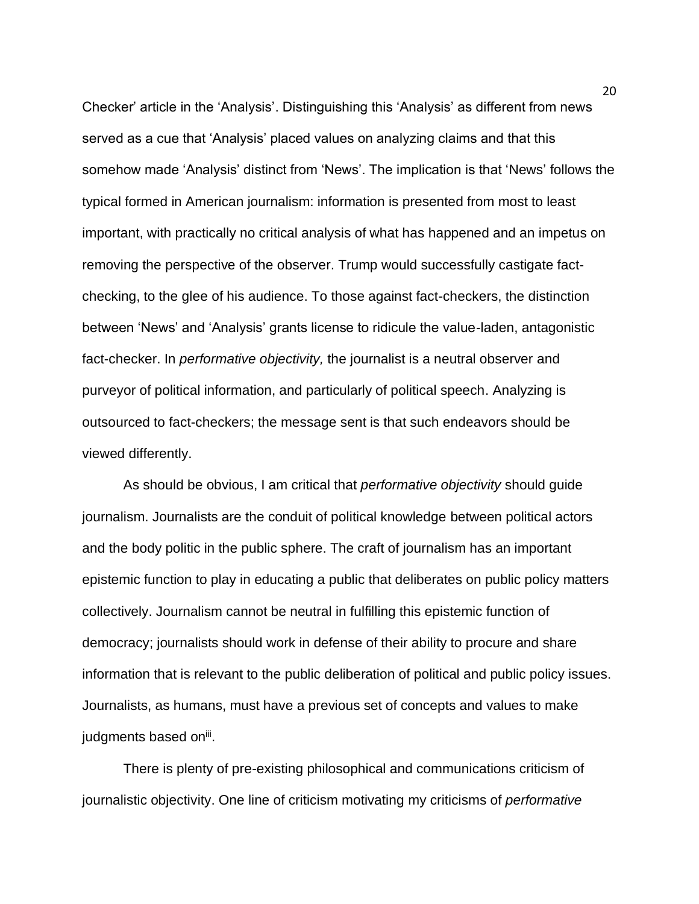Checker' article in the 'Analysis'. Distinguishing this 'Analysis' as different from news served as a cue that 'Analysis' placed values on analyzing claims and that this somehow made 'Analysis' distinct from 'News'. The implication is that 'News' follows the typical formed in American journalism: information is presented from most to least important, with practically no critical analysis of what has happened and an impetus on removing the perspective of the observer. Trump would successfully castigate fact-checking, to the glee of his audience. To those against fact-checkers, the distinction between 'News' and 'Analysis' grants license to ridicule the value-laden, antagonistic fact-checker. In *performative objectivity,* the journalist is a neutral observer and purveyor of political information, and particularly of political speech. Analyzing is outsourced to fact-checkers; the message sent is that such endeavors should be viewed differently.

As should be obvious, I am critical that *performative objectivity* should guide journalism. Journalists are the conduit of political knowledge between political actors and the body politic in the public sphere. The craft of journalism has an important epistemic function to play in educating a public that deliberates on public policy matters collectively. Journalism cannot be neutral in fulfilling this epistemic function of democracy; journalists should work in defense of their ability to procure and share information that is relevant to the public deliberation of political and public policy issues. Journalists, as humans, must have a previous set of concepts and values to make judgments based on[iii].

There is plenty of pre-existing philosophical and communications criticism of journalistic objectivity. One line of criticism motivating my criticisms of *performative*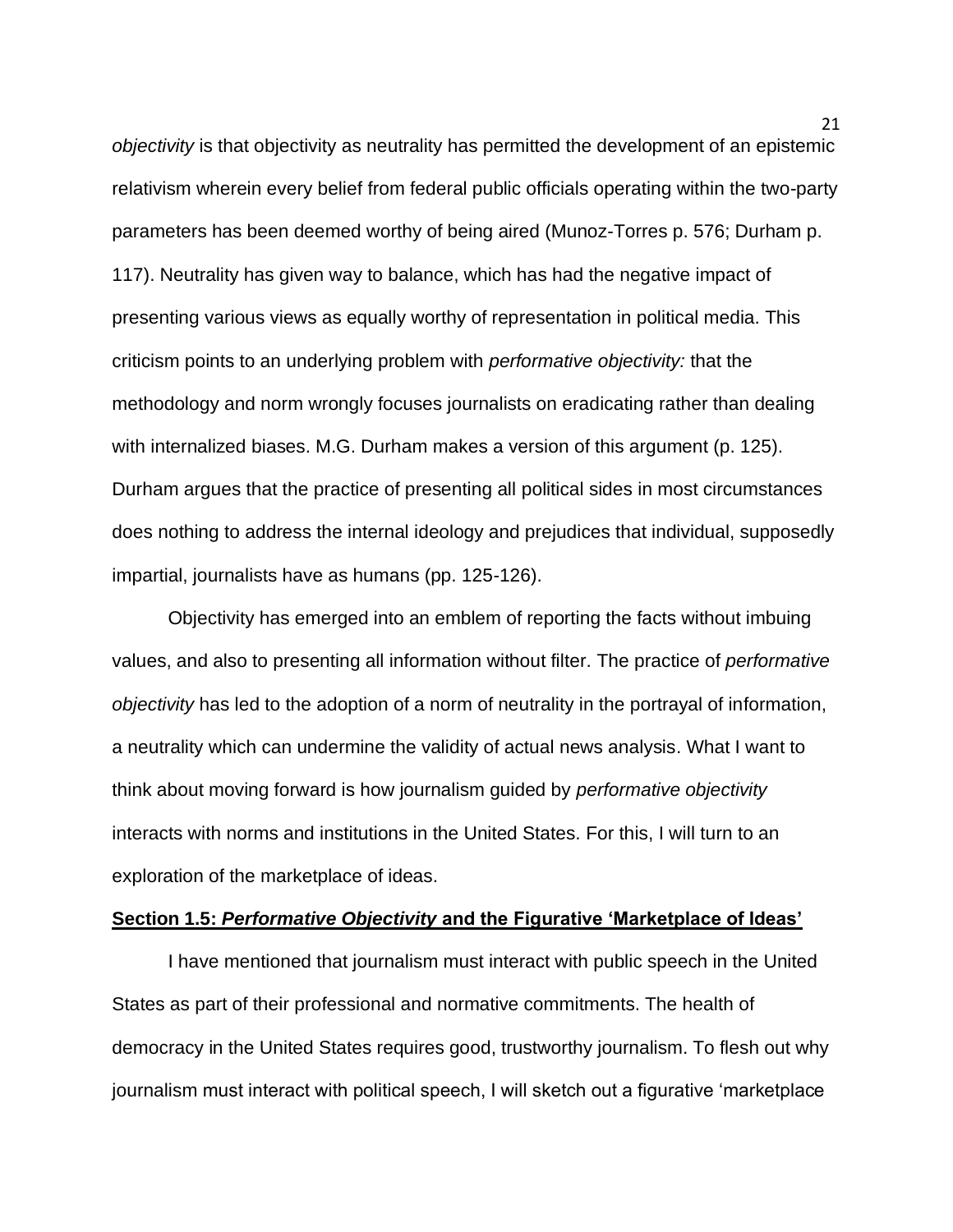*objectivity* is that objectivity as neutrality has permitted the development of an epistemic relativism wherein every belief from federal public officials operating within the two-party parameters has been deemed worthy of being aired (Munoz-Torres p. 576; Durham p. 117). Neutrality has given way to balance, which has had the negative impact of presenting various views as equally worthy of representation in political media. This criticism points to an underlying problem with *performative objectivity:* that the methodology and norm wrongly focuses journalists on eradicating rather than dealing with internalized biases. M.G. Durham makes a version of this argument (p. 125). Durham argues that the practice of presenting all political sides in most circumstances does nothing to address the internal ideology and prejudices that individual, supposedly impartial, journalists have as humans (pp. 125-126).

Objectivity has emerged into an emblem of reporting the facts without imbuing values, and also to presenting all information without filter. The practice of *performative objectivity* has led to the adoption of a norm of neutrality in the portrayal of information, a neutrality which can undermine the validity of actual news analysis. What I want to think about moving forward is how journalism guided by *performative objectivity* interacts with norms and institutions in the United States. For this, I will turn to an exploration of the marketplace of ideas.

## Section 1.5: *Performative Objectivity* and the Figurative 'Marketplace of Ideas'

I have mentioned that journalism must interact with public speech in the United States as part of their professional and normative commitments. The health of democracy in the United States requires good, trustworthy journalism. To flesh out why journalism must interact with political speech, I will sketch out a figurative 'marketplace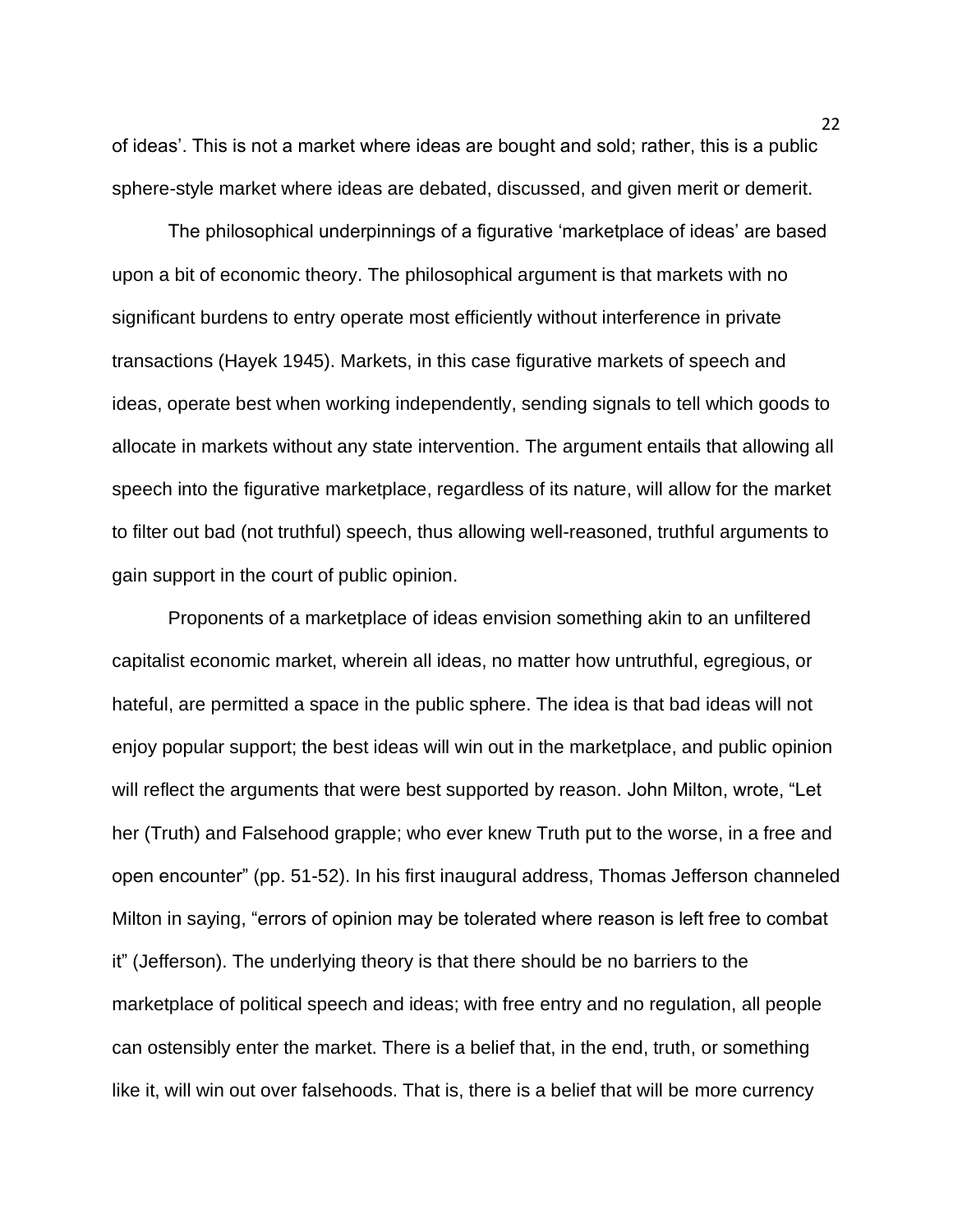of ideas'. This is not a market where ideas are bought and sold; rather, this is a public sphere-style market where ideas are debated, discussed, and given merit or demerit.

The philosophical underpinnings of a figurative 'marketplace of ideas' are based upon a bit of economic theory. The philosophical argument is that markets with no significant burdens to entry operate most efficiently without interference in private transactions (Hayek 1945). Markets, in this case figurative markets of speech and ideas, operate best when working independently, sending signals to tell which goods to allocate in markets without any state intervention. The argument entails that allowing all speech into the figurative marketplace, regardless of its nature, will allow for the market to filter out bad (not truthful) speech, thus allowing well-reasoned, truthful arguments to gain support in the court of public opinion.

Proponents of a marketplace of ideas envision something akin to an unfiltered capitalist economic market, wherein all ideas, no matter how untruthful, egregious, or hateful, are permitted a space in the public sphere. The idea is that bad ideas will not enjoy popular support; the best ideas will win out in the marketplace, and public opinion will reflect the arguments that were best supported by reason. John Milton, wrote, "Let her (Truth) and Falsehood grapple; who ever knew Truth put to the worse, in a free and open encounter" (pp. 51-52). In his first inaugural address, Thomas Jefferson channeled Milton in saying, "errors of opinion may be tolerated where reason is left free to combat it" (Jefferson). The underlying theory is that there should be no barriers to the marketplace of political speech and ideas; with free entry and no regulation, all people can ostensibly enter the market. There is a belief that, in the end, truth, or something like it, will win out over falsehoods. That is, there is a belief that will be more currency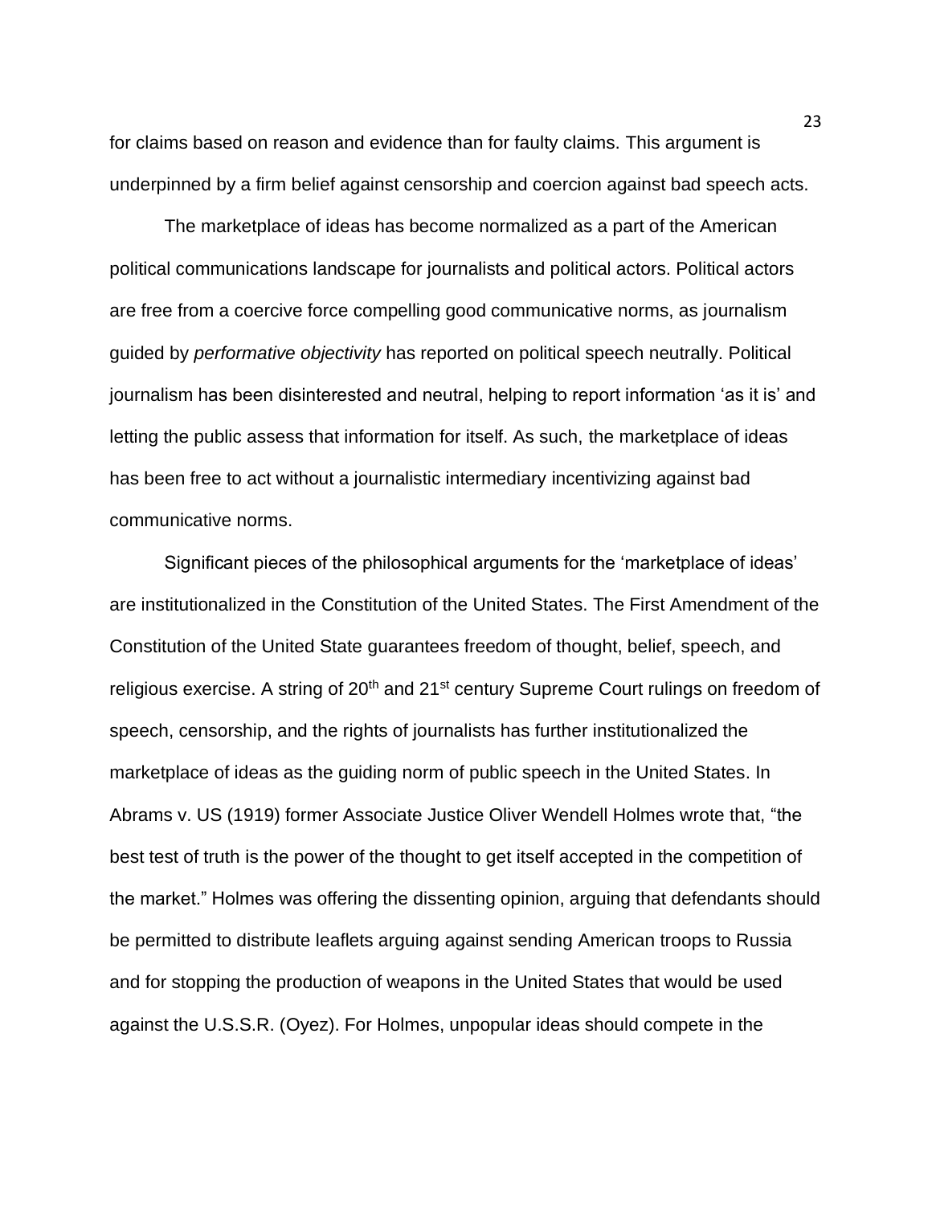for claims based on reason and evidence than for faulty claims. This argument is underpinned by a firm belief against censorship and coercion against bad speech acts.

The marketplace of ideas has become normalized as a part of the American political communications landscape for journalists and political actors. Political actors are free from a coercive force compelling good communicative norms, as journalism guided by *performative objectivity* has reported on political speech neutrally. Political journalism has been disinterested and neutral, helping to report information 'as it is' and letting the public assess that information for itself. As such, the marketplace of ideas has been free to act without a journalistic intermediary incentivizing against bad communicative norms.

Significant pieces of the philosophical arguments for the 'marketplace of ideas' are institutionalized in the Constitution of the United States. The First Amendment of the Constitution of the United State guarantees freedom of thought, belief, speech, and religious exercise. A string of 20th and 21st century Supreme Court rulings on freedom of speech, censorship, and the rights of journalists has further institutionalized the marketplace of ideas as the guiding norm of public speech in the United States. In Abrams v. US (1919) former Associate Justice Oliver Wendell Holmes wrote that, "the best test of truth is the power of the thought to get itself accepted in the competition of the market." Holmes was offering the dissenting opinion, arguing that defendants should be permitted to distribute leaflets arguing against sending American troops to Russia and for stopping the production of weapons in the United States that would be used against the U.S.S.R. (Oyez). For Holmes, unpopular ideas should compete in the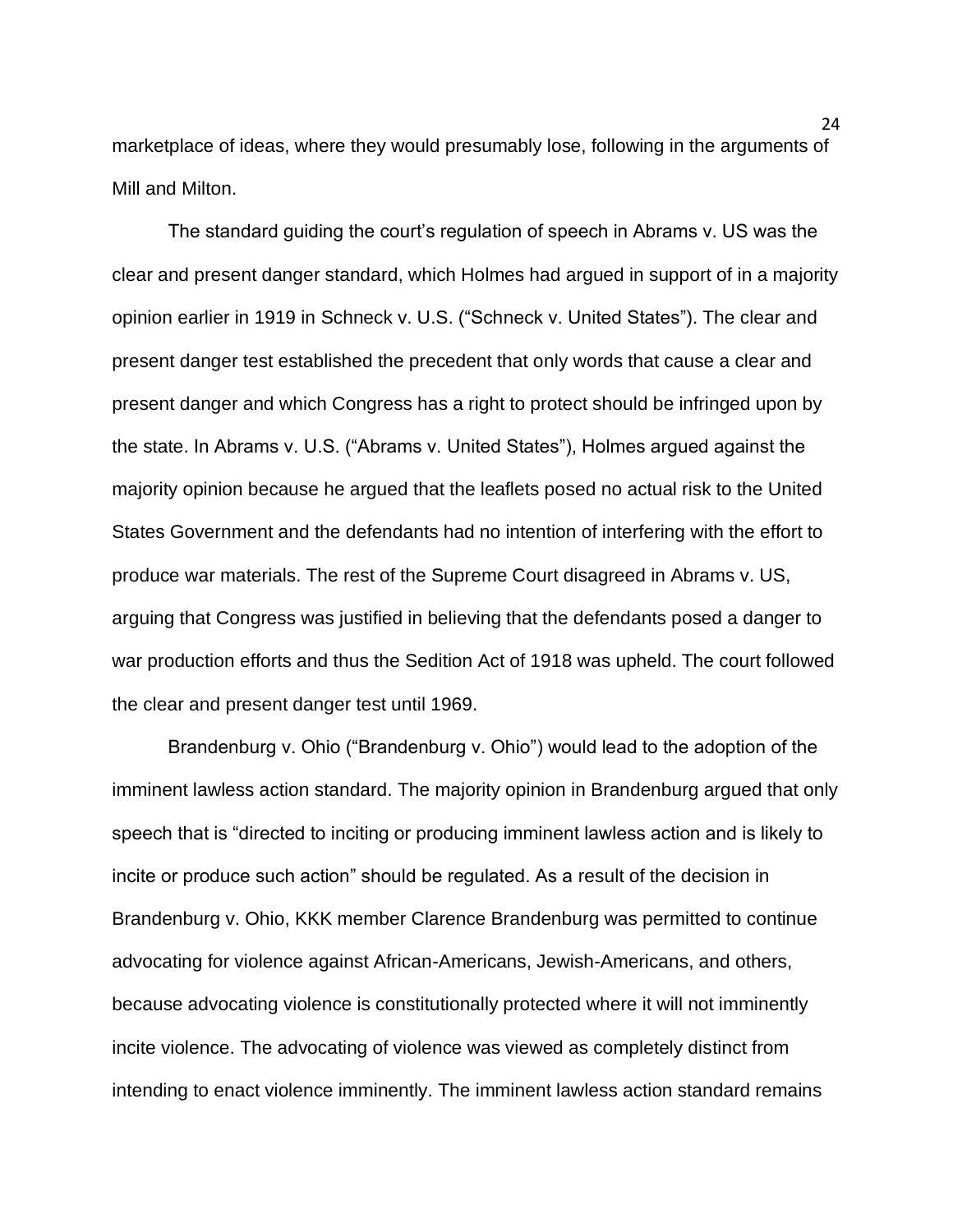marketplace of ideas, where they would presumably lose, following in the arguments of Mill and Milton.

The standard guiding the court's regulation of speech in Abrams v. US was the clear and present danger standard, which Holmes had argued in support of in a majority opinion earlier in 1919 in Schneck v. U.S. ("Schneck v. United States"). The clear and present danger test established the precedent that only words that cause a clear and present danger and which Congress has a right to protect should be infringed upon by the state. In Abrams v. U.S. ("Abrams v. United States"), Holmes argued against the majority opinion because he argued that the leaflets posed no actual risk to the United States Government and the defendants had no intention of interfering with the effort to produce war materials. The rest of the Supreme Court disagreed in Abrams v. US, arguing that Congress was justified in believing that the defendants posed a danger to war production efforts and thus the Sedition Act of 1918 was upheld. The court followed the clear and present danger test until 1969.

Brandenburg v. Ohio ("Brandenburg v. Ohio") would lead to the adoption of the imminent lawless action standard. The majority opinion in Brandenburg argued that only speech that is "directed to inciting or producing imminent lawless action and is likely to incite or produce such action" should be regulated. As a result of the decision in Brandenburg v. Ohio, KKK member Clarence Brandenburg was permitted to continue advocating for violence against African-Americans, Jewish-Americans, and others, because advocating violence is constitutionally protected where it will not imminently incite violence. The advocating of violence was viewed as completely distinct from intending to enact violence imminently. The imminent lawless action standard remains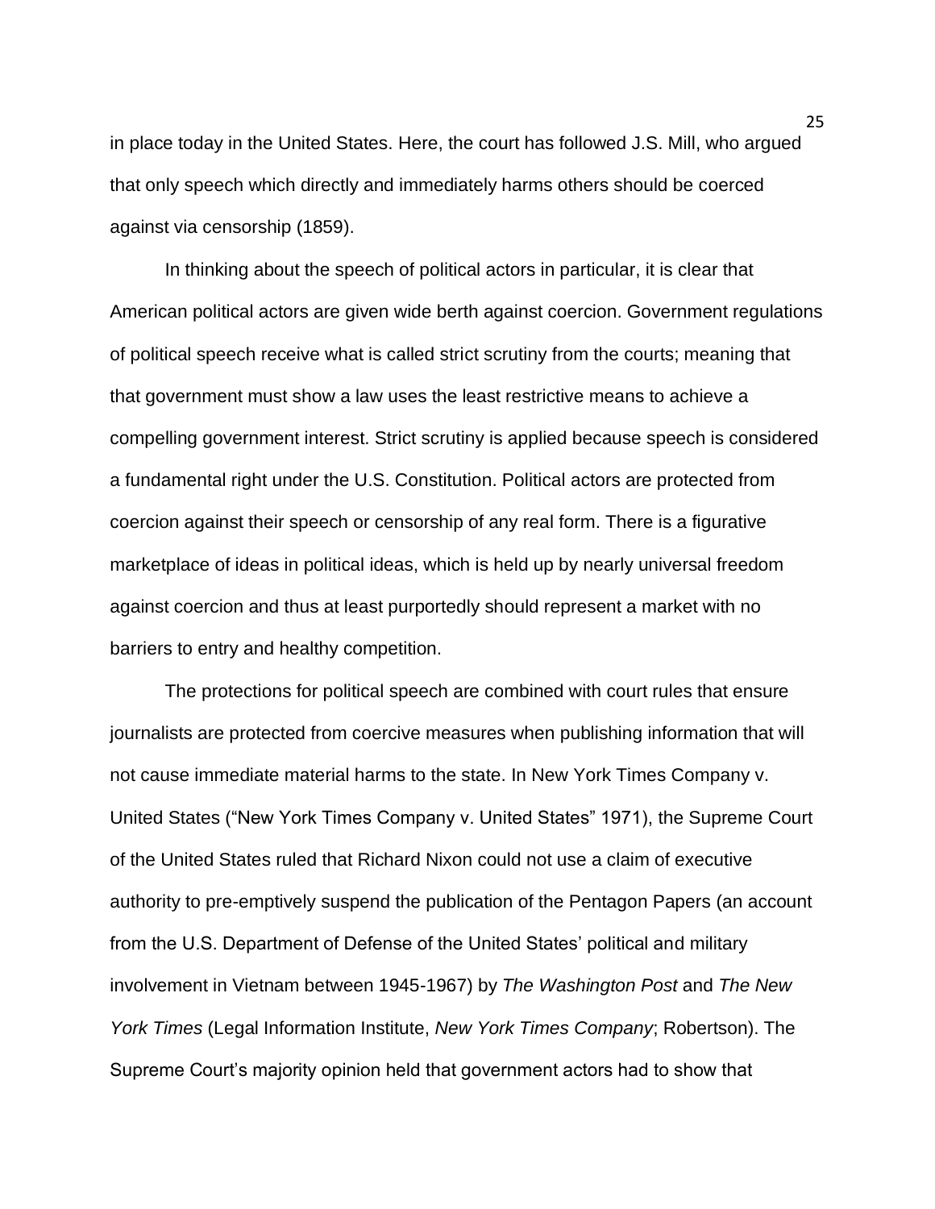in place today in the United States. Here, the court has followed J.S. Mill, who argued that only speech which directly and immediately harms others should be coerced against via censorship (1859).

In thinking about the speech of political actors in particular, it is clear that American political actors are given wide berth against coercion. Government regulations of political speech receive what is called strict scrutiny from the courts; meaning that that government must show a law uses the least restrictive means to achieve a compelling government interest. Strict scrutiny is applied because speech is considered a fundamental right under the U.S. Constitution. Political actors are protected from coercion against their speech or censorship of any real form. There is a figurative marketplace of ideas in political ideas, which is held up by nearly universal freedom against coercion and thus at least purportedly should represent a market with no barriers to entry and healthy competition.

The protections for political speech are combined with court rules that ensure journalists are protected from coercive measures when publishing information that will not cause immediate material harms to the state. In New York Times Company v. United States ("New York Times Company v. United States" 1971), the Supreme Court of the United States ruled that Richard Nixon could not use a claim of executive authority to pre-emptively suspend the publication of the Pentagon Papers (an account from the U.S. Department of Defense of the United States' political and military involvement in Vietnam between 1945-1967) by *The Washington Post* and *The New York Times* (Legal Information Institute, *New York Times Company*; Robertson). The Supreme Court's majority opinion held that government actors had to show that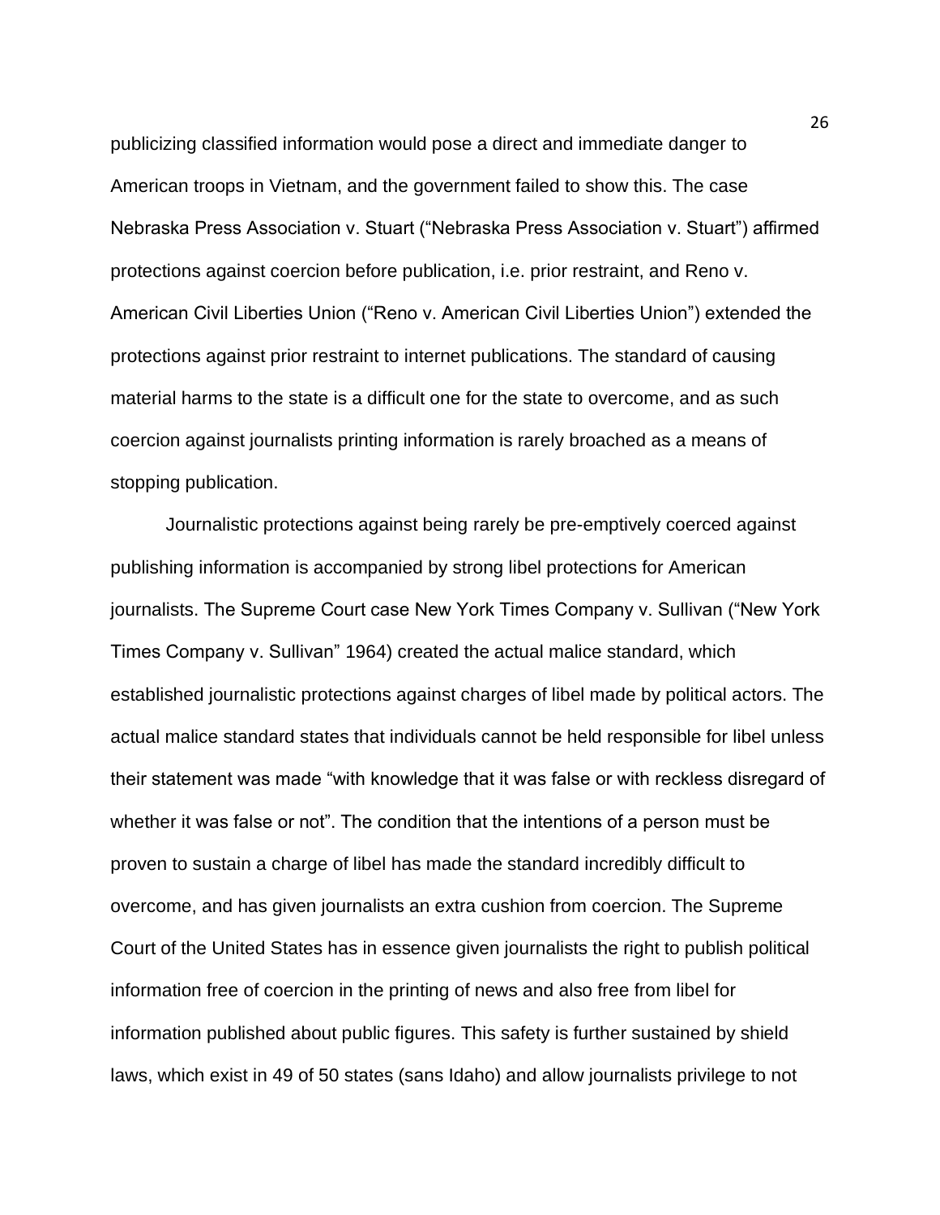publicizing classified information would pose a direct and immediate danger to American troops in Vietnam, and the government failed to show this. The case Nebraska Press Association v. Stuart ("Nebraska Press Association v. Stuart") affirmed protections against coercion before publication, i.e. prior restraint, and Reno v. American Civil Liberties Union ("Reno v. American Civil Liberties Union") extended the protections against prior restraint to internet publications. The standard of causing material harms to the state is a difficult one for the state to overcome, and as such coercion against journalists printing information is rarely broached as a means of stopping publication.

Journalistic protections against being rarely be pre-emptively coerced against publishing information is accompanied by strong libel protections for American journalists. The Supreme Court case New York Times Company v. Sullivan ("New York Times Company v. Sullivan" 1964) created the actual malice standard, which established journalistic protections against charges of libel made by political actors. The actual malice standard states that individuals cannot be held responsible for libel unless their statement was made "with knowledge that it was false or with reckless disregard of whether it was false or not". The condition that the intentions of a person must be proven to sustain a charge of libel has made the standard incredibly difficult to overcome, and has given journalists an extra cushion from coercion. The Supreme Court of the United States has in essence given journalists the right to publish political information free of coercion in the printing of news and also free from libel for information published about public figures. This safety is further sustained by shield laws, which exist in 49 of 50 states (sans Idaho) and allow journalists privilege to not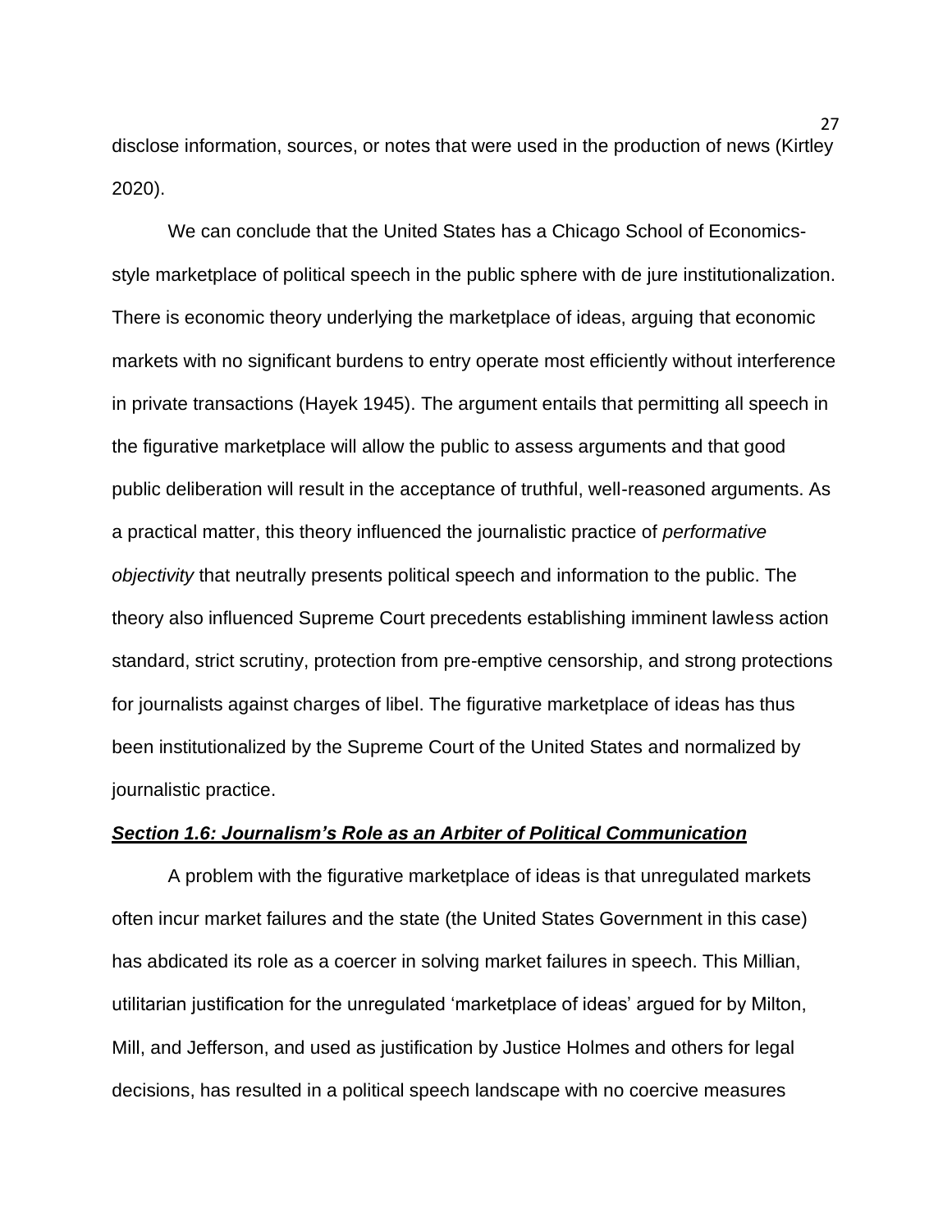disclose information, sources, or notes that were used in the production of news (Kirtley 2020).

We can conclude that the United States has a Chicago School of Economics-style marketplace of political speech in the public sphere with de jure institutionalization. There is economic theory underlying the marketplace of ideas, arguing that economic markets with no significant burdens to entry operate most efficiently without interference in private transactions (Hayek 1945). The argument entails that permitting all speech in the figurative marketplace will allow the public to assess arguments and that good public deliberation will result in the acceptance of truthful, well-reasoned arguments. As a practical matter, this theory influenced the journalistic practice of *performative objectivity* that neutrally presents political speech and information to the public. The theory also influenced Supreme Court precedents establishing imminent lawless action standard, strict scrutiny, protection from pre-emptive censorship, and strong protections for journalists against charges of libel. The figurative marketplace of ideas has thus been institutionalized by the Supreme Court of the United States and normalized by journalistic practice.

### ***Section 1.6: Journalism's Role as an Arbiter of Political Communication***

A problem with the figurative marketplace of ideas is that unregulated markets often incur market failures and the state (the United States Government in this case) has abdicated its role as a coercer in solving market failures in speech. This Millian, utilitarian justification for the unregulated 'marketplace of ideas' argued for by Milton, Mill, and Jefferson, and used as justification by Justice Holmes and others for legal decisions, has resulted in a political speech landscape with no coercive measures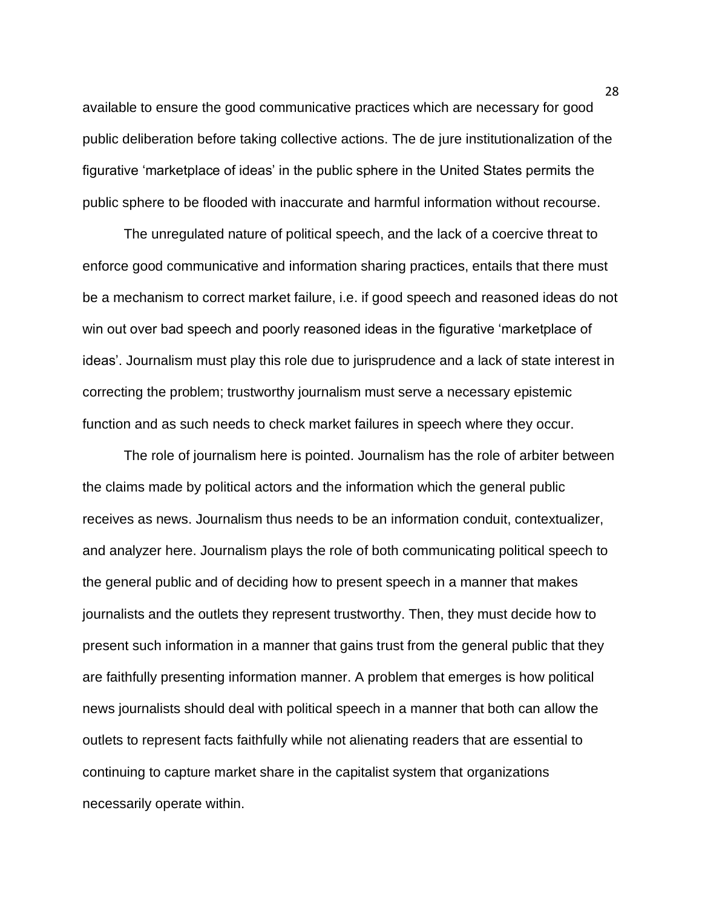available to ensure the good communicative practices which are necessary for good public deliberation before taking collective actions. The de jure institutionalization of the figurative 'marketplace of ideas' in the public sphere in the United States permits the public sphere to be flooded with inaccurate and harmful information without recourse.

The unregulated nature of political speech, and the lack of a coercive threat to enforce good communicative and information sharing practices, entails that there must be a mechanism to correct market failure, i.e. if good speech and reasoned ideas do not win out over bad speech and poorly reasoned ideas in the figurative 'marketplace of ideas'. Journalism must play this role due to jurisprudence and a lack of state interest in correcting the problem; trustworthy journalism must serve a necessary epistemic function and as such needs to check market failures in speech where they occur.

The role of journalism here is pointed. Journalism has the role of arbiter between the claims made by political actors and the information which the general public receives as news. Journalism thus needs to be an information conduit, contextualizer, and analyzer here. Journalism plays the role of both communicating political speech to the general public and of deciding how to present speech in a manner that makes journalists and the outlets they represent trustworthy. Then, they must decide how to present such information in a manner that gains trust from the general public that they are faithfully presenting information manner. A problem that emerges is how political news journalists should deal with political speech in a manner that both can allow the outlets to represent facts faithfully while not alienating readers that are essential to continuing to capture market share in the capitalist system that organizations necessarily operate within.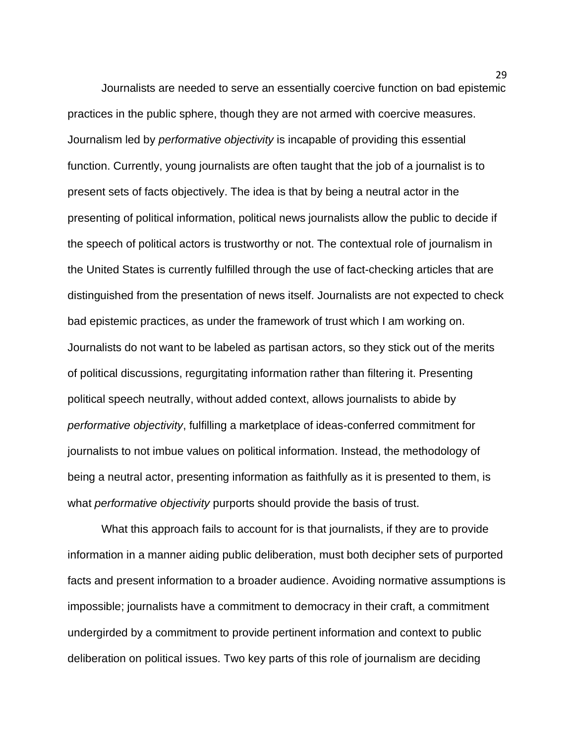Journalists are needed to serve an essentially coercive function on bad epistemic practices in the public sphere, though they are not armed with coercive measures. Journalism led by *performative objectivity* is incapable of providing this essential function. Currently, young journalists are often taught that the job of a journalist is to present sets of facts objectively. The idea is that by being a neutral actor in the presenting of political information, political news journalists allow the public to decide if the speech of political actors is trustworthy or not. The contextual role of journalism in the United States is currently fulfilled through the use of fact-checking articles that are distinguished from the presentation of news itself. Journalists are not expected to check bad epistemic practices, as under the framework of trust which I am working on. Journalists do not want to be labeled as partisan actors, so they stick out of the merits of political discussions, regurgitating information rather than filtering it. Presenting political speech neutrally, without added context, allows journalists to abide by *performative objectivity*, fulfilling a marketplace of ideas-conferred commitment for journalists to not imbue values on political information. Instead, the methodology of being a neutral actor, presenting information as faithfully as it is presented to them, is what *performative objectivity* purports should provide the basis of trust.

What this approach fails to account for is that journalists, if they are to provide information in a manner aiding public deliberation, must both decipher sets of purported facts and present information to a broader audience. Avoiding normative assumptions is impossible; journalists have a commitment to democracy in their craft, a commitment undergirded by a commitment to provide pertinent information and context to public deliberation on political issues. Two key parts of this role of journalism are deciding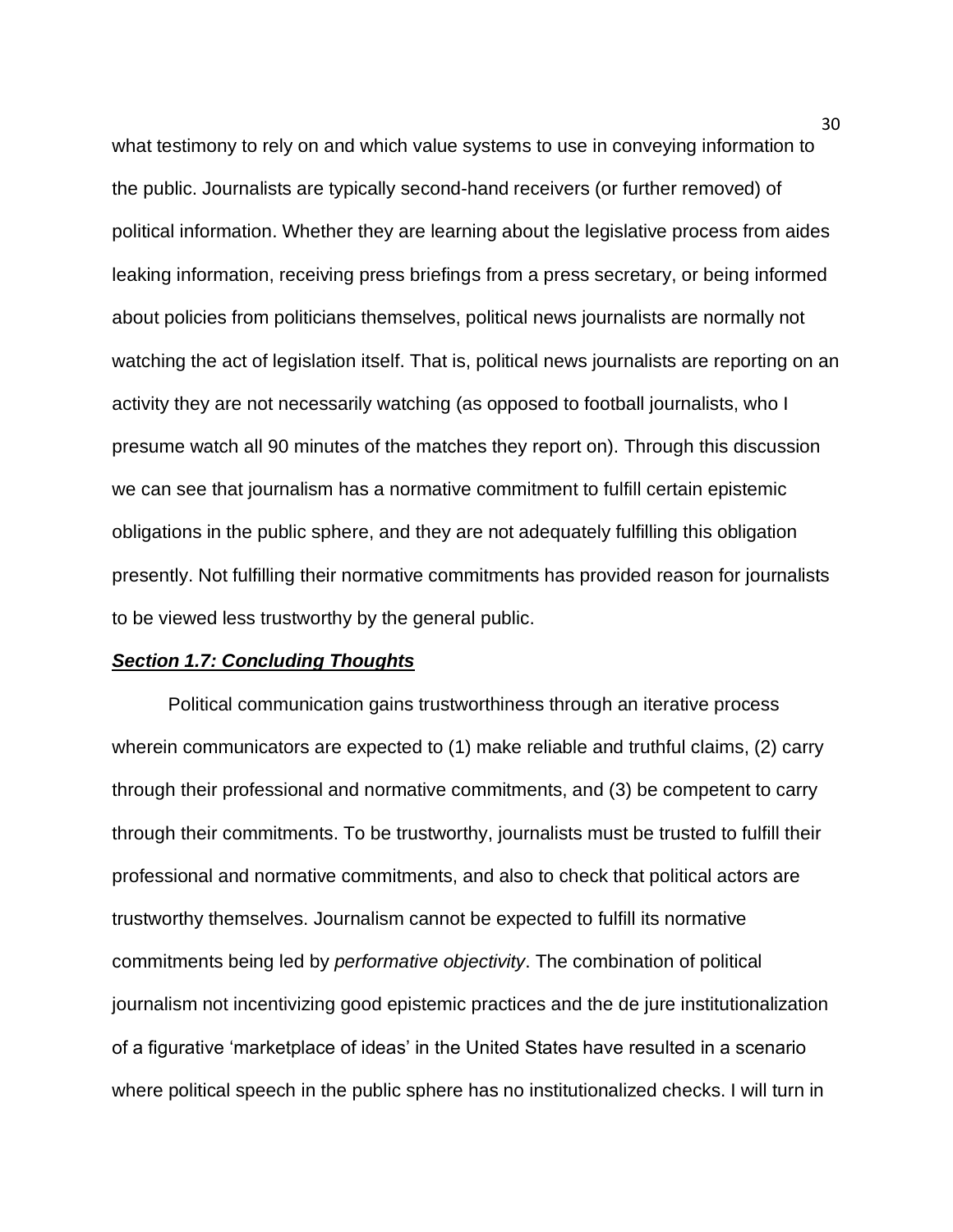what testimony to rely on and which value systems to use in conveying information to the public. Journalists are typically second-hand receivers (or further removed) of political information. Whether they are learning about the legislative process from aides leaking information, receiving press briefings from a press secretary, or being informed about policies from politicians themselves, political news journalists are normally not watching the act of legislation itself. That is, political news journalists are reporting on an activity they are not necessarily watching (as opposed to football journalists, who I presume watch all 90 minutes of the matches they report on). Through this discussion we can see that journalism has a normative commitment to fulfill certain epistemic obligations in the public sphere, and they are not adequately fulfilling this obligation presently. Not fulfilling their normative commitments has provided reason for journalists to be viewed less trustworthy by the general public.

### ***Section 1.7: Concluding Thoughts***

Political communication gains trustworthiness through an iterative process wherein communicators are expected to (1) make reliable and truthful claims, (2) carry through their professional and normative commitments, and (3) be competent to carry through their commitments. To be trustworthy, journalists must be trusted to fulfill their professional and normative commitments, and also to check that political actors are trustworthy themselves. Journalism cannot be expected to fulfill its normative commitments being led by *performative objectivity*. The combination of political journalism not incentivizing good epistemic practices and the de jure institutionalization of a figurative 'marketplace of ideas' in the United States have resulted in a scenario where political speech in the public sphere has no institutionalized checks. I will turn in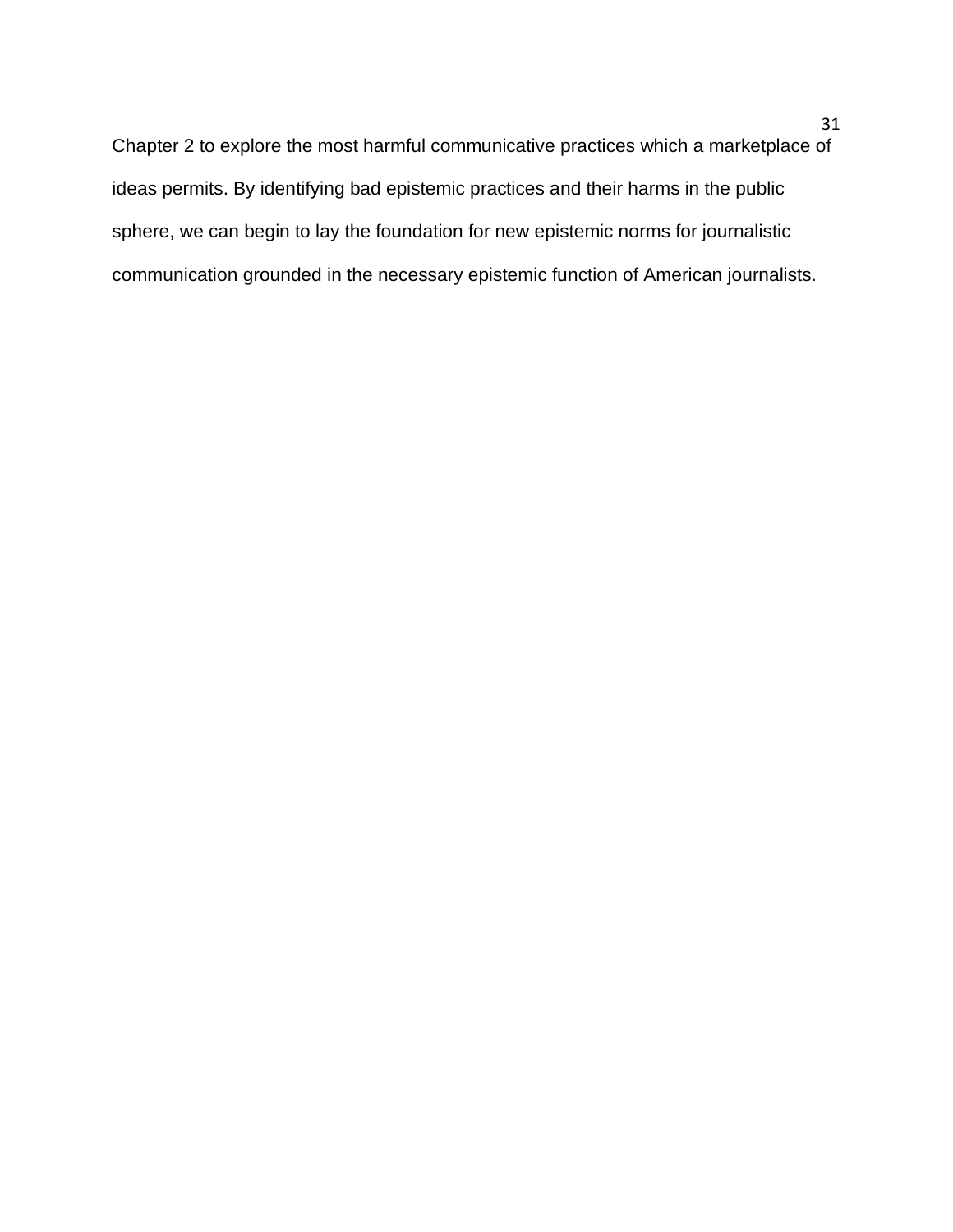Chapter 2 to explore the most harmful communicative practices which a marketplace of ideas permits. By identifying bad epistemic practices and their harms in the public sphere, we can begin to lay the foundation for new epistemic norms for journalistic communication grounded in the necessary epistemic function of American journalists.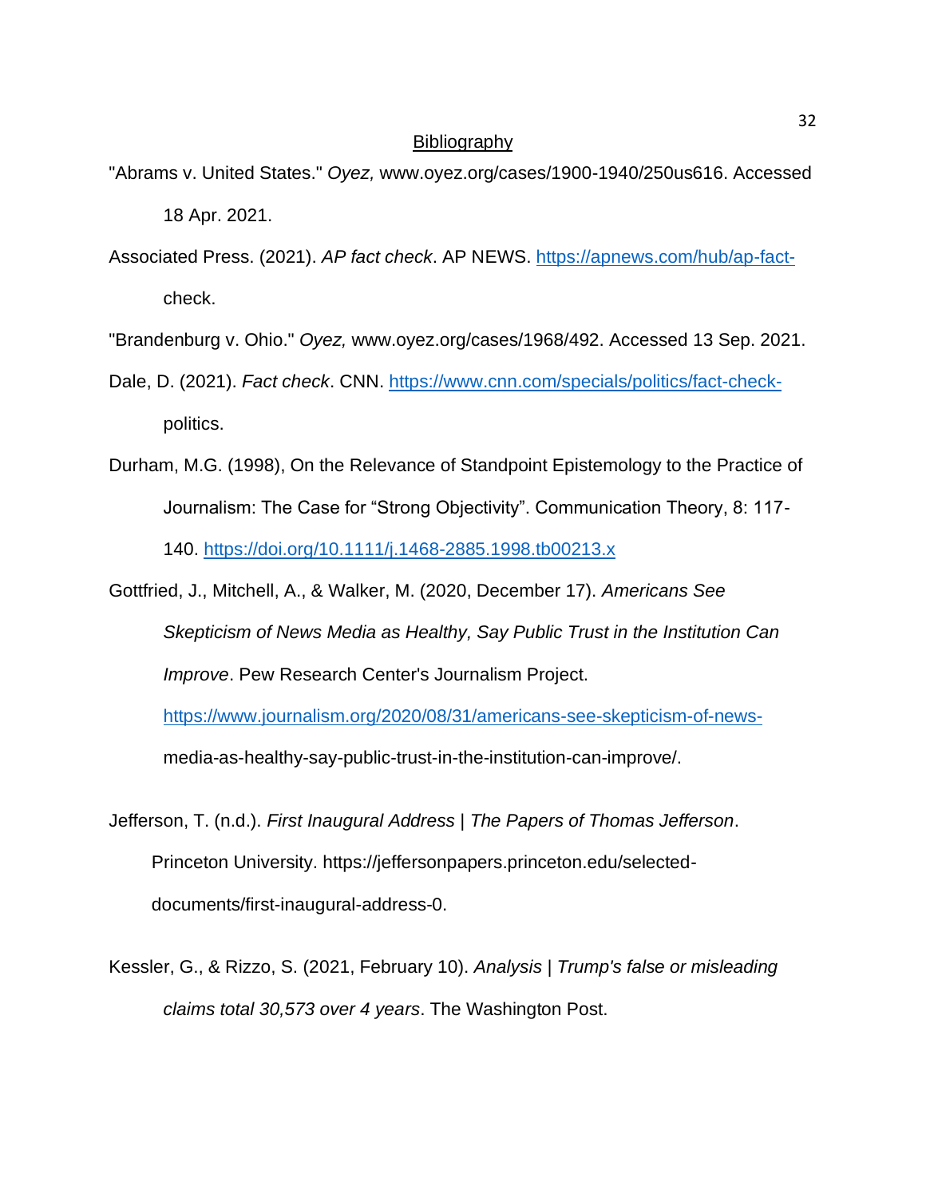## Bibliography

"Abrams v. United States." *Oyez,* www.oyez.org/cases/1900-1940/250us616. Accessed 18 Apr. 2021.

Associated Press. (2021). *AP fact check*. AP NEWS. https://apnews.com/hub/ap-fact-check.

"Brandenburg v. Ohio." *Oyez,* www.oyez.org/cases/1968/492. Accessed 13 Sep. 2021.

Dale, D. (2021). *Fact check*. CNN. https://www.cnn.com/specials/politics/fact-check-politics.

Durham, M.G. (1998), On the Relevance of Standpoint Epistemology to the Practice of Journalism: The Case for "Strong Objectivity". Communication Theory, 8: 117-140. https://doi.org/10.1111/j.1468-2885.1998.tb00213.x

Gottfried, J., Mitchell, A., & Walker, M. (2020, December 17). *Americans See Skepticism of News Media as Healthy, Say Public Trust in the Institution Can Improve*. Pew Research Center's Journalism Project. https://www.journalism.org/2020/08/31/americans-see-skepticism-of-news-media-as-healthy-say-public-trust-in-the-institution-can-improve/.

Jefferson, T. (n.d.). *First Inaugural Address | The Papers of Thomas Jefferson*. Princeton University. https://jeffersonpapers.princeton.edu/selected-documents/first-inaugural-address-0.

Kessler, G., & Rizzo, S. (2021, February 10). *Analysis | Trump's false or misleading claims total 30,573 over 4 years*. The Washington Post.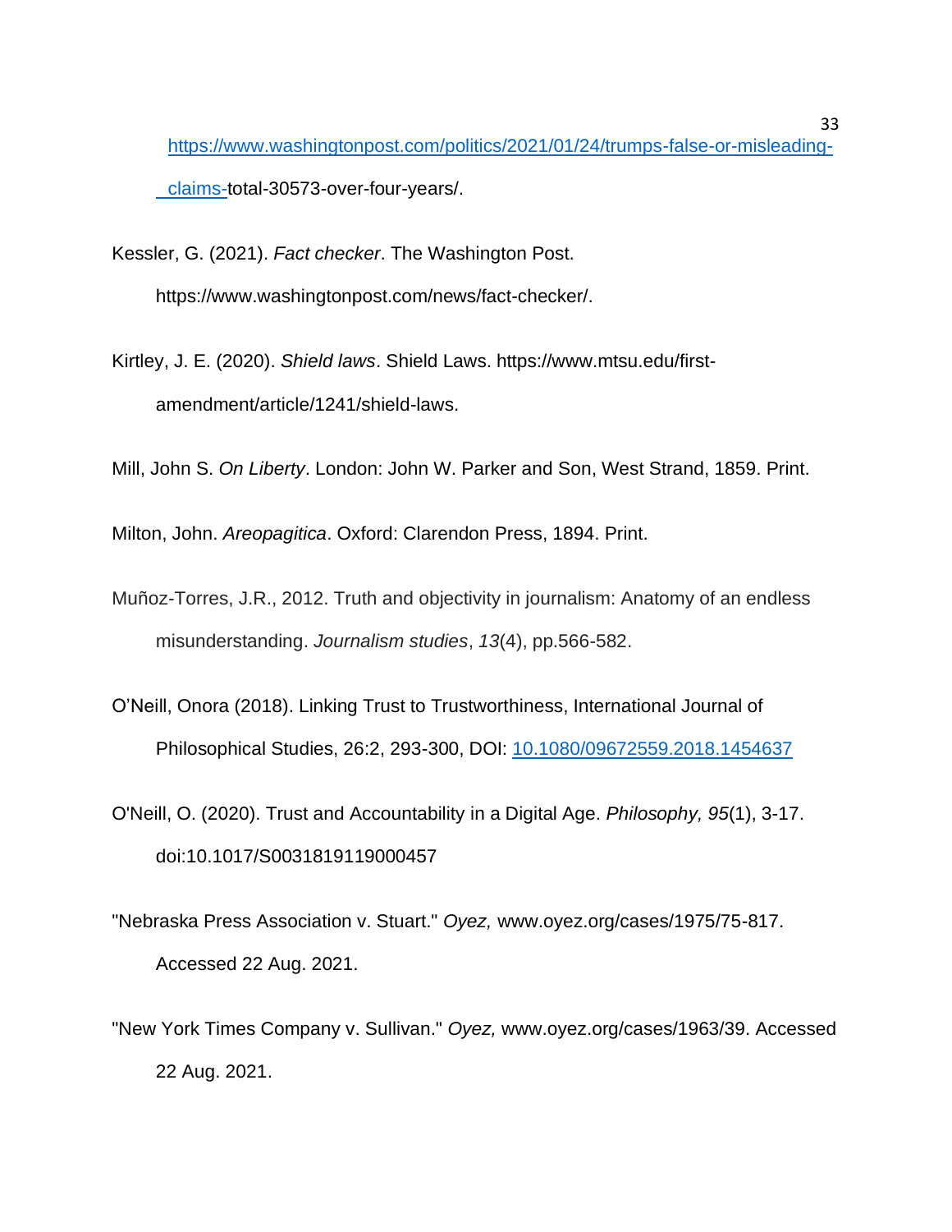https://www.washingtonpost.com/politics/2021/01/24/trumps-false-or-misleading-claims-total-30573-over-four-years/.

Kessler, G. (2021). *Fact checker*. The Washington Post. https://www.washingtonpost.com/news/fact-checker/.

Kirtley, J. E. (2020). *Shield laws*. Shield Laws. https://www.mtsu.edu/first-amendment/article/1241/shield-laws.

Mill, John S. *On Liberty*. London: John W. Parker and Son, West Strand, 1859. Print.

Milton, John. *Areopagitica*. Oxford: Clarendon Press, 1894. Print.

Muñoz-Torres, J.R., 2012. Truth and objectivity in journalism: Anatomy of an endless misunderstanding. *Journalism studies*, *13*(4), pp.566-582.

O'Neill, Onora (2018). Linking Trust to Trustworthiness, International Journal of Philosophical Studies, 26:2, 293-300, DOI: 10.1080/09672559.2018.1454637

O'Neill, O. (2020). Trust and Accountability in a Digital Age. *Philosophy, 95*(1), 3-17. doi:10.1017/S0031819119000457

"Nebraska Press Association v. Stuart." *Oyez,* www.oyez.org/cases/1975/75-817. Accessed 22 Aug. 2021.

"New York Times Company v. Sullivan." *Oyez,* www.oyez.org/cases/1963/39. Accessed 22 Aug. 2021.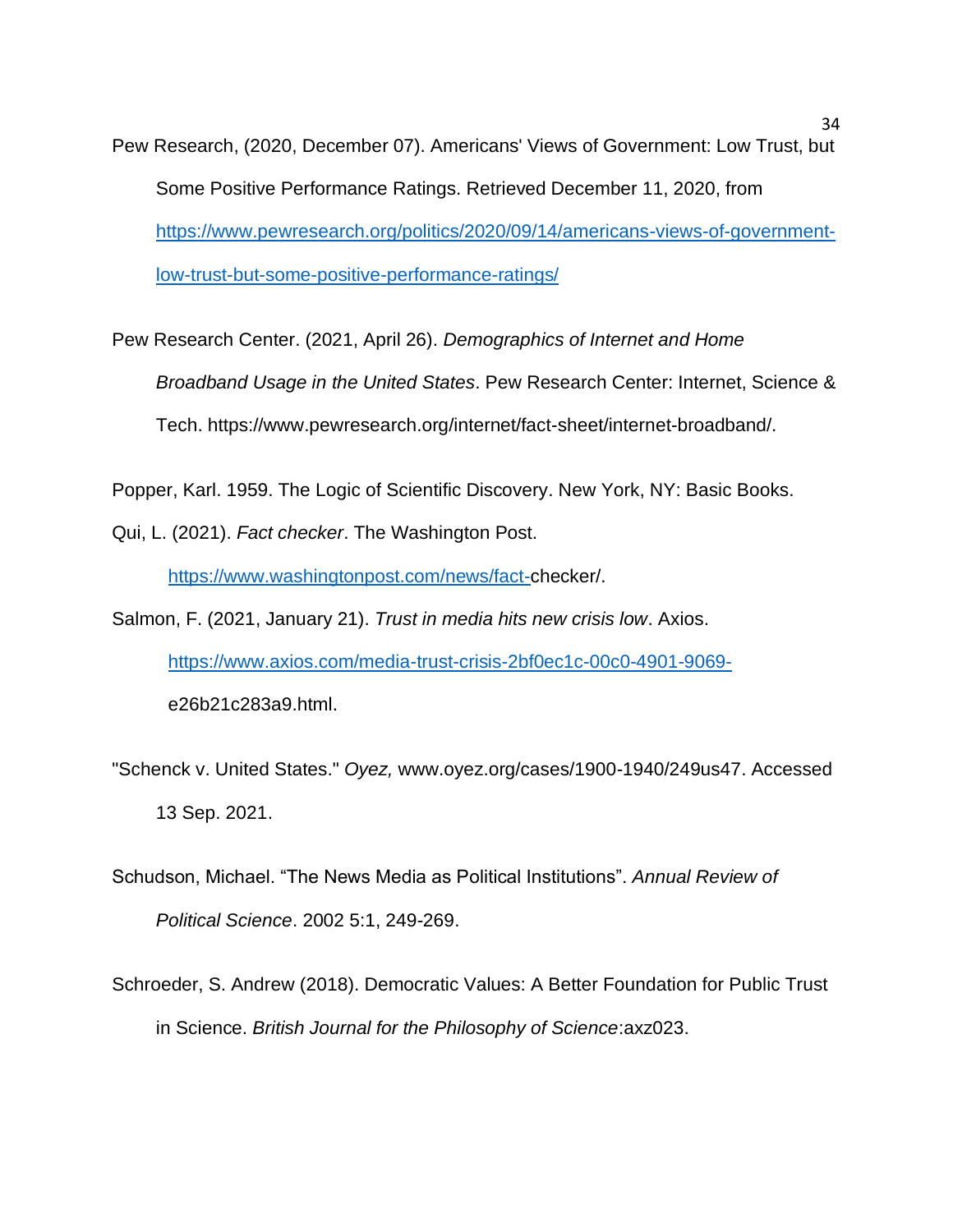Pew Research, (2020, December 07). Americans' Views of Government: Low Trust, but Some Positive Performance Ratings. Retrieved December 11, 2020, from https://www.pewresearch.org/politics/2020/09/14/americans-views-of-government-low-trust-but-some-positive-performance-ratings/

Pew Research Center. (2021, April 26). *Demographics of Internet and Home Broadband Usage in the United States*. Pew Research Center: Internet, Science & Tech. https://www.pewresearch.org/internet/fact-sheet/internet-broadband/.

Popper, Karl. 1959. The Logic of Scientific Discovery. New York, NY: Basic Books.

Qui, L. (2021). *Fact checker*. The Washington Post. https://www.washingtonpost.com/news/fact-checker/.

Salmon, F. (2021, January 21). *Trust in media hits new crisis low*. Axios. https://www.axios.com/media-trust-crisis-2bf0ec1c-00c0-4901-9069-e26b21c283a9.html.

"Schenck v. United States." *Oyez,* www.oyez.org/cases/1900-1940/249us47. Accessed 13 Sep. 2021.

Schudson, Michael. “The News Media as Political Institutions”. *Annual Review of Political Science*. 2002 5:1, 249-269.

Schroeder, S. Andrew (2018). Democratic Values: A Better Foundation for Public Trust in Science. *British Journal for the Philosophy of Science*:axz023.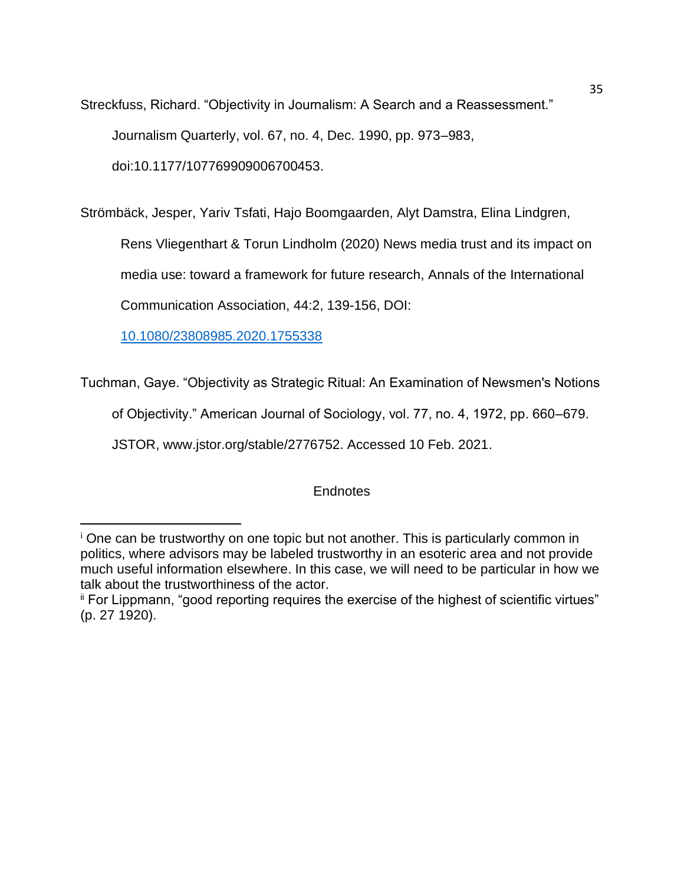Streckfuss, Richard. "Objectivity in Journalism: A Search and a Reassessment." Journalism Quarterly, vol. 67, no. 4, Dec. 1990, pp. 973–983, doi:10.1177/107769909006700453.

Strömbäck, Jesper, Yariv Tsfati, Hajo Boomgaarden, Alyt Damstra, Elina Lindgren, Rens Vliegenthart & Torun Lindholm (2020) News media trust and its impact on media use: toward a framework for future research, Annals of the International Communication Association, 44:2, 139-156, DOI: [10.1080/23808985.2020.1755338](https://doi.org/10.1080/23808985.2020.1755338)

Tuchman, Gaye. "Objectivity as Strategic Ritual: An Examination of Newsmen's Notions of Objectivity." American Journal of Sociology, vol. 77, no. 4, 1972, pp. 660–679. JSTOR, www.jstor.org/stable/2776752. Accessed 10 Feb. 2021.

## Endnotes

---

[i] One can be trustworthy on one topic but not another. This is particularly common in politics, where advisors may be labeled trustworthy in an esoteric area and not provide much useful information elsewhere. In this case, we will need to be particular in how we talk about the trustworthiness of the actor.

[ii] For Lippmann, "good reporting requires the exercise of the highest of scientific virtues" (p. 27 1920).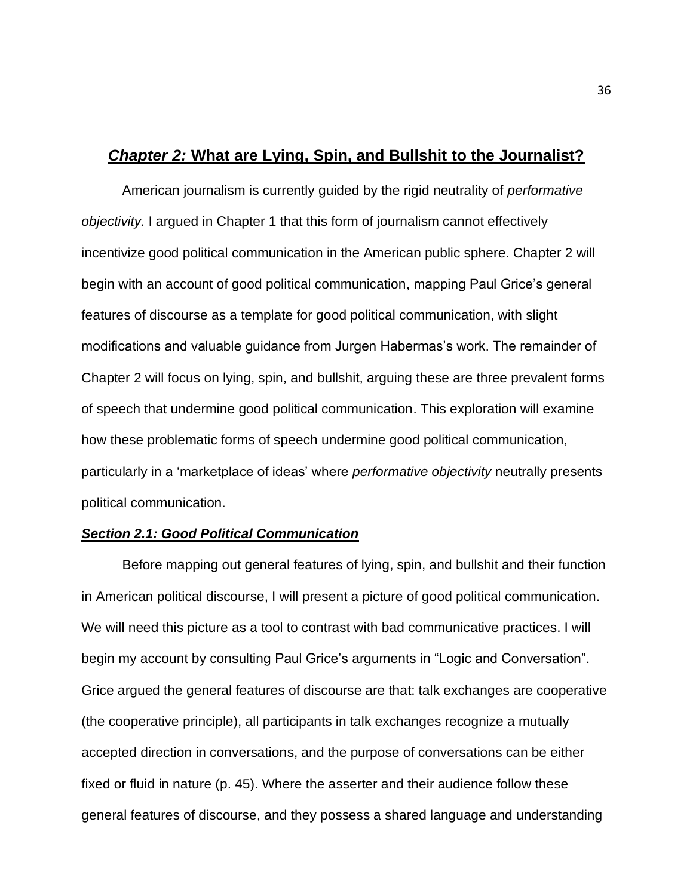## *Chapter 2:* What are Lying, Spin, and Bullshit to the Journalist?

American journalism is currently guided by the rigid neutrality of *performative objectivity.* I argued in Chapter 1 that this form of journalism cannot effectively incentivize good political communication in the American public sphere. Chapter 2 will begin with an account of good political communication, mapping Paul Grice's general features of discourse as a template for good political communication, with slight modifications and valuable guidance from Jurgen Habermas's work. The remainder of Chapter 2 will focus on lying, spin, and bullshit, arguing these are three prevalent forms of speech that undermine good political communication. This exploration will examine how these problematic forms of speech undermine good political communication, particularly in a 'marketplace of ideas' where *performative objectivity* neutrally presents political communication.

### *Section 2.1: Good Political Communication*

Before mapping out general features of lying, spin, and bullshit and their function in American political discourse, I will present a picture of good political communication. We will need this picture as a tool to contrast with bad communicative practices. I will begin my account by consulting Paul Grice's arguments in "Logic and Conversation". Grice argued the general features of discourse are that: talk exchanges are cooperative (the cooperative principle), all participants in talk exchanges recognize a mutually accepted direction in conversations, and the purpose of conversations can be either fixed or fluid in nature (p. 45). Where the asserter and their audience follow these general features of discourse, and they possess a shared language and understanding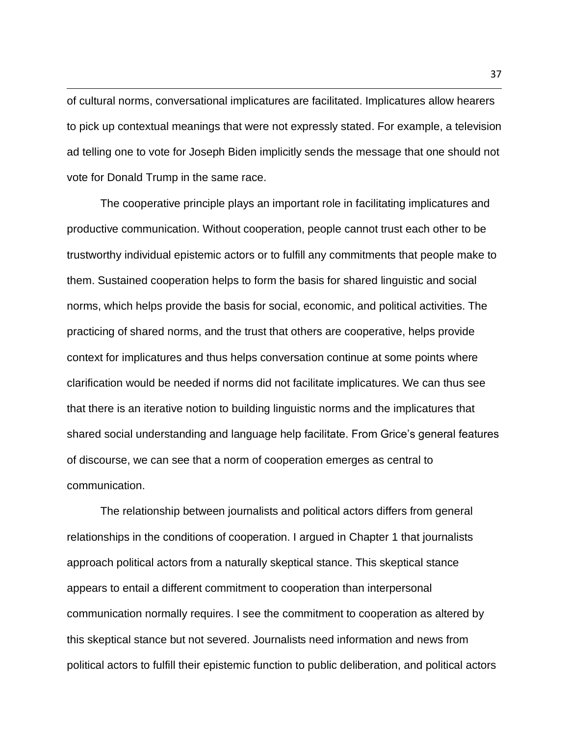of cultural norms, conversational implicatures are facilitated. Implicatures allow hearers to pick up contextual meanings that were not expressly stated. For example, a television ad telling one to vote for Joseph Biden implicitly sends the message that one should not vote for Donald Trump in the same race.

The cooperative principle plays an important role in facilitating implicatures and productive communication. Without cooperation, people cannot trust each other to be trustworthy individual epistemic actors or to fulfill any commitments that people make to them. Sustained cooperation helps to form the basis for shared linguistic and social norms, which helps provide the basis for social, economic, and political activities. The practicing of shared norms, and the trust that others are cooperative, helps provide context for implicatures and thus helps conversation continue at some points where clarification would be needed if norms did not facilitate implicatures. We can thus see that there is an iterative notion to building linguistic norms and the implicatures that shared social understanding and language help facilitate. From Grice's general features of discourse, we can see that a norm of cooperation emerges as central to communication.

The relationship between journalists and political actors differs from general relationships in the conditions of cooperation. I argued in Chapter 1 that journalists approach political actors from a naturally skeptical stance. This skeptical stance appears to entail a different commitment to cooperation than interpersonal communication normally requires. I see the commitment to cooperation as altered by this skeptical stance but not severed. Journalists need information and news from political actors to fulfill their epistemic function to public deliberation, and political actors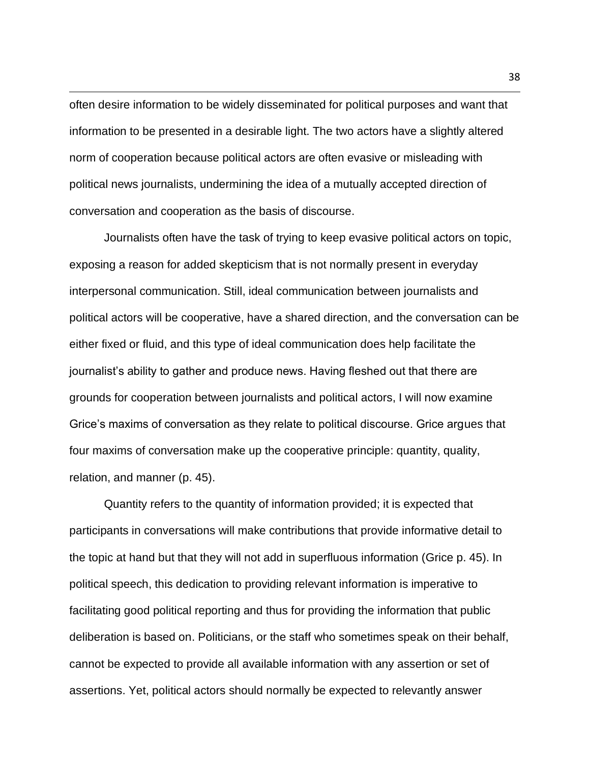often desire information to be widely disseminated for political purposes and want that information to be presented in a desirable light. The two actors have a slightly altered norm of cooperation because political actors are often evasive or misleading with political news journalists, undermining the idea of a mutually accepted direction of conversation and cooperation as the basis of discourse.

Journalists often have the task of trying to keep evasive political actors on topic, exposing a reason for added skepticism that is not normally present in everyday interpersonal communication. Still, ideal communication between journalists and political actors will be cooperative, have a shared direction, and the conversation can be either fixed or fluid, and this type of ideal communication does help facilitate the journalist's ability to gather and produce news. Having fleshed out that there are grounds for cooperation between journalists and political actors, I will now examine Grice's maxims of conversation as they relate to political discourse. Grice argues that four maxims of conversation make up the cooperative principle: quantity, quality, relation, and manner (p. 45).

Quantity refers to the quantity of information provided; it is expected that participants in conversations will make contributions that provide informative detail to the topic at hand but that they will not add in superfluous information (Grice p. 45). In political speech, this dedication to providing relevant information is imperative to facilitating good political reporting and thus for providing the information that public deliberation is based on. Politicians, or the staff who sometimes speak on their behalf, cannot be expected to provide all available information with any assertion or set of assertions. Yet, political actors should normally be expected to relevantly answer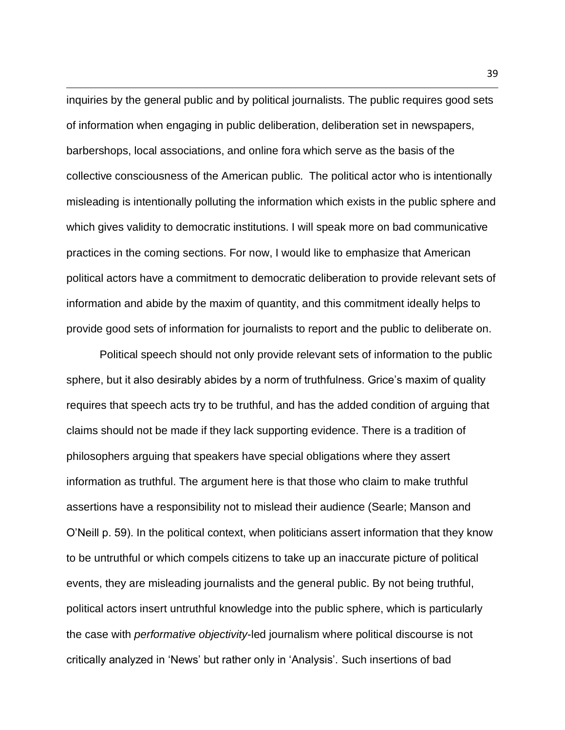inquiries by the general public and by political journalists. The public requires good sets of information when engaging in public deliberation, deliberation set in newspapers, barbershops, local associations, and online fora which serve as the basis of the collective consciousness of the American public. The political actor who is intentionally misleading is intentionally polluting the information which exists in the public sphere and which gives validity to democratic institutions. I will speak more on bad communicative practices in the coming sections. For now, I would like to emphasize that American political actors have a commitment to democratic deliberation to provide relevant sets of information and abide by the maxim of quantity, and this commitment ideally helps to provide good sets of information for journalists to report and the public to deliberate on.

Political speech should not only provide relevant sets of information to the public sphere, but it also desirably abides by a norm of truthfulness. Grice's maxim of quality requires that speech acts try to be truthful, and has the added condition of arguing that claims should not be made if they lack supporting evidence. There is a tradition of philosophers arguing that speakers have special obligations where they assert information as truthful. The argument here is that those who claim to make truthful assertions have a responsibility not to mislead their audience (Searle; Manson and O'Neill p. 59). In the political context, when politicians assert information that they know to be untruthful or which compels citizens to take up an inaccurate picture of political events, they are misleading journalists and the general public. By not being truthful, political actors insert untruthful knowledge into the public sphere, which is particularly the case with *performative objectivity*-led journalism where political discourse is not critically analyzed in 'News' but rather only in 'Analysis'. Such insertions of bad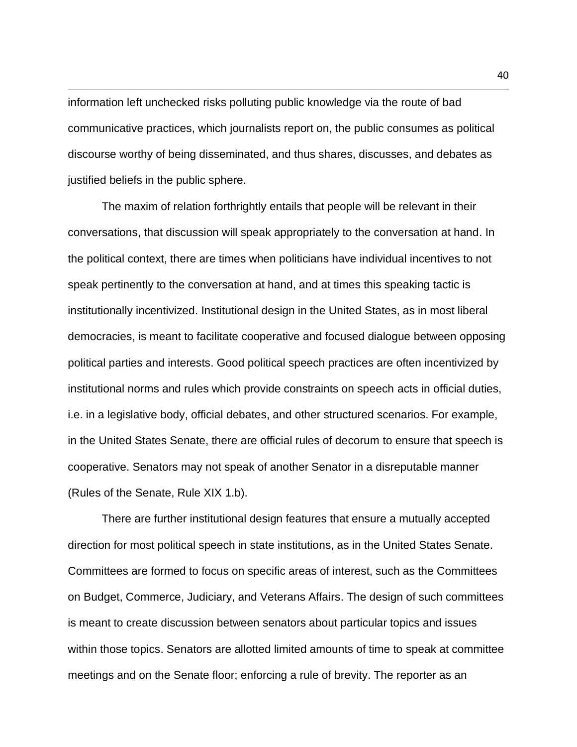information left unchecked risks polluting public knowledge via the route of bad communicative practices, which journalists report on, the public consumes as political discourse worthy of being disseminated, and thus shares, discusses, and debates as justified beliefs in the public sphere.

The maxim of relation forthrightly entails that people will be relevant in their conversations, that discussion will speak appropriately to the conversation at hand. In the political context, there are times when politicians have individual incentives to not speak pertinently to the conversation at hand, and at times this speaking tactic is institutionally incentivized. Institutional design in the United States, as in most liberal democracies, is meant to facilitate cooperative and focused dialogue between opposing political parties and interests. Good political speech practices are often incentivized by institutional norms and rules which provide constraints on speech acts in official duties, i.e. in a legislative body, official debates, and other structured scenarios. For example, in the United States Senate, there are official rules of decorum to ensure that speech is cooperative. Senators may not speak of another Senator in a disreputable manner (Rules of the Senate, Rule XIX 1.b).

There are further institutional design features that ensure a mutually accepted direction for most political speech in state institutions, as in the United States Senate. Committees are formed to focus on specific areas of interest, such as the Committees on Budget, Commerce, Judiciary, and Veterans Affairs. The design of such committees is meant to create discussion between senators about particular topics and issues within those topics. Senators are allotted limited amounts of time to speak at committee meetings and on the Senate floor; enforcing a rule of brevity. The reporter as an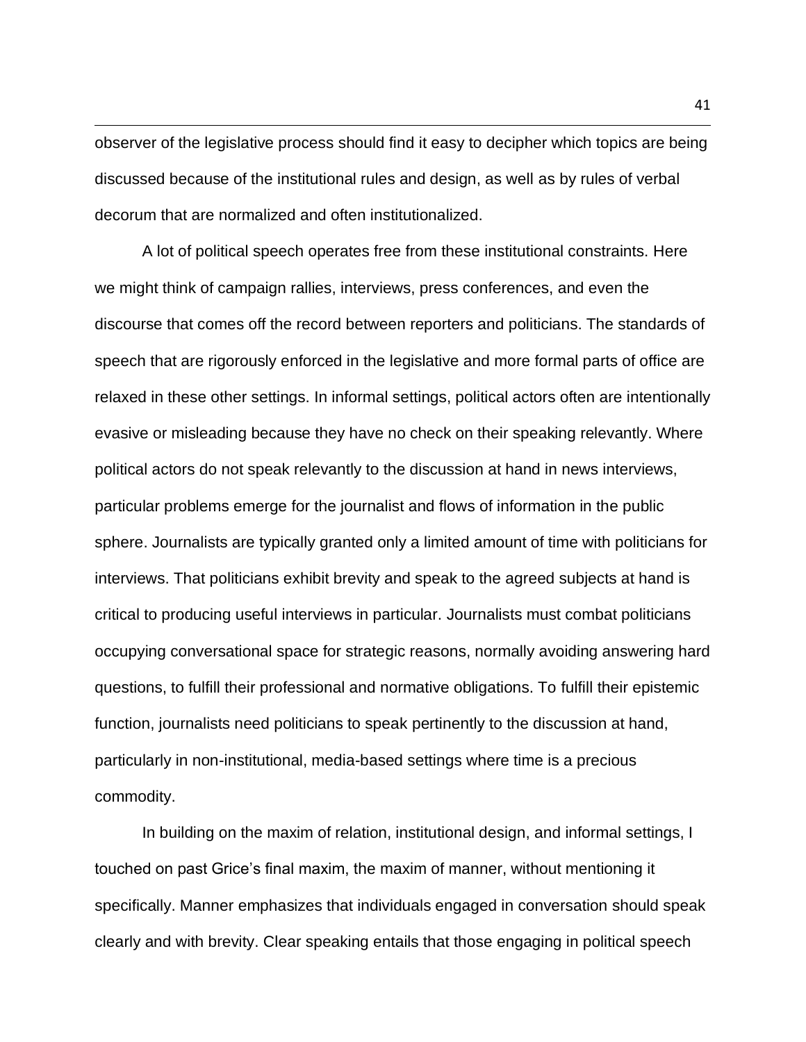observer of the legislative process should find it easy to decipher which topics are being discussed because of the institutional rules and design, as well as by rules of verbal decorum that are normalized and often institutionalized.

A lot of political speech operates free from these institutional constraints. Here we might think of campaign rallies, interviews, press conferences, and even the discourse that comes off the record between reporters and politicians. The standards of speech that are rigorously enforced in the legislative and more formal parts of office are relaxed in these other settings. In informal settings, political actors often are intentionally evasive or misleading because they have no check on their speaking relevantly. Where political actors do not speak relevantly to the discussion at hand in news interviews, particular problems emerge for the journalist and flows of information in the public sphere. Journalists are typically granted only a limited amount of time with politicians for interviews. That politicians exhibit brevity and speak to the agreed subjects at hand is critical to producing useful interviews in particular. Journalists must combat politicians occupying conversational space for strategic reasons, normally avoiding answering hard questions, to fulfill their professional and normative obligations. To fulfill their epistemic function, journalists need politicians to speak pertinently to the discussion at hand, particularly in non-institutional, media-based settings where time is a precious commodity.

In building on the maxim of relation, institutional design, and informal settings, I touched on past Grice's final maxim, the maxim of manner, without mentioning it specifically. Manner emphasizes that individuals engaged in conversation should speak clearly and with brevity. Clear speaking entails that those engaging in political speech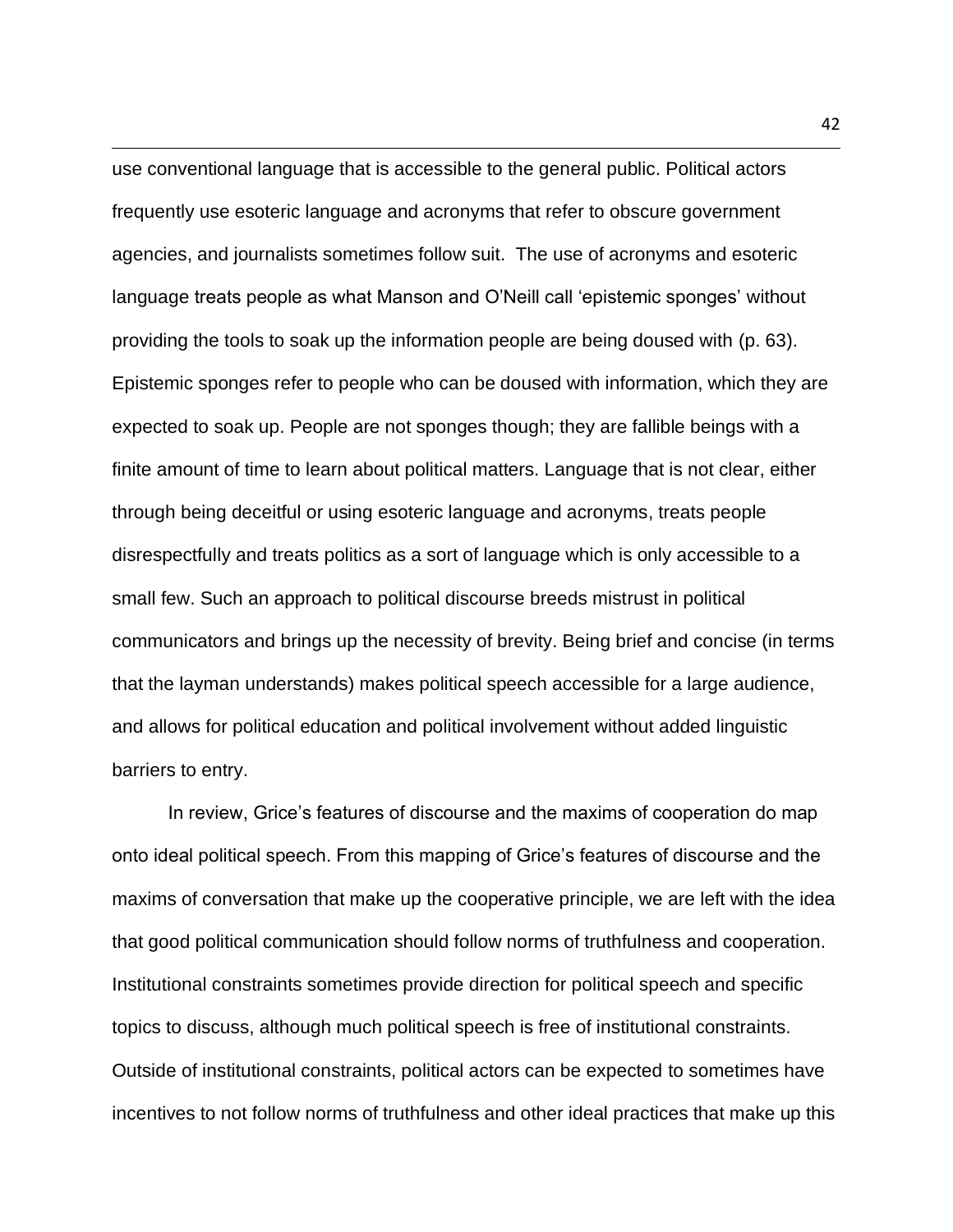use conventional language that is accessible to the general public. Political actors frequently use esoteric language and acronyms that refer to obscure government agencies, and journalists sometimes follow suit. The use of acronyms and esoteric language treats people as what Manson and O'Neill call 'epistemic sponges' without providing the tools to soak up the information people are being doused with (p. 63). Epistemic sponges refer to people who can be doused with information, which they are expected to soak up. People are not sponges though; they are fallible beings with a finite amount of time to learn about political matters. Language that is not clear, either through being deceitful or using esoteric language and acronyms, treats people disrespectfully and treats politics as a sort of language which is only accessible to a small few. Such an approach to political discourse breeds mistrust in political communicators and brings up the necessity of brevity. Being brief and concise (in terms that the layman understands) makes political speech accessible for a large audience, and allows for political education and political involvement without added linguistic barriers to entry.

In review, Grice's features of discourse and the maxims of cooperation do map onto ideal political speech. From this mapping of Grice's features of discourse and the maxims of conversation that make up the cooperative principle, we are left with the idea that good political communication should follow norms of truthfulness and cooperation. Institutional constraints sometimes provide direction for political speech and specific topics to discuss, although much political speech is free of institutional constraints. Outside of institutional constraints, political actors can be expected to sometimes have incentives to not follow norms of truthfulness and other ideal practices that make up this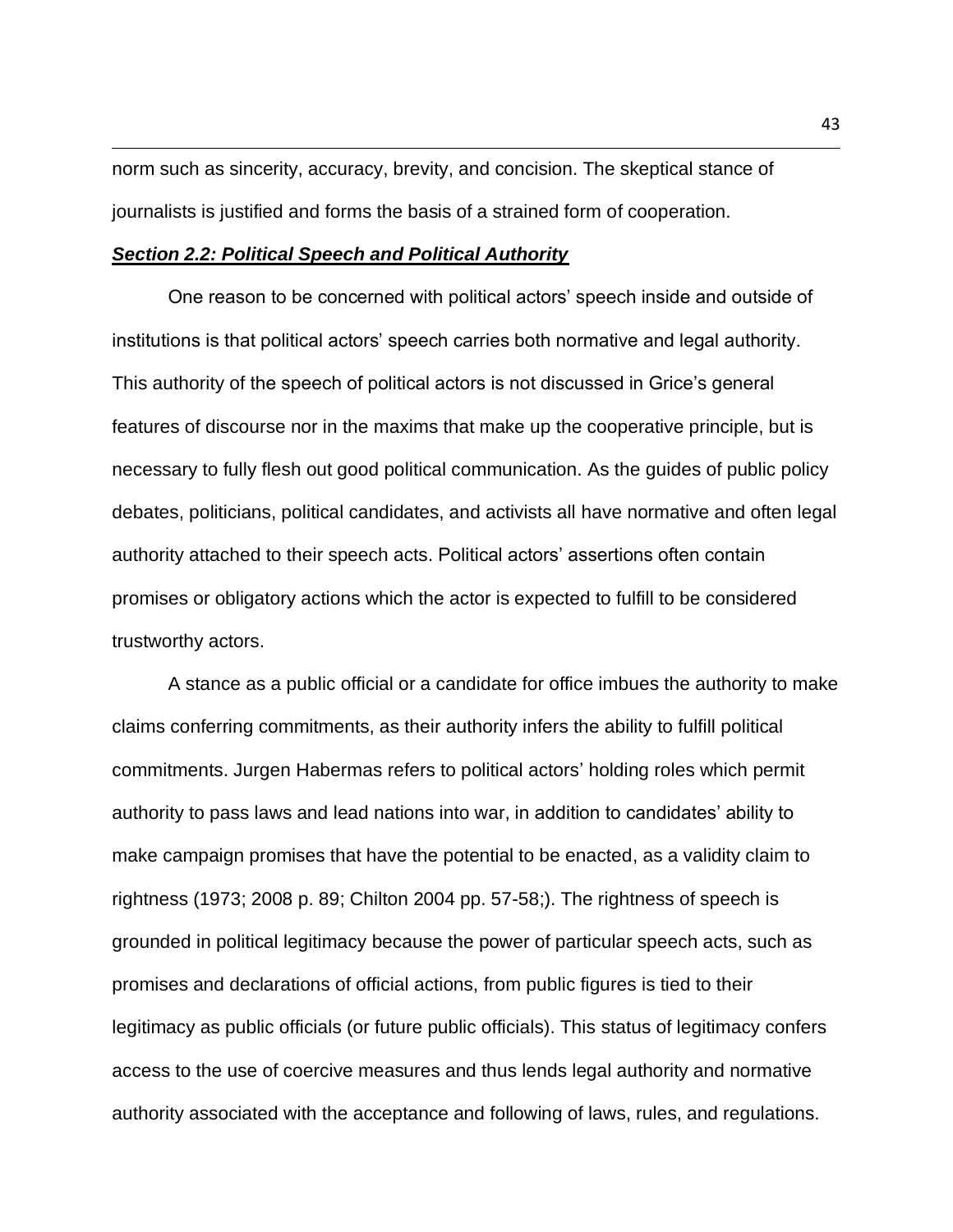norm such as sincerity, accuracy, brevity, and concision. The skeptical stance of journalists is justified and forms the basis of a strained form of cooperation.

### ***Section 2.2: Political Speech and Political Authority***

One reason to be concerned with political actors' speech inside and outside of institutions is that political actors' speech carries both normative and legal authority. This authority of the speech of political actors is not discussed in Grice's general features of discourse nor in the maxims that make up the cooperative principle, but is necessary to fully flesh out good political communication. As the guides of public policy debates, politicians, political candidates, and activists all have normative and often legal authority attached to their speech acts. Political actors' assertions often contain promises or obligatory actions which the actor is expected to fulfill to be considered trustworthy actors.

A stance as a public official or a candidate for office imbues the authority to make claims conferring commitments, as their authority infers the ability to fulfill political commitments. Jurgen Habermas refers to political actors' holding roles which permit authority to pass laws and lead nations into war, in addition to candidates' ability to make campaign promises that have the potential to be enacted, as a validity claim to rightness (1973; 2008 p. 89; Chilton 2004 pp. 57-58;). The rightness of speech is grounded in political legitimacy because the power of particular speech acts, such as promises and declarations of official actions, from public figures is tied to their legitimacy as public officials (or future public officials). This status of legitimacy confers access to the use of coercive measures and thus lends legal authority and normative authority associated with the acceptance and following of laws, rules, and regulations.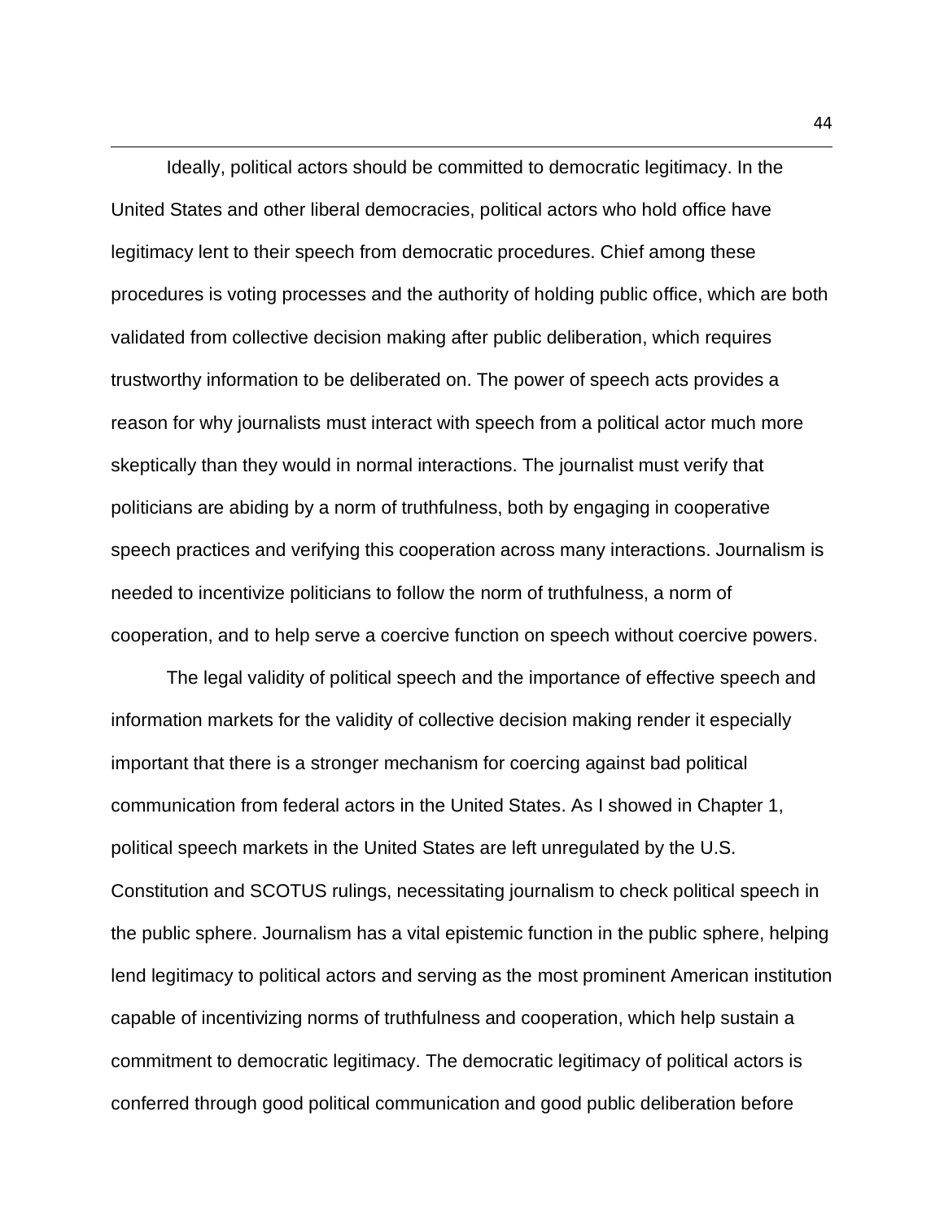Ideally, political actors should be committed to democratic legitimacy. In the United States and other liberal democracies, political actors who hold office have legitimacy lent to their speech from democratic procedures. Chief among these procedures is voting processes and the authority of holding public office, which are both validated from collective decision making after public deliberation, which requires trustworthy information to be deliberated on. The power of speech acts provides a reason for why journalists must interact with speech from a political actor much more skeptically than they would in normal interactions. The journalist must verify that politicians are abiding by a norm of truthfulness, both by engaging in cooperative speech practices and verifying this cooperation across many interactions. Journalism is needed to incentivize politicians to follow the norm of truthfulness, a norm of cooperation, and to help serve a coercive function on speech without coercive powers.

The legal validity of political speech and the importance of effective speech and information markets for the validity of collective decision making render it especially important that there is a stronger mechanism for coercing against bad political communication from federal actors in the United States. As I showed in Chapter 1, political speech markets in the United States are left unregulated by the U.S. Constitution and SCOTUS rulings, necessitating journalism to check political speech in the public sphere. Journalism has a vital epistemic function in the public sphere, helping lend legitimacy to political actors and serving as the most prominent American institution capable of incentivizing norms of truthfulness and cooperation, which help sustain a commitment to democratic legitimacy. The democratic legitimacy of political actors is conferred through good political communication and good public deliberation before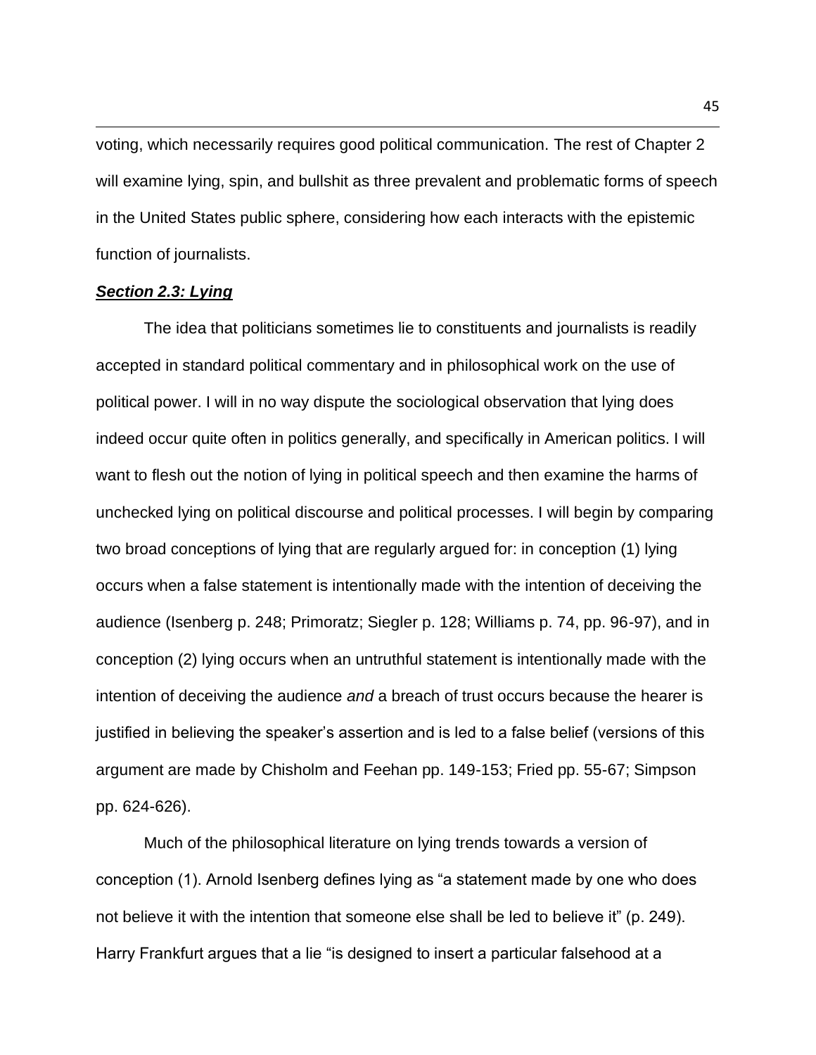voting, which necessarily requires good political communication. The rest of Chapter 2 will examine lying, spin, and bullshit as three prevalent and problematic forms of speech in the United States public sphere, considering how each interacts with the epistemic function of journalists.

### ***Section 2.3: Lying***

The idea that politicians sometimes lie to constituents and journalists is readily accepted in standard political commentary and in philosophical work on the use of political power. I will in no way dispute the sociological observation that lying does indeed occur quite often in politics generally, and specifically in American politics. I will want to flesh out the notion of lying in political speech and then examine the harms of unchecked lying on political discourse and political processes. I will begin by comparing two broad conceptions of lying that are regularly argued for: in conception (1) lying occurs when a false statement is intentionally made with the intention of deceiving the audience (Isenberg p. 248; Primoratz; Siegler p. 128; Williams p. 74, pp. 96-97), and in conception (2) lying occurs when an untruthful statement is intentionally made with the intention of deceiving the audience *and* a breach of trust occurs because the hearer is justified in believing the speaker's assertion and is led to a false belief (versions of this argument are made by Chisholm and Feehan pp. 149-153; Fried pp. 55-67; Simpson pp. 624-626).

Much of the philosophical literature on lying trends towards a version of conception (1). Arnold Isenberg defines lying as "a statement made by one who does not believe it with the intention that someone else shall be led to believe it" (p. 249). Harry Frankfurt argues that a lie "is designed to insert a particular falsehood at a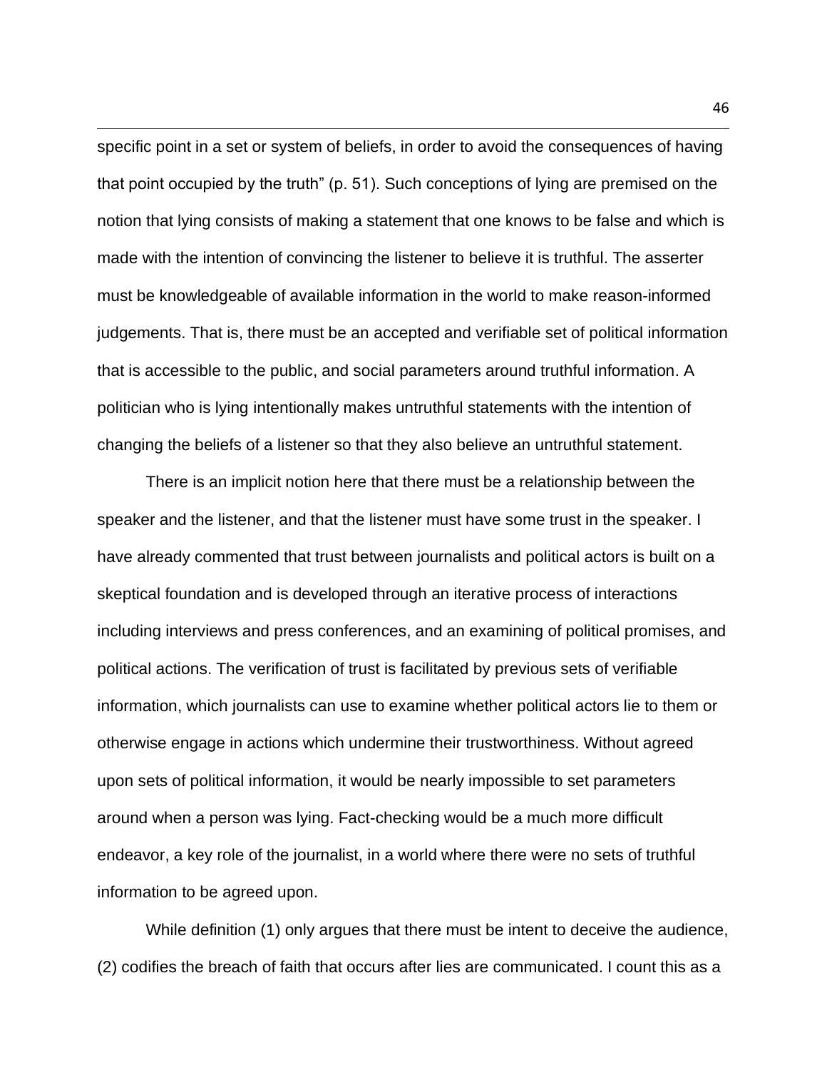specific point in a set or system of beliefs, in order to avoid the consequences of having that point occupied by the truth" (p. 51). Such conceptions of lying are premised on the notion that lying consists of making a statement that one knows to be false and which is made with the intention of convincing the listener to believe it is truthful. The asserter must be knowledgeable of available information in the world to make reason-informed judgements. That is, there must be an accepted and verifiable set of political information that is accessible to the public, and social parameters around truthful information. A politician who is lying intentionally makes untruthful statements with the intention of changing the beliefs of a listener so that they also believe an untruthful statement.

There is an implicit notion here that there must be a relationship between the speaker and the listener, and that the listener must have some trust in the speaker. I have already commented that trust between journalists and political actors is built on a skeptical foundation and is developed through an iterative process of interactions including interviews and press conferences, and an examining of political promises, and political actions. The verification of trust is facilitated by previous sets of verifiable information, which journalists can use to examine whether political actors lie to them or otherwise engage in actions which undermine their trustworthiness. Without agreed upon sets of political information, it would be nearly impossible to set parameters around when a person was lying. Fact-checking would be a much more difficult endeavor, a key role of the journalist, in a world where there were no sets of truthful information to be agreed upon.

While definition (1) only argues that there must be intent to deceive the audience, (2) codifies the breach of faith that occurs after lies are communicated. I count this as a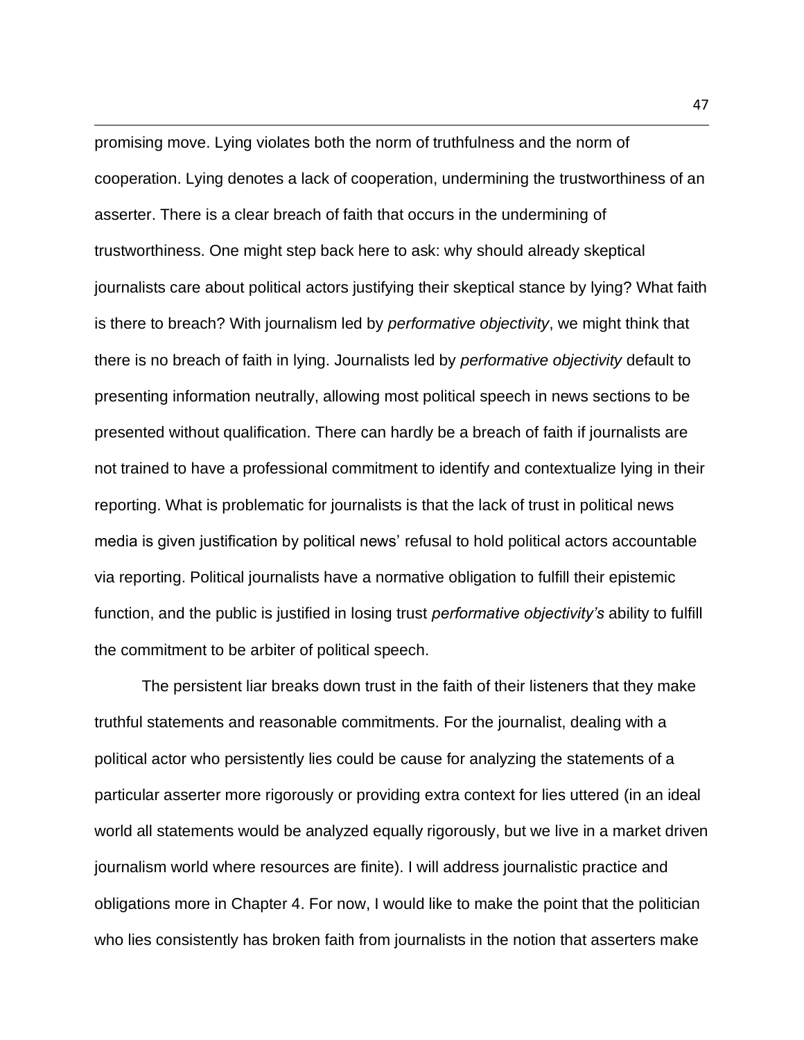promising move. Lying violates both the norm of truthfulness and the norm of cooperation. Lying denotes a lack of cooperation, undermining the trustworthiness of an asserter. There is a clear breach of faith that occurs in the undermining of trustworthiness. One might step back here to ask: why should already skeptical journalists care about political actors justifying their skeptical stance by lying? What faith is there to breach? With journalism led by *performative objectivity*, we might think that there is no breach of faith in lying. Journalists led by *performative objectivity* default to presenting information neutrally, allowing most political speech in news sections to be presented without qualification. There can hardly be a breach of faith if journalists are not trained to have a professional commitment to identify and contextualize lying in their reporting. What is problematic for journalists is that the lack of trust in political news media is given justification by political news' refusal to hold political actors accountable via reporting. Political journalists have a normative obligation to fulfill their epistemic function, and the public is justified in losing trust *performative objectivity's* ability to fulfill the commitment to be arbiter of political speech.

The persistent liar breaks down trust in the faith of their listeners that they make truthful statements and reasonable commitments. For the journalist, dealing with a political actor who persistently lies could be cause for analyzing the statements of a particular asserter more rigorously or providing extra context for lies uttered (in an ideal world all statements would be analyzed equally rigorously, but we live in a market driven journalism world where resources are finite). I will address journalistic practice and obligations more in Chapter 4. For now, I would like to make the point that the politician who lies consistently has broken faith from journalists in the notion that asserters make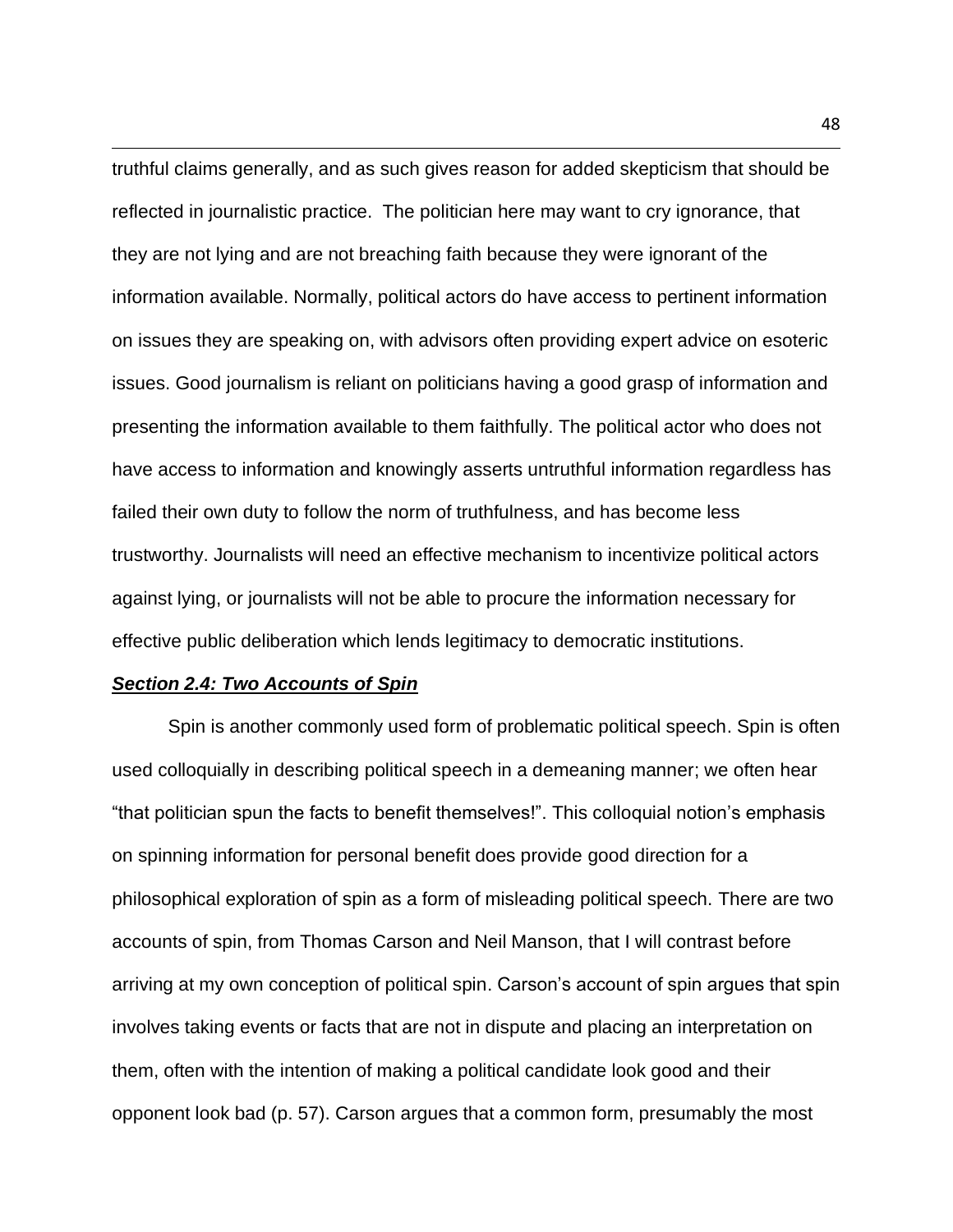truthful claims generally, and as such gives reason for added skepticism that should be reflected in journalistic practice. The politician here may want to cry ignorance, that they are not lying and are not breaching faith because they were ignorant of the information available. Normally, political actors do have access to pertinent information on issues they are speaking on, with advisors often providing expert advice on esoteric issues. Good journalism is reliant on politicians having a good grasp of information and presenting the information available to them faithfully. The political actor who does not have access to information and knowingly asserts untruthful information regardless has failed their own duty to follow the norm of truthfulness, and has become less trustworthy. Journalists will need an effective mechanism to incentivize political actors against lying, or journalists will not be able to procure the information necessary for effective public deliberation which lends legitimacy to democratic institutions.

### ***Section 2.4: Two Accounts of Spin***

Spin is another commonly used form of problematic political speech. Spin is often used colloquially in describing political speech in a demeaning manner; we often hear "that politician spun the facts to benefit themselves!". This colloquial notion's emphasis on spinning information for personal benefit does provide good direction for a philosophical exploration of spin as a form of misleading political speech. There are two accounts of spin, from Thomas Carson and Neil Manson, that I will contrast before arriving at my own conception of political spin. Carson's account of spin argues that spin involves taking events or facts that are not in dispute and placing an interpretation on them, often with the intention of making a political candidate look good and their opponent look bad (p. 57). Carson argues that a common form, presumably the most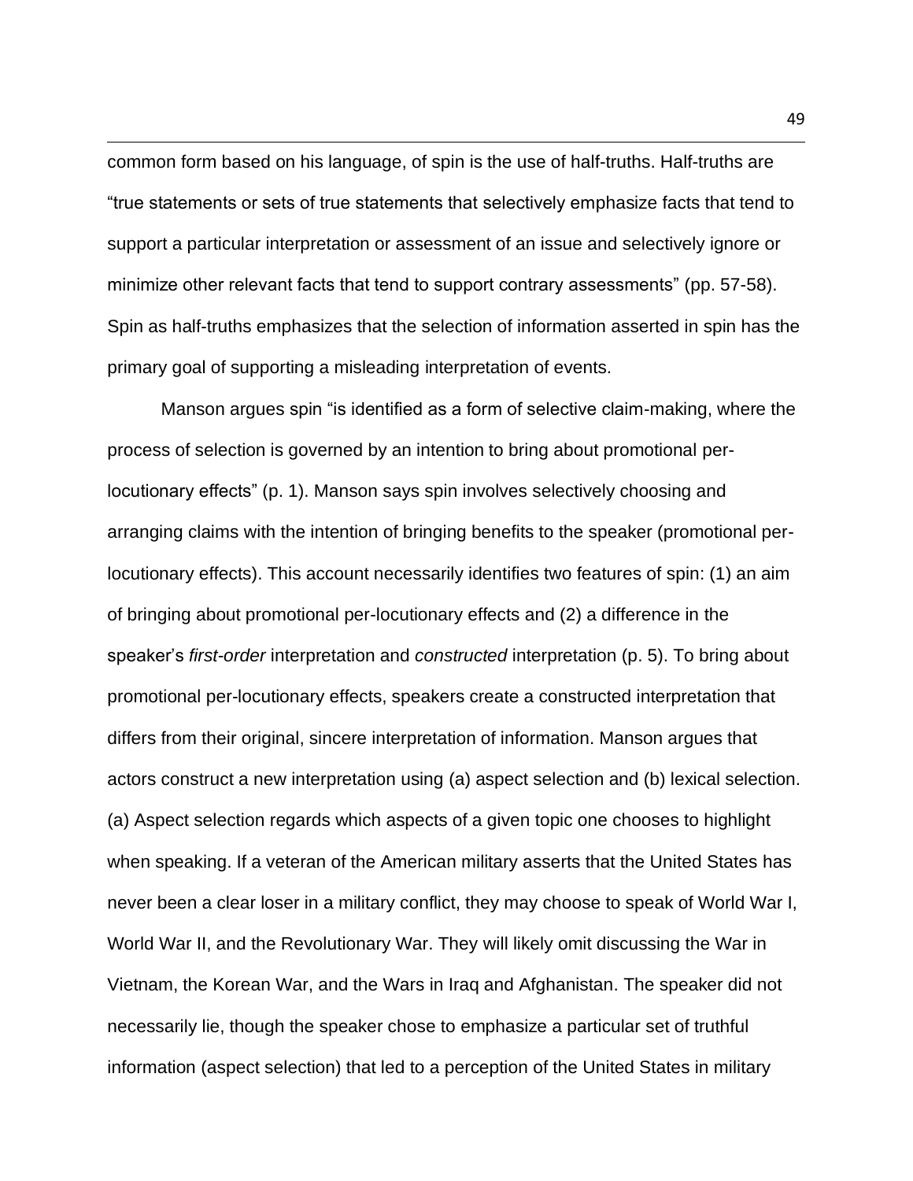common form based on his language, of spin is the use of half-truths. Half-truths are "true statements or sets of true statements that selectively emphasize facts that tend to support a particular interpretation or assessment of an issue and selectively ignore or minimize other relevant facts that tend to support contrary assessments" (pp. 57-58). Spin as half-truths emphasizes that the selection of information asserted in spin has the primary goal of supporting a misleading interpretation of events.

Manson argues spin "is identified as a form of selective claim-making, where the process of selection is governed by an intention to bring about promotional per-locutionary effects" (p. 1). Manson says spin involves selectively choosing and arranging claims with the intention of bringing benefits to the speaker (promotional per-locutionary effects). This account necessarily identifies two features of spin: (1) an aim of bringing about promotional per-locutionary effects and (2) a difference in the speaker's *first-order* interpretation and *constructed* interpretation (p. 5). To bring about promotional per-locutionary effects, speakers create a constructed interpretation that differs from their original, sincere interpretation of information. Manson argues that actors construct a new interpretation using (a) aspect selection and (b) lexical selection. (a) Aspect selection regards which aspects of a given topic one chooses to highlight when speaking. If a veteran of the American military asserts that the United States has never been a clear loser in a military conflict, they may choose to speak of World War I, World War II, and the Revolutionary War. They will likely omit discussing the War in Vietnam, the Korean War, and the Wars in Iraq and Afghanistan. The speaker did not necessarily lie, though the speaker chose to emphasize a particular set of truthful information (aspect selection) that led to a perception of the United States in military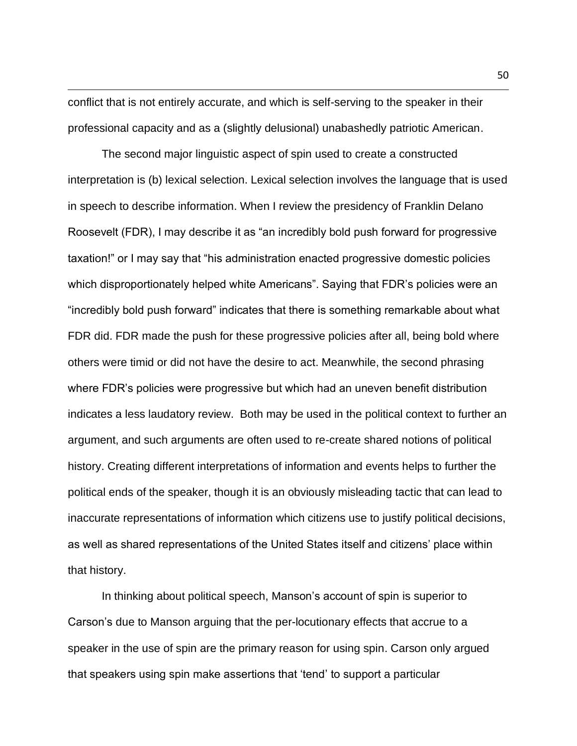conflict that is not entirely accurate, and which is self-serving to the speaker in their professional capacity and as a (slightly delusional) unabashedly patriotic American.

The second major linguistic aspect of spin used to create a constructed interpretation is (b) lexical selection. Lexical selection involves the language that is used in speech to describe information. When I review the presidency of Franklin Delano Roosevelt (FDR), I may describe it as "an incredibly bold push forward for progressive taxation!" or I may say that "his administration enacted progressive domestic policies which disproportionately helped white Americans". Saying that FDR's policies were an "incredibly bold push forward" indicates that there is something remarkable about what FDR did. FDR made the push for these progressive policies after all, being bold where others were timid or did not have the desire to act. Meanwhile, the second phrasing where FDR's policies were progressive but which had an uneven benefit distribution indicates a less laudatory review. Both may be used in the political context to further an argument, and such arguments are often used to re-create shared notions of political history. Creating different interpretations of information and events helps to further the political ends of the speaker, though it is an obviously misleading tactic that can lead to inaccurate representations of information which citizens use to justify political decisions, as well as shared representations of the United States itself and citizens' place within that history.

In thinking about political speech, Manson's account of spin is superior to Carson's due to Manson arguing that the per-locutionary effects that accrue to a speaker in the use of spin are the primary reason for using spin. Carson only argued that speakers using spin make assertions that 'tend' to support a particular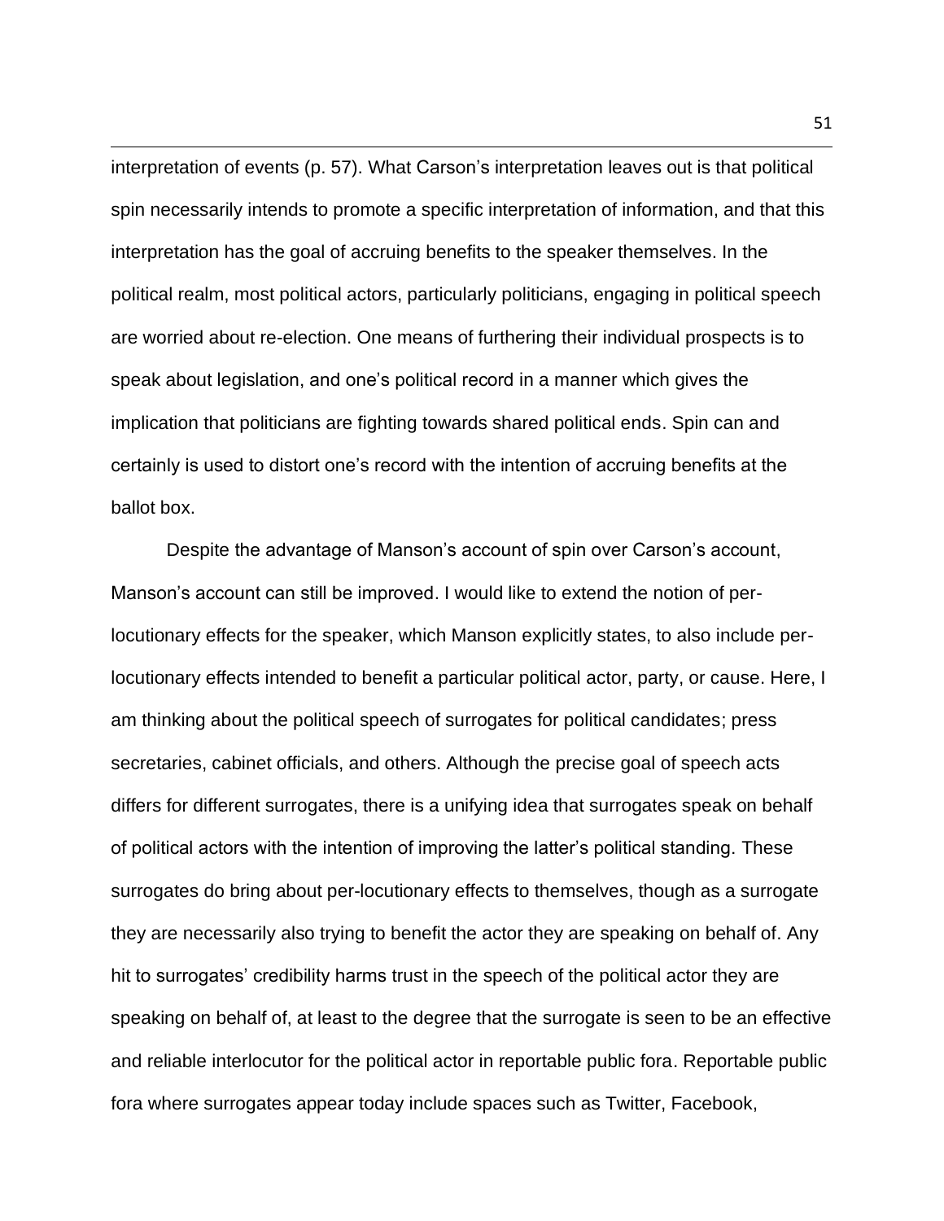interpretation of events (p. 57). What Carson's interpretation leaves out is that political spin necessarily intends to promote a specific interpretation of information, and that this interpretation has the goal of accruing benefits to the speaker themselves. In the political realm, most political actors, particularly politicians, engaging in political speech are worried about re-election. One means of furthering their individual prospects is to speak about legislation, and one's political record in a manner which gives the implication that politicians are fighting towards shared political ends. Spin can and certainly is used to distort one's record with the intention of accruing benefits at the ballot box.

Despite the advantage of Manson's account of spin over Carson's account, Manson's account can still be improved. I would like to extend the notion of per-locutionary effects for the speaker, which Manson explicitly states, to also include per-locutionary effects intended to benefit a particular political actor, party, or cause. Here, I am thinking about the political speech of surrogates for political candidates; press secretaries, cabinet officials, and others. Although the precise goal of speech acts differs for different surrogates, there is a unifying idea that surrogates speak on behalf of political actors with the intention of improving the latter's political standing. These surrogates do bring about per-locutionary effects to themselves, though as a surrogate they are necessarily also trying to benefit the actor they are speaking on behalf of. Any hit to surrogates' credibility harms trust in the speech of the political actor they are speaking on behalf of, at least to the degree that the surrogate is seen to be an effective and reliable interlocutor for the political actor in reportable public fora. Reportable public fora where surrogates appear today include spaces such as Twitter, Facebook,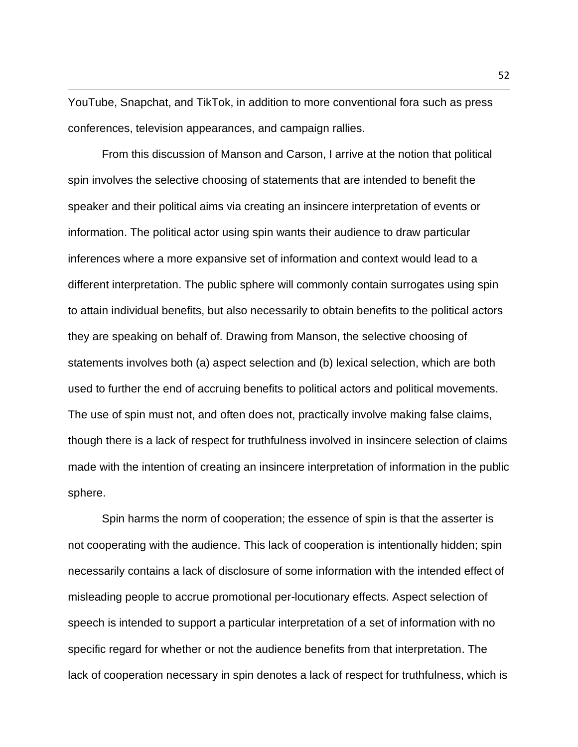YouTube, Snapchat, and TikTok, in addition to more conventional fora such as press conferences, television appearances, and campaign rallies.

From this discussion of Manson and Carson, I arrive at the notion that political spin involves the selective choosing of statements that are intended to benefit the speaker and their political aims via creating an insincere interpretation of events or information. The political actor using spin wants their audience to draw particular inferences where a more expansive set of information and context would lead to a different interpretation. The public sphere will commonly contain surrogates using spin to attain individual benefits, but also necessarily to obtain benefits to the political actors they are speaking on behalf of. Drawing from Manson, the selective choosing of statements involves both (a) aspect selection and (b) lexical selection, which are both used to further the end of accruing benefits to political actors and political movements. The use of spin must not, and often does not, practically involve making false claims, though there is a lack of respect for truthfulness involved in insincere selection of claims made with the intention of creating an insincere interpretation of information in the public sphere.

Spin harms the norm of cooperation; the essence of spin is that the asserter is not cooperating with the audience. This lack of cooperation is intentionally hidden; spin necessarily contains a lack of disclosure of some information with the intended effect of misleading people to accrue promotional per-locutionary effects. Aspect selection of speech is intended to support a particular interpretation of a set of information with no specific regard for whether or not the audience benefits from that interpretation. The lack of cooperation necessary in spin denotes a lack of respect for truthfulness, which is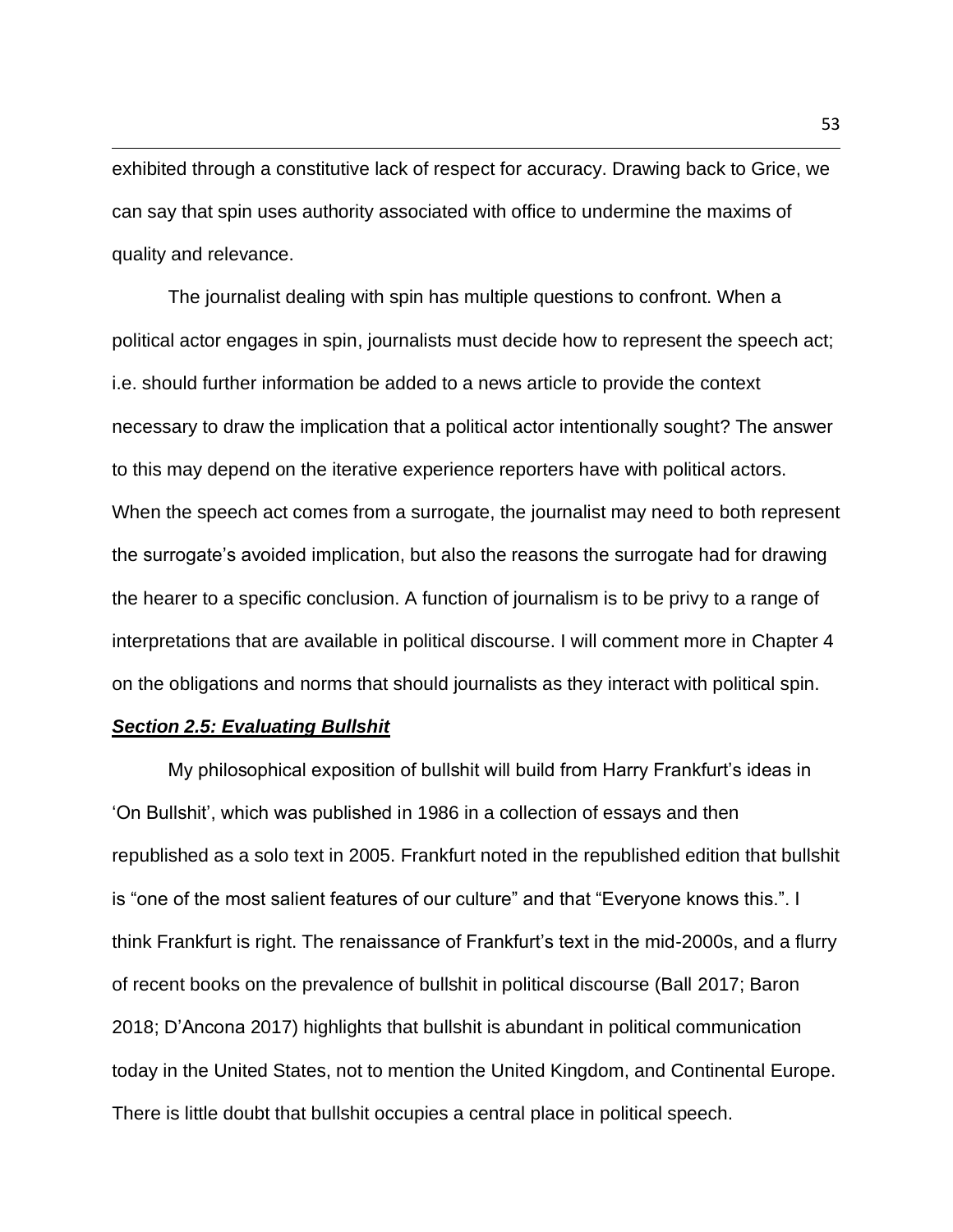exhibited through a constitutive lack of respect for accuracy. Drawing back to Grice, we can say that spin uses authority associated with office to undermine the maxims of quality and relevance.

The journalist dealing with spin has multiple questions to confront. When a political actor engages in spin, journalists must decide how to represent the speech act; i.e. should further information be added to a news article to provide the context necessary to draw the implication that a political actor intentionally sought? The answer to this may depend on the iterative experience reporters have with political actors. When the speech act comes from a surrogate, the journalist may need to both represent the surrogate's avoided implication, but also the reasons the surrogate had for drawing the hearer to a specific conclusion. A function of journalism is to be privy to a range of interpretations that are available in political discourse. I will comment more in Chapter 4 on the obligations and norms that should journalists as they interact with political spin.

### ***Section 2.5: Evaluating Bullshit***

My philosophical exposition of bullshit will build from Harry Frankfurt's ideas in 'On Bullshit', which was published in 1986 in a collection of essays and then republished as a solo text in 2005. Frankfurt noted in the republished edition that bullshit is "one of the most salient features of our culture" and that "Everyone knows this.". I think Frankfurt is right. The renaissance of Frankfurt's text in the mid-2000s, and a flurry of recent books on the prevalence of bullshit in political discourse (Ball 2017; Baron 2018; D'Ancona 2017) highlights that bullshit is abundant in political communication today in the United States, not to mention the United Kingdom, and Continental Europe. There is little doubt that bullshit occupies a central place in political speech.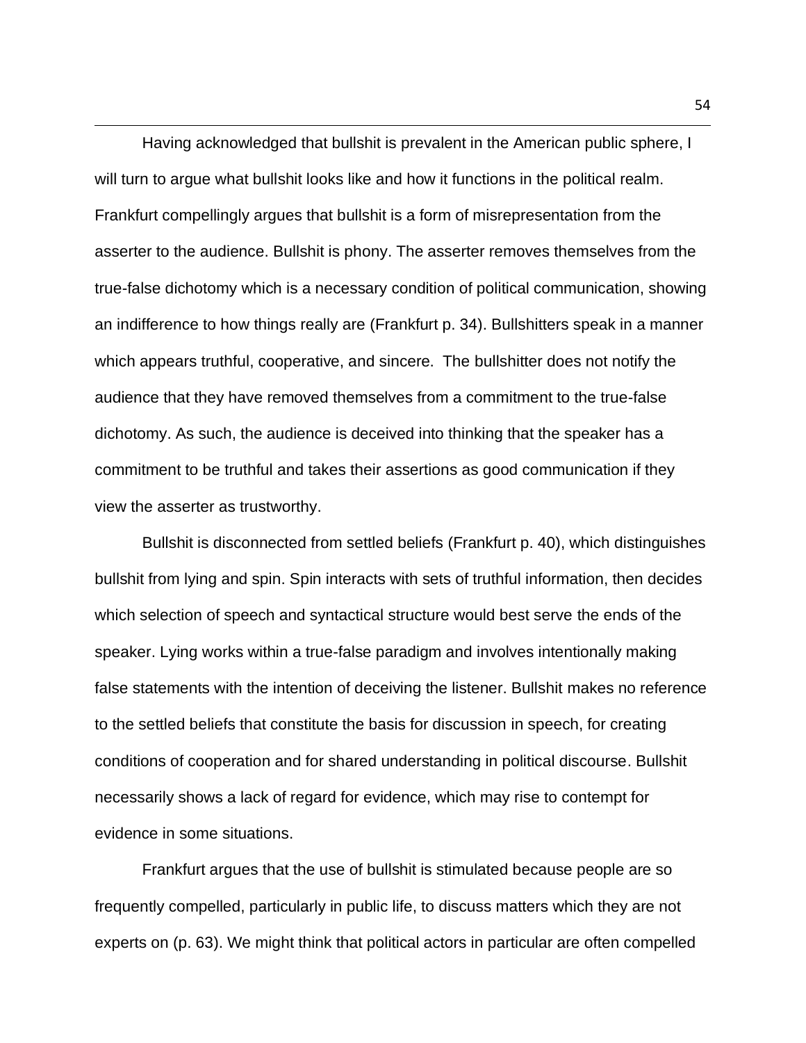Having acknowledged that bullshit is prevalent in the American public sphere, I will turn to argue what bullshit looks like and how it functions in the political realm. Frankfurt compellingly argues that bullshit is a form of misrepresentation from the asserter to the audience. Bullshit is phony. The asserter removes themselves from the true-false dichotomy which is a necessary condition of political communication, showing an indifference to how things really are (Frankfurt p. 34). Bullshitters speak in a manner which appears truthful, cooperative, and sincere. The bullshitter does not notify the audience that they have removed themselves from a commitment to the true-false dichotomy. As such, the audience is deceived into thinking that the speaker has a commitment to be truthful and takes their assertions as good communication if they view the asserter as trustworthy.

Bullshit is disconnected from settled beliefs (Frankfurt p. 40), which distinguishes bullshit from lying and spin. Spin interacts with sets of truthful information, then decides which selection of speech and syntactical structure would best serve the ends of the speaker. Lying works within a true-false paradigm and involves intentionally making false statements with the intention of deceiving the listener. Bullshit makes no reference to the settled beliefs that constitute the basis for discussion in speech, for creating conditions of cooperation and for shared understanding in political discourse. Bullshit necessarily shows a lack of regard for evidence, which may rise to contempt for evidence in some situations.

Frankfurt argues that the use of bullshit is stimulated because people are so frequently compelled, particularly in public life, to discuss matters which they are not experts on (p. 63). We might think that political actors in particular are often compelled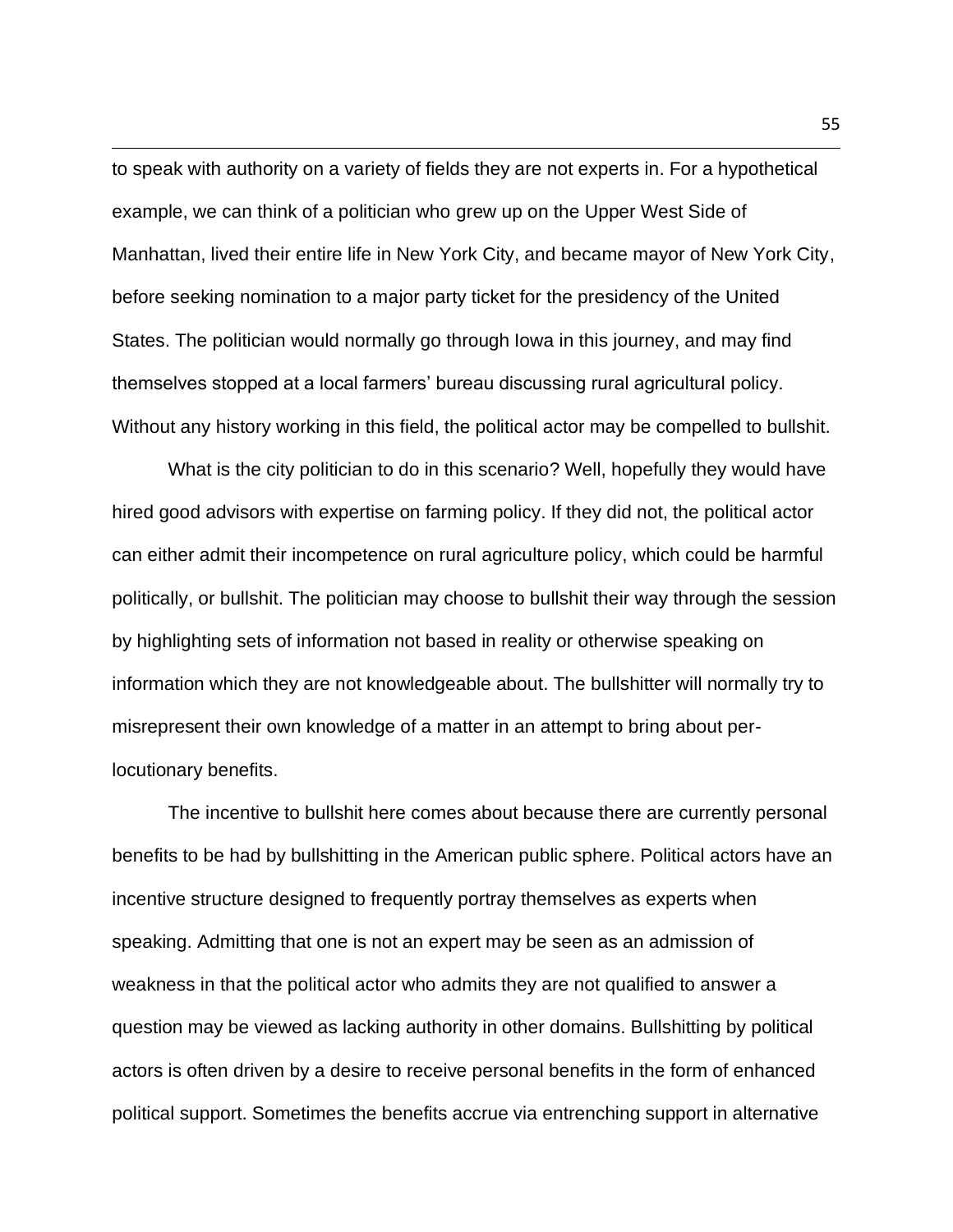to speak with authority on a variety of fields they are not experts in. For a hypothetical example, we can think of a politician who grew up on the Upper West Side of Manhattan, lived their entire life in New York City, and became mayor of New York City, before seeking nomination to a major party ticket for the presidency of the United States. The politician would normally go through Iowa in this journey, and may find themselves stopped at a local farmers' bureau discussing rural agricultural policy. Without any history working in this field, the political actor may be compelled to bullshit.

What is the city politician to do in this scenario? Well, hopefully they would have hired good advisors with expertise on farming policy. If they did not, the political actor can either admit their incompetence on rural agriculture policy, which could be harmful politically, or bullshit. The politician may choose to bullshit their way through the session by highlighting sets of information not based in reality or otherwise speaking on information which they are not knowledgeable about. The bullshitter will normally try to misrepresent their own knowledge of a matter in an attempt to bring about per-locutionary benefits.

The incentive to bullshit here comes about because there are currently personal benefits to be had by bullshitting in the American public sphere. Political actors have an incentive structure designed to frequently portray themselves as experts when speaking. Admitting that one is not an expert may be seen as an admission of weakness in that the political actor who admits they are not qualified to answer a question may be viewed as lacking authority in other domains. Bullshitting by political actors is often driven by a desire to receive personal benefits in the form of enhanced political support. Sometimes the benefits accrue via entrenching support in alternative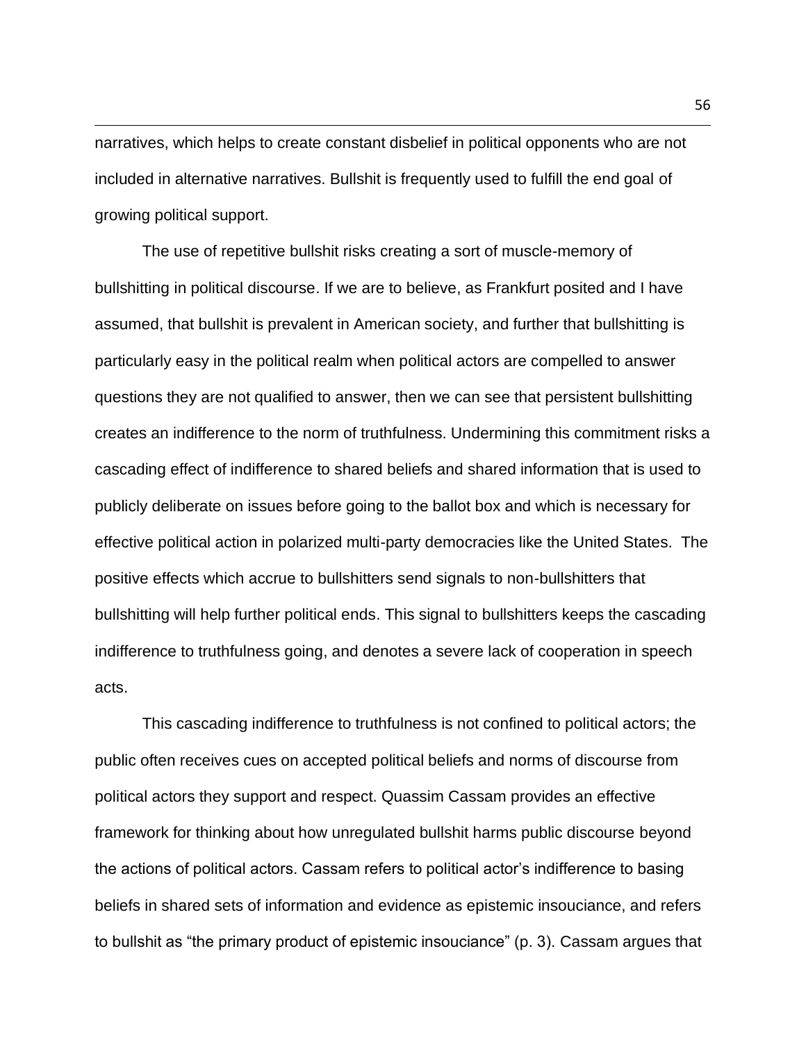narratives, which helps to create constant disbelief in political opponents who are not included in alternative narratives. Bullshit is frequently used to fulfill the end goal of growing political support.

The use of repetitive bullshit risks creating a sort of muscle-memory of bullshitting in political discourse. If we are to believe, as Frankfurt posited and I have assumed, that bullshit is prevalent in American society, and further that bullshitting is particularly easy in the political realm when political actors are compelled to answer questions they are not qualified to answer, then we can see that persistent bullshitting creates an indifference to the norm of truthfulness. Undermining this commitment risks a cascading effect of indifference to shared beliefs and shared information that is used to publicly deliberate on issues before going to the ballot box and which is necessary for effective political action in polarized multi-party democracies like the United States. The positive effects which accrue to bullshitters send signals to non-bullshitters that bullshitting will help further political ends. This signal to bullshitters keeps the cascading indifference to truthfulness going, and denotes a severe lack of cooperation in speech acts.

This cascading indifference to truthfulness is not confined to political actors; the public often receives cues on accepted political beliefs and norms of discourse from political actors they support and respect. Quassim Cassam provides an effective framework for thinking about how unregulated bullshit harms public discourse beyond the actions of political actors. Cassam refers to political actor's indifference to basing beliefs in shared sets of information and evidence as epistemic insouciance, and refers to bullshit as "the primary product of epistemic insouciance" (p. 3). Cassam argues that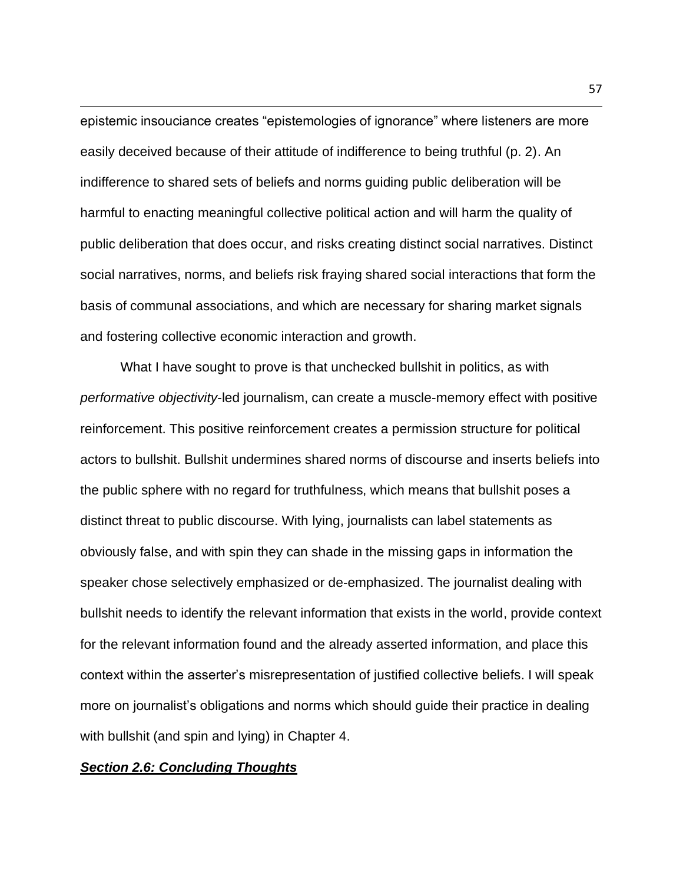epistemic insouciance creates "epistemologies of ignorance" where listeners are more easily deceived because of their attitude of indifference to being truthful (p. 2). An indifference to shared sets of beliefs and norms guiding public deliberation will be harmful to enacting meaningful collective political action and will harm the quality of public deliberation that does occur, and risks creating distinct social narratives. Distinct social narratives, norms, and beliefs risk fraying shared social interactions that form the basis of communal associations, and which are necessary for sharing market signals and fostering collective economic interaction and growth.

What I have sought to prove is that unchecked bullshit in politics, as with *performative objectivity*-led journalism, can create a muscle-memory effect with positive reinforcement. This positive reinforcement creates a permission structure for political actors to bullshit. Bullshit undermines shared norms of discourse and inserts beliefs into the public sphere with no regard for truthfulness, which means that bullshit poses a distinct threat to public discourse. With lying, journalists can label statements as obviously false, and with spin they can shade in the missing gaps in information the speaker chose selectively emphasized or de-emphasized. The journalist dealing with bullshit needs to identify the relevant information that exists in the world, provide context for the relevant information found and the already asserted information, and place this context within the asserter's misrepresentation of justified collective beliefs. I will speak more on journalist's obligations and norms which should guide their practice in dealing with bullshit (and spin and lying) in Chapter 4.

### ***Section 2.6: Concluding Thoughts***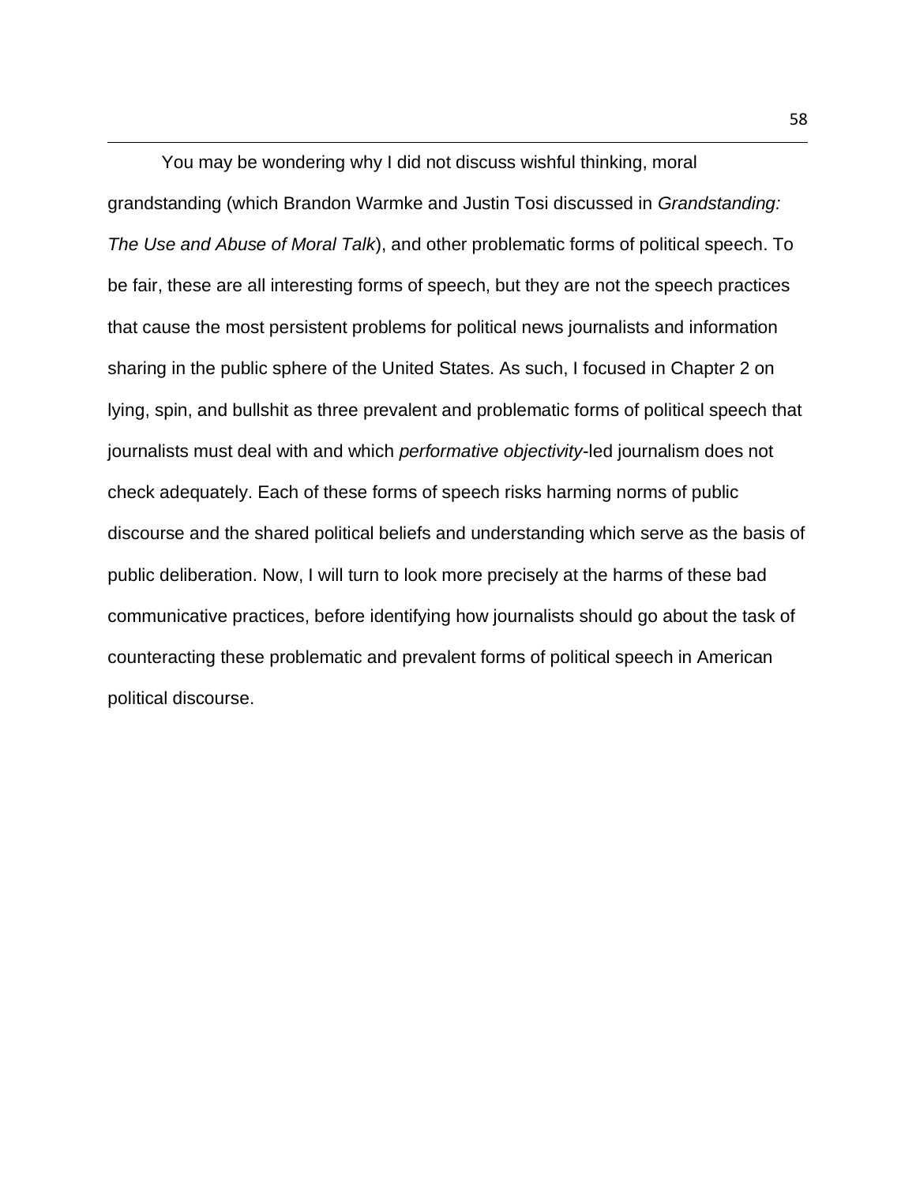You may be wondering why I did not discuss wishful thinking, moral grandstanding (which Brandon Warmke and Justin Tosi discussed in *Grandstanding: The Use and Abuse of Moral Talk*), and other problematic forms of political speech. To be fair, these are all interesting forms of speech, but they are not the speech practices that cause the most persistent problems for political news journalists and information sharing in the public sphere of the United States. As such, I focused in Chapter 2 on lying, spin, and bullshit as three prevalent and problematic forms of political speech that journalists must deal with and which *performative objectivity*-led journalism does not check adequately. Each of these forms of speech risks harming norms of public discourse and the shared political beliefs and understanding which serve as the basis of public deliberation. Now, I will turn to look more precisely at the harms of these bad communicative practices, before identifying how journalists should go about the task of counteracting these problematic and prevalent forms of political speech in American political discourse.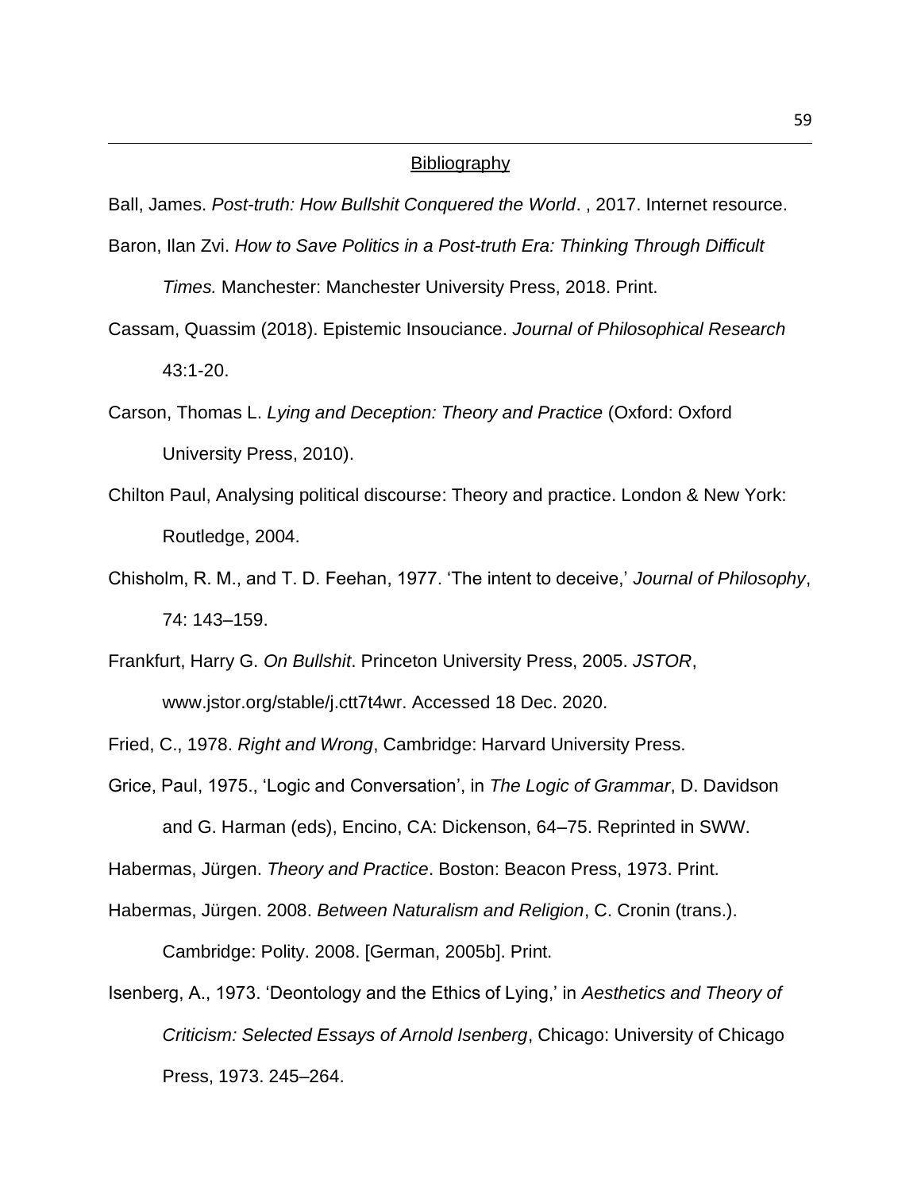## Bibliography

Ball, James. *Post-truth: How Bullshit Conquered the World*. , 2017. Internet resource.

Baron, Ilan Zvi. *How to Save Politics in a Post-truth Era: Thinking Through Difficult Times.* Manchester: Manchester University Press, 2018. Print.

Cassam, Quassim (2018). Epistemic Insouciance. *Journal of Philosophical Research* 43:1-20.

Carson, Thomas L. *Lying and Deception: Theory and Practice* (Oxford: Oxford University Press, 2010).

Chilton Paul, Analysing political discourse: Theory and practice. London & New York: Routledge, 2004.

Chisholm, R. M., and T. D. Feehan, 1977. 'The intent to deceive,' *Journal of Philosophy*, 74: 143–159.

Frankfurt, Harry G. *On Bullshit*. Princeton University Press, 2005. *JSTOR*, www.jstor.org/stable/j.ctt7t4wr. Accessed 18 Dec. 2020.

Fried, C., 1978. *Right and Wrong*, Cambridge: Harvard University Press.

Grice, Paul, 1975., 'Logic and Conversation', in *The Logic of Grammar*, D. Davidson and G. Harman (eds), Encino, CA: Dickenson, 64–75. Reprinted in SWW.

Habermas, Jürgen. *Theory and Practice*. Boston: Beacon Press, 1973. Print.

Habermas, Jürgen. 2008. *Between Naturalism and Religion*, C. Cronin (trans.). Cambridge: Polity. 2008. [German, 2005b]. Print.

Isenberg, A., 1973. 'Deontology and the Ethics of Lying,' in *Aesthetics and Theory of Criticism: Selected Essays of Arnold Isenberg*, Chicago: University of Chicago Press, 1973. 245–264.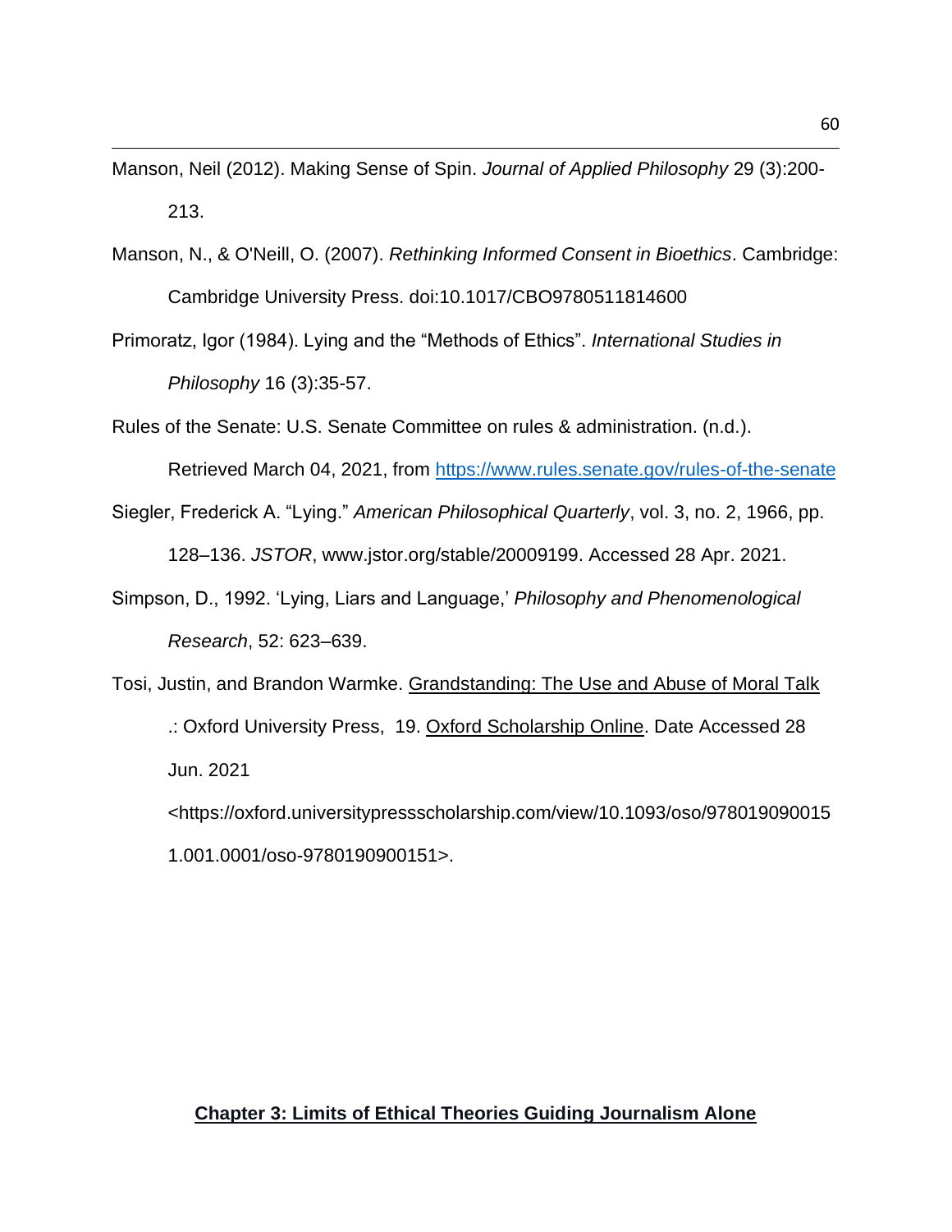Manson, Neil (2012). Making Sense of Spin. *Journal of Applied Philosophy* 29 (3):200-213.

Manson, N., & O'Neill, O. (2007). *Rethinking Informed Consent in Bioethics*. Cambridge: Cambridge University Press. doi:10.1017/CBO9780511814600

Primoratz, Igor (1984). Lying and the "Methods of Ethics". *International Studies in Philosophy* 16 (3):35-57.

Rules of the Senate: U.S. Senate Committee on rules & administration. (n.d.). Retrieved March 04, 2021, from https://www.rules.senate.gov/rules-of-the-senate

Siegler, Frederick A. "Lying." *American Philosophical Quarterly*, vol. 3, no. 2, 1966, pp. 128–136. *JSTOR*, www.jstor.org/stable/20009199. Accessed 28 Apr. 2021.

Simpson, D., 1992. 'Lying, Liars and Language,' *Philosophy and Phenomenological Research*, 52: 623–639.

Tosi, Justin, and Brandon Warmke. Grandstanding: The Use and Abuse of Moral Talk .: Oxford University Press, 19. Oxford Scholarship Online. Date Accessed 28 Jun. 2021 <https://oxford.universitypressscholarship.com/view/10.1093/oso/9780190900151.001.0001/oso-9780190900151>.

## **Chapter 3: Limits of Ethical Theories Guiding Journalism Alone**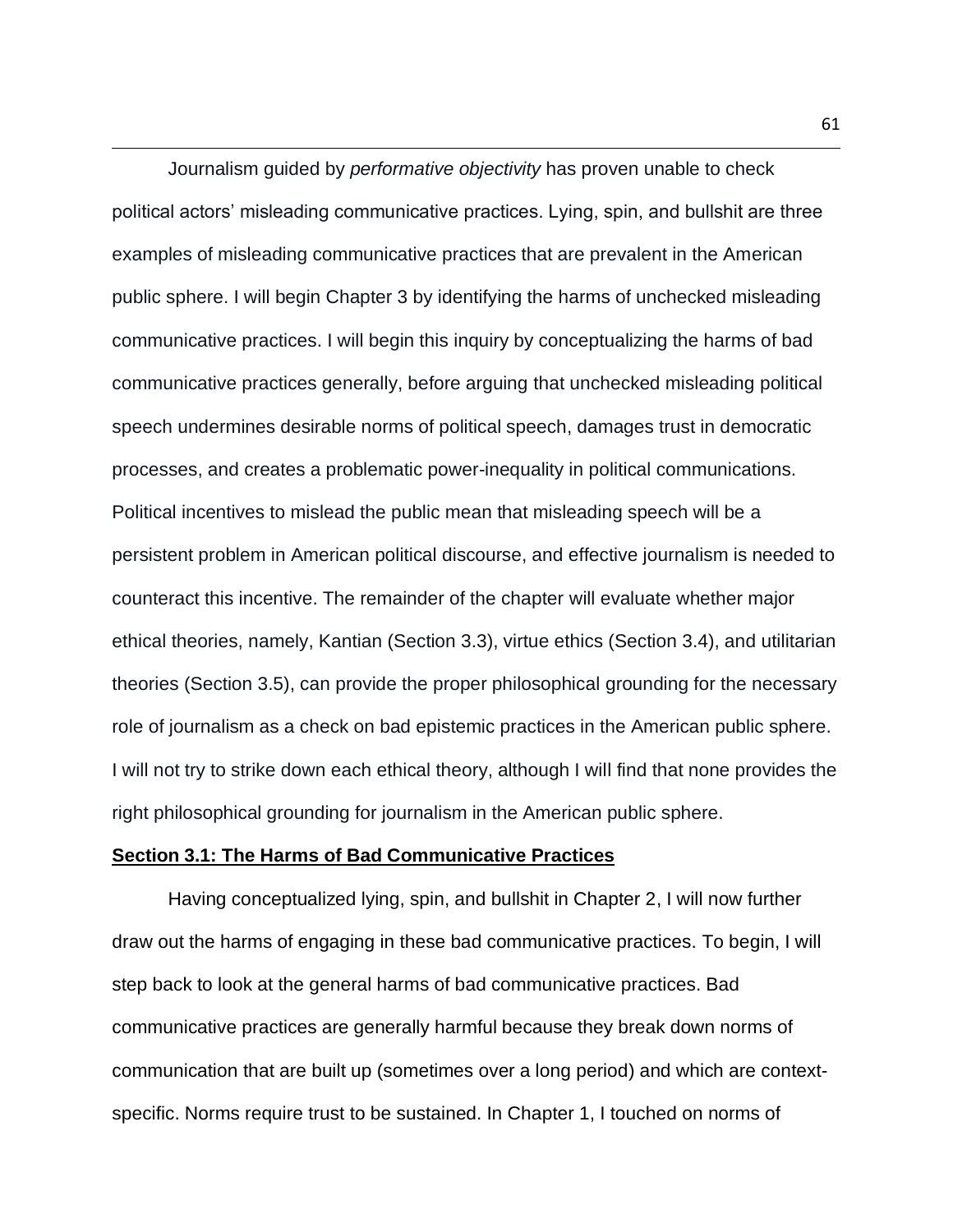Journalism guided by *performative objectivity* has proven unable to check political actors' misleading communicative practices. Lying, spin, and bullshit are three examples of misleading communicative practices that are prevalent in the American public sphere. I will begin Chapter 3 by identifying the harms of unchecked misleading communicative practices. I will begin this inquiry by conceptualizing the harms of bad communicative practices generally, before arguing that unchecked misleading political speech undermines desirable norms of political speech, damages trust in democratic processes, and creates a problematic power-inequality in political communications. Political incentives to mislead the public mean that misleading speech will be a persistent problem in American political discourse, and effective journalism is needed to counteract this incentive. The remainder of the chapter will evaluate whether major ethical theories, namely, Kantian (Section 3.3), virtue ethics (Section 3.4), and utilitarian theories (Section 3.5), can provide the proper philosophical grounding for the necessary role of journalism as a check on bad epistemic practices in the American public sphere. I will not try to strike down each ethical theory, although I will find that none provides the right philosophical grounding for journalism in the American public sphere.

## Section 3.1: The Harms of Bad Communicative Practices

Having conceptualized lying, spin, and bullshit in Chapter 2, I will now further draw out the harms of engaging in these bad communicative practices. To begin, I will step back to look at the general harms of bad communicative practices. Bad communicative practices are generally harmful because they break down norms of communication that are built up (sometimes over a long period) and which are context-specific. Norms require trust to be sustained. In Chapter 1, I touched on norms of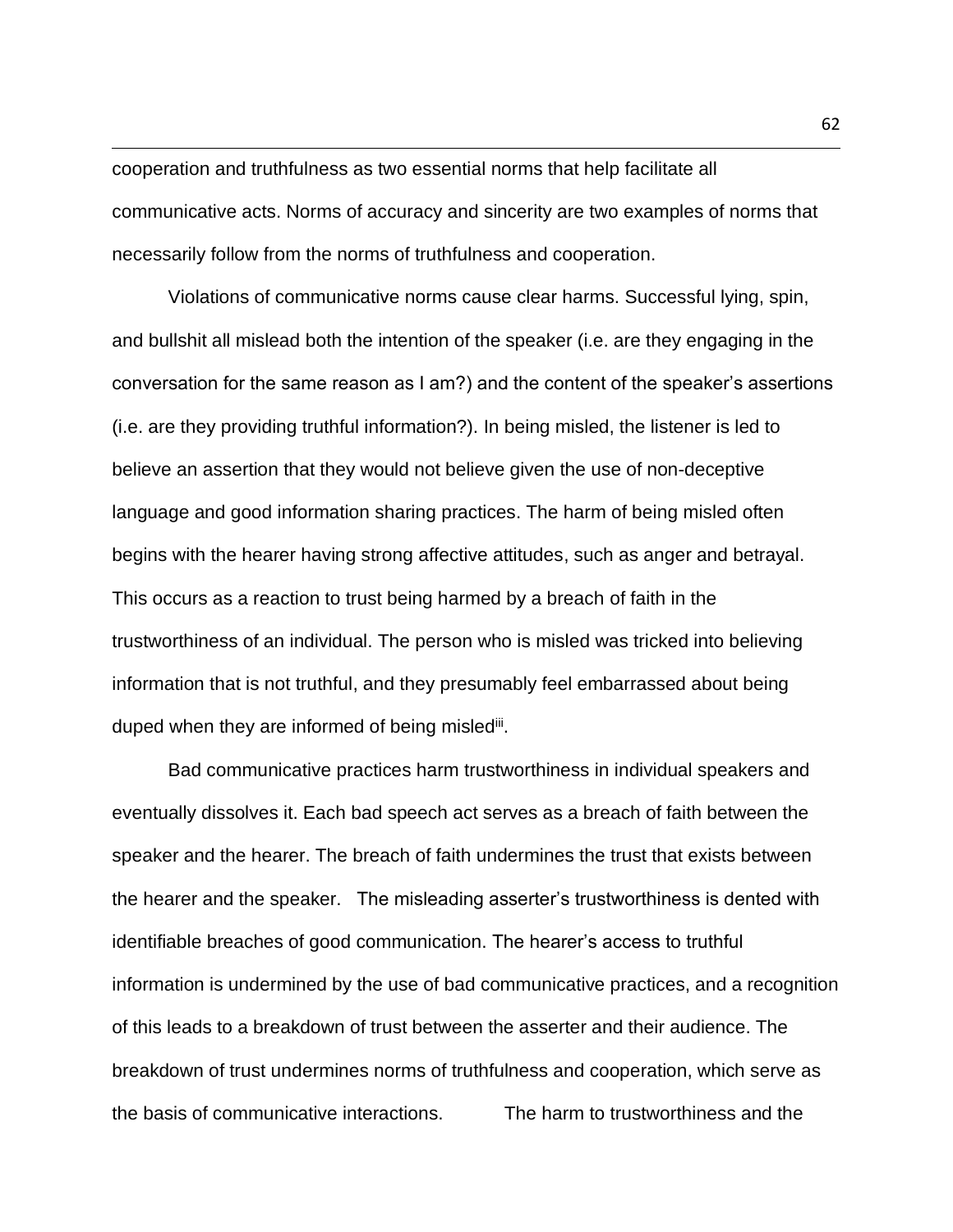cooperation and truthfulness as two essential norms that help facilitate all communicative acts. Norms of accuracy and sincerity are two examples of norms that necessarily follow from the norms of truthfulness and cooperation.

Violations of communicative norms cause clear harms. Successful lying, spin, and bullshit all mislead both the intention of the speaker (i.e. are they engaging in the conversation for the same reason as I am?) and the content of the speaker's assertions (i.e. are they providing truthful information?). In being misled, the listener is led to believe an assertion that they would not believe given the use of non-deceptive language and good information sharing practices. The harm of being misled often begins with the hearer having strong affective attitudes, such as anger and betrayal. This occurs as a reaction to trust being harmed by a breach of faith in the trustworthiness of an individual. The person who is misled was tricked into believing information that is not truthful, and they presumably feel embarrassed about being duped when they are informed of being misled[iii].

Bad communicative practices harm trustworthiness in individual speakers and eventually dissolves it. Each bad speech act serves as a breach of faith between the speaker and the hearer. The breach of faith undermines the trust that exists between the hearer and the speaker. The misleading asserter's trustworthiness is dented with identifiable breaches of good communication. The hearer's access to truthful information is undermined by the use of bad communicative practices, and a recognition of this leads to a breakdown of trust between the asserter and their audience. The breakdown of trust undermines norms of truthfulness and cooperation, which serve as the basis of communicative interactions. The harm to trustworthiness and the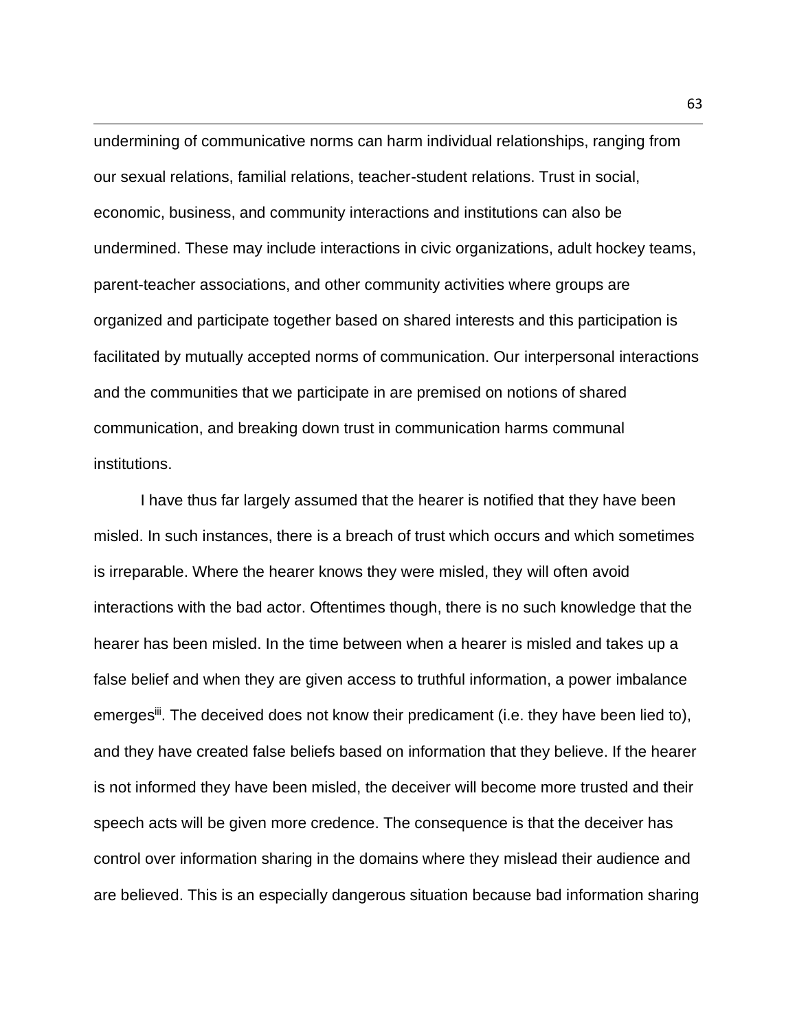undermining of communicative norms can harm individual relationships, ranging from our sexual relations, familial relations, teacher-student relations. Trust in social, economic, business, and community interactions and institutions can also be undermined. These may include interactions in civic organizations, adult hockey teams, parent-teacher associations, and other community activities where groups are organized and participate together based on shared interests and this participation is facilitated by mutually accepted norms of communication. Our interpersonal interactions and the communities that we participate in are premised on notions of shared communication, and breaking down trust in communication harms communal institutions.

I have thus far largely assumed that the hearer is notified that they have been misled. In such instances, there is a breach of trust which occurs and which sometimes is irreparable. Where the hearer knows they were misled, they will often avoid interactions with the bad actor. Oftentimes though, there is no such knowledge that the hearer has been misled. In the time between when a hearer is misled and takes up a false belief and when they are given access to truthful information, a power imbalance emerges[iii]. The deceived does not know their predicament (i.e. they have been lied to), and they have created false beliefs based on information that they believe. If the hearer is not informed they have been misled, the deceiver will become more trusted and their speech acts will be given more credence. The consequence is that the deceiver has control over information sharing in the domains where they mislead their audience and are believed. This is an especially dangerous situation because bad information sharing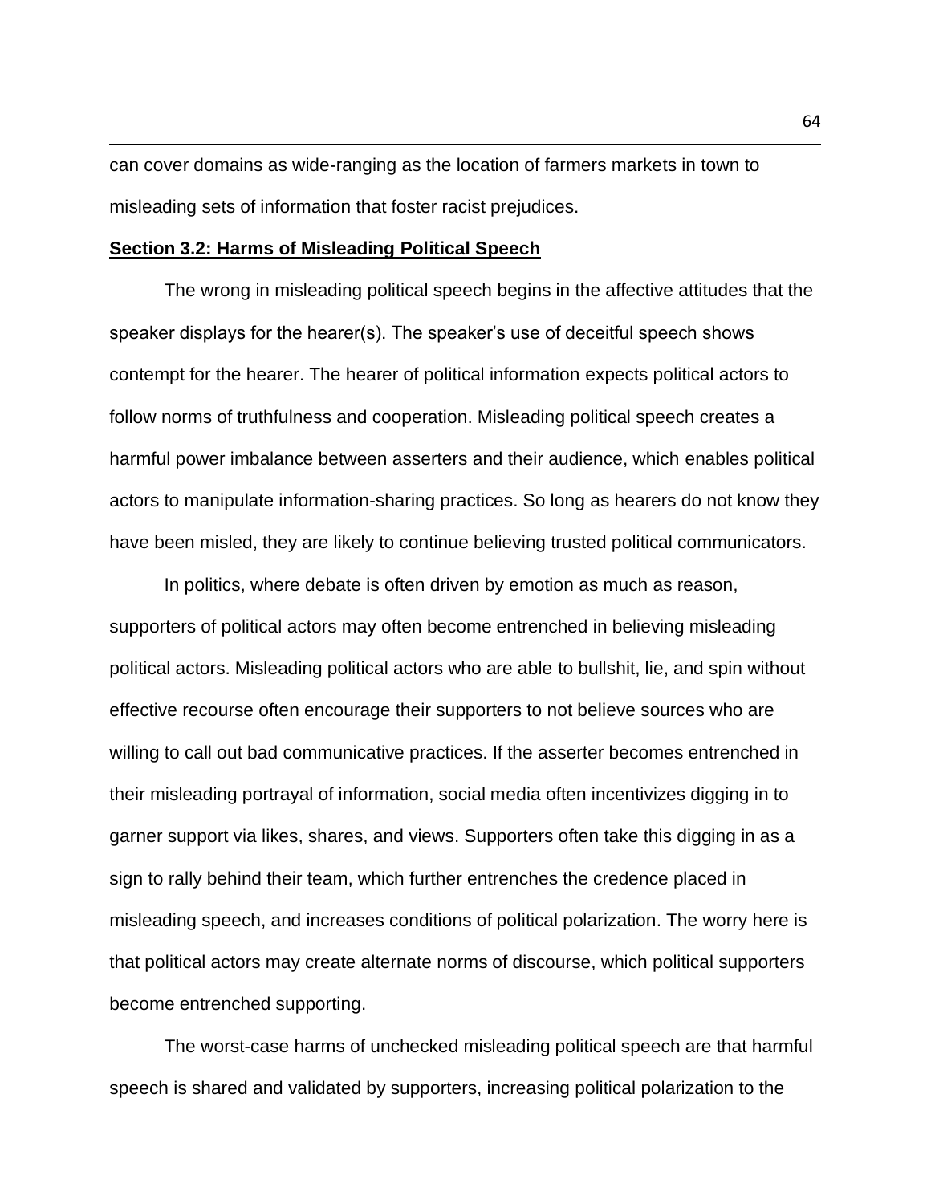can cover domains as wide-ranging as the location of farmers markets in town to misleading sets of information that foster racist prejudices.

## Section 3.2: Harms of Misleading Political Speech

The wrong in misleading political speech begins in the affective attitudes that the speaker displays for the hearer(s). The speaker's use of deceitful speech shows contempt for the hearer. The hearer of political information expects political actors to follow norms of truthfulness and cooperation. Misleading political speech creates a harmful power imbalance between asserters and their audience, which enables political actors to manipulate information-sharing practices. So long as hearers do not know they have been misled, they are likely to continue believing trusted political communicators.

In politics, where debate is often driven by emotion as much as reason, supporters of political actors may often become entrenched in believing misleading political actors. Misleading political actors who are able to bullshit, lie, and spin without effective recourse often encourage their supporters to not believe sources who are willing to call out bad communicative practices. If the asserter becomes entrenched in their misleading portrayal of information, social media often incentivizes digging in to garner support via likes, shares, and views. Supporters often take this digging in as a sign to rally behind their team, which further entrenches the credence placed in misleading speech, and increases conditions of political polarization. The worry here is that political actors may create alternate norms of discourse, which political supporters become entrenched supporting.

The worst-case harms of unchecked misleading political speech are that harmful speech is shared and validated by supporters, increasing political polarization to the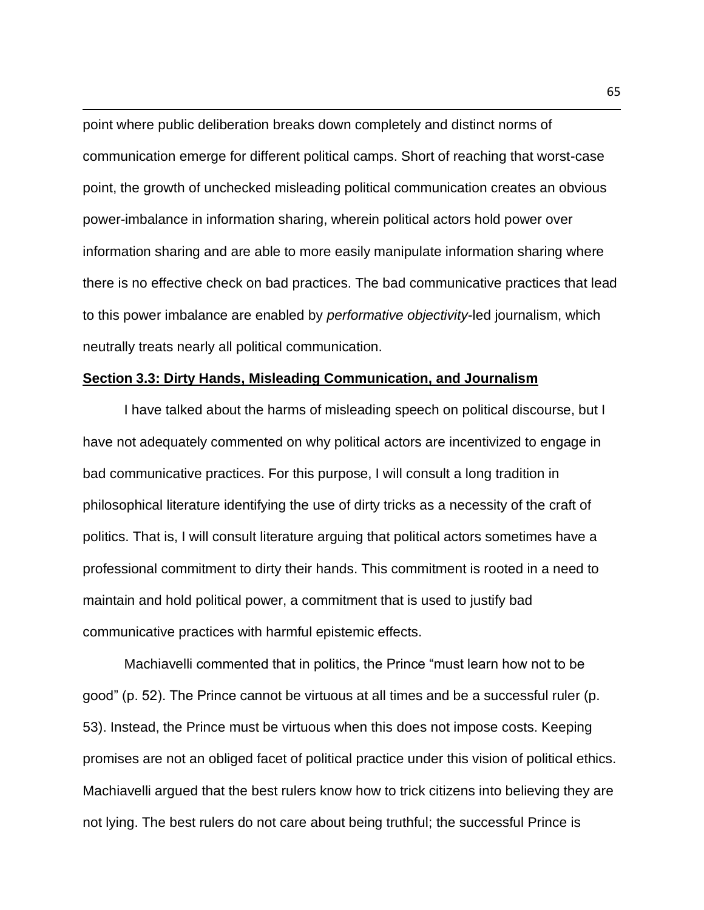point where public deliberation breaks down completely and distinct norms of communication emerge for different political camps. Short of reaching that worst-case point, the growth of unchecked misleading political communication creates an obvious power-imbalance in information sharing, wherein political actors hold power over information sharing and are able to more easily manipulate information sharing where there is no effective check on bad practices. The bad communicative practices that lead to this power imbalance are enabled by *performative objectivity*-led journalism, which neutrally treats nearly all political communication.

### Section 3.3: Dirty Hands, Misleading Communication, and Journalism

I have talked about the harms of misleading speech on political discourse, but I have not adequately commented on why political actors are incentivized to engage in bad communicative practices. For this purpose, I will consult a long tradition in philosophical literature identifying the use of dirty tricks as a necessity of the craft of politics. That is, I will consult literature arguing that political actors sometimes have a professional commitment to dirty their hands. This commitment is rooted in a need to maintain and hold political power, a commitment that is used to justify bad communicative practices with harmful epistemic effects.

Machiavelli commented that in politics, the Prince "must learn how not to be good" (p. 52). The Prince cannot be virtuous at all times and be a successful ruler (p. 53). Instead, the Prince must be virtuous when this does not impose costs. Keeping promises are not an obliged facet of political practice under this vision of political ethics. Machiavelli argued that the best rulers know how to trick citizens into believing they are not lying. The best rulers do not care about being truthful; the successful Prince is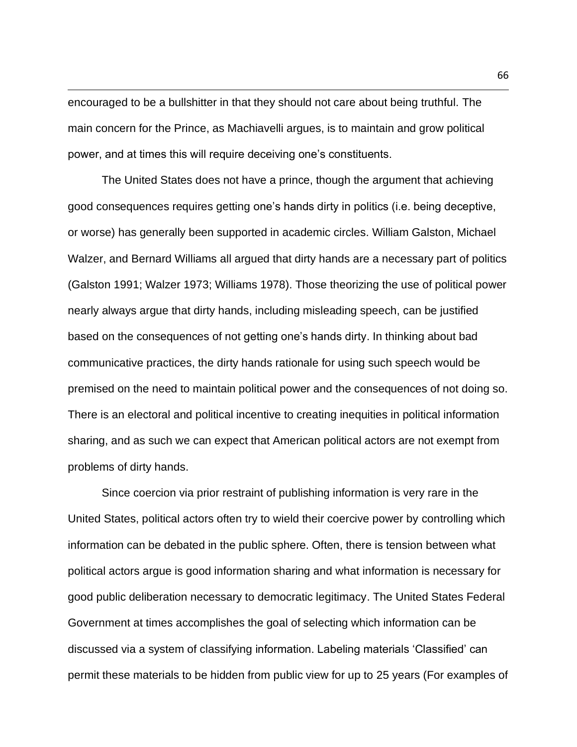encouraged to be a bullshitter in that they should not care about being truthful. The main concern for the Prince, as Machiavelli argues, is to maintain and grow political power, and at times this will require deceiving one's constituents.

The United States does not have a prince, though the argument that achieving good consequences requires getting one's hands dirty in politics (i.e. being deceptive, or worse) has generally been supported in academic circles. William Galston, Michael Walzer, and Bernard Williams all argued that dirty hands are a necessary part of politics (Galston 1991; Walzer 1973; Williams 1978). Those theorizing the use of political power nearly always argue that dirty hands, including misleading speech, can be justified based on the consequences of not getting one's hands dirty. In thinking about bad communicative practices, the dirty hands rationale for using such speech would be premised on the need to maintain political power and the consequences of not doing so. There is an electoral and political incentive to creating inequities in political information sharing, and as such we can expect that American political actors are not exempt from problems of dirty hands.

Since coercion via prior restraint of publishing information is very rare in the United States, political actors often try to wield their coercive power by controlling which information can be debated in the public sphere. Often, there is tension between what political actors argue is good information sharing and what information is necessary for good public deliberation necessary to democratic legitimacy. The United States Federal Government at times accomplishes the goal of selecting which information can be discussed via a system of classifying information. Labeling materials 'Classified' can permit these materials to be hidden from public view for up to 25 years (For examples of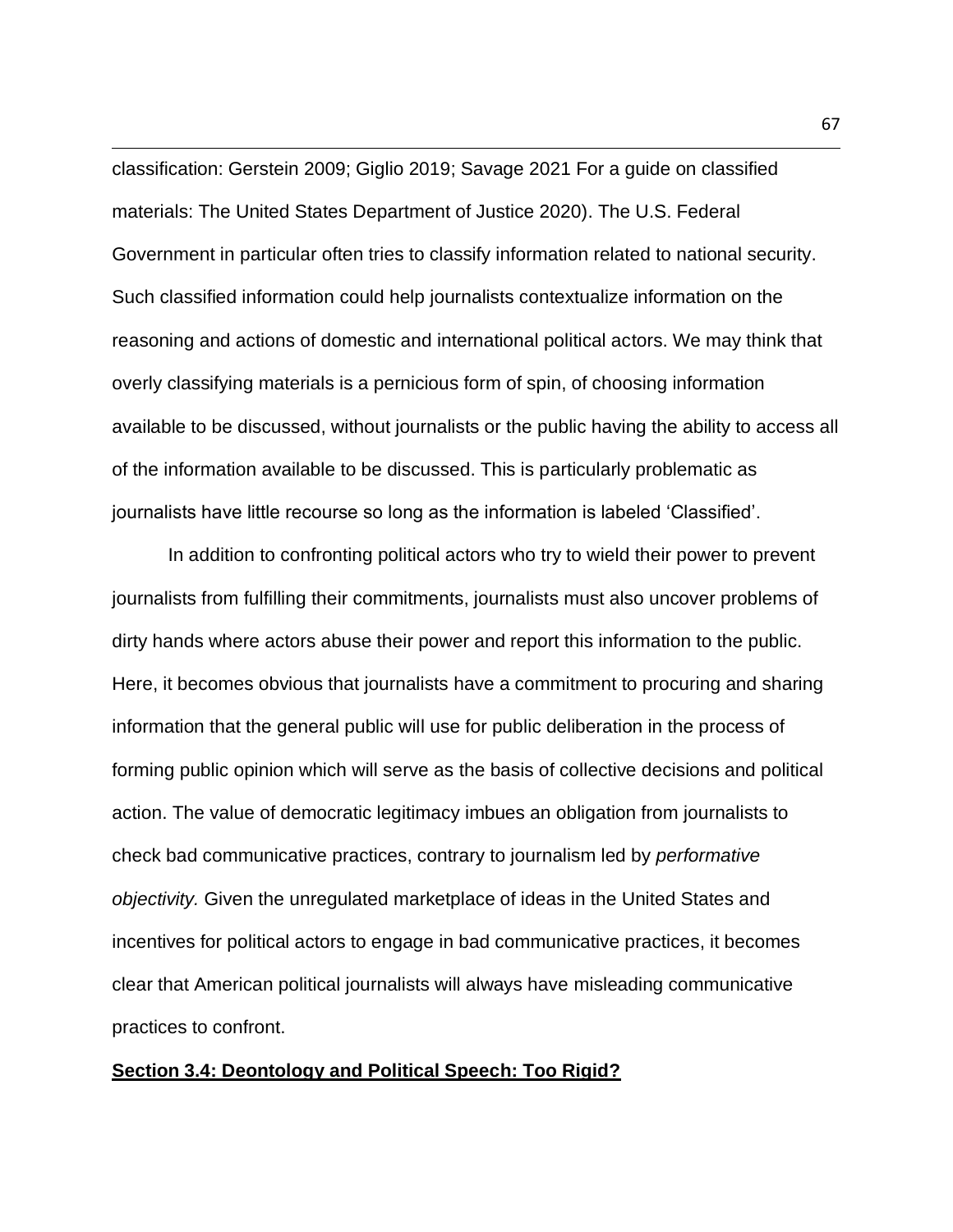classification: Gerstein 2009; Giglio 2019; Savage 2021 For a guide on classified materials: The United States Department of Justice 2020). The U.S. Federal Government in particular often tries to classify information related to national security. Such classified information could help journalists contextualize information on the reasoning and actions of domestic and international political actors. We may think that overly classifying materials is a pernicious form of spin, of choosing information available to be discussed, without journalists or the public having the ability to access all of the information available to be discussed. This is particularly problematic as journalists have little recourse so long as the information is labeled 'Classified'.

In addition to confronting political actors who try to wield their power to prevent journalists from fulfilling their commitments, journalists must also uncover problems of dirty hands where actors abuse their power and report this information to the public. Here, it becomes obvious that journalists have a commitment to procuring and sharing information that the general public will use for public deliberation in the process of forming public opinion which will serve as the basis of collective decisions and political action. The value of democratic legitimacy imbues an obligation from journalists to check bad communicative practices, contrary to journalism led by *performative objectivity.* Given the unregulated marketplace of ideas in the United States and incentives for political actors to engage in bad communicative practices, it becomes clear that American political journalists will always have misleading communicative practices to confront.

## Section 3.4: Deontology and Political Speech: Too Rigid?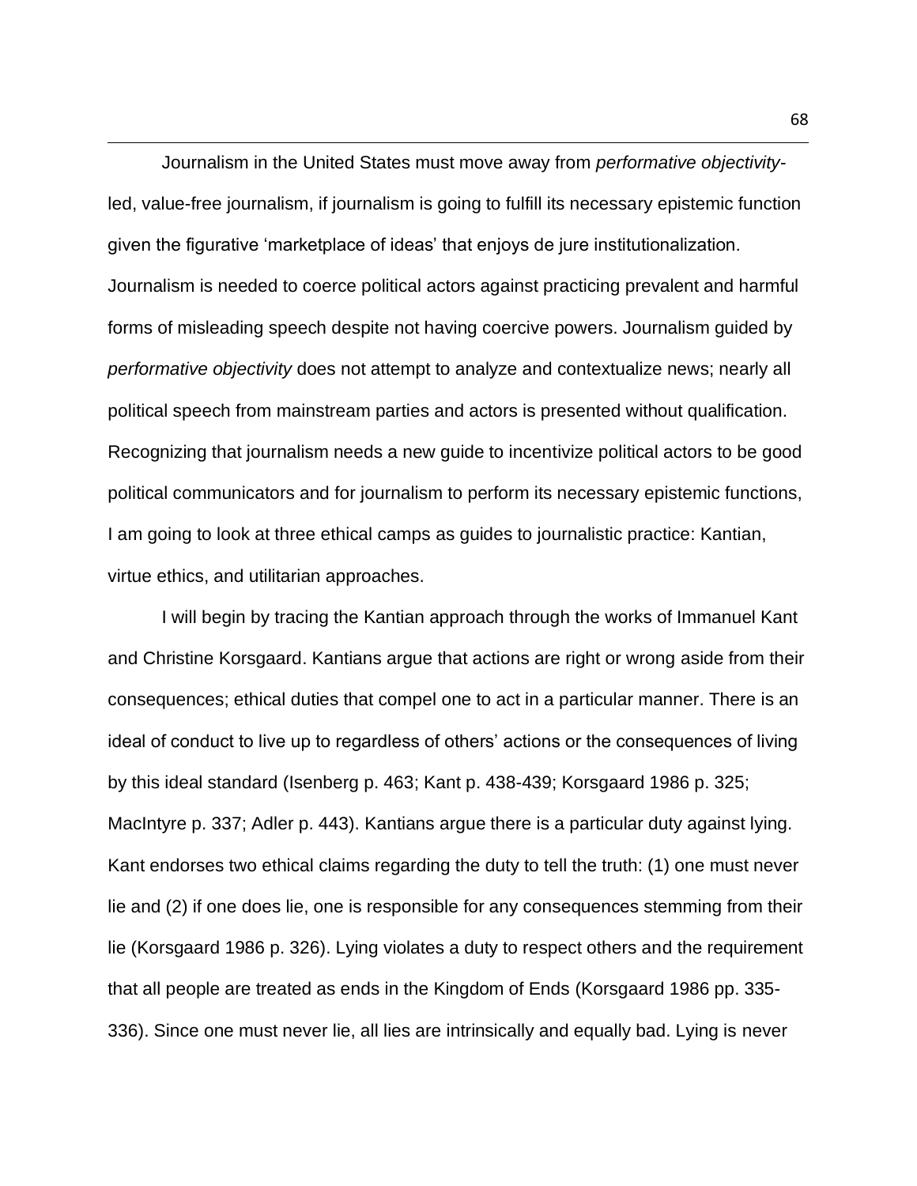Journalism in the United States must move away from *performative objectivity*-led, value-free journalism, if journalism is going to fulfill its necessary epistemic function given the figurative 'marketplace of ideas' that enjoys de jure institutionalization. Journalism is needed to coerce political actors against practicing prevalent and harmful forms of misleading speech despite not having coercive powers. Journalism guided by *performative objectivity* does not attempt to analyze and contextualize news; nearly all political speech from mainstream parties and actors is presented without qualification. Recognizing that journalism needs a new guide to incentivize political actors to be good political communicators and for journalism to perform its necessary epistemic functions, I am going to look at three ethical camps as guides to journalistic practice: Kantian, virtue ethics, and utilitarian approaches.

I will begin by tracing the Kantian approach through the works of Immanuel Kant and Christine Korsgaard. Kantians argue that actions are right or wrong aside from their consequences; ethical duties that compel one to act in a particular manner. There is an ideal of conduct to live up to regardless of others' actions or the consequences of living by this ideal standard (Isenberg p. 463; Kant p. 438-439; Korsgaard 1986 p. 325; MacIntyre p. 337; Adler p. 443). Kantians argue there is a particular duty against lying. Kant endorses two ethical claims regarding the duty to tell the truth: (1) one must never lie and (2) if one does lie, one is responsible for any consequences stemming from their lie (Korsgaard 1986 p. 326). Lying violates a duty to respect others and the requirement that all people are treated as ends in the Kingdom of Ends (Korsgaard 1986 pp. 335-336). Since one must never lie, all lies are intrinsically and equally bad. Lying is never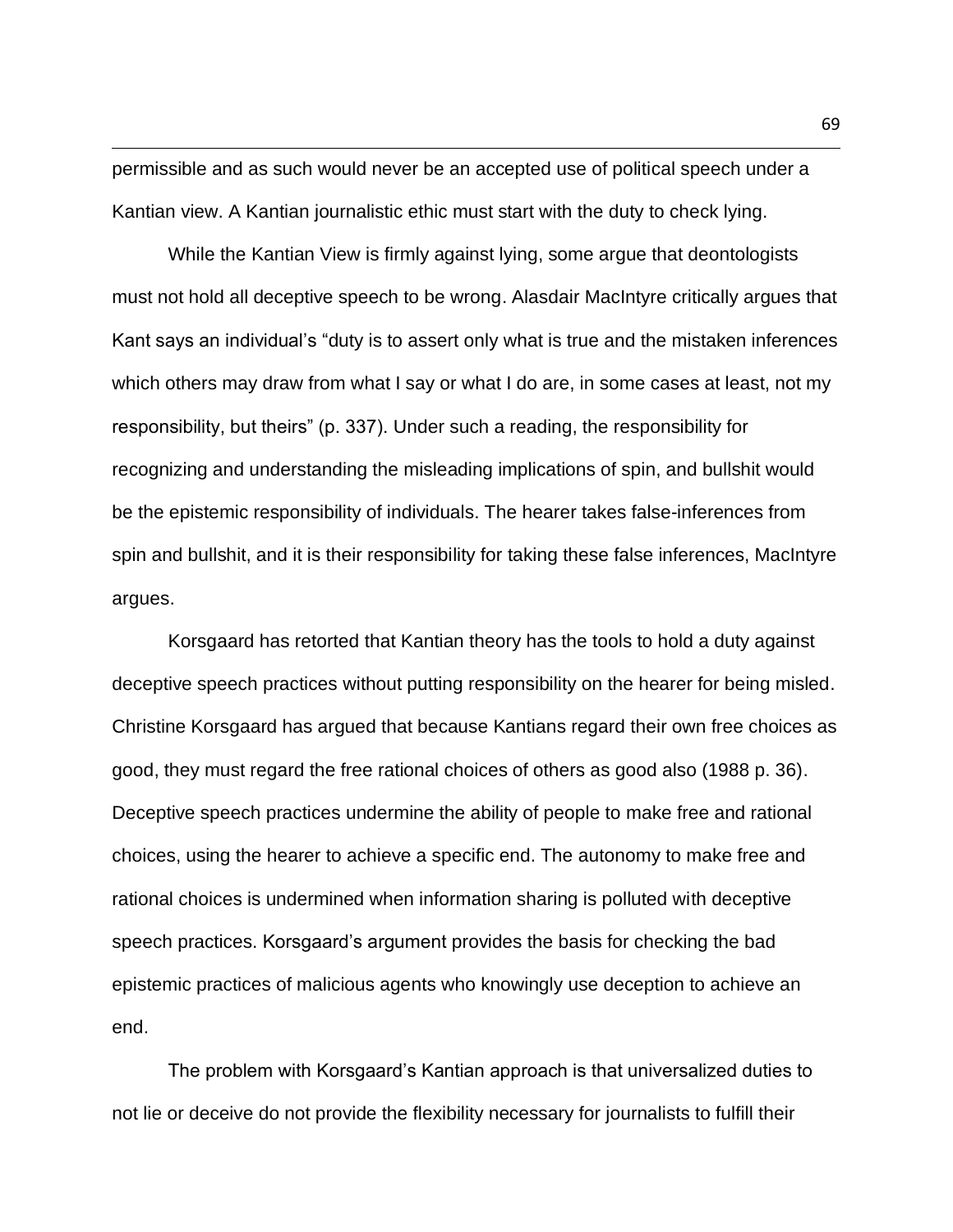permissible and as such would never be an accepted use of political speech under a Kantian view. A Kantian journalistic ethic must start with the duty to check lying.

While the Kantian View is firmly against lying, some argue that deontologists must not hold all deceptive speech to be wrong. Alasdair MacIntyre critically argues that Kant says an individual's "duty is to assert only what is true and the mistaken inferences which others may draw from what I say or what I do are, in some cases at least, not my responsibility, but theirs" (p. 337). Under such a reading, the responsibility for recognizing and understanding the misleading implications of spin, and bullshit would be the epistemic responsibility of individuals. The hearer takes false-inferences from spin and bullshit, and it is their responsibility for taking these false inferences, MacIntyre argues.

Korsgaard has retorted that Kantian theory has the tools to hold a duty against deceptive speech practices without putting responsibility on the hearer for being misled. Christine Korsgaard has argued that because Kantians regard their own free choices as good, they must regard the free rational choices of others as good also (1988 p. 36). Deceptive speech practices undermine the ability of people to make free and rational choices, using the hearer to achieve a specific end. The autonomy to make free and rational choices is undermined when information sharing is polluted with deceptive speech practices. Korsgaard's argument provides the basis for checking the bad epistemic practices of malicious agents who knowingly use deception to achieve an end.

The problem with Korsgaard's Kantian approach is that universalized duties to not lie or deceive do not provide the flexibility necessary for journalists to fulfill their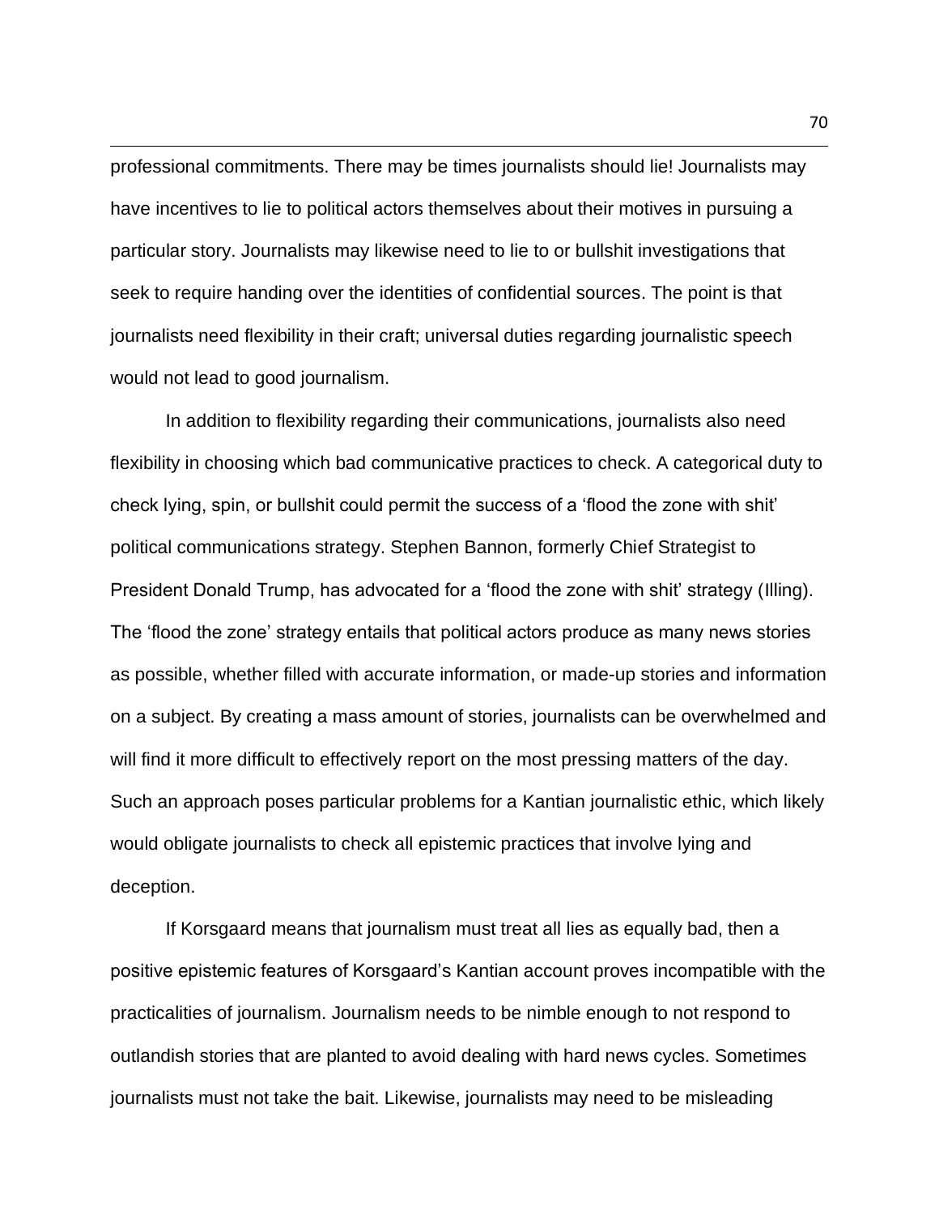professional commitments. There may be times journalists should lie! Journalists may have incentives to lie to political actors themselves about their motives in pursuing a particular story. Journalists may likewise need to lie to or bullshit investigations that seek to require handing over the identities of confidential sources. The point is that journalists need flexibility in their craft; universal duties regarding journalistic speech would not lead to good journalism.

In addition to flexibility regarding their communications, journalists also need flexibility in choosing which bad communicative practices to check. A categorical duty to check lying, spin, or bullshit could permit the success of a 'flood the zone with shit' political communications strategy. Stephen Bannon, formerly Chief Strategist to President Donald Trump, has advocated for a 'flood the zone with shit' strategy (Illing). The 'flood the zone' strategy entails that political actors produce as many news stories as possible, whether filled with accurate information, or made-up stories and information on a subject. By creating a mass amount of stories, journalists can be overwhelmed and will find it more difficult to effectively report on the most pressing matters of the day. Such an approach poses particular problems for a Kantian journalistic ethic, which likely would obligate journalists to check all epistemic practices that involve lying and deception.

If Korsgaard means that journalism must treat all lies as equally bad, then a positive epistemic features of Korsgaard's Kantian account proves incompatible with the practicalities of journalism. Journalism needs to be nimble enough to not respond to outlandish stories that are planted to avoid dealing with hard news cycles. Sometimes journalists must not take the bait. Likewise, journalists may need to be misleading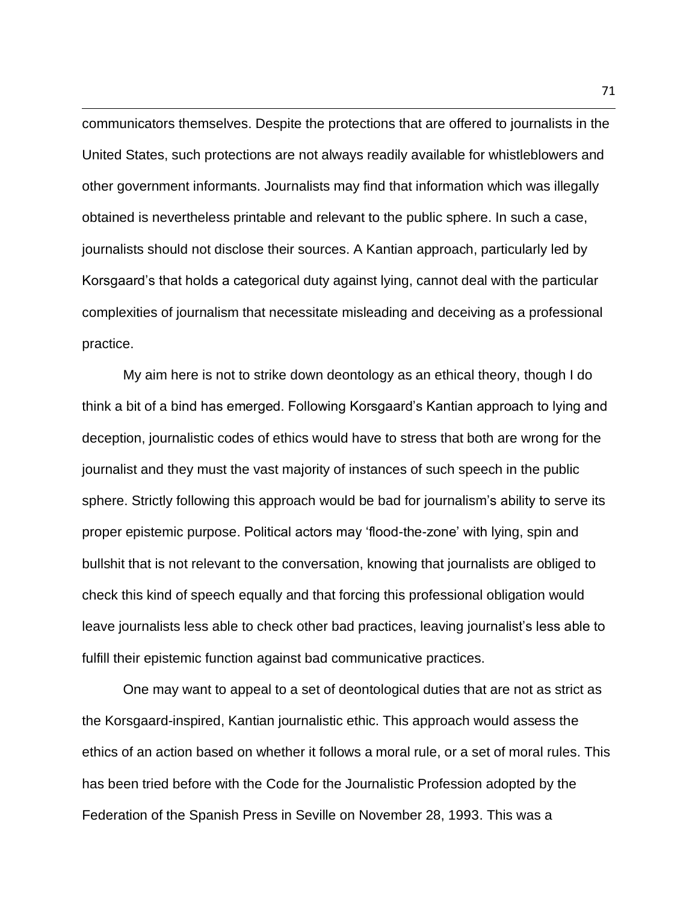communicators themselves. Despite the protections that are offered to journalists in the United States, such protections are not always readily available for whistleblowers and other government informants. Journalists may find that information which was illegally obtained is nevertheless printable and relevant to the public sphere. In such a case, journalists should not disclose their sources. A Kantian approach, particularly led by Korsgaard's that holds a categorical duty against lying, cannot deal with the particular complexities of journalism that necessitate misleading and deceiving as a professional practice.

My aim here is not to strike down deontology as an ethical theory, though I do think a bit of a bind has emerged. Following Korsgaard's Kantian approach to lying and deception, journalistic codes of ethics would have to stress that both are wrong for the journalist and they must the vast majority of instances of such speech in the public sphere. Strictly following this approach would be bad for journalism's ability to serve its proper epistemic purpose. Political actors may 'flood-the-zone' with lying, spin and bullshit that is not relevant to the conversation, knowing that journalists are obliged to check this kind of speech equally and that forcing this professional obligation would leave journalists less able to check other bad practices, leaving journalist's less able to fulfill their epistemic function against bad communicative practices.

One may want to appeal to a set of deontological duties that are not as strict as the Korsgaard-inspired, Kantian journalistic ethic. This approach would assess the ethics of an action based on whether it follows a moral rule, or a set of moral rules. This has been tried before with the Code for the Journalistic Profession adopted by the Federation of the Spanish Press in Seville on November 28, 1993. This was a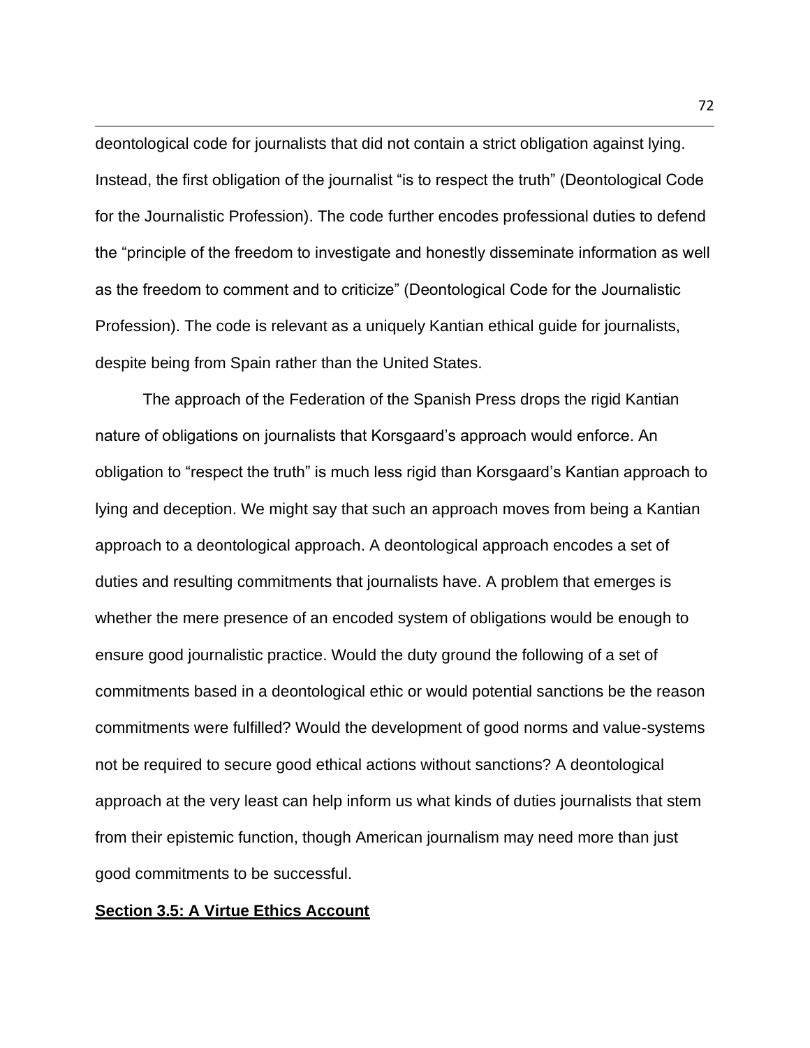deontological code for journalists that did not contain a strict obligation against lying. Instead, the first obligation of the journalist "is to respect the truth" (Deontological Code for the Journalistic Profession). The code further encodes professional duties to defend the "principle of the freedom to investigate and honestly disseminate information as well as the freedom to comment and to criticize" (Deontological Code for the Journalistic Profession). The code is relevant as a uniquely Kantian ethical guide for journalists, despite being from Spain rather than the United States.

The approach of the Federation of the Spanish Press drops the rigid Kantian nature of obligations on journalists that Korsgaard's approach would enforce. An obligation to "respect the truth" is much less rigid than Korsgaard's Kantian approach to lying and deception. We might say that such an approach moves from being a Kantian approach to a deontological approach. A deontological approach encodes a set of duties and resulting commitments that journalists have. A problem that emerges is whether the mere presence of an encoded system of obligations would be enough to ensure good journalistic practice. Would the duty ground the following of a set of commitments based in a deontological ethic or would potential sanctions be the reason commitments were fulfilled? Would the development of good norms and value-systems not be required to secure good ethical actions without sanctions? A deontological approach at the very least can help inform us what kinds of duties journalists that stem from their epistemic function, though American journalism may need more than just good commitments to be successful.

## Section 3.5: A Virtue Ethics Account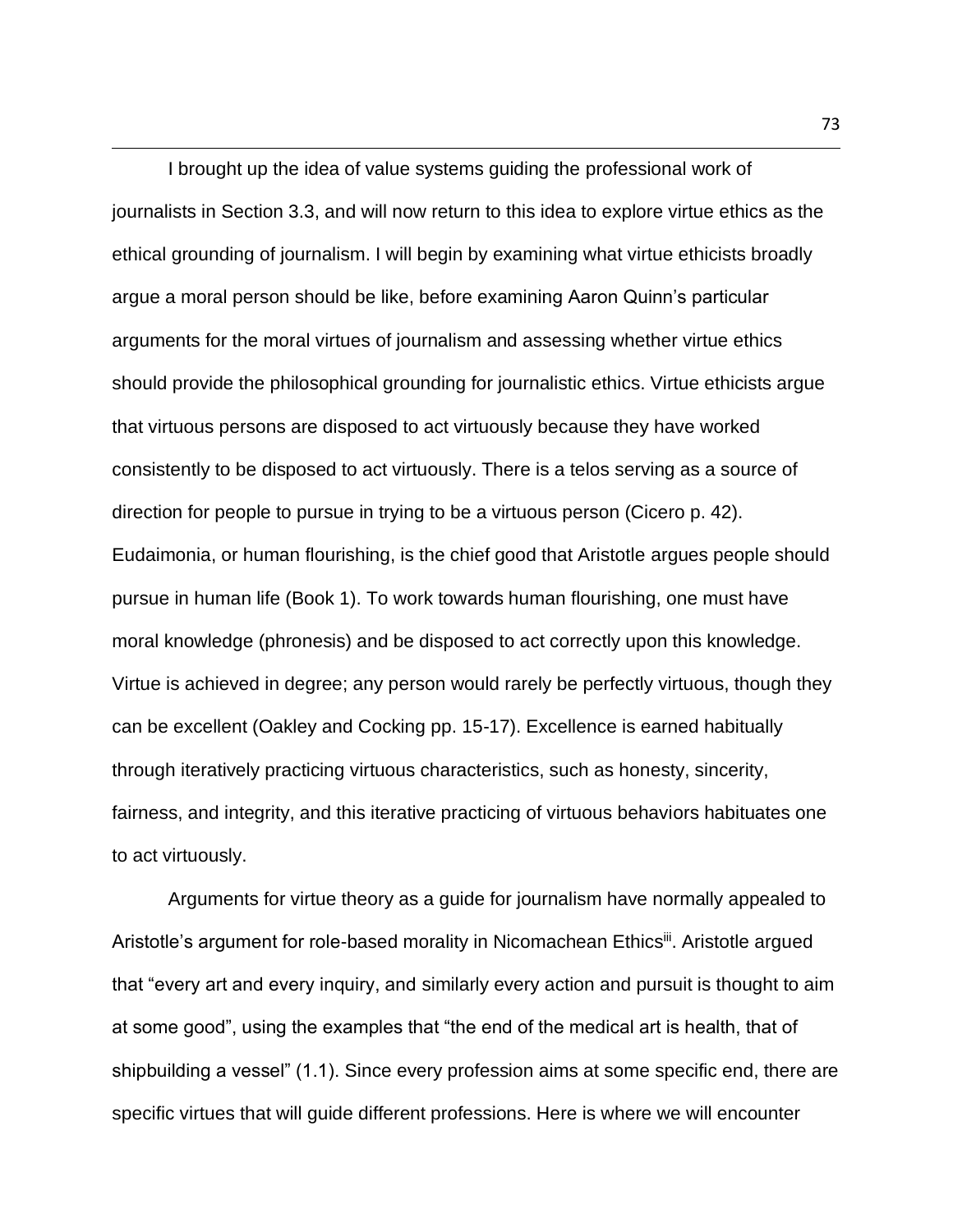I brought up the idea of value systems guiding the professional work of journalists in Section 3.3, and will now return to this idea to explore virtue ethics as the ethical grounding of journalism. I will begin by examining what virtue ethicists broadly argue a moral person should be like, before examining Aaron Quinn's particular arguments for the moral virtues of journalism and assessing whether virtue ethics should provide the philosophical grounding for journalistic ethics. Virtue ethicists argue that virtuous persons are disposed to act virtuously because they have worked consistently to be disposed to act virtuously. There is a telos serving as a source of direction for people to pursue in trying to be a virtuous person (Cicero p. 42). Eudaimonia, or human flourishing, is the chief good that Aristotle argues people should pursue in human life (Book 1). To work towards human flourishing, one must have moral knowledge (phronesis) and be disposed to act correctly upon this knowledge. Virtue is achieved in degree; any person would rarely be perfectly virtuous, though they can be excellent (Oakley and Cocking pp. 15-17). Excellence is earned habitually through iteratively practicing virtuous characteristics, such as honesty, sincerity, fairness, and integrity, and this iterative practicing of virtuous behaviors habituates one to act virtuously.

Arguments for virtue theory as a guide for journalism have normally appealed to Aristotle's argument for role-based morality in Nicomachean Ethics[iii]. Aristotle argued that "every art and every inquiry, and similarly every action and pursuit is thought to aim at some good", using the examples that "the end of the medical art is health, that of shipbuilding a vessel" (1.1). Since every profession aims at some specific end, there are specific virtues that will guide different professions. Here is where we will encounter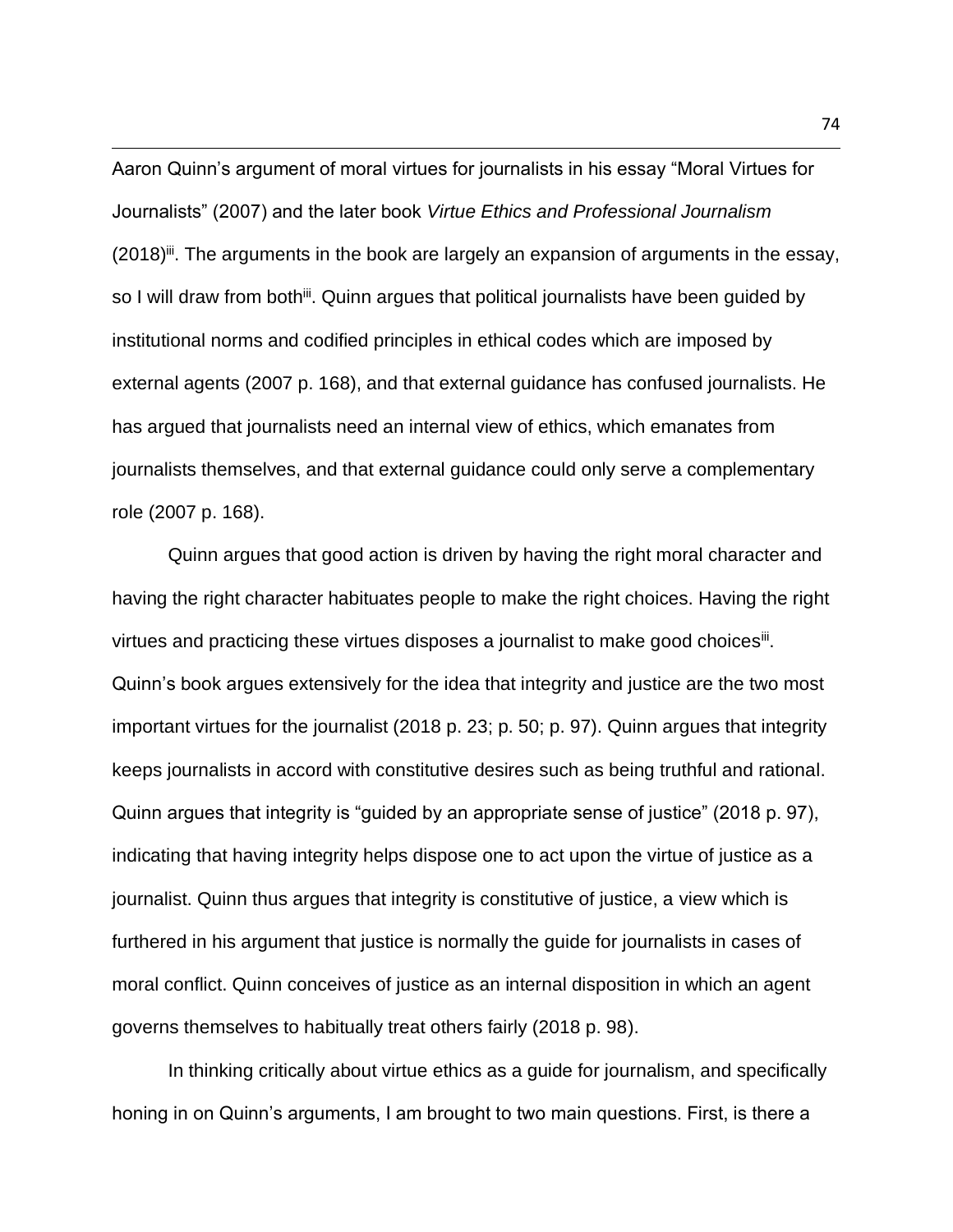Aaron Quinn's argument of moral virtues for journalists in his essay "Moral Virtues for Journalists" (2007) and the later book *Virtue Ethics and Professional Journalism* (2018)[iii]. The arguments in the book are largely an expansion of arguments in the essay, so I will draw from both[iii]. Quinn argues that political journalists have been guided by institutional norms and codified principles in ethical codes which are imposed by external agents (2007 p. 168), and that external guidance has confused journalists. He has argued that journalists need an internal view of ethics, which emanates from journalists themselves, and that external guidance could only serve a complementary role (2007 p. 168).

Quinn argues that good action is driven by having the right moral character and having the right character habituates people to make the right choices. Having the right virtues and practicing these virtues disposes a journalist to make good choices[iii]. Quinn's book argues extensively for the idea that integrity and justice are the two most important virtues for the journalist (2018 p. 23; p. 50; p. 97). Quinn argues that integrity keeps journalists in accord with constitutive desires such as being truthful and rational. Quinn argues that integrity is "guided by an appropriate sense of justice" (2018 p. 97), indicating that having integrity helps dispose one to act upon the virtue of justice as a journalist. Quinn thus argues that integrity is constitutive of justice, a view which is furthered in his argument that justice is normally the guide for journalists in cases of moral conflict. Quinn conceives of justice as an internal disposition in which an agent governs themselves to habitually treat others fairly (2018 p. 98).

In thinking critically about virtue ethics as a guide for journalism, and specifically honing in on Quinn's arguments, I am brought to two main questions. First, is there a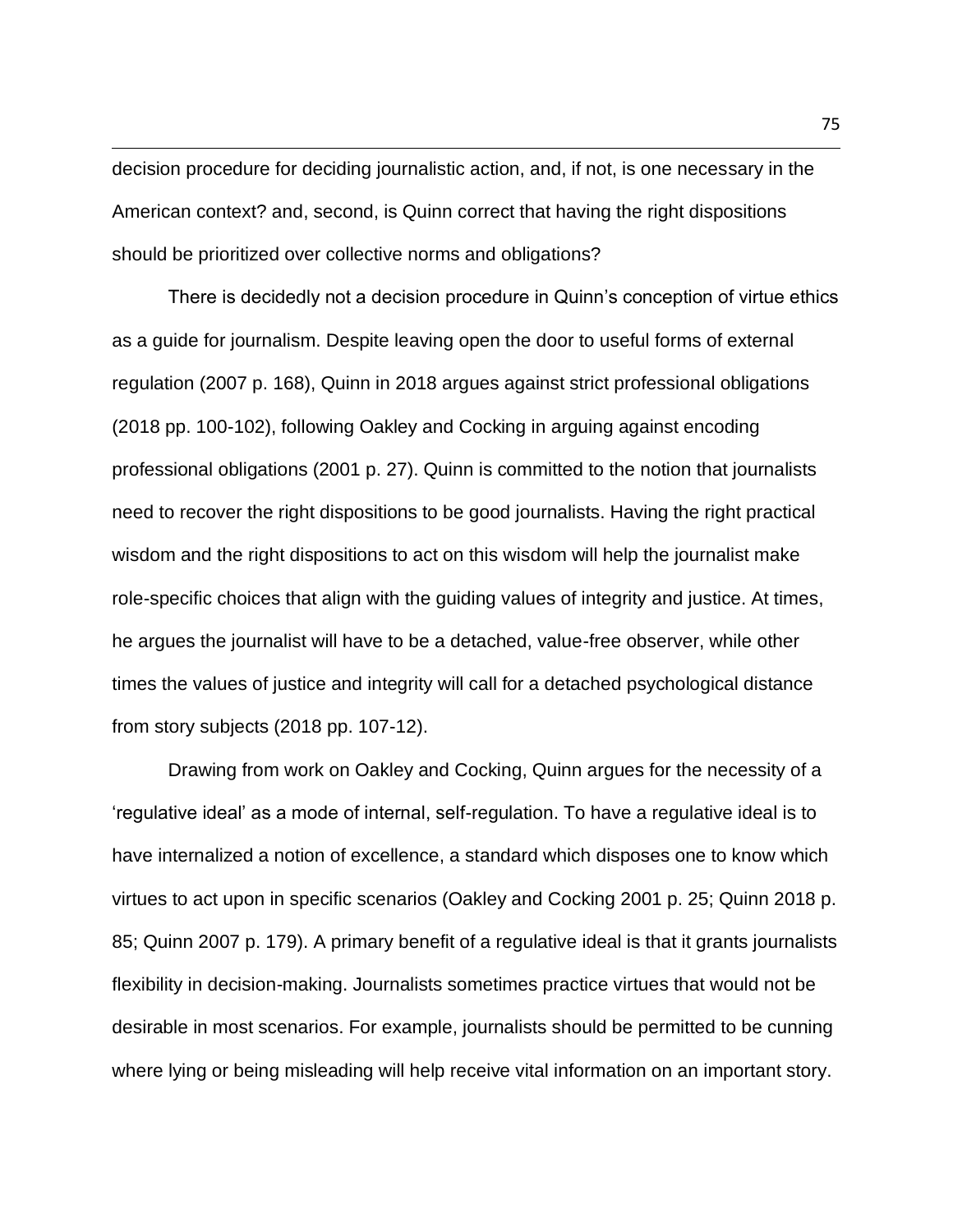decision procedure for deciding journalistic action, and, if not, is one necessary in the American context? and, second, is Quinn correct that having the right dispositions should be prioritized over collective norms and obligations?

There is decidedly not a decision procedure in Quinn's conception of virtue ethics as a guide for journalism. Despite leaving open the door to useful forms of external regulation (2007 p. 168), Quinn in 2018 argues against strict professional obligations (2018 pp. 100-102), following Oakley and Cocking in arguing against encoding professional obligations (2001 p. 27). Quinn is committed to the notion that journalists need to recover the right dispositions to be good journalists. Having the right practical wisdom and the right dispositions to act on this wisdom will help the journalist make role-specific choices that align with the guiding values of integrity and justice. At times, he argues the journalist will have to be a detached, value-free observer, while other times the values of justice and integrity will call for a detached psychological distance from story subjects (2018 pp. 107-12).

Drawing from work on Oakley and Cocking, Quinn argues for the necessity of a 'regulative ideal' as a mode of internal, self-regulation. To have a regulative ideal is to have internalized a notion of excellence, a standard which disposes one to know which virtues to act upon in specific scenarios (Oakley and Cocking 2001 p. 25; Quinn 2018 p. 85; Quinn 2007 p. 179). A primary benefit of a regulative ideal is that it grants journalists flexibility in decision-making. Journalists sometimes practice virtues that would not be desirable in most scenarios. For example, journalists should be permitted to be cunning where lying or being misleading will help receive vital information on an important story.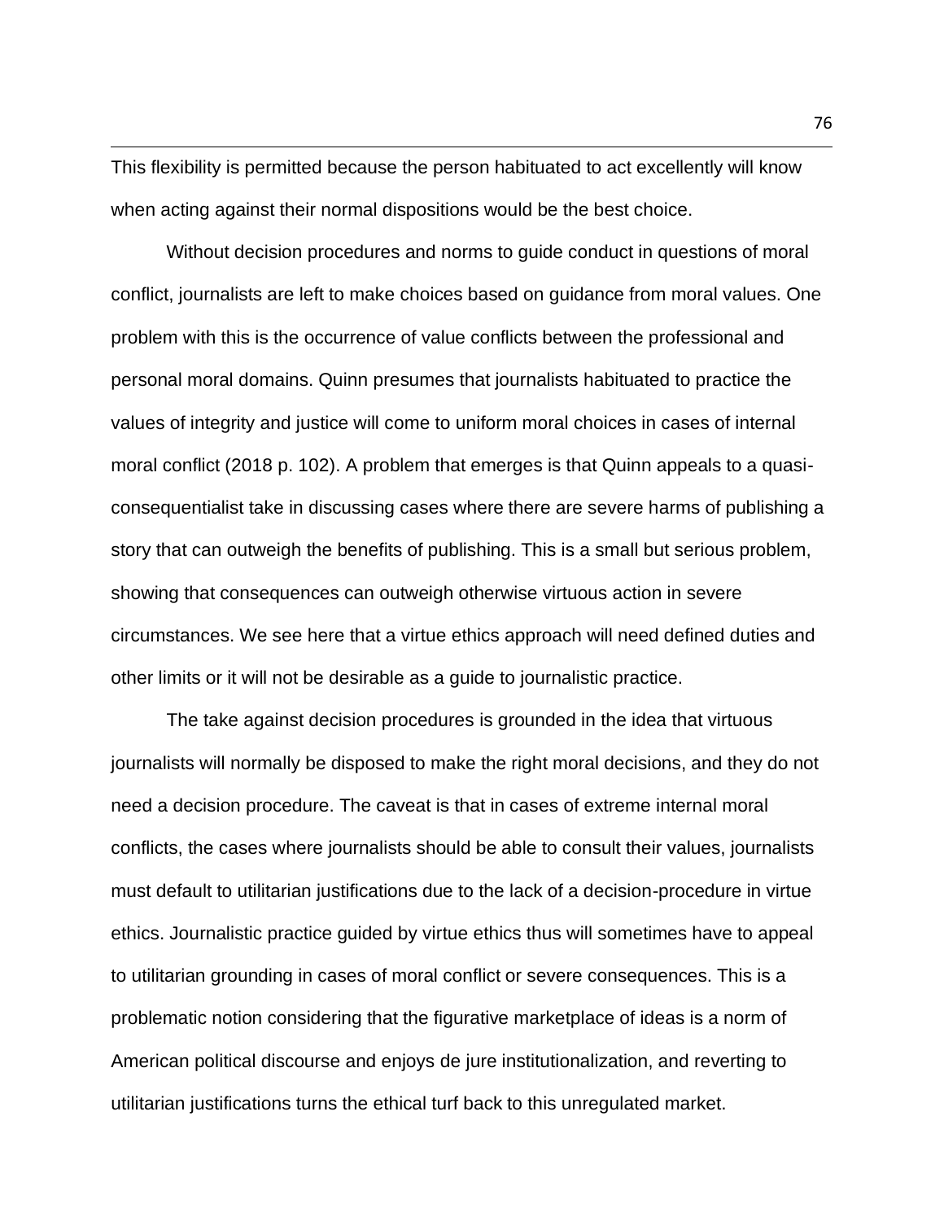This flexibility is permitted because the person habituated to act excellently will know when acting against their normal dispositions would be the best choice.

Without decision procedures and norms to guide conduct in questions of moral conflict, journalists are left to make choices based on guidance from moral values. One problem with this is the occurrence of value conflicts between the professional and personal moral domains. Quinn presumes that journalists habituated to practice the values of integrity and justice will come to uniform moral choices in cases of internal moral conflict (2018 p. 102). A problem that emerges is that Quinn appeals to a quasi-consequentialist take in discussing cases where there are severe harms of publishing a story that can outweigh the benefits of publishing. This is a small but serious problem, showing that consequences can outweigh otherwise virtuous action in severe circumstances. We see here that a virtue ethics approach will need defined duties and other limits or it will not be desirable as a guide to journalistic practice.

The take against decision procedures is grounded in the idea that virtuous journalists will normally be disposed to make the right moral decisions, and they do not need a decision procedure. The caveat is that in cases of extreme internal moral conflicts, the cases where journalists should be able to consult their values, journalists must default to utilitarian justifications due to the lack of a decision-procedure in virtue ethics. Journalistic practice guided by virtue ethics thus will sometimes have to appeal to utilitarian grounding in cases of moral conflict or severe consequences. This is a problematic notion considering that the figurative marketplace of ideas is a norm of American political discourse and enjoys de jure institutionalization, and reverting to utilitarian justifications turns the ethical turf back to this unregulated market.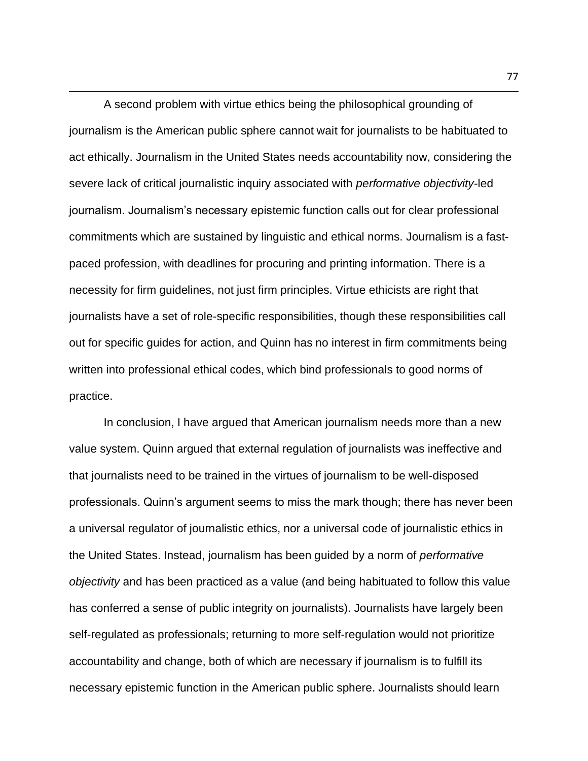A second problem with virtue ethics being the philosophical grounding of journalism is the American public sphere cannot wait for journalists to be habituated to act ethically. Journalism in the United States needs accountability now, considering the severe lack of critical journalistic inquiry associated with *performative objectivity*-led journalism. Journalism's necessary epistemic function calls out for clear professional commitments which are sustained by linguistic and ethical norms. Journalism is a fast-paced profession, with deadlines for procuring and printing information. There is a necessity for firm guidelines, not just firm principles. Virtue ethicists are right that journalists have a set of role-specific responsibilities, though these responsibilities call out for specific guides for action, and Quinn has no interest in firm commitments being written into professional ethical codes, which bind professionals to good norms of practice.

In conclusion, I have argued that American journalism needs more than a new value system. Quinn argued that external regulation of journalists was ineffective and that journalists need to be trained in the virtues of journalism to be well-disposed professionals. Quinn's argument seems to miss the mark though; there has never been a universal regulator of journalistic ethics, nor a universal code of journalistic ethics in the United States. Instead, journalism has been guided by a norm of *performative objectivity* and has been practiced as a value (and being habituated to follow this value has conferred a sense of public integrity on journalists). Journalists have largely been self-regulated as professionals; returning to more self-regulation would not prioritize accountability and change, both of which are necessary if journalism is to fulfill its necessary epistemic function in the American public sphere. Journalists should learn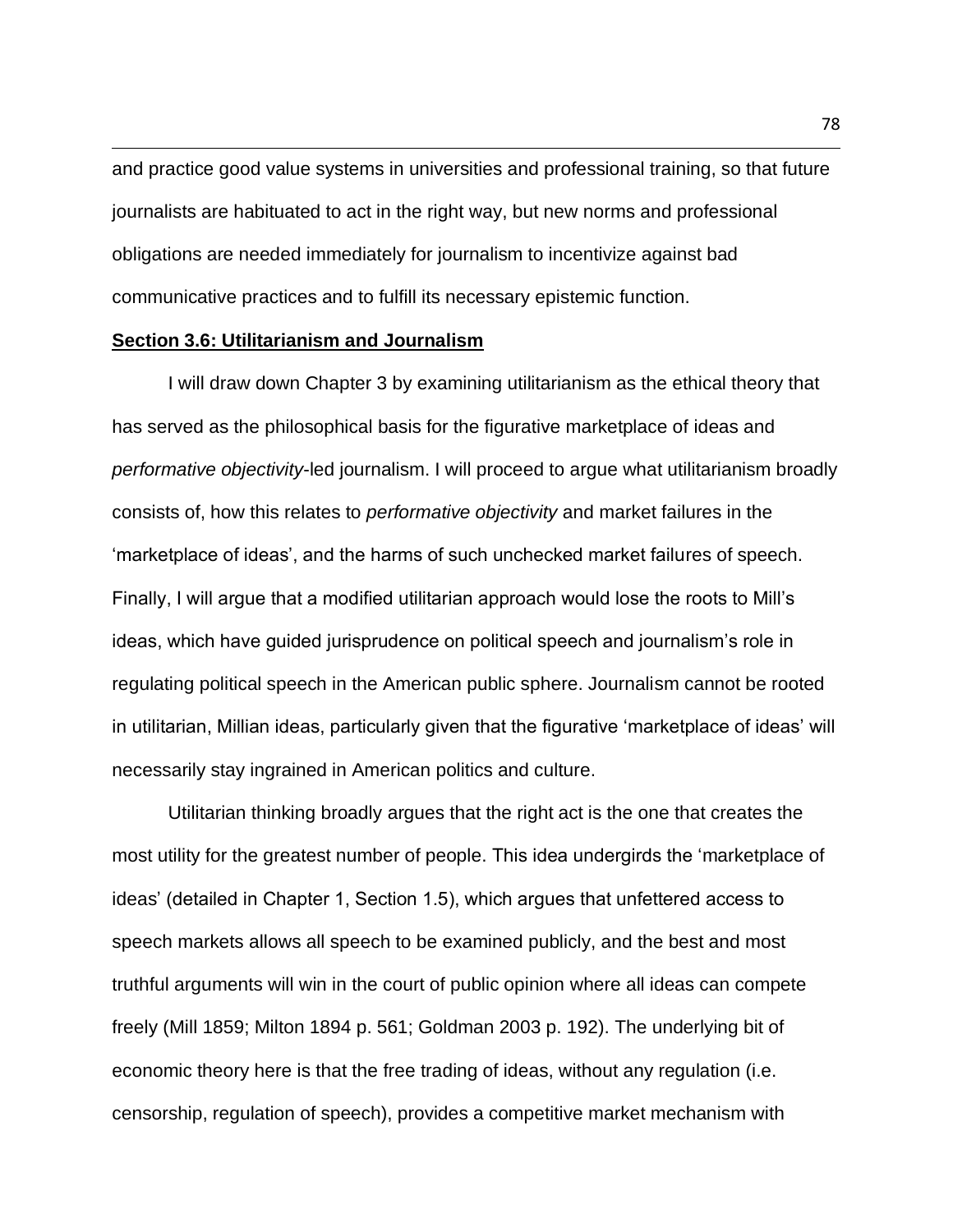and practice good value systems in universities and professional training, so that future journalists are habituated to act in the right way, but new norms and professional obligations are needed immediately for journalism to incentivize against bad communicative practices and to fulfill its necessary epistemic function.

## Section 3.6: Utilitarianism and Journalism

I will draw down Chapter 3 by examining utilitarianism as the ethical theory that has served as the philosophical basis for the figurative marketplace of ideas and *performative objectivity*-led journalism. I will proceed to argue what utilitarianism broadly consists of, how this relates to *performative objectivity* and market failures in the 'marketplace of ideas', and the harms of such unchecked market failures of speech. Finally, I will argue that a modified utilitarian approach would lose the roots to Mill's ideas, which have guided jurisprudence on political speech and journalism's role in regulating political speech in the American public sphere. Journalism cannot be rooted in utilitarian, Millian ideas, particularly given that the figurative 'marketplace of ideas' will necessarily stay ingrained in American politics and culture.

Utilitarian thinking broadly argues that the right act is the one that creates the most utility for the greatest number of people. This idea undergirds the 'marketplace of ideas' (detailed in Chapter 1, Section 1.5), which argues that unfettered access to speech markets allows all speech to be examined publicly, and the best and most truthful arguments will win in the court of public opinion where all ideas can compete freely (Mill 1859; Milton 1894 p. 561; Goldman 2003 p. 192). The underlying bit of economic theory here is that the free trading of ideas, without any regulation (i.e. censorship, regulation of speech), provides a competitive market mechanism with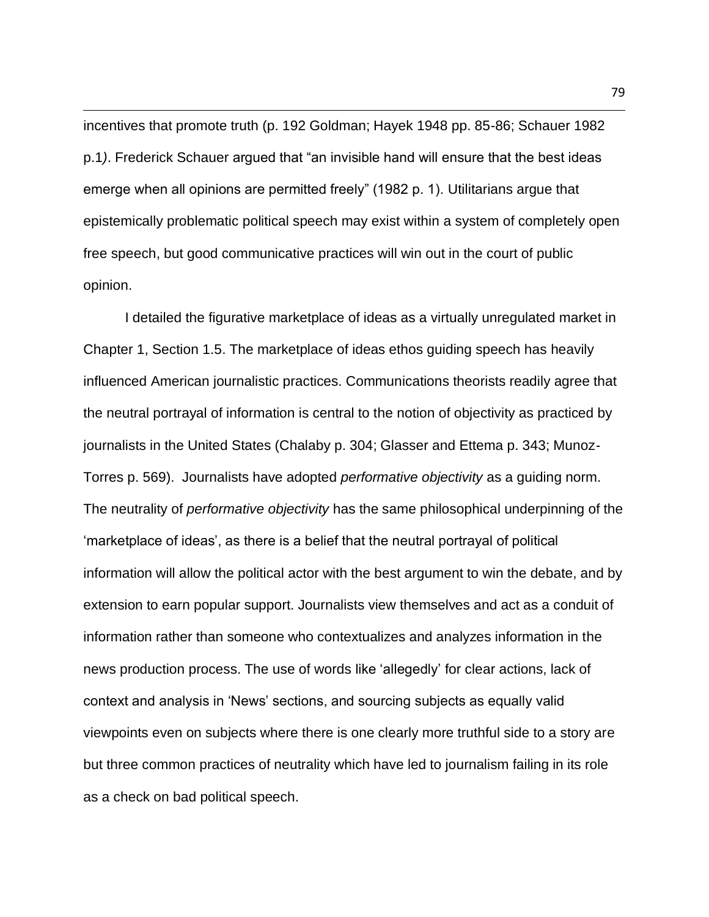incentives that promote truth (p. 192 Goldman; Hayek 1948 pp. 85-86; Schauer 1982 p.1*)*. Frederick Schauer argued that “an invisible hand will ensure that the best ideas emerge when all opinions are permitted freely” (1982 p. 1). Utilitarians argue that epistemically problematic political speech may exist within a system of completely open free speech, but good communicative practices will win out in the court of public opinion.

I detailed the figurative marketplace of ideas as a virtually unregulated market in Chapter 1, Section 1.5. The marketplace of ideas ethos guiding speech has heavily influenced American journalistic practices. Communications theorists readily agree that the neutral portrayal of information is central to the notion of objectivity as practiced by journalists in the United States (Chalaby p. 304; Glasser and Ettema p. 343; Munoz-Torres p. 569). Journalists have adopted *performative objectivity* as a guiding norm. The neutrality of *performative objectivity* has the same philosophical underpinning of the ‘marketplace of ideas’, as there is a belief that the neutral portrayal of political information will allow the political actor with the best argument to win the debate, and by extension to earn popular support. Journalists view themselves and act as a conduit of information rather than someone who contextualizes and analyzes information in the news production process. The use of words like ‘allegedly’ for clear actions, lack of context and analysis in ‘News’ sections, and sourcing subjects as equally valid viewpoints even on subjects where there is one clearly more truthful side to a story are but three common practices of neutrality which have led to journalism failing in its role as a check on bad political speech.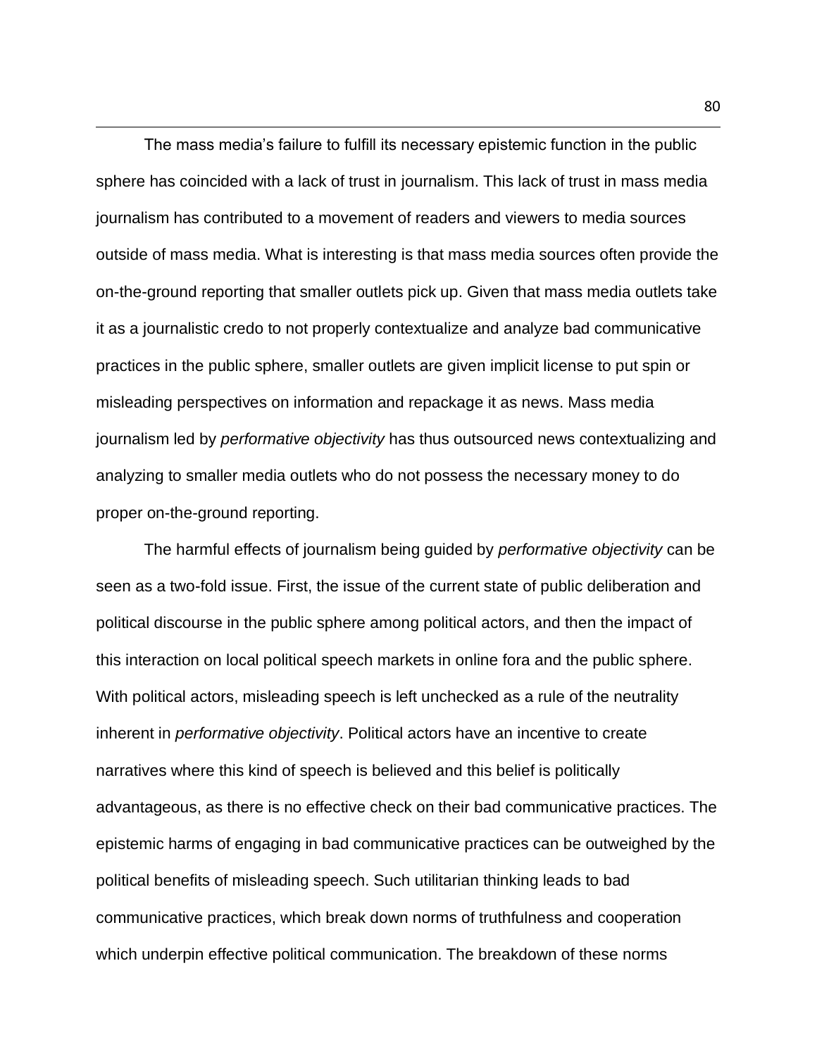The mass media's failure to fulfill its necessary epistemic function in the public sphere has coincided with a lack of trust in journalism. This lack of trust in mass media journalism has contributed to a movement of readers and viewers to media sources outside of mass media. What is interesting is that mass media sources often provide the on-the-ground reporting that smaller outlets pick up. Given that mass media outlets take it as a journalistic credo to not properly contextualize and analyze bad communicative practices in the public sphere, smaller outlets are given implicit license to put spin or misleading perspectives on information and repackage it as news. Mass media journalism led by *performative objectivity* has thus outsourced news contextualizing and analyzing to smaller media outlets who do not possess the necessary money to do proper on-the-ground reporting.

The harmful effects of journalism being guided by *performative objectivity* can be seen as a two-fold issue. First, the issue of the current state of public deliberation and political discourse in the public sphere among political actors, and then the impact of this interaction on local political speech markets in online fora and the public sphere. With political actors, misleading speech is left unchecked as a rule of the neutrality inherent in *performative objectivity*. Political actors have an incentive to create narratives where this kind of speech is believed and this belief is politically advantageous, as there is no effective check on their bad communicative practices. The epistemic harms of engaging in bad communicative practices can be outweighed by the political benefits of misleading speech. Such utilitarian thinking leads to bad communicative practices, which break down norms of truthfulness and cooperation which underpin effective political communication. The breakdown of these norms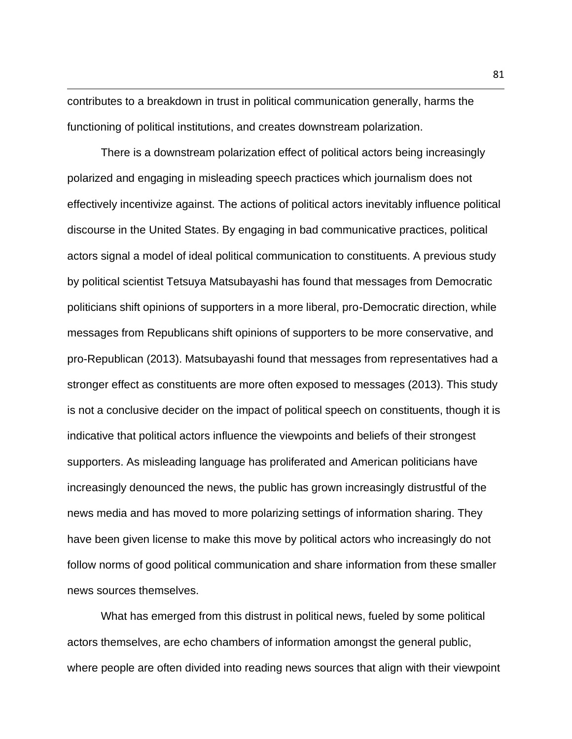contributes to a breakdown in trust in political communication generally, harms the functioning of political institutions, and creates downstream polarization.

There is a downstream polarization effect of political actors being increasingly polarized and engaging in misleading speech practices which journalism does not effectively incentivize against. The actions of political actors inevitably influence political discourse in the United States. By engaging in bad communicative practices, political actors signal a model of ideal political communication to constituents. A previous study by political scientist Tetsuya Matsubayashi has found that messages from Democratic politicians shift opinions of supporters in a more liberal, pro-Democratic direction, while messages from Republicans shift opinions of supporters to be more conservative, and pro-Republican (2013). Matsubayashi found that messages from representatives had a stronger effect as constituents are more often exposed to messages (2013). This study is not a conclusive decider on the impact of political speech on constituents, though it is indicative that political actors influence the viewpoints and beliefs of their strongest supporters. As misleading language has proliferated and American politicians have increasingly denounced the news, the public has grown increasingly distrustful of the news media and has moved to more polarizing settings of information sharing. They have been given license to make this move by political actors who increasingly do not follow norms of good political communication and share information from these smaller news sources themselves.

What has emerged from this distrust in political news, fueled by some political actors themselves, are echo chambers of information amongst the general public, where people are often divided into reading news sources that align with their viewpoint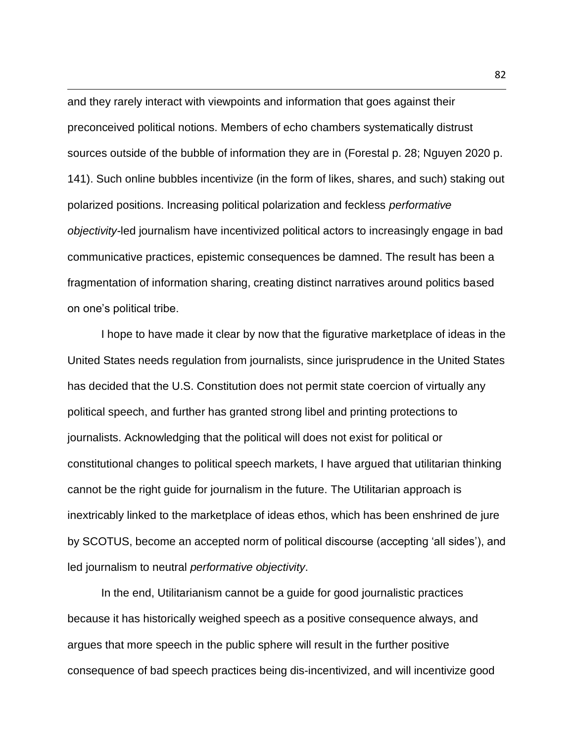and they rarely interact with viewpoints and information that goes against their preconceived political notions. Members of echo chambers systematically distrust sources outside of the bubble of information they are in (Forestal p. 28; Nguyen 2020 p. 141). Such online bubbles incentivize (in the form of likes, shares, and such) staking out polarized positions. Increasing political polarization and feckless *performative objectivity*-led journalism have incentivized political actors to increasingly engage in bad communicative practices, epistemic consequences be damned. The result has been a fragmentation of information sharing, creating distinct narratives around politics based on one's political tribe.

I hope to have made it clear by now that the figurative marketplace of ideas in the United States needs regulation from journalists, since jurisprudence in the United States has decided that the U.S. Constitution does not permit state coercion of virtually any political speech, and further has granted strong libel and printing protections to journalists. Acknowledging that the political will does not exist for political or constitutional changes to political speech markets, I have argued that utilitarian thinking cannot be the right guide for journalism in the future. The Utilitarian approach is inextricably linked to the marketplace of ideas ethos, which has been enshrined de jure by SCOTUS, become an accepted norm of political discourse (accepting 'all sides'), and led journalism to neutral *performative objectivity*.

In the end, Utilitarianism cannot be a guide for good journalistic practices because it has historically weighed speech as a positive consequence always, and argues that more speech in the public sphere will result in the further positive consequence of bad speech practices being dis-incentivized, and will incentivize good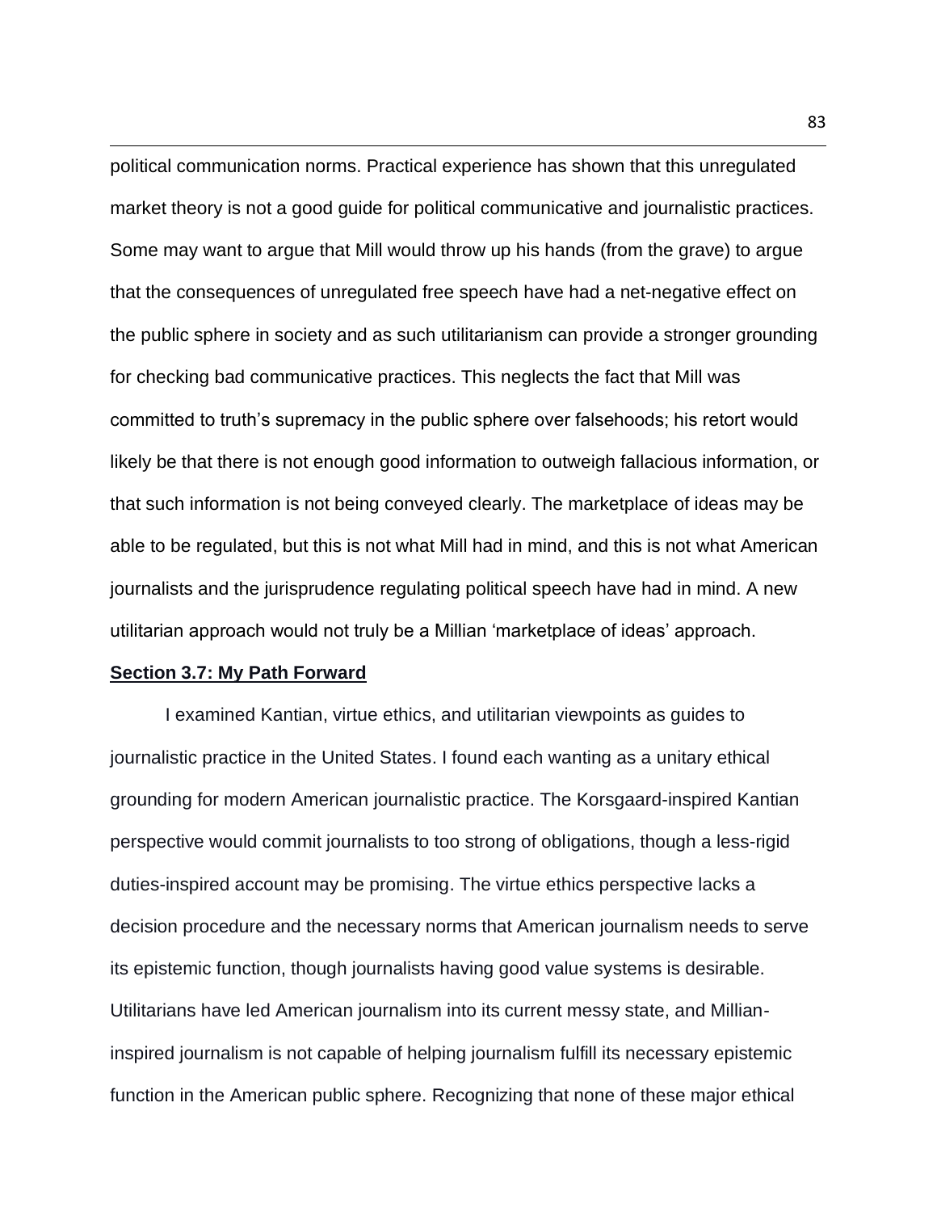political communication norms. Practical experience has shown that this unregulated market theory is not a good guide for political communicative and journalistic practices. Some may want to argue that Mill would throw up his hands (from the grave) to argue that the consequences of unregulated free speech have had a net-negative effect on the public sphere in society and as such utilitarianism can provide a stronger grounding for checking bad communicative practices. This neglects the fact that Mill was committed to truth's supremacy in the public sphere over falsehoods; his retort would likely be that there is not enough good information to outweigh fallacious information, or that such information is not being conveyed clearly. The marketplace of ideas may be able to be regulated, but this is not what Mill had in mind, and this is not what American journalists and the jurisprudence regulating political speech have had in mind. A new utilitarian approach would not truly be a Millian 'marketplace of ideas' approach.

## Section 3.7: My Path Forward

I examined Kantian, virtue ethics, and utilitarian viewpoints as guides to journalistic practice in the United States. I found each wanting as a unitary ethical grounding for modern American journalistic practice. The Korsgaard-inspired Kantian perspective would commit journalists to too strong of obligations, though a less-rigid duties-inspired account may be promising. The virtue ethics perspective lacks a decision procedure and the necessary norms that American journalism needs to serve its epistemic function, though journalists having good value systems is desirable. Utilitarians have led American journalism into its current messy state, and Millian-inspired journalism is not capable of helping journalism fulfill its necessary epistemic function in the American public sphere. Recognizing that none of these major ethical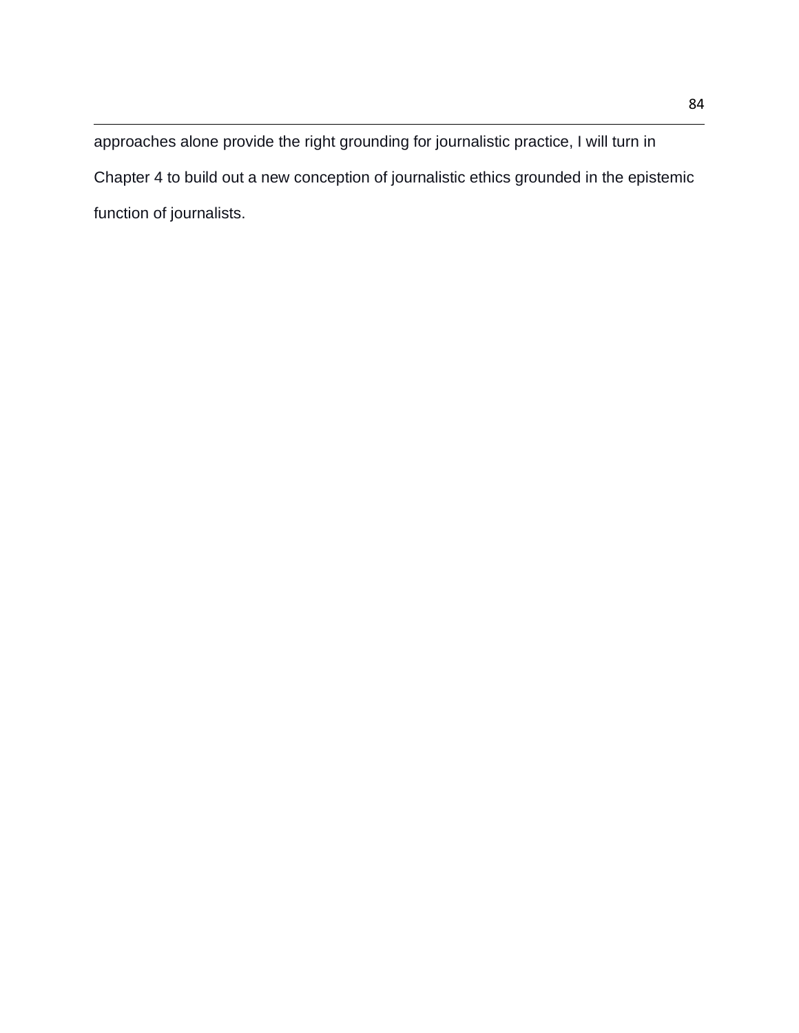approaches alone provide the right grounding for journalistic practice, I will turn in Chapter 4 to build out a new conception of journalistic ethics grounded in the epistemic function of journalists.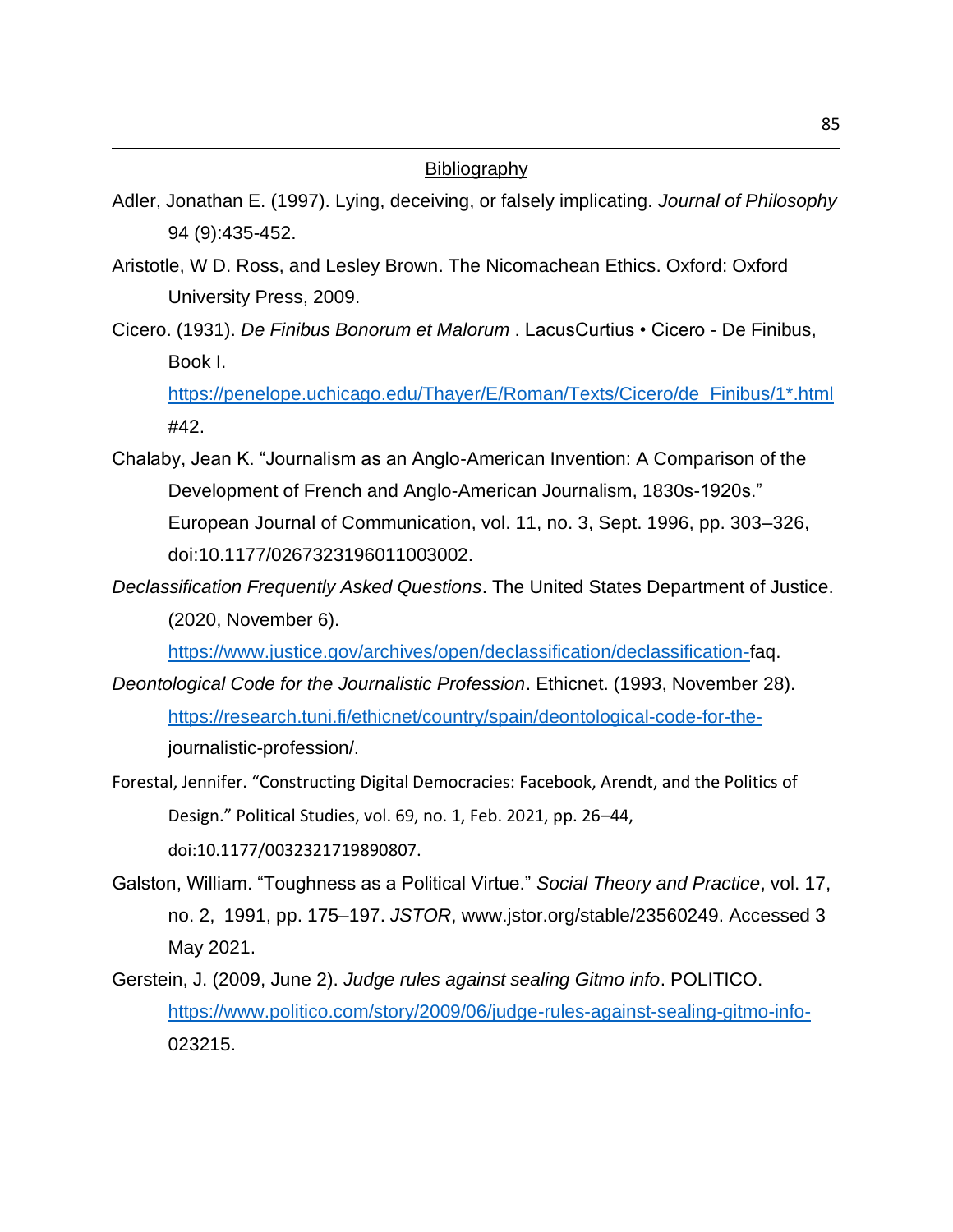## Bibliography

Adler, Jonathan E. (1997). Lying, deceiving, or falsely implicating. *Journal of Philosophy* 94 (9):435-452.

Aristotle, W D. Ross, and Lesley Brown. The Nicomachean Ethics. Oxford: Oxford University Press, 2009.

Cicero. (1931). *De Finibus Bonorum et Malorum* . LacusCurtius • Cicero - De Finibus, Book I. https://penelope.uchicago.edu/Thayer/E/Roman/Texts/Cicero/de_Finibus/1*.html #42.

Chalaby, Jean K. "Journalism as an Anglo-American Invention: A Comparison of the Development of French and Anglo-American Journalism, 1830s-1920s." European Journal of Communication, vol. 11, no. 3, Sept. 1996, pp. 303–326, doi:10.1177/0267323196011003002.

*Declassification Frequently Asked Questions*. The United States Department of Justice. (2020, November 6). https://www.justice.gov/archives/open/declassification/declassification-faq.

*Deontological Code for the Journalistic Profession*. Ethicnet. (1993, November 28). https://research.tuni.fi/ethicnet/country/spain/deontological-code-for-the-journalistic-profession/.

Forestal, Jennifer. "Constructing Digital Democracies: Facebook, Arendt, and the Politics of Design." Political Studies, vol. 69, no. 1, Feb. 2021, pp. 26–44, doi:10.1177/0032321719890807.

Galston, William. "Toughness as a Political Virtue." *Social Theory and Practice*, vol. 17, no. 2, 1991, pp. 175–197. *JSTOR*, www.jstor.org/stable/23560249. Accessed 3 May 2021.

Gerstein, J. (2009, June 2). *Judge rules against sealing Gitmo info*. POLITICO. https://www.politico.com/story/2009/06/judge-rules-against-sealing-gitmo-info-023215.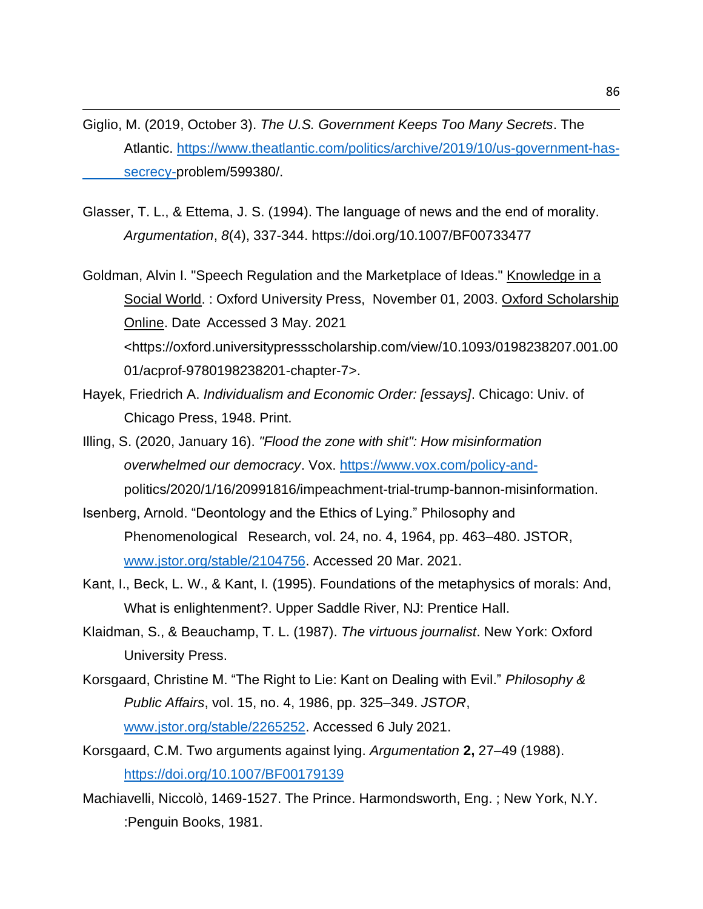Giglio, M. (2019, October 3). *The U.S. Government Keeps Too Many Secrets*. The Atlantic. https://www.theatlantic.com/politics/archive/2019/10/us-government-has-secrecy-problem/599380/.

Glasser, T. L., & Ettema, J. S. (1994). The language of news and the end of morality. *Argumentation*, *8*(4), 337-344. https://doi.org/10.1007/BF00733477

Goldman, Alvin I. "Speech Regulation and the Marketplace of Ideas." Knowledge in a Social World. : Oxford University Press, November 01, 2003. Oxford Scholarship Online. Date Accessed 3 May. 2021 <https://oxford.universitypressscholarship.com/view/10.1093/0198238207.001.0001/acprof-9780198238201-chapter-7>.

Hayek, Friedrich A. *Individualism and Economic Order: [essays]*. Chicago: Univ. of Chicago Press, 1948. Print.

Illing, S. (2020, January 16). *"Flood the zone with shit": How misinformation overwhelmed our democracy*. Vox. https://www.vox.com/policy-and-politics/2020/1/16/20991816/impeachment-trial-trump-bannon-misinformation.

Isenberg, Arnold. "Deontology and the Ethics of Lying." Philosophy and Phenomenological Research, vol. 24, no. 4, 1964, pp. 463–480. JSTOR, www.jstor.org/stable/2104756. Accessed 20 Mar. 2021.

Kant, I., Beck, L. W., & Kant, I. (1995). Foundations of the metaphysics of morals: And, What is enlightenment?. Upper Saddle River, NJ: Prentice Hall.

Klaidman, S., & Beauchamp, T. L. (1987). *The virtuous journalist*. New York: Oxford University Press.

Korsgaard, Christine M. "The Right to Lie: Kant on Dealing with Evil." *Philosophy & Public Affairs*, vol. 15, no. 4, 1986, pp. 325–349. *JSTOR*, www.jstor.org/stable/2265252. Accessed 6 July 2021.

Korsgaard, C.M. Two arguments against lying. *Argumentation* **2,** 27–49 (1988). https://doi.org/10.1007/BF00179139

Machiavelli, Niccolò, 1469-1527. The Prince. Harmondsworth, Eng. ; New York, N.Y. :Penguin Books, 1981.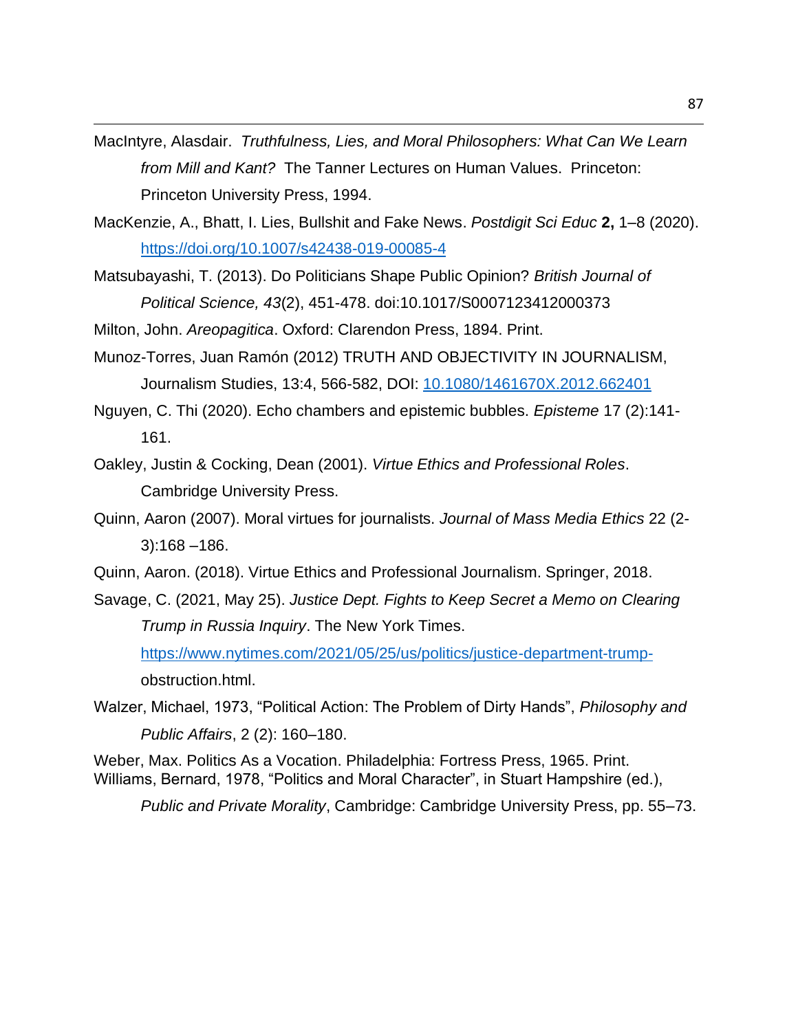MacIntyre, Alasdair. *Truthfulness, Lies, and Moral Philosophers: What Can We Learn from Mill and Kant?* The Tanner Lectures on Human Values. Princeton: Princeton University Press, 1994.

MacKenzie, A., Bhatt, I. Lies, Bullshit and Fake News. *Postdigit Sci Educ* **2,** 1–8 (2020). https://doi.org/10.1007/s42438-019-00085-4

Matsubayashi, T. (2013). Do Politicians Shape Public Opinion? *British Journal of Political Science, 43*(2), 451-478. doi:10.1017/S0007123412000373

Milton, John. *Areopagitica*. Oxford: Clarendon Press, 1894. Print.

Munoz-Torres, Juan Ramón (2012) TRUTH AND OBJECTIVITY IN JOURNALISM, Journalism Studies, 13:4, 566-582, DOI: 10.1080/1461670X.2012.662401

Nguyen, C. Thi (2020). Echo chambers and epistemic bubbles. *Episteme* 17 (2):141-161.

Oakley, Justin & Cocking, Dean (2001). *Virtue Ethics and Professional Roles*. Cambridge University Press.

Quinn, Aaron (2007). Moral virtues for journalists. *Journal of Mass Media Ethics* 22 (2-3):168 –186.

Quinn, Aaron. (2018). Virtue Ethics and Professional Journalism. Springer, 2018.

Savage, C. (2021, May 25). *Justice Dept. Fights to Keep Secret a Memo on Clearing Trump in Russia Inquiry*. The New York Times. https://www.nytimes.com/2021/05/25/us/politics/justice-department-trump-obstruction.html.

Walzer, Michael, 1973, "Political Action: The Problem of Dirty Hands", *Philosophy and Public Affairs*, 2 (2): 160–180.

Weber, Max. Politics As a Vocation. Philadelphia: Fortress Press, 1965. Print.

Williams, Bernard, 1978, "Politics and Moral Character", in Stuart Hampshire (ed.), *Public and Private Morality*, Cambridge: Cambridge University Press, pp. 55–73.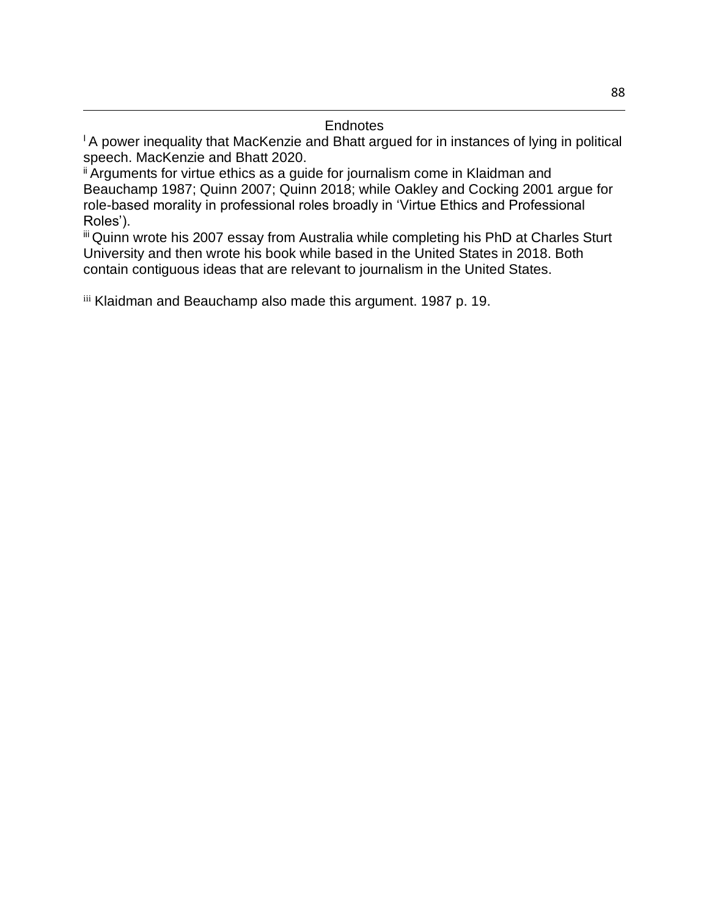## Endnotes

[i] A power inequality that MacKenzie and Bhatt argued for in instances of lying in political speech. MacKenzie and Bhatt 2020.

[ii] Arguments for virtue ethics as a guide for journalism come in Klaidman and Beauchamp 1987; Quinn 2007; Quinn 2018; while Oakley and Cocking 2001 argue for role-based morality in professional roles broadly in 'Virtue Ethics and Professional Roles').

[iii] Quinn wrote his 2007 essay from Australia while completing his PhD at Charles Sturt University and then wrote his book while based in the United States in 2018. Both contain contiguous ideas that are relevant to journalism in the United States.

[iii] Klaidman and Beauchamp also made this argument. 1987 p. 19.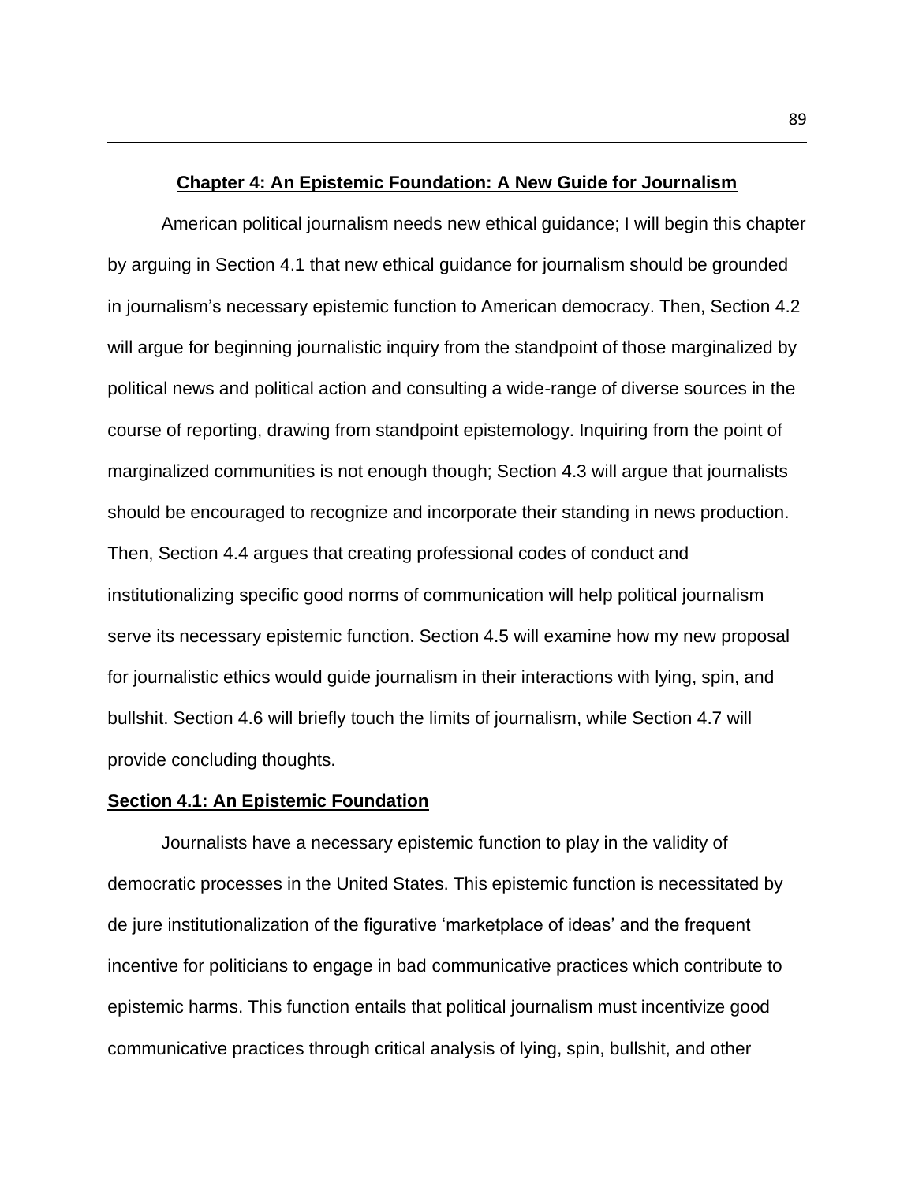## Chapter 4: An Epistemic Foundation: A New Guide for Journalism

American political journalism needs new ethical guidance; I will begin this chapter by arguing in Section 4.1 that new ethical guidance for journalism should be grounded in journalism's necessary epistemic function to American democracy. Then, Section 4.2 will argue for beginning journalistic inquiry from the standpoint of those marginalized by political news and political action and consulting a wide-range of diverse sources in the course of reporting, drawing from standpoint epistemology. Inquiring from the point of marginalized communities is not enough though; Section 4.3 will argue that journalists should be encouraged to recognize and incorporate their standing in news production. Then, Section 4.4 argues that creating professional codes of conduct and institutionalizing specific good norms of communication will help political journalism serve its necessary epistemic function. Section 4.5 will examine how my new proposal for journalistic ethics would guide journalism in their interactions with lying, spin, and bullshit. Section 4.6 will briefly touch the limits of journalism, while Section 4.7 will provide concluding thoughts.

### Section 4.1: An Epistemic Foundation

Journalists have a necessary epistemic function to play in the validity of democratic processes in the United States. This epistemic function is necessitated by de jure institutionalization of the figurative 'marketplace of ideas' and the frequent incentive for politicians to engage in bad communicative practices which contribute to epistemic harms. This function entails that political journalism must incentivize good communicative practices through critical analysis of lying, spin, bullshit, and other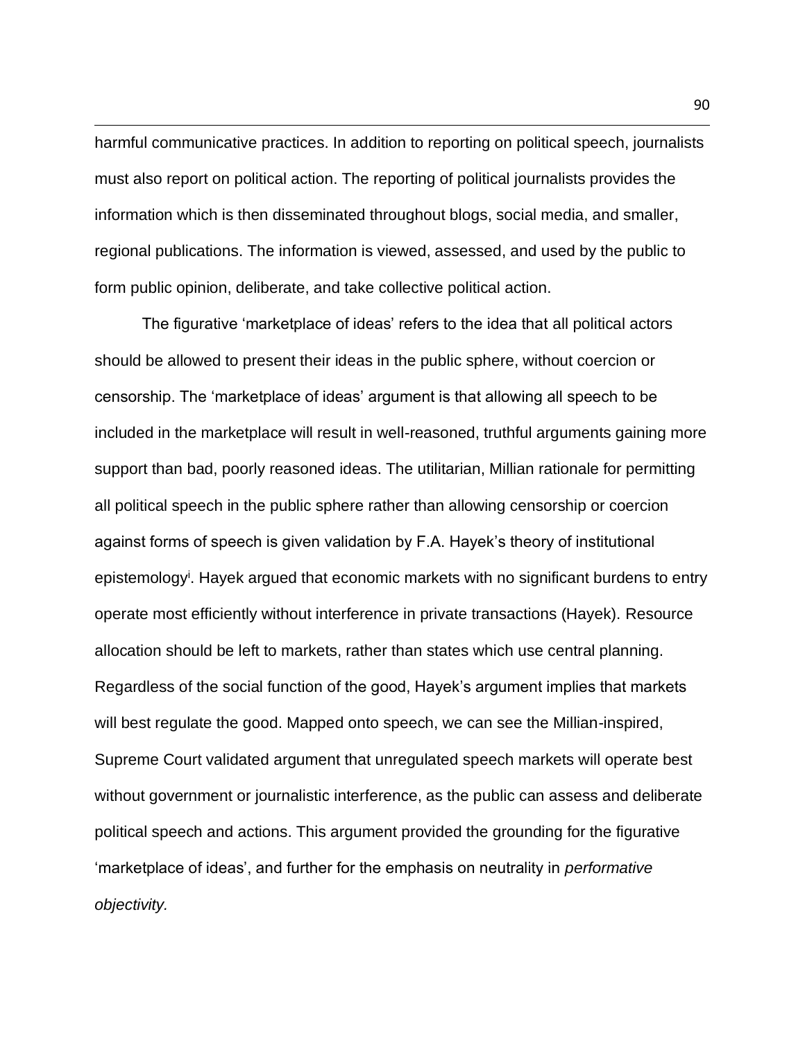harmful communicative practices. In addition to reporting on political speech, journalists must also report on political action. The reporting of political journalists provides the information which is then disseminated throughout blogs, social media, and smaller, regional publications. The information is viewed, assessed, and used by the public to form public opinion, deliberate, and take collective political action.

The figurative 'marketplace of ideas' refers to the idea that all political actors should be allowed to present their ideas in the public sphere, without coercion or censorship. The 'marketplace of ideas' argument is that allowing all speech to be included in the marketplace will result in well-reasoned, truthful arguments gaining more support than bad, poorly reasoned ideas. The utilitarian, Millian rationale for permitting all political speech in the public sphere rather than allowing censorship or coercion against forms of speech is given validation by F.A. Hayek's theory of institutional epistemology[i]. Hayek argued that economic markets with no significant burdens to entry operate most efficiently without interference in private transactions (Hayek). Resource allocation should be left to markets, rather than states which use central planning. Regardless of the social function of the good, Hayek's argument implies that markets will best regulate the good. Mapped onto speech, we can see the Millian-inspired, Supreme Court validated argument that unregulated speech markets will operate best without government or journalistic interference, as the public can assess and deliberate political speech and actions. This argument provided the grounding for the figurative 'marketplace of ideas', and further for the emphasis on neutrality in *performative objectivity.*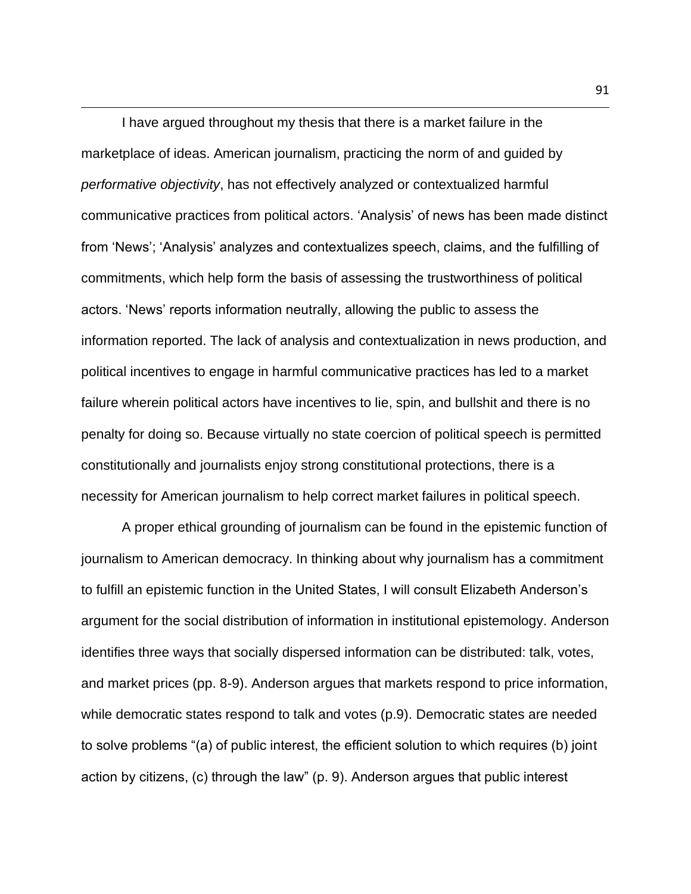I have argued throughout my thesis that there is a market failure in the marketplace of ideas. American journalism, practicing the norm of and guided by *performative objectivity*, has not effectively analyzed or contextualized harmful communicative practices from political actors. ‘Analysis’ of news has been made distinct from ‘News’; ‘Analysis’ analyzes and contextualizes speech, claims, and the fulfilling of commitments, which help form the basis of assessing the trustworthiness of political actors. ‘News’ reports information neutrally, allowing the public to assess the information reported. The lack of analysis and contextualization in news production, and political incentives to engage in harmful communicative practices has led to a market failure wherein political actors have incentives to lie, spin, and bullshit and there is no penalty for doing so. Because virtually no state coercion of political speech is permitted constitutionally and journalists enjoy strong constitutional protections, there is a necessity for American journalism to help correct market failures in political speech.

A proper ethical grounding of journalism can be found in the epistemic function of journalism to American democracy. In thinking about why journalism has a commitment to fulfill an epistemic function in the United States, I will consult Elizabeth Anderson’s argument for the social distribution of information in institutional epistemology. Anderson identifies three ways that socially dispersed information can be distributed: talk, votes, and market prices (pp. 8-9). Anderson argues that markets respond to price information, while democratic states respond to talk and votes (p.9). Democratic states are needed to solve problems “(a) of public interest, the efficient solution to which requires (b) joint action by citizens, (c) through the law” (p. 9). Anderson argues that public interest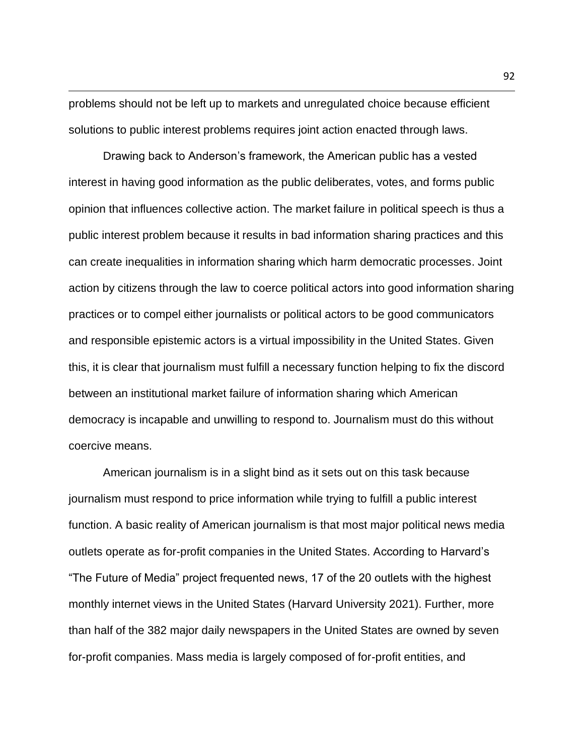problems should not be left up to markets and unregulated choice because efficient solutions to public interest problems requires joint action enacted through laws.

Drawing back to Anderson's framework, the American public has a vested interest in having good information as the public deliberates, votes, and forms public opinion that influences collective action. The market failure in political speech is thus a public interest problem because it results in bad information sharing practices and this can create inequalities in information sharing which harm democratic processes. Joint action by citizens through the law to coerce political actors into good information sharing practices or to compel either journalists or political actors to be good communicators and responsible epistemic actors is a virtual impossibility in the United States. Given this, it is clear that journalism must fulfill a necessary function helping to fix the discord between an institutional market failure of information sharing which American democracy is incapable and unwilling to respond to. Journalism must do this without coercive means.

American journalism is in a slight bind as it sets out on this task because journalism must respond to price information while trying to fulfill a public interest function. A basic reality of American journalism is that most major political news media outlets operate as for-profit companies in the United States. According to Harvard's "The Future of Media" project frequented news, 17 of the 20 outlets with the highest monthly internet views in the United States (Harvard University 2021). Further, more than half of the 382 major daily newspapers in the United States are owned by seven for-profit companies. Mass media is largely composed of for-profit entities, and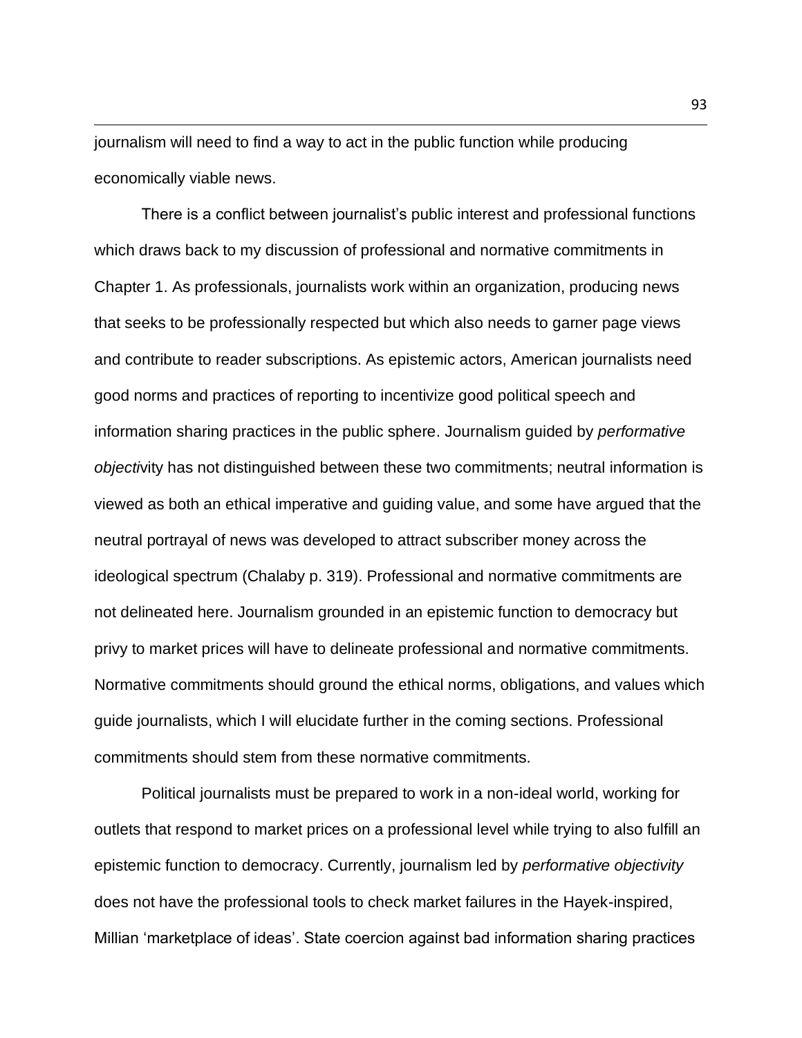journalism will need to find a way to act in the public function while producing economically viable news.

There is a conflict between journalist's public interest and professional functions which draws back to my discussion of professional and normative commitments in Chapter 1. As professionals, journalists work within an organization, producing news that seeks to be professionally respected but which also needs to garner page views and contribute to reader subscriptions. As epistemic actors, American journalists need good norms and practices of reporting to incentivize good political speech and information sharing practices in the public sphere. Journalism guided by *performative objectivity* has not distinguished between these two commitments; neutral information is viewed as both an ethical imperative and guiding value, and some have argued that the neutral portrayal of news was developed to attract subscriber money across the ideological spectrum (Chalaby p. 319). Professional and normative commitments are not delineated here. Journalism grounded in an epistemic function to democracy but privy to market prices will have to delineate professional and normative commitments. Normative commitments should ground the ethical norms, obligations, and values which guide journalists, which I will elucidate further in the coming sections. Professional commitments should stem from these normative commitments.

Political journalists must be prepared to work in a non-ideal world, working for outlets that respond to market prices on a professional level while trying to also fulfill an epistemic function to democracy. Currently, journalism led by *performative objectivity* does not have the professional tools to check market failures in the Hayek-inspired, Millian 'marketplace of ideas'. State coercion against bad information sharing practices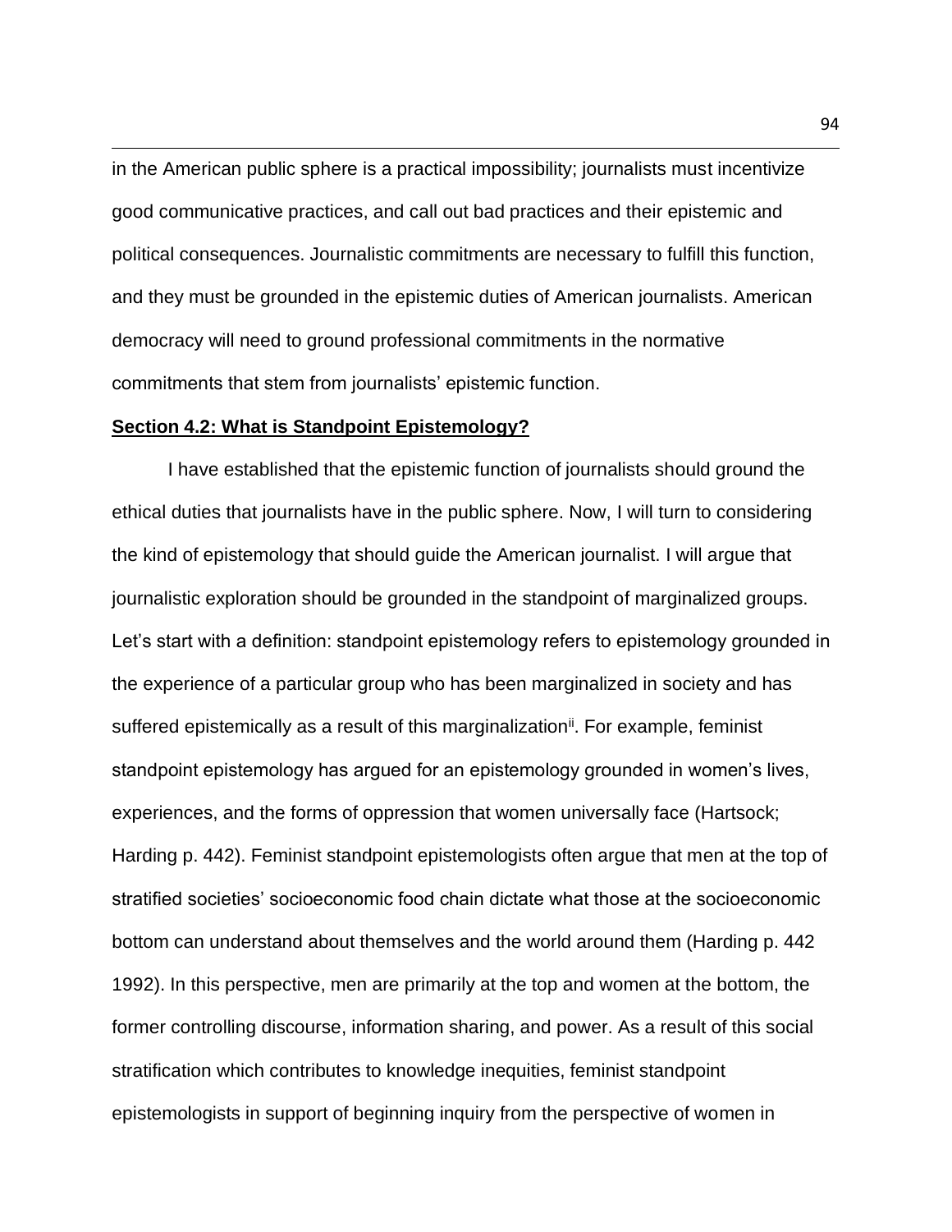in the American public sphere is a practical impossibility; journalists must incentivize good communicative practices, and call out bad practices and their epistemic and political consequences. Journalistic commitments are necessary to fulfill this function, and they must be grounded in the epistemic duties of American journalists. American democracy will need to ground professional commitments in the normative commitments that stem from journalists' epistemic function.

## Section 4.2: What is Standpoint Epistemology?

I have established that the epistemic function of journalists should ground the ethical duties that journalists have in the public sphere. Now, I will turn to considering the kind of epistemology that should guide the American journalist. I will argue that journalistic exploration should be grounded in the standpoint of marginalized groups. Let's start with a definition: standpoint epistemology refers to epistemology grounded in the experience of a particular group who has been marginalized in society and has suffered epistemically as a result of this marginalization[ii]. For example, feminist standpoint epistemology has argued for an epistemology grounded in women's lives, experiences, and the forms of oppression that women universally face (Hartsock; Harding p. 442). Feminist standpoint epistemologists often argue that men at the top of stratified societies' socioeconomic food chain dictate what those at the socioeconomic bottom can understand about themselves and the world around them (Harding p. 442 1992). In this perspective, men are primarily at the top and women at the bottom, the former controlling discourse, information sharing, and power. As a result of this social stratification which contributes to knowledge inequities, feminist standpoint epistemologists in support of beginning inquiry from the perspective of women in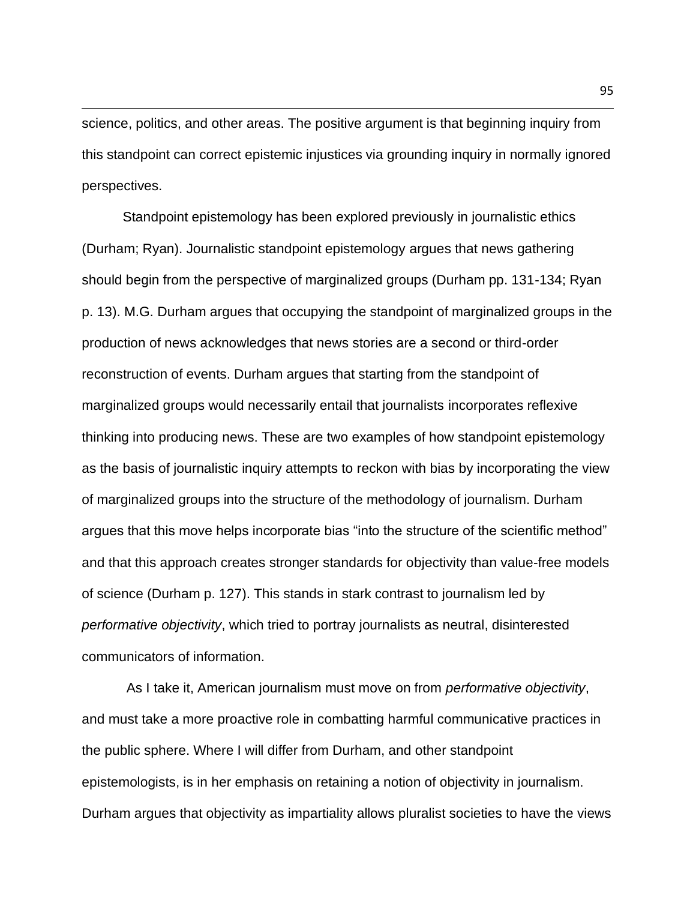science, politics, and other areas. The positive argument is that beginning inquiry from this standpoint can correct epistemic injustices via grounding inquiry in normally ignored perspectives.

Standpoint epistemology has been explored previously in journalistic ethics (Durham; Ryan). Journalistic standpoint epistemology argues that news gathering should begin from the perspective of marginalized groups (Durham pp. 131-134; Ryan p. 13). M.G. Durham argues that occupying the standpoint of marginalized groups in the production of news acknowledges that news stories are a second or third-order reconstruction of events. Durham argues that starting from the standpoint of marginalized groups would necessarily entail that journalists incorporates reflexive thinking into producing news. These are two examples of how standpoint epistemology as the basis of journalistic inquiry attempts to reckon with bias by incorporating the view of marginalized groups into the structure of the methodology of journalism. Durham argues that this move helps incorporate bias "into the structure of the scientific method" and that this approach creates stronger standards for objectivity than value-free models of science (Durham p. 127). This stands in stark contrast to journalism led by *performative objectivity*, which tried to portray journalists as neutral, disinterested communicators of information.

As I take it, American journalism must move on from *performative objectivity*, and must take a more proactive role in combatting harmful communicative practices in the public sphere. Where I will differ from Durham, and other standpoint epistemologists, is in her emphasis on retaining a notion of objectivity in journalism. Durham argues that objectivity as impartiality allows pluralist societies to have the views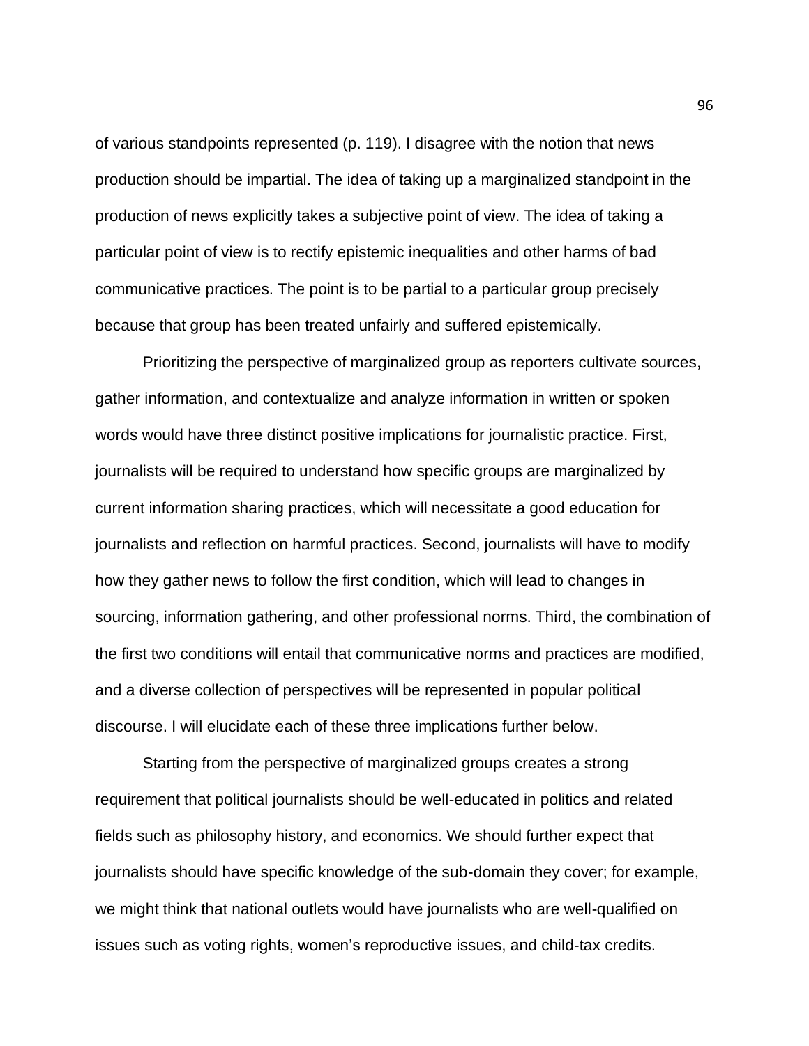of various standpoints represented (p. 119). I disagree with the notion that news production should be impartial. The idea of taking up a marginalized standpoint in the production of news explicitly takes a subjective point of view. The idea of taking a particular point of view is to rectify epistemic inequalities and other harms of bad communicative practices. The point is to be partial to a particular group precisely because that group has been treated unfairly and suffered epistemically.

Prioritizing the perspective of marginalized group as reporters cultivate sources, gather information, and contextualize and analyze information in written or spoken words would have three distinct positive implications for journalistic practice. First, journalists will be required to understand how specific groups are marginalized by current information sharing practices, which will necessitate a good education for journalists and reflection on harmful practices. Second, journalists will have to modify how they gather news to follow the first condition, which will lead to changes in sourcing, information gathering, and other professional norms. Third, the combination of the first two conditions will entail that communicative norms and practices are modified, and a diverse collection of perspectives will be represented in popular political discourse. I will elucidate each of these three implications further below.

Starting from the perspective of marginalized groups creates a strong requirement that political journalists should be well-educated in politics and related fields such as philosophy history, and economics. We should further expect that journalists should have specific knowledge of the sub-domain they cover; for example, we might think that national outlets would have journalists who are well-qualified on issues such as voting rights, women's reproductive issues, and child-tax credits.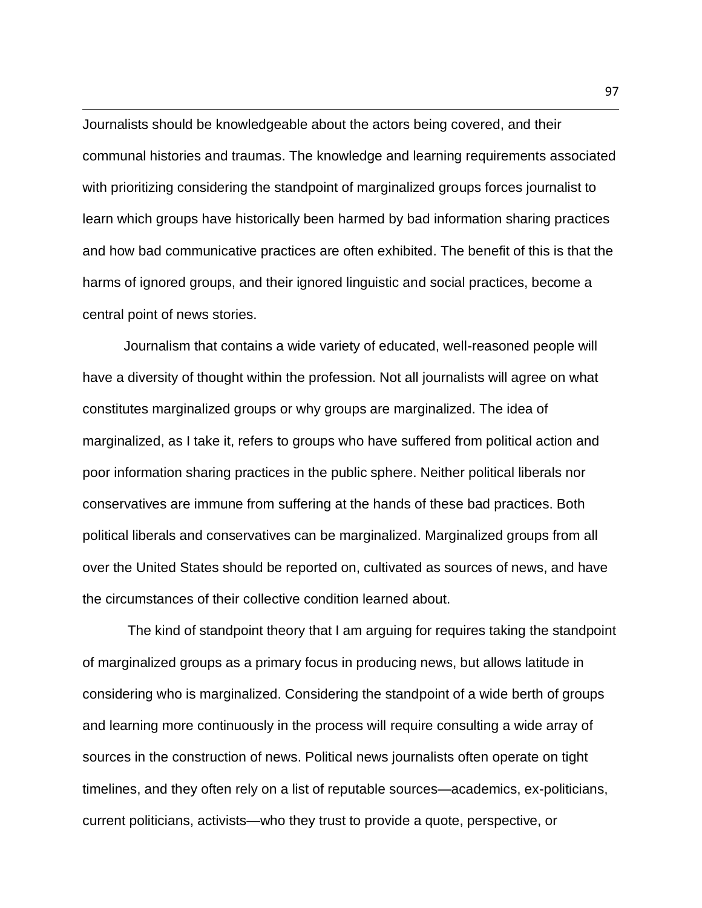Journalists should be knowledgeable about the actors being covered, and their communal histories and traumas. The knowledge and learning requirements associated with prioritizing considering the standpoint of marginalized groups forces journalist to learn which groups have historically been harmed by bad information sharing practices and how bad communicative practices are often exhibited. The benefit of this is that the harms of ignored groups, and their ignored linguistic and social practices, become a central point of news stories.

Journalism that contains a wide variety of educated, well-reasoned people will have a diversity of thought within the profession. Not all journalists will agree on what constitutes marginalized groups or why groups are marginalized. The idea of marginalized, as I take it, refers to groups who have suffered from political action and poor information sharing practices in the public sphere. Neither political liberals nor conservatives are immune from suffering at the hands of these bad practices. Both political liberals and conservatives can be marginalized. Marginalized groups from all over the United States should be reported on, cultivated as sources of news, and have the circumstances of their collective condition learned about.

The kind of standpoint theory that I am arguing for requires taking the standpoint of marginalized groups as a primary focus in producing news, but allows latitude in considering who is marginalized. Considering the standpoint of a wide berth of groups and learning more continuously in the process will require consulting a wide array of sources in the construction of news. Political news journalists often operate on tight timelines, and they often rely on a list of reputable sources—academics, ex-politicians, current politicians, activists—who they trust to provide a quote, perspective, or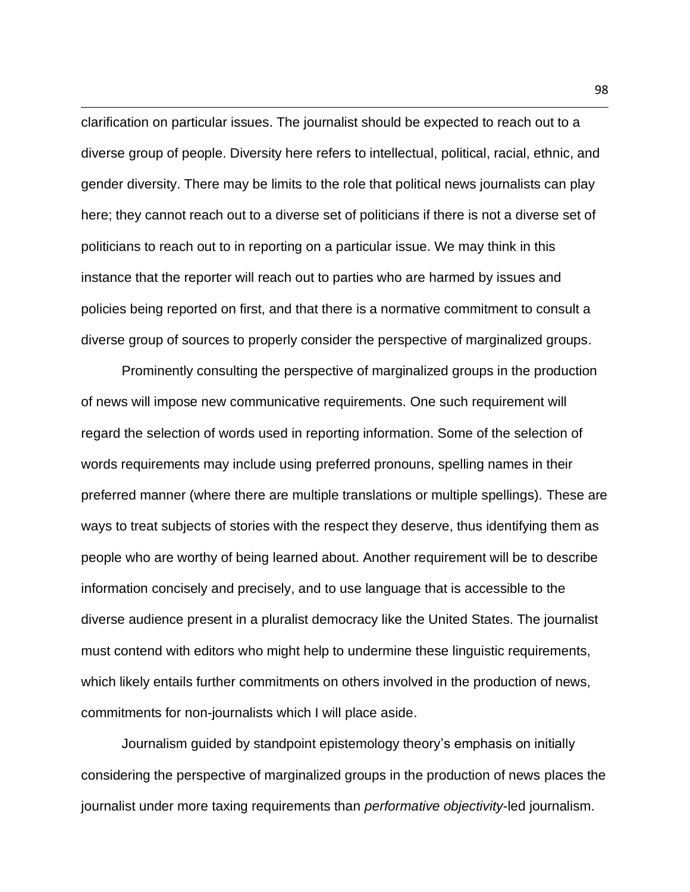clarification on particular issues. The journalist should be expected to reach out to a diverse group of people. Diversity here refers to intellectual, political, racial, ethnic, and gender diversity. There may be limits to the role that political news journalists can play here; they cannot reach out to a diverse set of politicians if there is not a diverse set of politicians to reach out to in reporting on a particular issue. We may think in this instance that the reporter will reach out to parties who are harmed by issues and policies being reported on first, and that there is a normative commitment to consult a diverse group of sources to properly consider the perspective of marginalized groups.

Prominently consulting the perspective of marginalized groups in the production of news will impose new communicative requirements. One such requirement will regard the selection of words used in reporting information. Some of the selection of words requirements may include using preferred pronouns, spelling names in their preferred manner (where there are multiple translations or multiple spellings). These are ways to treat subjects of stories with the respect they deserve, thus identifying them as people who are worthy of being learned about. Another requirement will be to describe information concisely and precisely, and to use language that is accessible to the diverse audience present in a pluralist democracy like the United States. The journalist must contend with editors who might help to undermine these linguistic requirements, which likely entails further commitments on others involved in the production of news, commitments for non-journalists which I will place aside.

Journalism guided by standpoint epistemology theory's emphasis on initially considering the perspective of marginalized groups in the production of news places the journalist under more taxing requirements than *performative objectivity*-led journalism.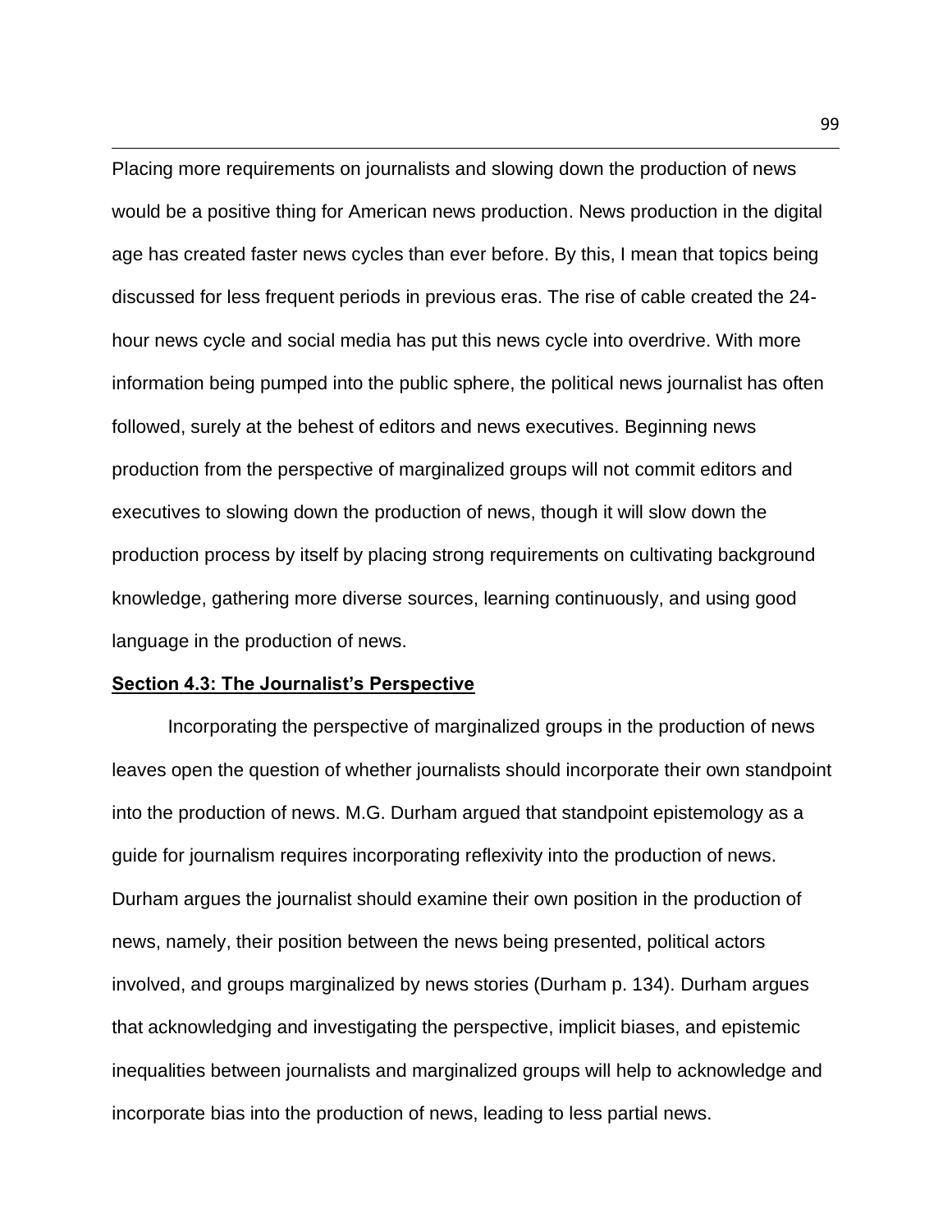Placing more requirements on journalists and slowing down the production of news would be a positive thing for American news production. News production in the digital age has created faster news cycles than ever before. By this, I mean that topics being discussed for less frequent periods in previous eras. The rise of cable created the 24-hour news cycle and social media has put this news cycle into overdrive. With more information being pumped into the public sphere, the political news journalist has often followed, surely at the behest of editors and news executives. Beginning news production from the perspective of marginalized groups will not commit editors and executives to slowing down the production of news, though it will slow down the production process by itself by placing strong requirements on cultivating background knowledge, gathering more diverse sources, learning continuously, and using good language in the production of news.

## Section 4.3: The Journalist's Perspective

Incorporating the perspective of marginalized groups in the production of news leaves open the question of whether journalists should incorporate their own standpoint into the production of news. M.G. Durham argued that standpoint epistemology as a guide for journalism requires incorporating reflexivity into the production of news. Durham argues the journalist should examine their own position in the production of news, namely, their position between the news being presented, political actors involved, and groups marginalized by news stories (Durham p. 134). Durham argues that acknowledging and investigating the perspective, implicit biases, and epistemic inequalities between journalists and marginalized groups will help to acknowledge and incorporate bias into the production of news, leading to less partial news.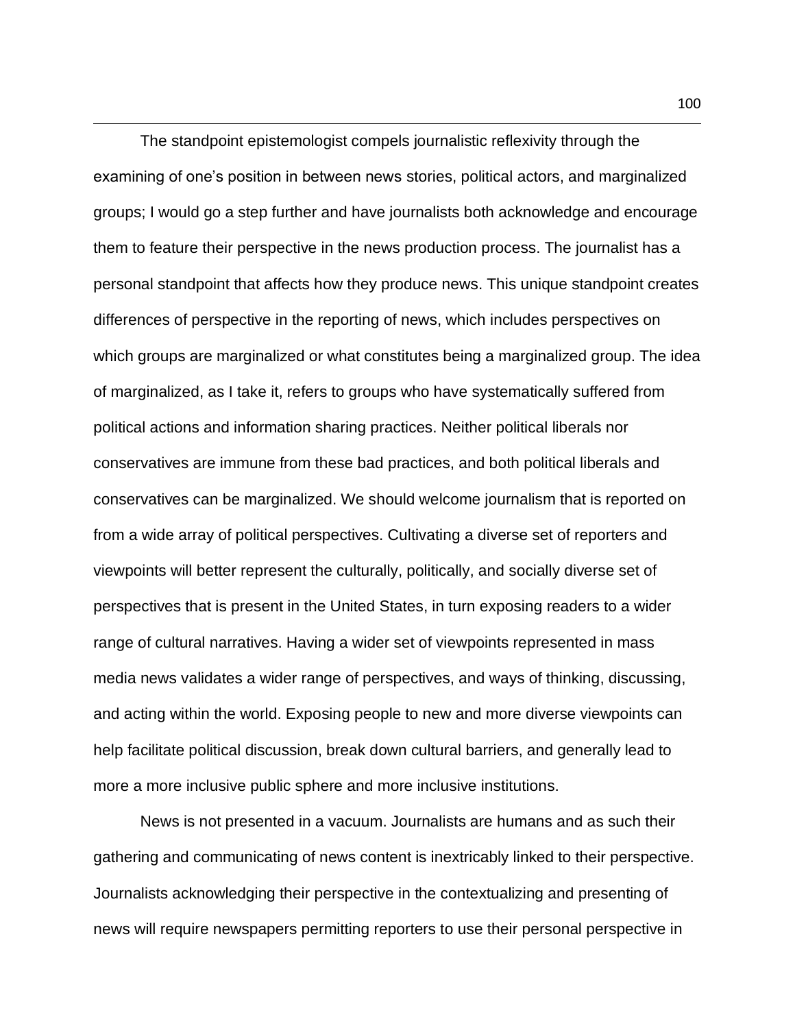The standpoint epistemologist compels journalistic reflexivity through the examining of one's position in between news stories, political actors, and marginalized groups; I would go a step further and have journalists both acknowledge and encourage them to feature their perspective in the news production process. The journalist has a personal standpoint that affects how they produce news. This unique standpoint creates differences of perspective in the reporting of news, which includes perspectives on which groups are marginalized or what constitutes being a marginalized group. The idea of marginalized, as I take it, refers to groups who have systematically suffered from political actions and information sharing practices. Neither political liberals nor conservatives are immune from these bad practices, and both political liberals and conservatives can be marginalized. We should welcome journalism that is reported on from a wide array of political perspectives. Cultivating a diverse set of reporters and viewpoints will better represent the culturally, politically, and socially diverse set of perspectives that is present in the United States, in turn exposing readers to a wider range of cultural narratives. Having a wider set of viewpoints represented in mass media news validates a wider range of perspectives, and ways of thinking, discussing, and acting within the world. Exposing people to new and more diverse viewpoints can help facilitate political discussion, break down cultural barriers, and generally lead to more a more inclusive public sphere and more inclusive institutions.

News is not presented in a vacuum. Journalists are humans and as such their gathering and communicating of news content is inextricably linked to their perspective. Journalists acknowledging their perspective in the contextualizing and presenting of news will require newspapers permitting reporters to use their personal perspective in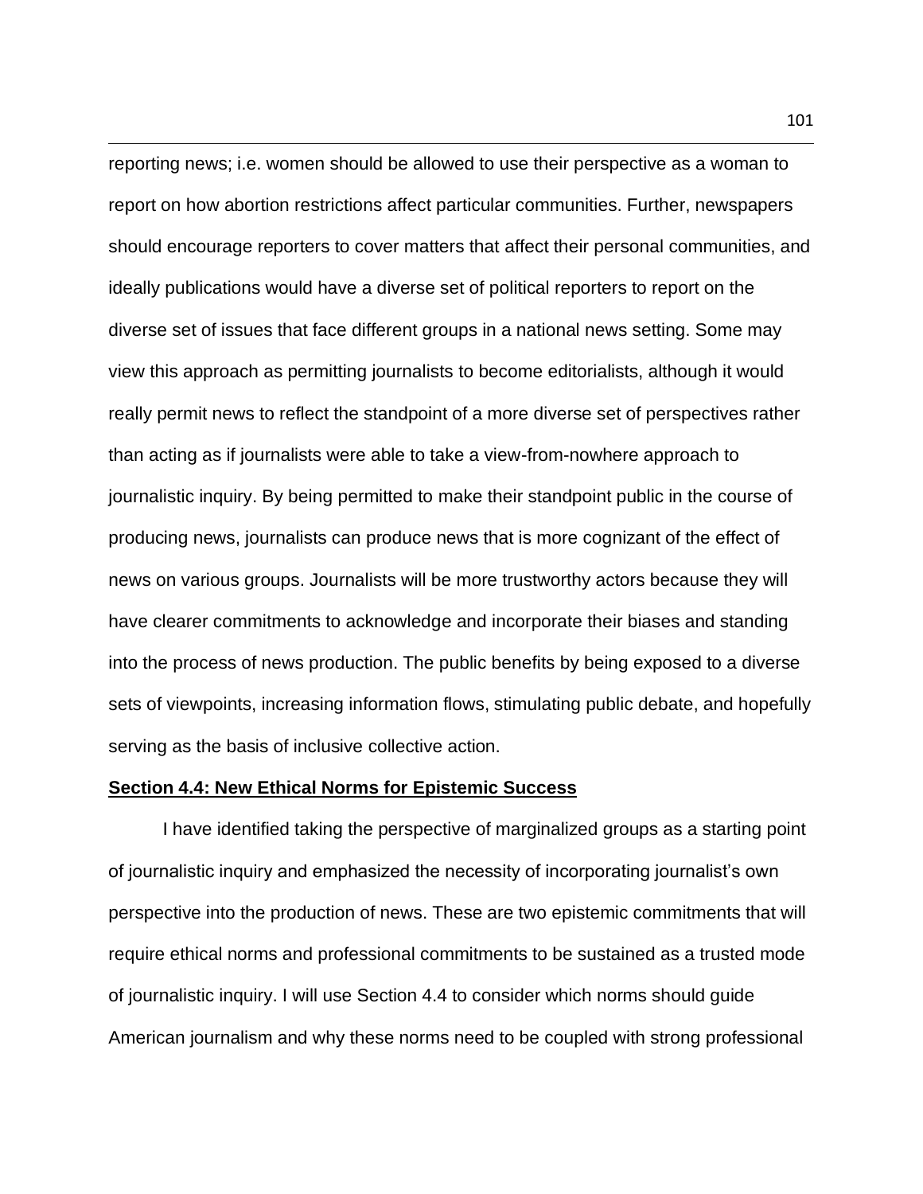reporting news; i.e. women should be allowed to use their perspective as a woman to report on how abortion restrictions affect particular communities. Further, newspapers should encourage reporters to cover matters that affect their personal communities, and ideally publications would have a diverse set of political reporters to report on the diverse set of issues that face different groups in a national news setting. Some may view this approach as permitting journalists to become editorialists, although it would really permit news to reflect the standpoint of a more diverse set of perspectives rather than acting as if journalists were able to take a view-from-nowhere approach to journalistic inquiry. By being permitted to make their standpoint public in the course of producing news, journalists can produce news that is more cognizant of the effect of news on various groups. Journalists will be more trustworthy actors because they will have clearer commitments to acknowledge and incorporate their biases and standing into the process of news production. The public benefits by being exposed to a diverse sets of viewpoints, increasing information flows, stimulating public debate, and hopefully serving as the basis of inclusive collective action.

## Section 4.4: New Ethical Norms for Epistemic Success

I have identified taking the perspective of marginalized groups as a starting point of journalistic inquiry and emphasized the necessity of incorporating journalist's own perspective into the production of news. These are two epistemic commitments that will require ethical norms and professional commitments to be sustained as a trusted mode of journalistic inquiry. I will use Section 4.4 to consider which norms should guide American journalism and why these norms need to be coupled with strong professional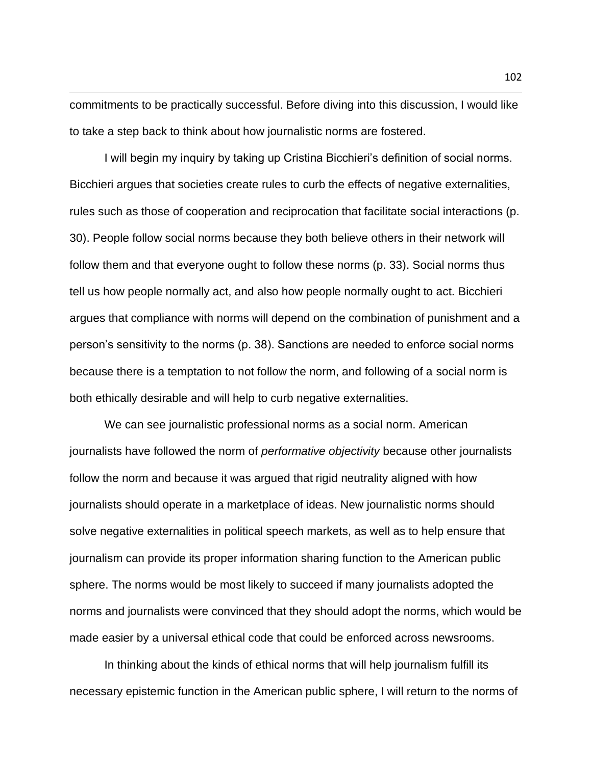commitments to be practically successful. Before diving into this discussion, I would like to take a step back to think about how journalistic norms are fostered.

I will begin my inquiry by taking up Cristina Bicchieri's definition of social norms. Bicchieri argues that societies create rules to curb the effects of negative externalities, rules such as those of cooperation and reciprocation that facilitate social interactions (p. 30). People follow social norms because they both believe others in their network will follow them and that everyone ought to follow these norms (p. 33). Social norms thus tell us how people normally act, and also how people normally ought to act. Bicchieri argues that compliance with norms will depend on the combination of punishment and a person's sensitivity to the norms (p. 38). Sanctions are needed to enforce social norms because there is a temptation to not follow the norm, and following of a social norm is both ethically desirable and will help to curb negative externalities.

We can see journalistic professional norms as a social norm. American journalists have followed the norm of *performative objectivity* because other journalists follow the norm and because it was argued that rigid neutrality aligned with how journalists should operate in a marketplace of ideas. New journalistic norms should solve negative externalities in political speech markets, as well as to help ensure that journalism can provide its proper information sharing function to the American public sphere. The norms would be most likely to succeed if many journalists adopted the norms and journalists were convinced that they should adopt the norms, which would be made easier by a universal ethical code that could be enforced across newsrooms.

In thinking about the kinds of ethical norms that will help journalism fulfill its necessary epistemic function in the American public sphere, I will return to the norms of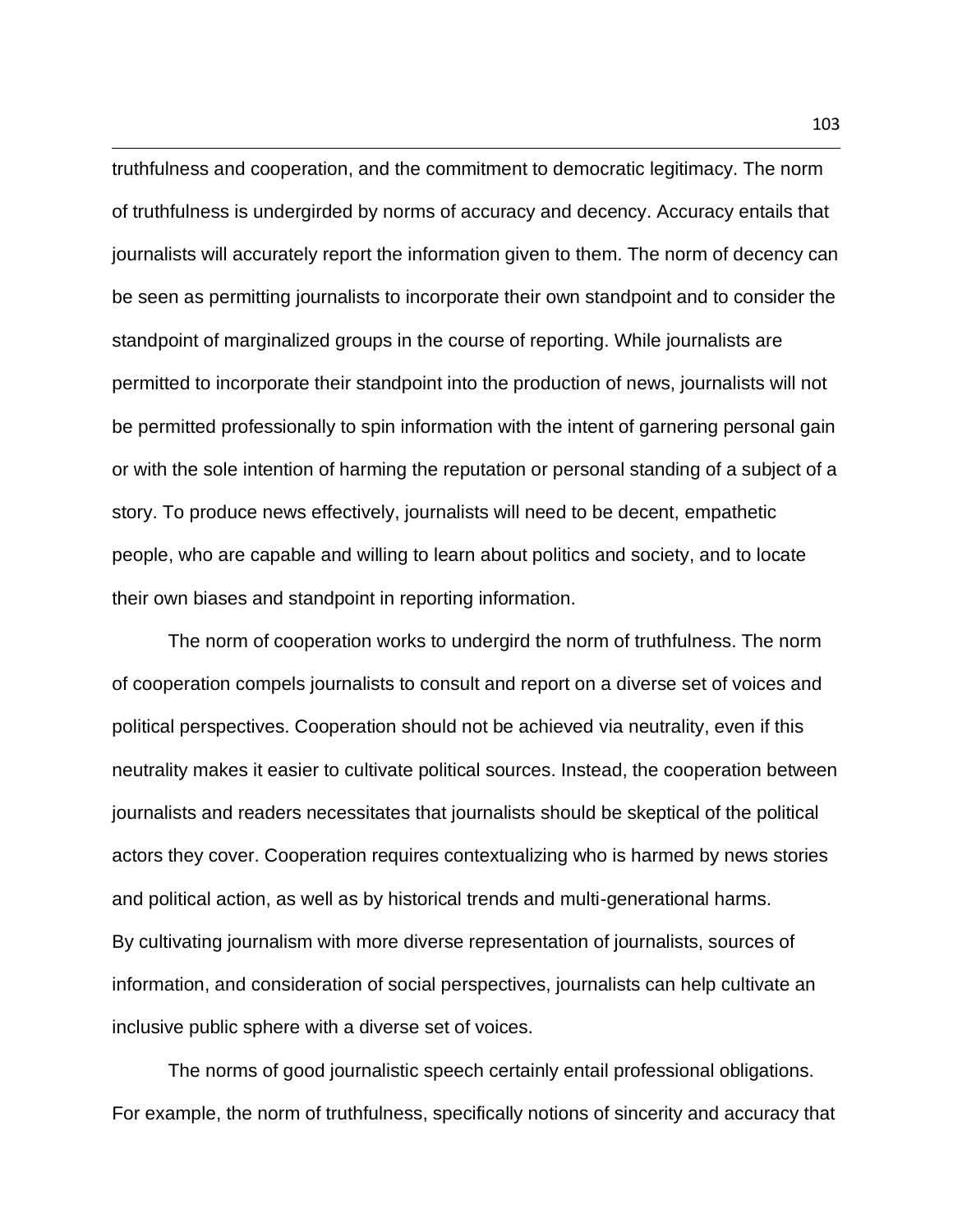truthfulness and cooperation, and the commitment to democratic legitimacy. The norm of truthfulness is undergirded by norms of accuracy and decency. Accuracy entails that journalists will accurately report the information given to them. The norm of decency can be seen as permitting journalists to incorporate their own standpoint and to consider the standpoint of marginalized groups in the course of reporting. While journalists are permitted to incorporate their standpoint into the production of news, journalists will not be permitted professionally to spin information with the intent of garnering personal gain or with the sole intention of harming the reputation or personal standing of a subject of a story. To produce news effectively, journalists will need to be decent, empathetic people, who are capable and willing to learn about politics and society, and to locate their own biases and standpoint in reporting information.

The norm of cooperation works to undergird the norm of truthfulness. The norm of cooperation compels journalists to consult and report on a diverse set of voices and political perspectives. Cooperation should not be achieved via neutrality, even if this neutrality makes it easier to cultivate political sources. Instead, the cooperation between journalists and readers necessitates that journalists should be skeptical of the political actors they cover. Cooperation requires contextualizing who is harmed by news stories and political action, as well as by historical trends and multi-generational harms.
By cultivating journalism with more diverse representation of journalists, sources of information, and consideration of social perspectives, journalists can help cultivate an inclusive public sphere with a diverse set of voices.

The norms of good journalistic speech certainly entail professional obligations. For example, the norm of truthfulness, specifically notions of sincerity and accuracy that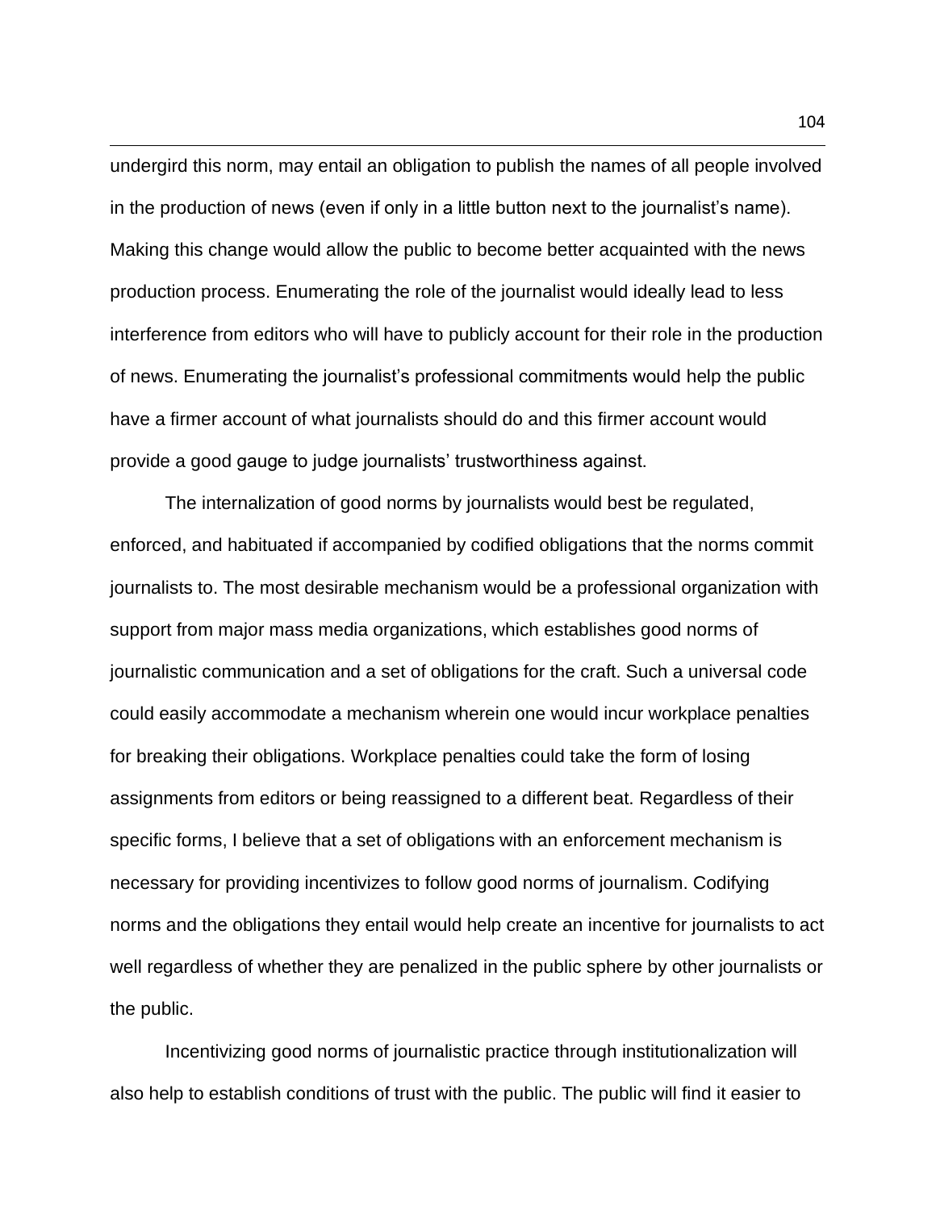undergird this norm, may entail an obligation to publish the names of all people involved in the production of news (even if only in a little button next to the journalist's name). Making this change would allow the public to become better acquainted with the news production process. Enumerating the role of the journalist would ideally lead to less interference from editors who will have to publicly account for their role in the production of news. Enumerating the journalist's professional commitments would help the public have a firmer account of what journalists should do and this firmer account would provide a good gauge to judge journalists' trustworthiness against.

The internalization of good norms by journalists would best be regulated, enforced, and habituated if accompanied by codified obligations that the norms commit journalists to. The most desirable mechanism would be a professional organization with support from major mass media organizations, which establishes good norms of journalistic communication and a set of obligations for the craft. Such a universal code could easily accommodate a mechanism wherein one would incur workplace penalties for breaking their obligations. Workplace penalties could take the form of losing assignments from editors or being reassigned to a different beat. Regardless of their specific forms, I believe that a set of obligations with an enforcement mechanism is necessary for providing incentivizes to follow good norms of journalism. Codifying norms and the obligations they entail would help create an incentive for journalists to act well regardless of whether they are penalized in the public sphere by other journalists or the public.

Incentivizing good norms of journalistic practice through institutionalization will also help to establish conditions of trust with the public. The public will find it easier to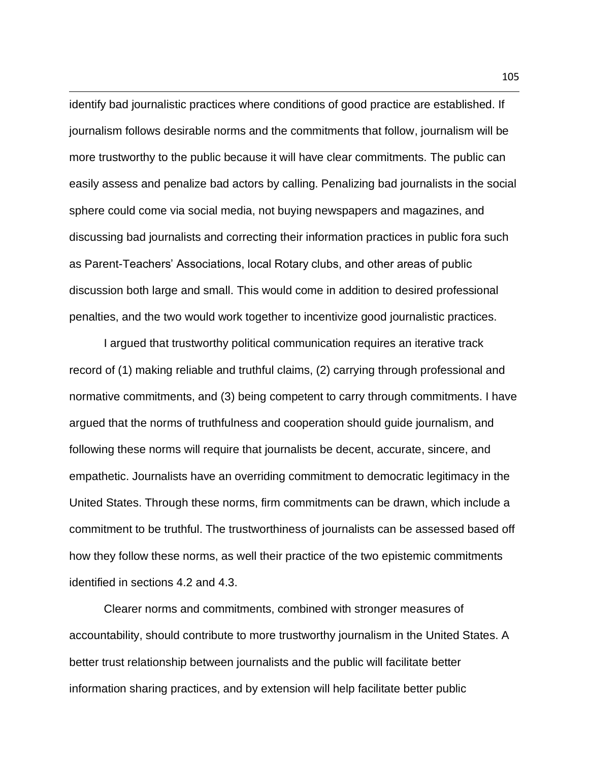identify bad journalistic practices where conditions of good practice are established. If journalism follows desirable norms and the commitments that follow, journalism will be more trustworthy to the public because it will have clear commitments. The public can easily assess and penalize bad actors by calling. Penalizing bad journalists in the social sphere could come via social media, not buying newspapers and magazines, and discussing bad journalists and correcting their information practices in public fora such as Parent-Teachers' Associations, local Rotary clubs, and other areas of public discussion both large and small. This would come in addition to desired professional penalties, and the two would work together to incentivize good journalistic practices.

I argued that trustworthy political communication requires an iterative track record of (1) making reliable and truthful claims, (2) carrying through professional and normative commitments, and (3) being competent to carry through commitments. I have argued that the norms of truthfulness and cooperation should guide journalism, and following these norms will require that journalists be decent, accurate, sincere, and empathetic. Journalists have an overriding commitment to democratic legitimacy in the United States. Through these norms, firm commitments can be drawn, which include a commitment to be truthful. The trustworthiness of journalists can be assessed based off how they follow these norms, as well their practice of the two epistemic commitments identified in sections 4.2 and 4.3.

Clearer norms and commitments, combined with stronger measures of accountability, should contribute to more trustworthy journalism in the United States. A better trust relationship between journalists and the public will facilitate better information sharing practices, and by extension will help facilitate better public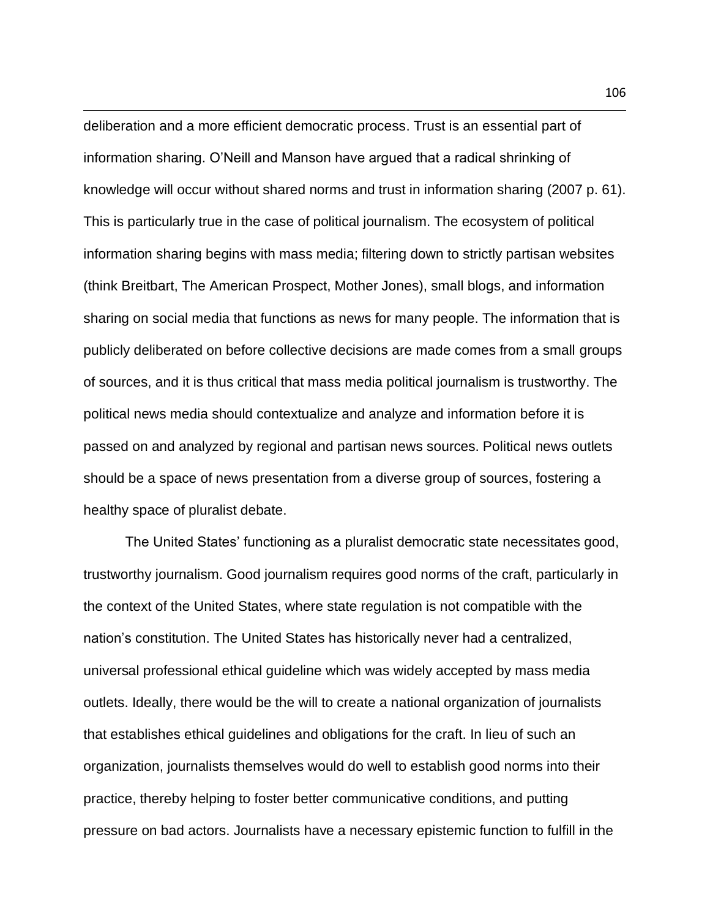deliberation and a more efficient democratic process. Trust is an essential part of information sharing. O'Neill and Manson have argued that a radical shrinking of knowledge will occur without shared norms and trust in information sharing (2007 p. 61). This is particularly true in the case of political journalism. The ecosystem of political information sharing begins with mass media; filtering down to strictly partisan websites (think Breitbart, The American Prospect, Mother Jones), small blogs, and information sharing on social media that functions as news for many people. The information that is publicly deliberated on before collective decisions are made comes from a small groups of sources, and it is thus critical that mass media political journalism is trustworthy. The political news media should contextualize and analyze and information before it is passed on and analyzed by regional and partisan news sources. Political news outlets should be a space of news presentation from a diverse group of sources, fostering a healthy space of pluralist debate.

The United States' functioning as a pluralist democratic state necessitates good, trustworthy journalism. Good journalism requires good norms of the craft, particularly in the context of the United States, where state regulation is not compatible with the nation's constitution. The United States has historically never had a centralized, universal professional ethical guideline which was widely accepted by mass media outlets. Ideally, there would be the will to create a national organization of journalists that establishes ethical guidelines and obligations for the craft. In lieu of such an organization, journalists themselves would do well to establish good norms into their practice, thereby helping to foster better communicative conditions, and putting pressure on bad actors. Journalists have a necessary epistemic function to fulfill in the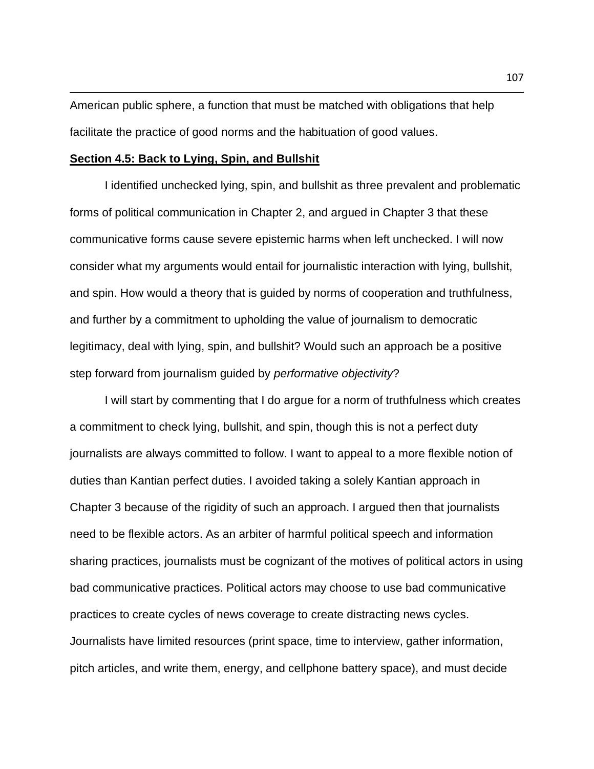American public sphere, a function that must be matched with obligations that help facilitate the practice of good norms and the habituation of good values.

## Section 4.5: Back to Lying, Spin, and Bullshit

I identified unchecked lying, spin, and bullshit as three prevalent and problematic forms of political communication in Chapter 2, and argued in Chapter 3 that these communicative forms cause severe epistemic harms when left unchecked. I will now consider what my arguments would entail for journalistic interaction with lying, bullshit, and spin. How would a theory that is guided by norms of cooperation and truthfulness, and further by a commitment to upholding the value of journalism to democratic legitimacy, deal with lying, spin, and bullshit? Would such an approach be a positive step forward from journalism guided by *performative objectivity*?

I will start by commenting that I do argue for a norm of truthfulness which creates a commitment to check lying, bullshit, and spin, though this is not a perfect duty journalists are always committed to follow. I want to appeal to a more flexible notion of duties than Kantian perfect duties. I avoided taking a solely Kantian approach in Chapter 3 because of the rigidity of such an approach. I argued then that journalists need to be flexible actors. As an arbiter of harmful political speech and information sharing practices, journalists must be cognizant of the motives of political actors in using bad communicative practices. Political actors may choose to use bad communicative practices to create cycles of news coverage to create distracting news cycles. Journalists have limited resources (print space, time to interview, gather information, pitch articles, and write them, energy, and cellphone battery space), and must decide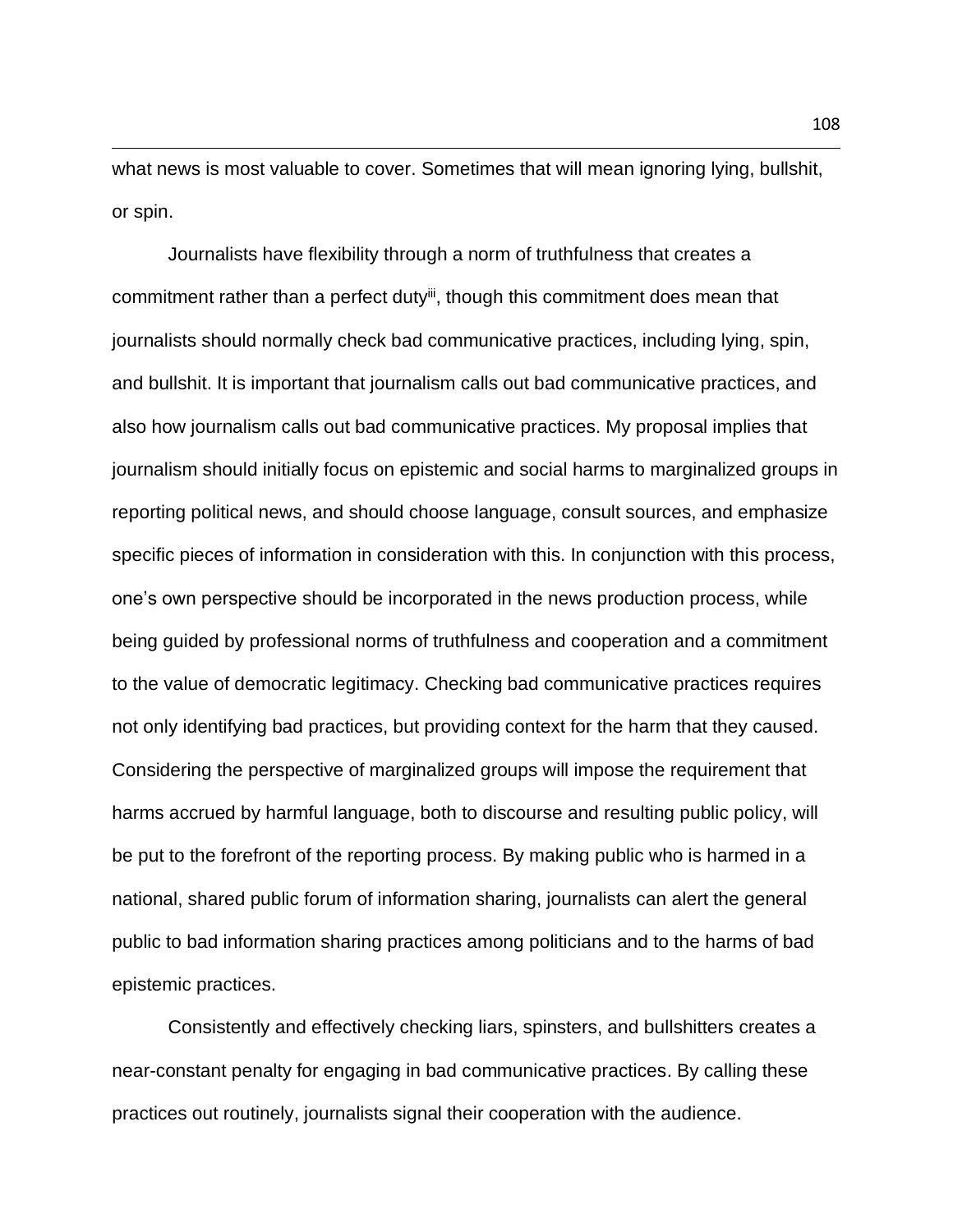what news is most valuable to cover. Sometimes that will mean ignoring lying, bullshit, or spin.

Journalists have flexibility through a norm of truthfulness that creates a commitment rather than a perfect duty[iii], though this commitment does mean that journalists should normally check bad communicative practices, including lying, spin, and bullshit. It is important that journalism calls out bad communicative practices, and also how journalism calls out bad communicative practices. My proposal implies that journalism should initially focus on epistemic and social harms to marginalized groups in reporting political news, and should choose language, consult sources, and emphasize specific pieces of information in consideration with this. In conjunction with this process, one's own perspective should be incorporated in the news production process, while being guided by professional norms of truthfulness and cooperation and a commitment to the value of democratic legitimacy. Checking bad communicative practices requires not only identifying bad practices, but providing context for the harm that they caused. Considering the perspective of marginalized groups will impose the requirement that harms accrued by harmful language, both to discourse and resulting public policy, will be put to the forefront of the reporting process. By making public who is harmed in a national, shared public forum of information sharing, journalists can alert the general public to bad information sharing practices among politicians and to the harms of bad epistemic practices.

Consistently and effectively checking liars, spinsters, and bullshitters creates a near-constant penalty for engaging in bad communicative practices. By calling these practices out routinely, journalists signal their cooperation with the audience.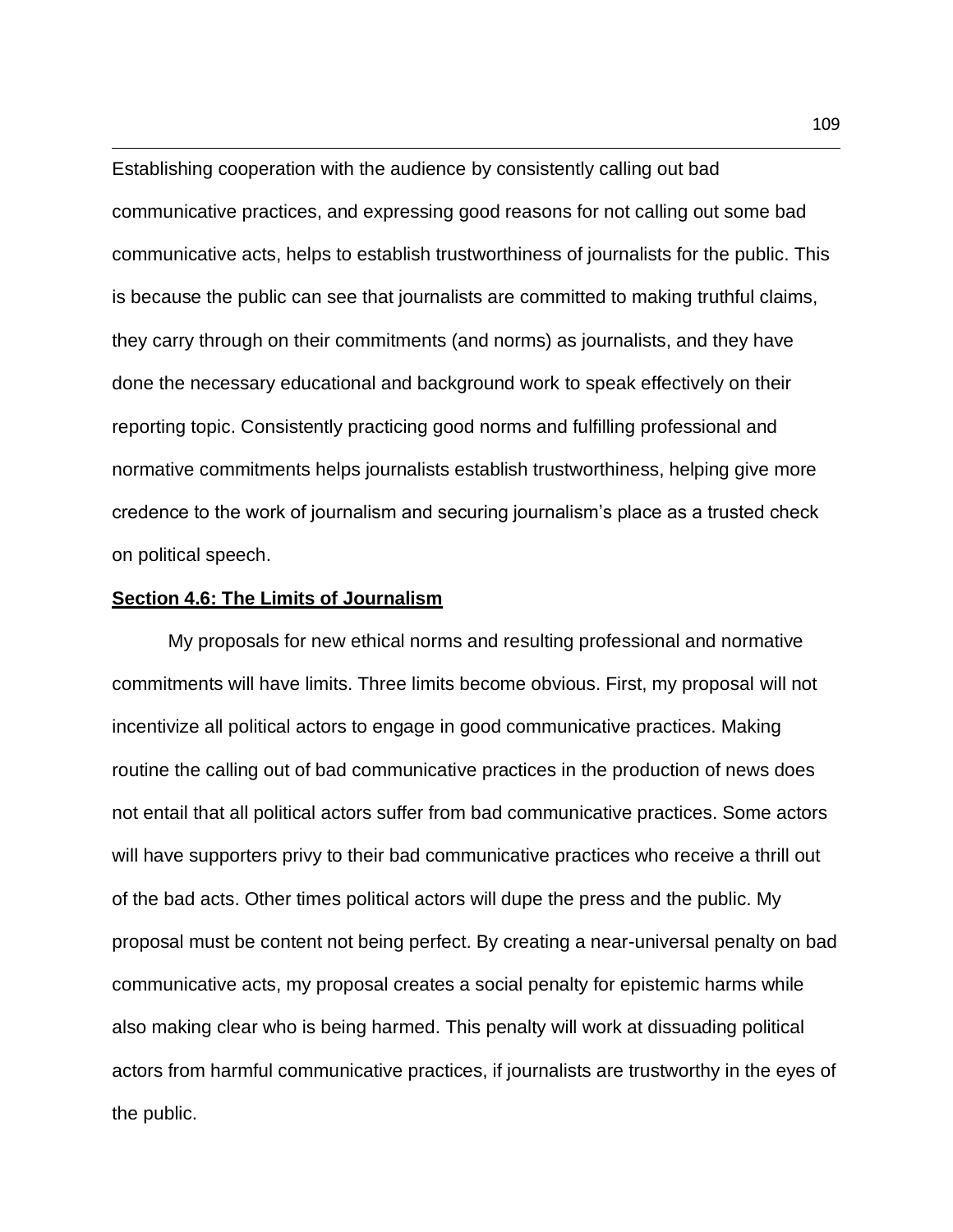Establishing cooperation with the audience by consistently calling out bad communicative practices, and expressing good reasons for not calling out some bad communicative acts, helps to establish trustworthiness of journalists for the public. This is because the public can see that journalists are committed to making truthful claims, they carry through on their commitments (and norms) as journalists, and they have done the necessary educational and background work to speak effectively on their reporting topic. Consistently practicing good norms and fulfilling professional and normative commitments helps journalists establish trustworthiness, helping give more credence to the work of journalism and securing journalism's place as a trusted check on political speech.

## Section 4.6: The Limits of Journalism

My proposals for new ethical norms and resulting professional and normative commitments will have limits. Three limits become obvious. First, my proposal will not incentivize all political actors to engage in good communicative practices. Making routine the calling out of bad communicative practices in the production of news does not entail that all political actors suffer from bad communicative practices. Some actors will have supporters privy to their bad communicative practices who receive a thrill out of the bad acts. Other times political actors will dupe the press and the public. My proposal must be content not being perfect. By creating a near-universal penalty on bad communicative acts, my proposal creates a social penalty for epistemic harms while also making clear who is being harmed. This penalty will work at dissuading political actors from harmful communicative practices, if journalists are trustworthy in the eyes of the public.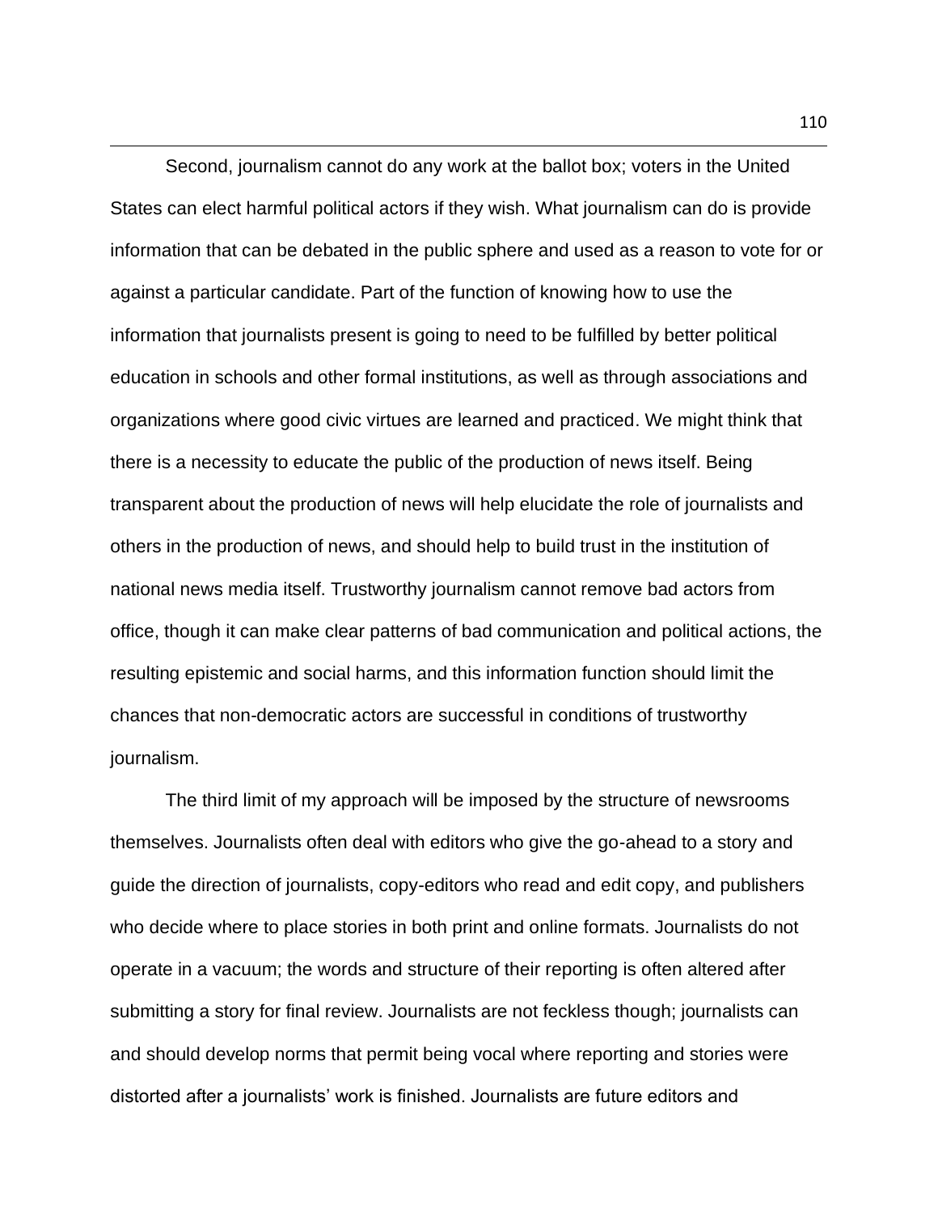Second, journalism cannot do any work at the ballot box; voters in the United States can elect harmful political actors if they wish. What journalism can do is provide information that can be debated in the public sphere and used as a reason to vote for or against a particular candidate. Part of the function of knowing how to use the information that journalists present is going to need to be fulfilled by better political education in schools and other formal institutions, as well as through associations and organizations where good civic virtues are learned and practiced. We might think that there is a necessity to educate the public of the production of news itself. Being transparent about the production of news will help elucidate the role of journalists and others in the production of news, and should help to build trust in the institution of national news media itself. Trustworthy journalism cannot remove bad actors from office, though it can make clear patterns of bad communication and political actions, the resulting epistemic and social harms, and this information function should limit the chances that non-democratic actors are successful in conditions of trustworthy journalism.

The third limit of my approach will be imposed by the structure of newsrooms themselves. Journalists often deal with editors who give the go-ahead to a story and guide the direction of journalists, copy-editors who read and edit copy, and publishers who decide where to place stories in both print and online formats. Journalists do not operate in a vacuum; the words and structure of their reporting is often altered after submitting a story for final review. Journalists are not feckless though; journalists can and should develop norms that permit being vocal where reporting and stories were distorted after a journalists' work is finished. Journalists are future editors and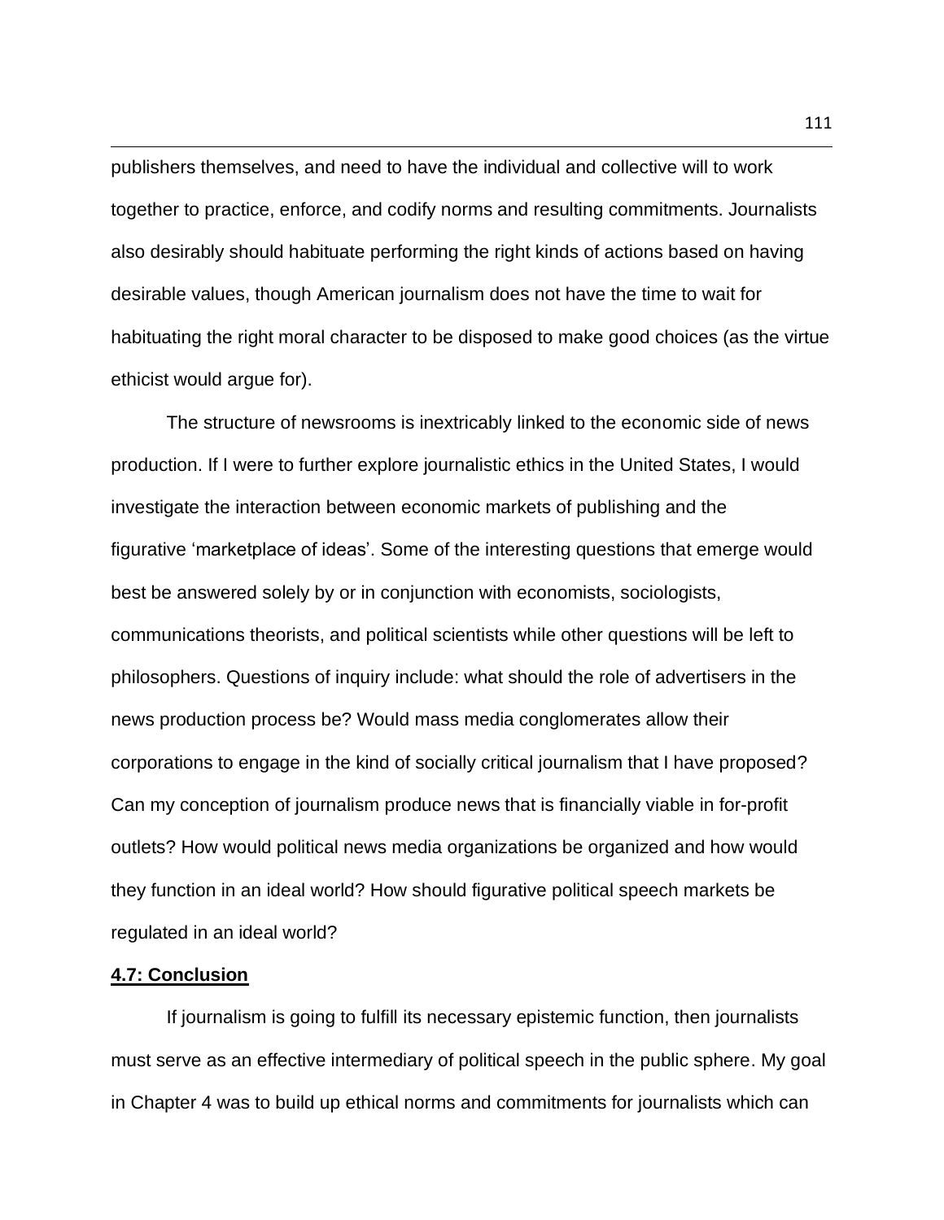publishers themselves, and need to have the individual and collective will to work together to practice, enforce, and codify norms and resulting commitments. Journalists also desirably should habituate performing the right kinds of actions based on having desirable values, though American journalism does not have the time to wait for habituating the right moral character to be disposed to make good choices (as the virtue ethicist would argue for).

The structure of newsrooms is inextricably linked to the economic side of news production. If I were to further explore journalistic ethics in the United States, I would investigate the interaction between economic markets of publishing and the figurative 'marketplace of ideas'. Some of the interesting questions that emerge would best be answered solely by or in conjunction with economists, sociologists, communications theorists, and political scientists while other questions will be left to philosophers. Questions of inquiry include: what should the role of advertisers in the news production process be? Would mass media conglomerates allow their corporations to engage in the kind of socially critical journalism that I have proposed? Can my conception of journalism produce news that is financially viable in for-profit outlets? How would political news media organizations be organized and how would they function in an ideal world? How should figurative political speech markets be regulated in an ideal world?

## 4.7: Conclusion

If journalism is going to fulfill its necessary epistemic function, then journalists must serve as an effective intermediary of political speech in the public sphere. My goal in Chapter 4 was to build up ethical norms and commitments for journalists which can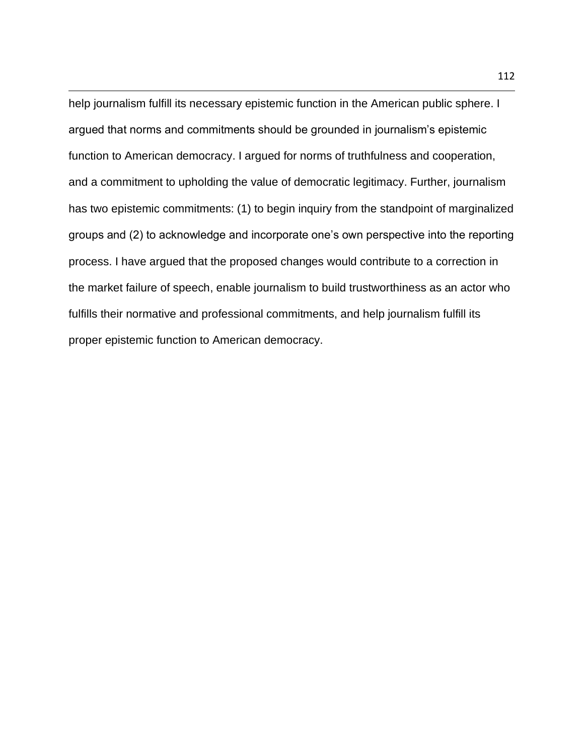help journalism fulfill its necessary epistemic function in the American public sphere. I argued that norms and commitments should be grounded in journalism's epistemic function to American democracy. I argued for norms of truthfulness and cooperation, and a commitment to upholding the value of democratic legitimacy. Further, journalism has two epistemic commitments: (1) to begin inquiry from the standpoint of marginalized groups and (2) to acknowledge and incorporate one's own perspective into the reporting process. I have argued that the proposed changes would contribute to a correction in the market failure of speech, enable journalism to build trustworthiness as an actor who fulfills their normative and professional commitments, and help journalism fulfill its proper epistemic function to American democracy.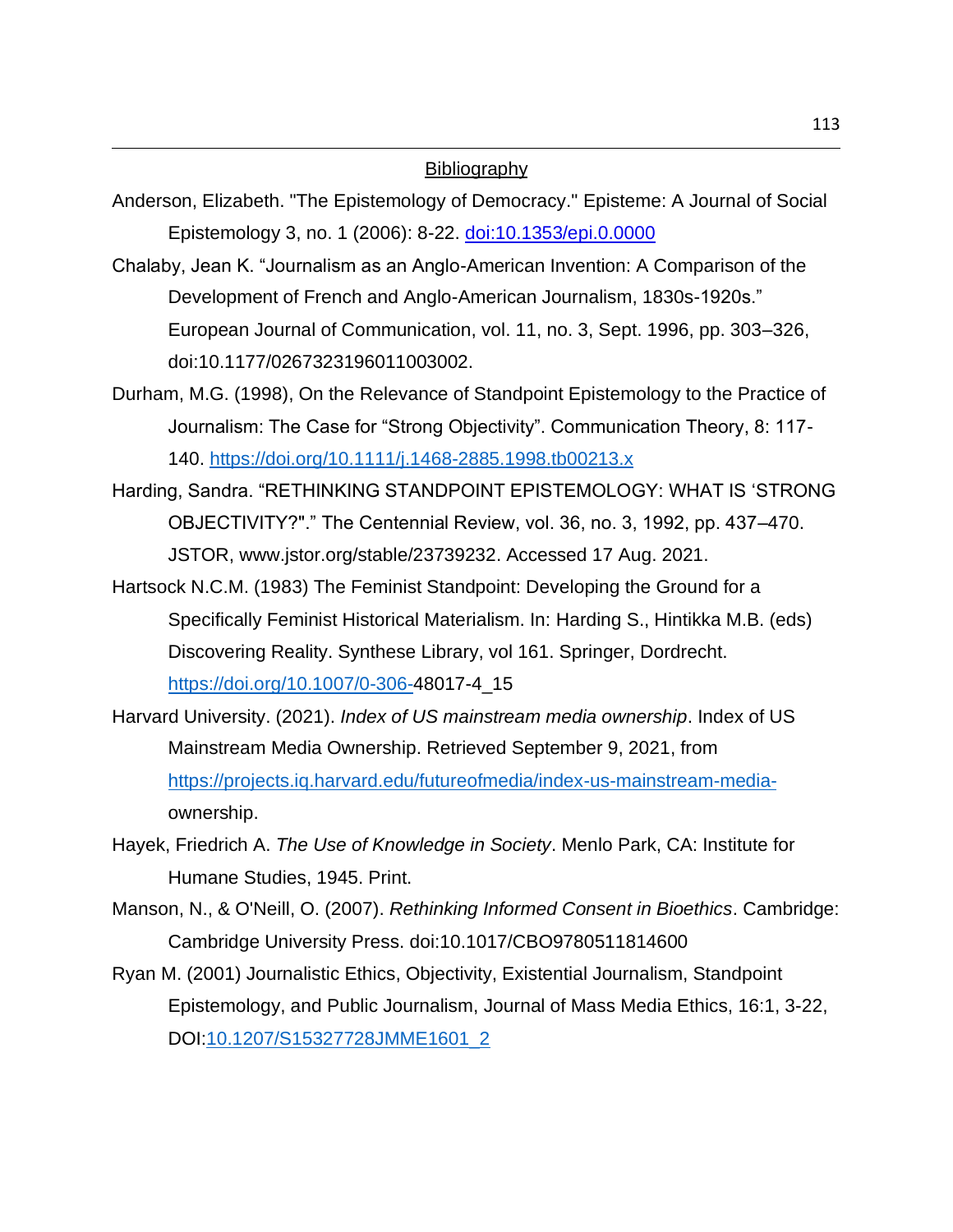## Bibliography

Anderson, Elizabeth. "The Epistemology of Democracy." Episteme: A Journal of Social Epistemology 3, no. 1 (2006): 8-22. [doi:10.1353/epi.0.0000](doi:10.1353/epi.0.0000)

Chalaby, Jean K. "Journalism as an Anglo-American Invention: A Comparison of the Development of French and Anglo-American Journalism, 1830s-1920s." European Journal of Communication, vol. 11, no. 3, Sept. 1996, pp. 303–326, doi:10.1177/0267323196011003002.

Durham, M.G. (1998), On the Relevance of Standpoint Epistemology to the Practice of Journalism: The Case for "Strong Objectivity". Communication Theory, 8: 117-140. https://doi.org/10.1111/j.1468-2885.1998.tb00213.x

Harding, Sandra. "RETHINKING STANDPOINT EPISTEMOLOGY: WHAT IS 'STRONG OBJECTIVITY?"." The Centennial Review, vol. 36, no. 3, 1992, pp. 437–470. JSTOR, www.jstor.org/stable/23739232. Accessed 17 Aug. 2021.

Hartsock N.C.M. (1983) The Feminist Standpoint: Developing the Ground for a Specifically Feminist Historical Materialism. In: Harding S., Hintikka M.B. (eds) Discovering Reality. Synthese Library, vol 161. Springer, Dordrecht. https://doi.org/10.1007/0-306-48017-4_15

Harvard University. (2021). *Index of US mainstream media ownership*. Index of US Mainstream Media Ownership. Retrieved September 9, 2021, from https://projects.iq.harvard.edu/futureofmedia/index-us-mainstream-media-ownership.

Hayek, Friedrich A. *The Use of Knowledge in Society*. Menlo Park, CA: Institute for Humane Studies, 1945. Print.

Manson, N., & O'Neill, O. (2007). *Rethinking Informed Consent in Bioethics*. Cambridge: Cambridge University Press. doi:10.1017/CBO9780511814600

Ryan M. (2001) Journalistic Ethics, Objectivity, Existential Journalism, Standpoint Epistemology, and Public Journalism, Journal of Mass Media Ethics, 16:1, 3-22, DOI:10.1207/S15327728JMME1601_2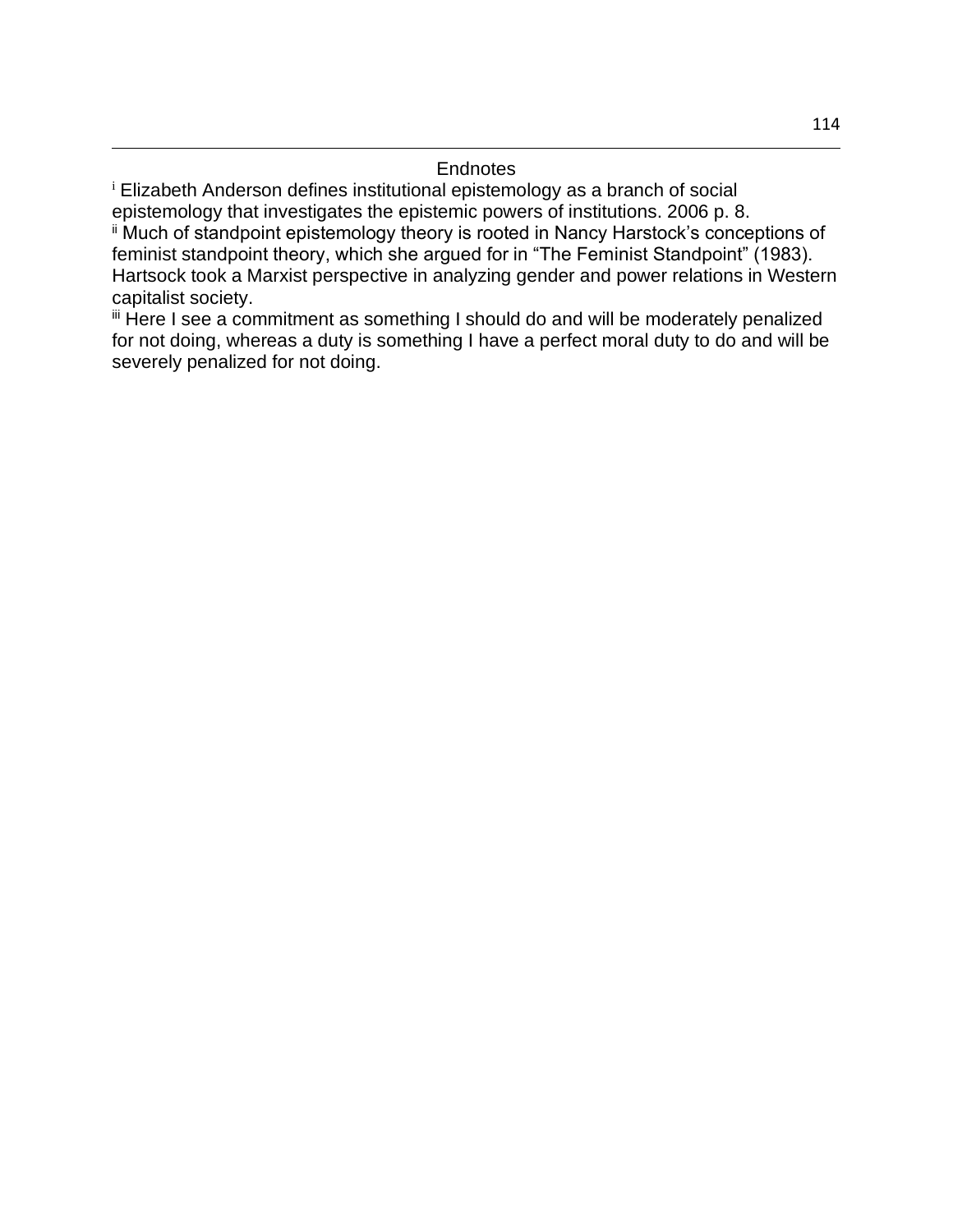## Endnotes

[i] Elizabeth Anderson defines institutional epistemology as a branch of social epistemology that investigates the epistemic powers of institutions. 2006 p. 8.

[ii] Much of standpoint epistemology theory is rooted in Nancy Harstock's conceptions of feminist standpoint theory, which she argued for in "The Feminist Standpoint" (1983). Hartsock took a Marxist perspective in analyzing gender and power relations in Western capitalist society.

[iii] Here I see a commitment as something I should do and will be moderately penalized for not doing, whereas a duty is something I have a perfect moral duty to do and will be severely penalized for not doing.